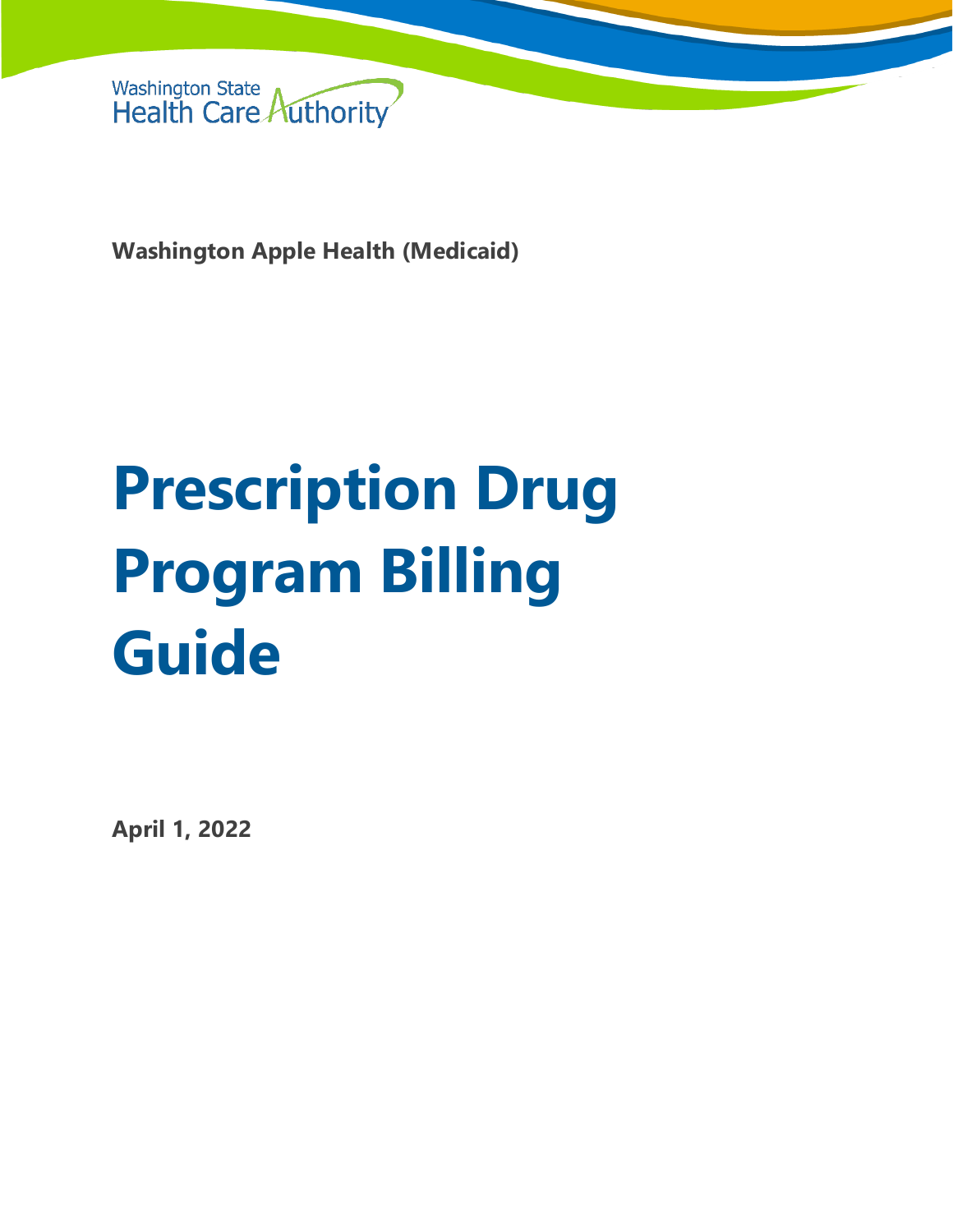Washington State Health Care Authority

**Washington Apple Health (Medicaid)**

# Prescription Drug Program Billing Guide

**April 1, 2022**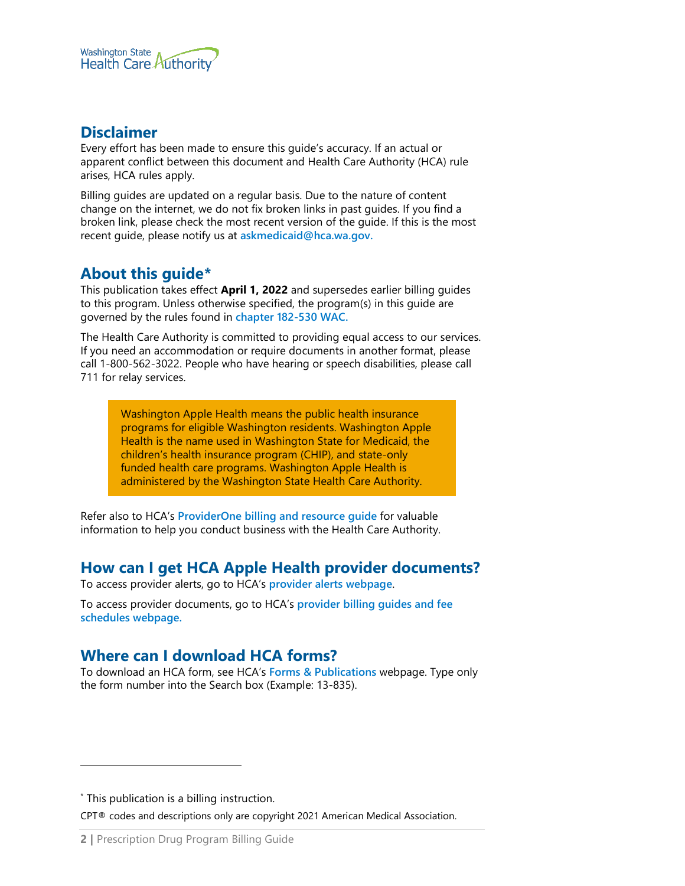## Disclaimer

Every effort has been made to ensure this guide's accuracy. If an actual or apparent conflict between this document and Health Care Authority (HCA) rule arises, HCA rules apply.

Billing guides are updated on a regular basis. Due to the nature of content change on the internet, we do not fix broken links in past guides. If you find a broken link, please check the most recent version of the guide. If this is the most recent guide, please notify us at askmedicaid@hca.wa.gov.

## About this guide*

This publication takes effect **April 1, 2022** and supersedes earlier billing guides to this program. Unless otherwise specified, the program(s) in this guide are governed by the rules found in chapter 182-530 WAC.

The Health Care Authority is committed to providing equal access to our services. If you need an accommodation or require documents in another format, please call 1-800-562-3022. People who have hearing or speech disabilities, please call 711 for relay services.

> Washington Apple Health means the public health insurance programs for eligible Washington residents. Washington Apple Health is the name used in Washington State for Medicaid, the children's health insurance program (CHIP), and state-only funded health care programs. Washington Apple Health is administered by the Washington State Health Care Authority.

Refer also to HCA's ProviderOne billing and resource guide for valuable information to help you conduct business with the Health Care Authority.

## How can I get HCA Apple Health provider documents?

To access provider alerts, go to HCA's provider alerts webpage.

To access provider documents, go to HCA's provider billing guides and fee schedules webpage.

## Where can I download HCA forms?

To download an HCA form, see HCA's Forms & Publications webpage. Type only the form number into the Search box (Example: 13-835).

---

* This publication is a billing instruction.

CPT® codes and descriptions only are copyright 2021 American Medical Association.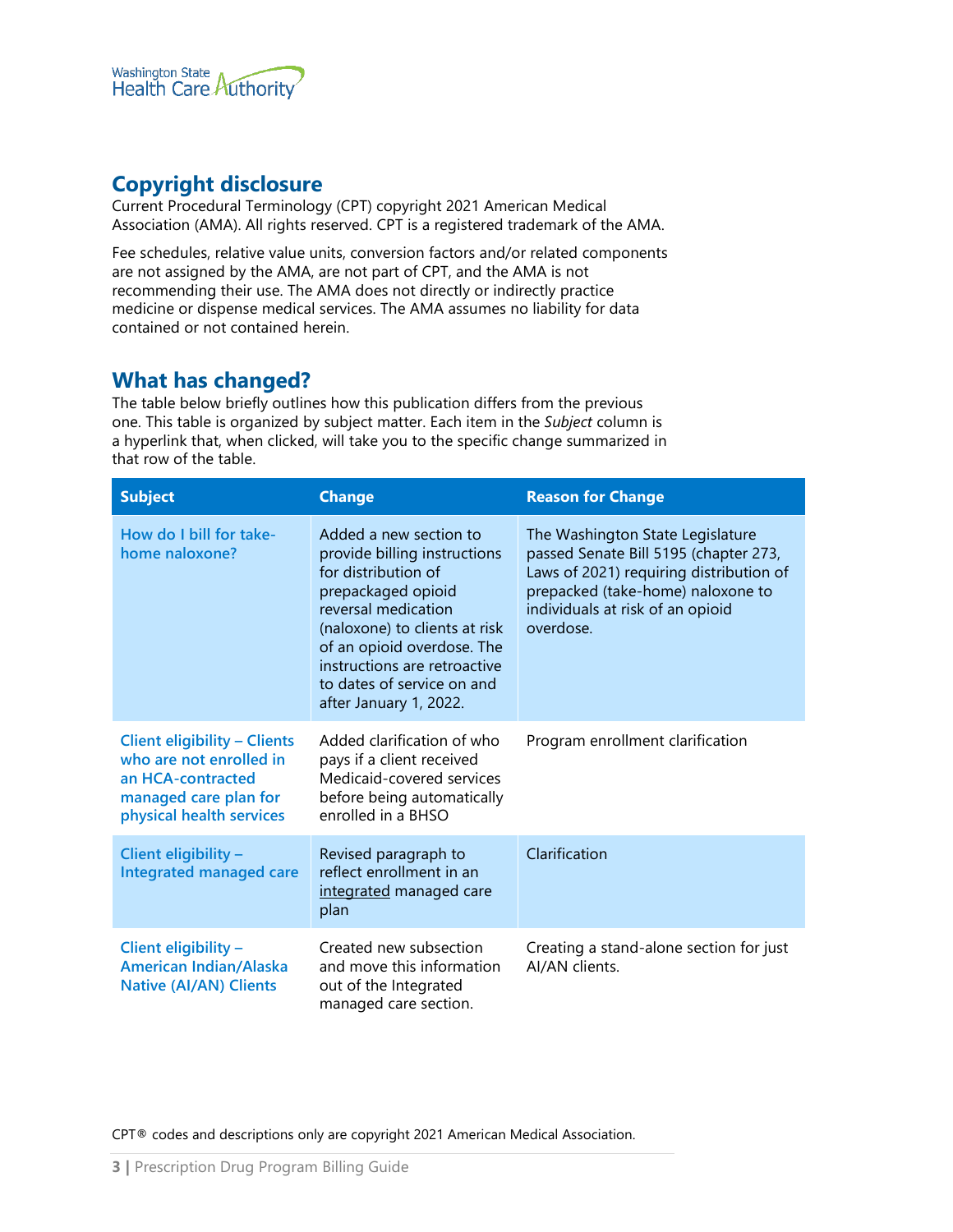## Copyright disclosure

Current Procedural Terminology (CPT) copyright 2021 American Medical Association (AMA). All rights reserved. CPT is a registered trademark of the AMA.

Fee schedules, relative value units, conversion factors and/or related components are not assigned by the AMA, are not part of CPT, and the AMA is not recommending their use. The AMA does not directly or indirectly practice medicine or dispense medical services. The AMA assumes no liability for data contained or not contained herein.

## What has changed?

The table below briefly outlines how this publication differs from the previous one. This table is organized by subject matter. Each item in the *Subject* column is a hyperlink that, when clicked, will take you to the specific change summarized in that row of the table.

| Subject | Change | Reason for Change |
|---|---|---|
| How do I bill for take-home naloxone? | Added a new section to provide billing instructions for distribution of prepackaged opioid reversal medication (naloxone) to clients at risk of an opioid overdose. The instructions are retroactive to dates of service on and after January 1, 2022. | The Washington State Legislature passed Senate Bill 5195 (chapter 273, Laws of 2021) requiring distribution of prepacked (take-home) naloxone to individuals at risk of an opioid overdose. |
| Client eligibility – Clients who are not enrolled in an HCA-contracted managed care plan for physical health services | Added clarification of who pays if a client received Medicaid-covered services before being automatically enrolled in a BHSO | Program enrollment clarification |
| Client eligibility – Integrated managed care | Revised paragraph to reflect enrollment in an integrated managed care plan | Clarification |
| Client eligibility – American Indian/Alaska Native (AI/AN) Clients | Created new subsection and move this information out of the Integrated managed care section. | Creating a stand-alone section for just AI/AN clients. |

CPT® codes and descriptions only are copyright 2021 American Medical Association.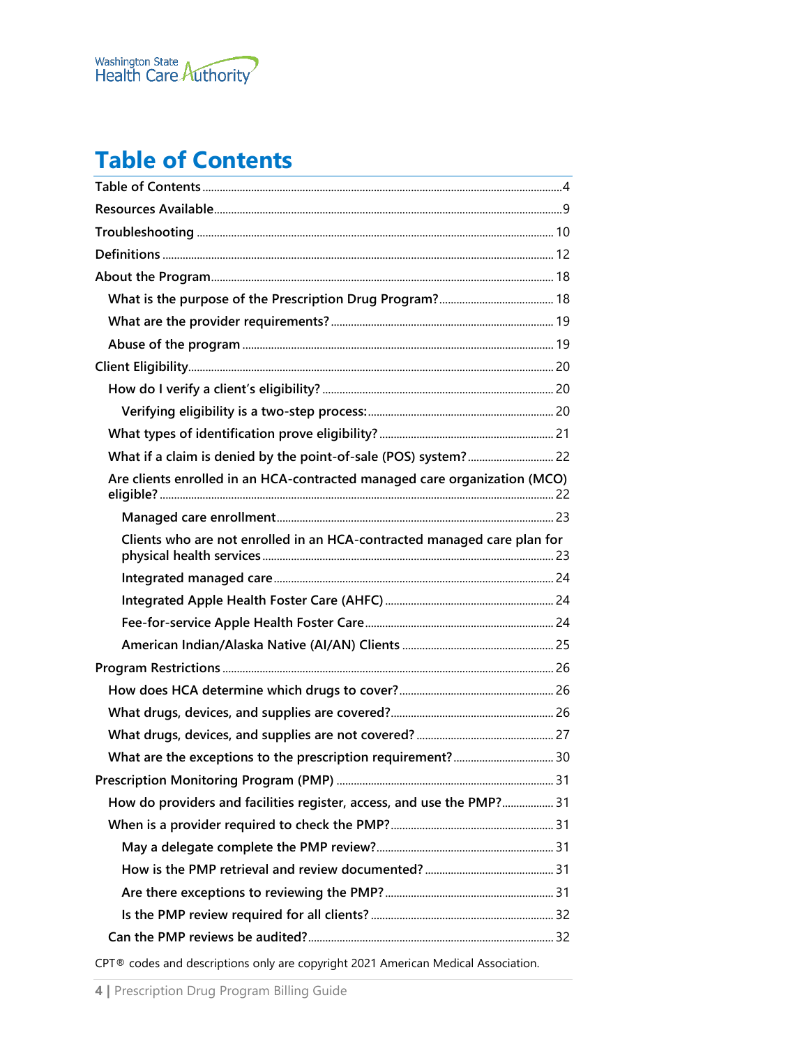# Table of Contents

- Table of Contents ....................................................................................................4
- Resources Available ................................................................................................9
- Troubleshooting ...................................................................................................... 10
- Definitions .............................................................................................................. 12
- About the Program ................................................................................................. 18
  - What is the purpose of the Prescription Drug Program? ....................................... 18
  - What are the provider requirements? .................................................................... 19
  - Abuse of the program ............................................................................................ 19
- Client Eligibility ....................................................................................................... 20
  - How do I verify a client's eligibility? ..................................................................... 20
    - Verifying eligibility is a two-step process: ....................................................... 20
  - What types of identification prove eligibility? ....................................................... 21
  - What if a claim is denied by the point-of-sale (POS) system? ............................. 22
  - Are clients enrolled in an HCA-contracted managed care organization (MCO) eligible? ..... 22
    - Managed care enrollment ................................................................................. 23
    - Clients who are not enrolled in an HCA-contracted managed care plan for physical health services ..... 23
    - Integrated managed care .................................................................................. 24
    - Integrated Apple Health Foster Care (AHFC) .................................................... 24
    - Fee-for-service Apple Health Foster Care ......................................................... 24
    - American Indian/Alaska Native (AI/AN) Clients ................................................ 25
- Program Restrictions ............................................................................................... 26
  - How does HCA determine which drugs to cover? .................................................. 26
  - What drugs, devices, and supplies are covered? ................................................... 26
  - What drugs, devices, and supplies are not covered? ............................................. 27
  - What are the exceptions to the prescription requirement? .................................... 30
- Prescription Monitoring Program (PMP) ................................................................. 31
  - How do providers and facilities register, access, and use the PMP? .................... 31
  - When is a provider required to check the PMP? ................................................... 31
    - May a delegate complete the PMP review? ...................................................... 31
    - How is the PMP retrieval and review documented? ......................................... 31
    - Are there exceptions to reviewing the PMP? .................................................... 31
    - Is the PMP review required for all clients? ....................................................... 32
  - Can the PMP reviews be audited? ......................................................................... 32

CPT® codes and descriptions only are copyright 2021 American Medical Association.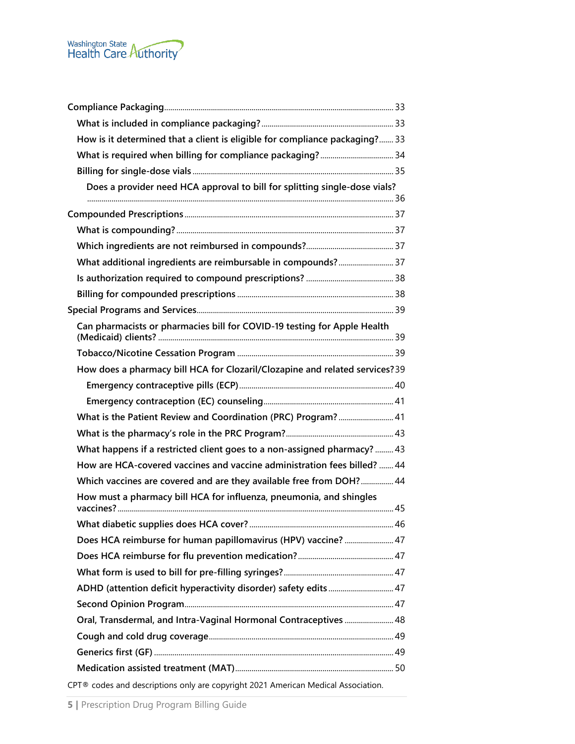- Compliance Packaging ... 33
  - What is included in compliance packaging? ... 33
  - How is it determined that a client is eligible for compliance packaging? ... 33
  - What is required when billing for compliance packaging? ... 34
  - Billing for single-dose vials ... 35
    - Does a provider need HCA approval to bill for splitting single-dose vials? ... 36
- Compounded Prescriptions ... 37
  - What is compounding? ... 37
  - Which ingredients are not reimbursed in compounds? ... 37
  - What additional ingredients are reimbursable in compounds? ... 37
  - Is authorization required to compound prescriptions? ... 38
  - Billing for compounded prescriptions ... 38
- Special Programs and Services ... 39
  - Can pharmacists or pharmacies bill for COVID-19 testing for Apple Health (Medicaid) clients? ... 39
  - Tobacco/Nicotine Cessation Program ... 39
  - How does a pharmacy bill HCA for Clozaril/Clozapine and related services? 39
    - Emergency contraceptive pills (ECP) ... 40
    - Emergency contraception (EC) counseling ... 41
  - What is the Patient Review and Coordination (PRC) Program? ... 41
  - What is the pharmacy's role in the PRC Program? ... 43
  - What happens if a restricted client goes to a non-assigned pharmacy? ... 43
  - How are HCA-covered vaccines and vaccine administration fees billed? ... 44
  - Which vaccines are covered and are they available free from DOH? ... 44
  - How must a pharmacy bill HCA for influenza, pneumonia, and shingles vaccines? ... 45
  - What diabetic supplies does HCA cover? ... 46
  - Does HCA reimburse for human papillomavirus (HPV) vaccine? ... 47
  - Does HCA reimburse for flu prevention medication? ... 47
  - What form is used to bill for pre-filling syringes? ... 47
  - ADHD (attention deficit hyperactivity disorder) safety edits ... 47
  - Second Opinion Program ... 47
  - Oral, Transdermal, and Intra-Vaginal Hormonal Contraceptives ... 48
  - Cough and cold drug coverage ... 49
  - Generics first (GF) ... 49
  - Medication assisted treatment (MAT) ... 50

CPT® codes and descriptions only are copyright 2021 American Medical Association.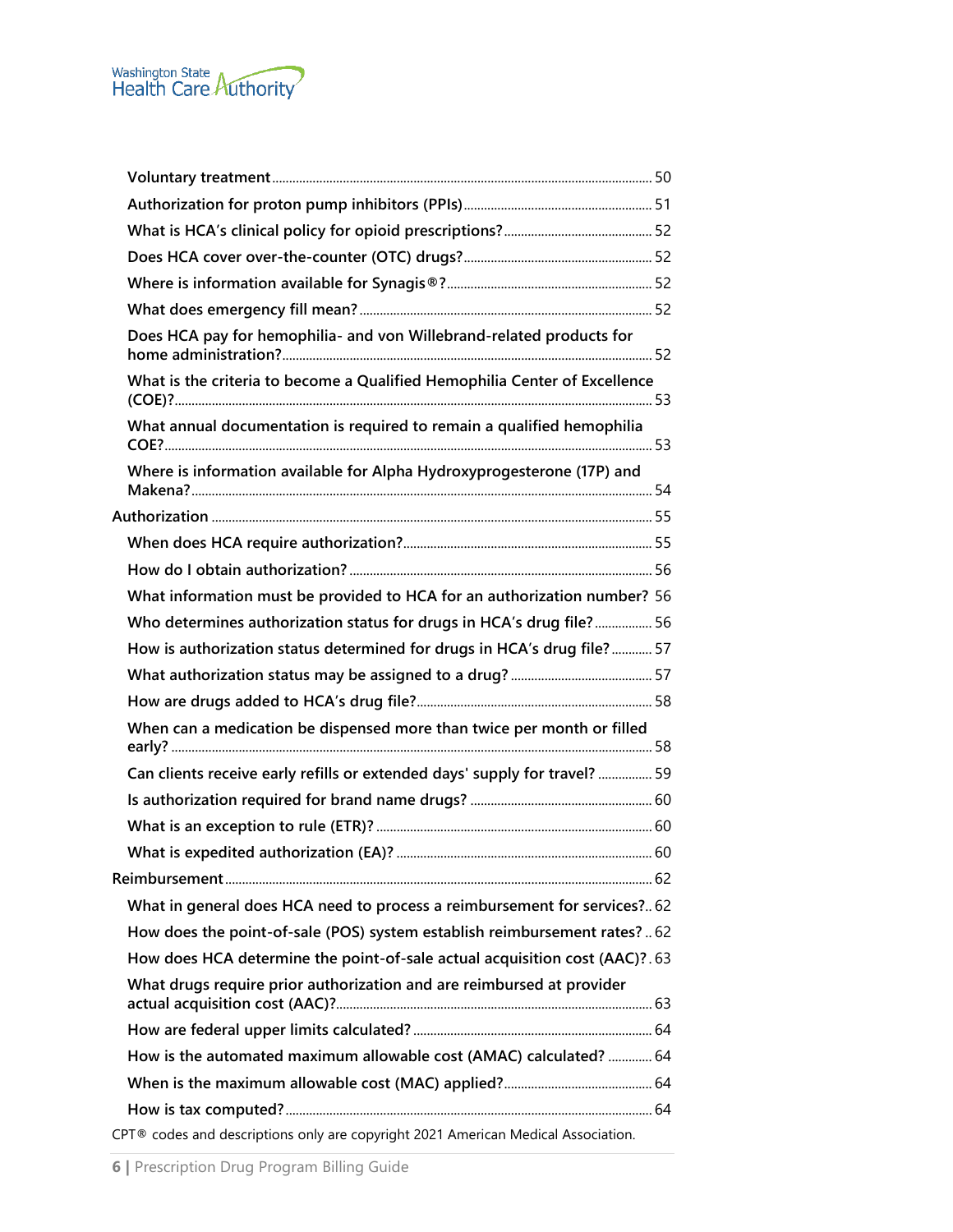- Voluntary treatment ... 50
- Authorization for proton pump inhibitors (PPIs) ... 51
- What is HCA's clinical policy for opioid prescriptions? ... 52
- Does HCA cover over-the-counter (OTC) drugs? ... 52
- Where is information available for Synagis®? ... 52
- What does emergency fill mean? ... 52
- Does HCA pay for hemophilia- and von Willebrand-related products for home administration? ... 52
- What is the criteria to become a Qualified Hemophilia Center of Excellence (COE)? ... 53
- What annual documentation is required to remain a qualified hemophilia COE? ... 53
- Where is information available for Alpha Hydroxyprogesterone (17P) and Makena? ... 54

Authorization ... 55

- When does HCA require authorization? ... 55
- How do I obtain authorization? ... 56
- What information must be provided to HCA for an authorization number? 56
- Who determines authorization status for drugs in HCA's drug file? ... 56
- How is authorization status determined for drugs in HCA's drug file? ... 57
- What authorization status may be assigned to a drug? ... 57
- How are drugs added to HCA's drug file? ... 58
- When can a medication be dispensed more than twice per month or filled early? ... 58
- Can clients receive early refills or extended days' supply for travel? ... 59
- Is authorization required for brand name drugs? ... 60
- What is an exception to rule (ETR)? ... 60
- What is expedited authorization (EA)? ... 60

Reimbursement ... 62

- What in general does HCA need to process a reimbursement for services? .. 62
- How does the point-of-sale (POS) system establish reimbursement rates? .. 62
- How does HCA determine the point-of-sale actual acquisition cost (AAC)? . 63
- What drugs require prior authorization and are reimbursed at provider actual acquisition cost (AAC)? ... 63
- How are federal upper limits calculated? ... 64
- How is the automated maximum allowable cost (AMAC) calculated? ... 64
- When is the maximum allowable cost (MAC) applied? ... 64
- How is tax computed? ... 64

CPT® codes and descriptions only are copyright 2021 American Medical Association.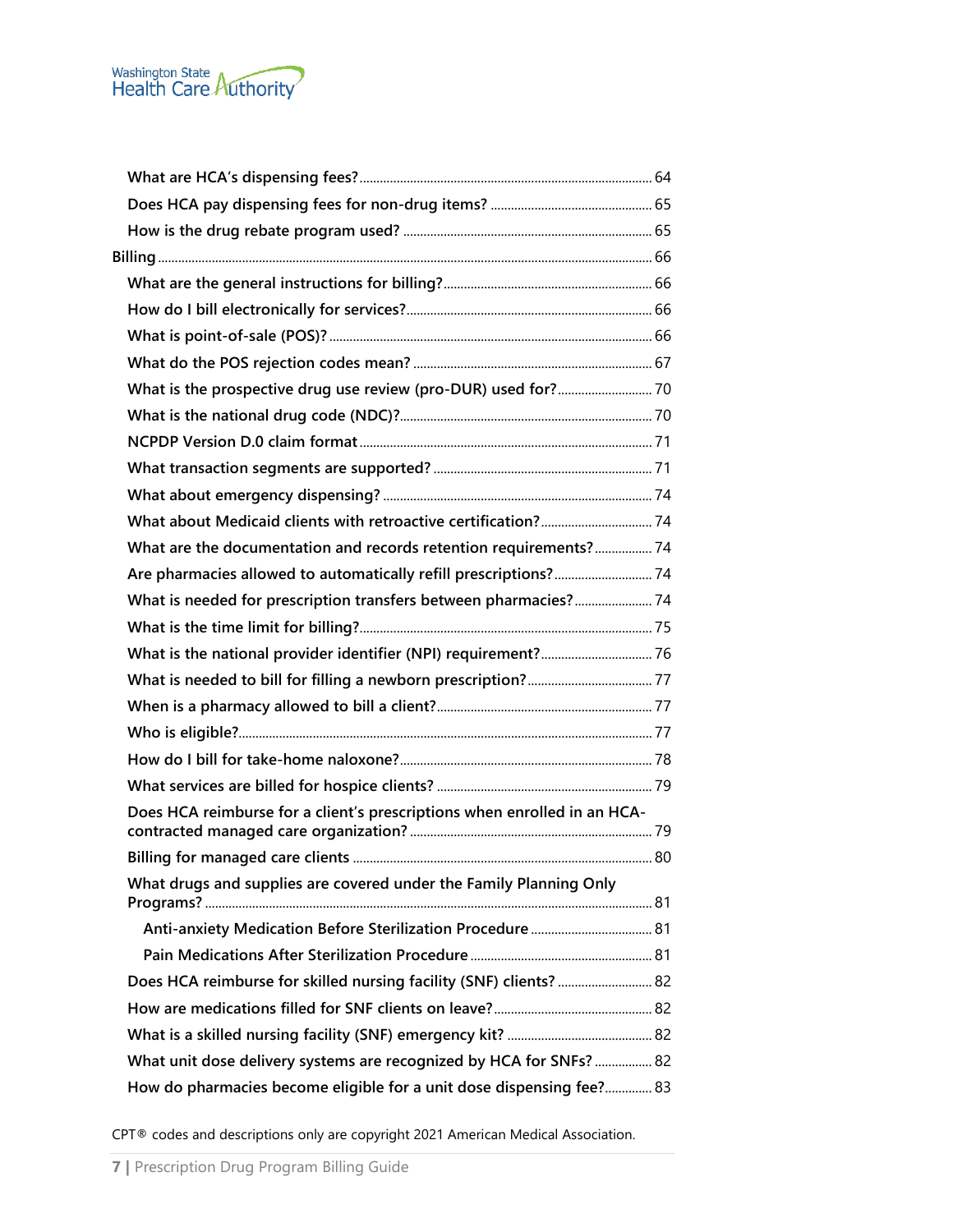- What are HCA's dispensing fees? ... 64
- Does HCA pay dispensing fees for non-drug items? ... 65
- How is the drug rebate program used? ... 65

Billing ... 66

- What are the general instructions for billing? ... 66
- How do I bill electronically for services? ... 66
- What is point-of-sale (POS)? ... 66
- What do the POS rejection codes mean? ... 67
- What is the prospective drug use review (pro-DUR) used for? ... 70
- What is the national drug code (NDC)? ... 70
- NCPDP Version D.0 claim format ... 71
- What transaction segments are supported? ... 71
- What about emergency dispensing? ... 74
- What about Medicaid clients with retroactive certification? ... 74
- What are the documentation and records retention requirements? ... 74
- Are pharmacies allowed to automatically refill prescriptions? ... 74
- What is needed for prescription transfers between pharmacies? ... 74
- What is the time limit for billing? ... 75
- What is the national provider identifier (NPI) requirement? ... 76
- What is needed to bill for filling a newborn prescription? ... 77
- When is a pharmacy allowed to bill a client? ... 77
- Who is eligible? ... 77
- How do I bill for take-home naloxone? ... 78
- What services are billed for hospice clients? ... 79
- Does HCA reimburse for a client's prescriptions when enrolled in an HCA-contracted managed care organization? ... 79
- Billing for managed care clients ... 80
- What drugs and supplies are covered under the Family Planning Only Programs? ... 81
  - Anti-anxiety Medication Before Sterilization Procedure ... 81
  - Pain Medications After Sterilization Procedure ... 81
- Does HCA reimburse for skilled nursing facility (SNF) clients? ... 82
- How are medications filled for SNF clients on leave? ... 82
- What is a skilled nursing facility (SNF) emergency kit? ... 82
- What unit dose delivery systems are recognized by HCA for SNFs? ... 82
- How do pharmacies become eligible for a unit dose dispensing fee? ... 83

CPT® codes and descriptions only are copyright 2021 American Medical Association.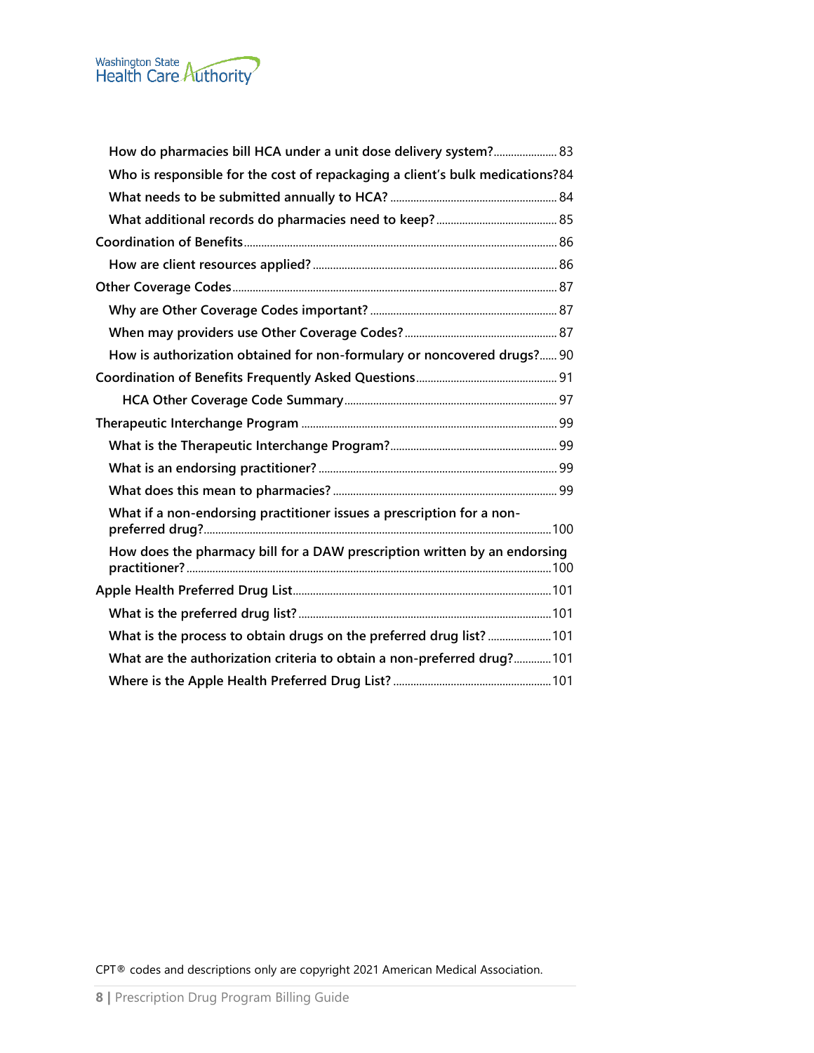- How do pharmacies bill HCA under a unit dose delivery system? 83
- Who is responsible for the cost of repackaging a client's bulk medications? 84
- What needs to be submitted annually to HCA? 84
- What additional records do pharmacies need to keep? 85

Coordination of Benefits 86

- How are client resources applied? 86

Other Coverage Codes 87

- Why are Other Coverage Codes important? 87
- When may providers use Other Coverage Codes? 87
- How is authorization obtained for non-formulary or noncovered drugs? 90

Coordination of Benefits Frequently Asked Questions 91

- HCA Other Coverage Code Summary 97

Therapeutic Interchange Program 99

- What is the Therapeutic Interchange Program? 99
- What is an endorsing practitioner? 99
- What does this mean to pharmacies? 99
- What if a non-endorsing practitioner issues a prescription for a non-preferred drug? 100
- How does the pharmacy bill for a DAW prescription written by an endorsing practitioner? 100

Apple Health Preferred Drug List 101

- What is the preferred drug list? 101
- What is the process to obtain drugs on the preferred drug list? 101
- What are the authorization criteria to obtain a non-preferred drug? 101
- Where is the Apple Health Preferred Drug List? 101

CPT® codes and descriptions only are copyright 2021 American Medical Association.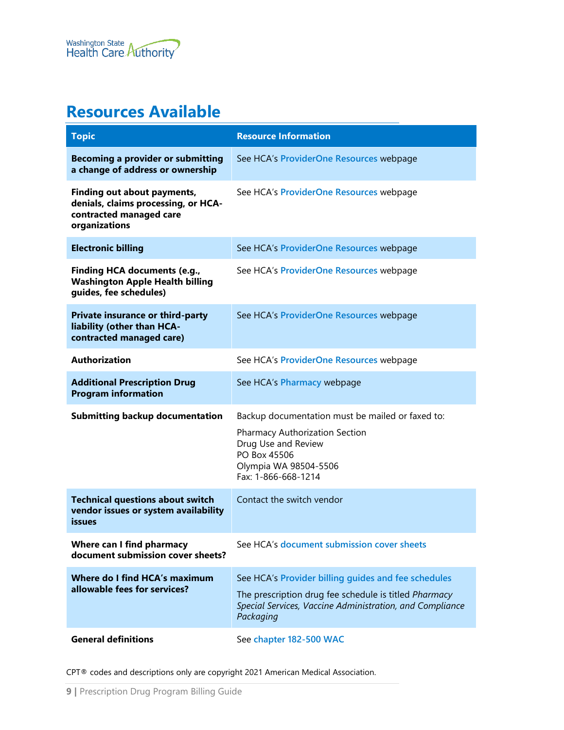## Resources Available

| Topic | Resource Information |
|---|---|
| **Becoming a provider or submitting a change of address or ownership** | See HCA's ProviderOne Resources webpage |
| **Finding out about payments, denials, claims processing, or HCA-contracted managed care organizations** | See HCA's ProviderOne Resources webpage |
| **Electronic billing** | See HCA's ProviderOne Resources webpage |
| **Finding HCA documents (e.g., Washington Apple Health billing guides, fee schedules)** | See HCA's ProviderOne Resources webpage |
| **Private insurance or third-party liability (other than HCA-contracted managed care)** | See HCA's ProviderOne Resources webpage |
| **Authorization** | See HCA's ProviderOne Resources webpage |
| **Additional Prescription Drug Program information** | See HCA's Pharmacy webpage |
| **Submitting backup documentation** | Backup documentation must be mailed or faxed to:<br><br>Pharmacy Authorization Section<br>Drug Use and Review<br>PO Box 45506<br>Olympia WA 98504-5506<br>Fax: 1-866-668-1214 |
| **Technical questions about switch vendor issues or system availability issues** | Contact the switch vendor |
| **Where can I find pharmacy document submission cover sheets?** | See HCA's document submission cover sheets |
| **Where do I find HCA's maximum allowable fees for services?** | See HCA's Provider billing guides and fee schedules<br><br>The prescription drug fee schedule is titled *Pharmacy Special Services, Vaccine Administration, and Compliance Packaging* |
| **General definitions** | See chapter 182-500 WAC |

CPT® codes and descriptions only are copyright 2021 American Medical Association.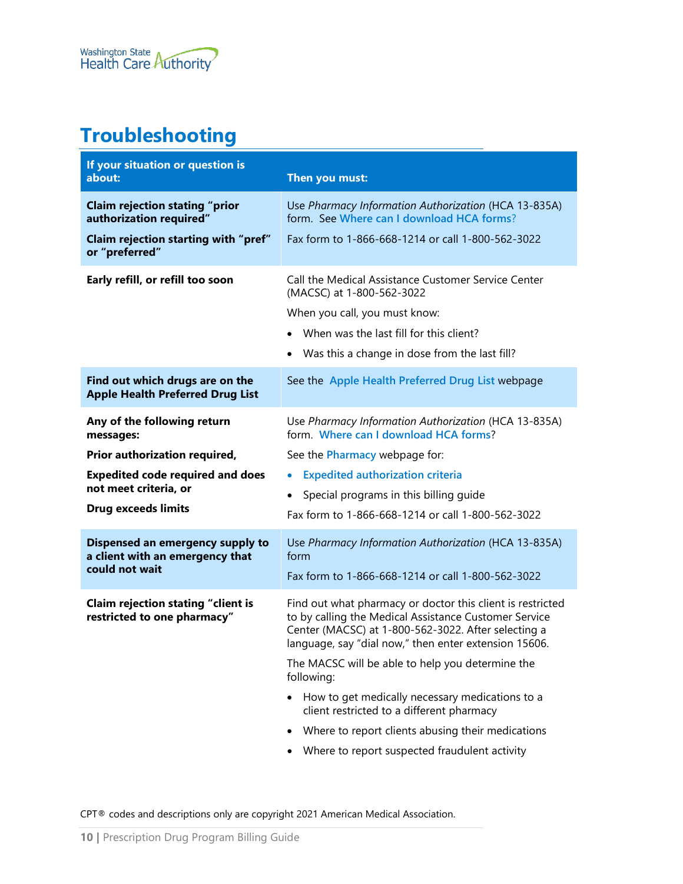# Troubleshooting

| If your situation or question is about: | Then you must: |
|---|---|
| **Claim rejection stating "prior authorization required"**<br>**Claim rejection starting with "pref" or "preferred"** | Use *Pharmacy Information Authorization* (HCA 13-835A) form. See Where can I download HCA forms?<br>Fax form to 1-866-668-1214 or call 1-800-562-3022 |
| **Early refill, or refill too soon** | Call the Medical Assistance Customer Service Center (MACSC) at 1-800-562-3022<br>When you call, you must know:<br>• When was the last fill for this client?<br>• Was this a change in dose from the last fill? |
| **Find out which drugs are on the Apple Health Preferred Drug List** | See the Apple Health Preferred Drug List webpage |
| **Any of the following return messages:**<br>**Prior authorization required,**<br>**Expedited code required and does not meet criteria, or**<br>**Drug exceeds limits** | Use *Pharmacy Information Authorization* (HCA 13-835A) form. Where can I download HCA forms?<br>See the Pharmacy webpage for:<br>• Expedited authorization criteria<br>• Special programs in this billing guide<br>Fax form to 1-866-668-1214 or call 1-800-562-3022 |
| **Dispensed an emergency supply to a client with an emergency that could not wait** | Use *Pharmacy Information Authorization* (HCA 13-835A) form<br>Fax form to 1-866-668-1214 or call 1-800-562-3022 |
| **Claim rejection stating "client is restricted to one pharmacy"** | Find out what pharmacy or doctor this client is restricted to by calling the Medical Assistance Customer Service Center (MACSC) at 1-800-562-3022. After selecting a language, say "dial now," then enter extension 15606.<br>The MACSC will be able to help you determine the following:<br>• How to get medically necessary medications to a client restricted to a different pharmacy<br>• Where to report clients abusing their medications<br>• Where to report suspected fraudulent activity |

CPT® codes and descriptions only are copyright 2021 American Medical Association.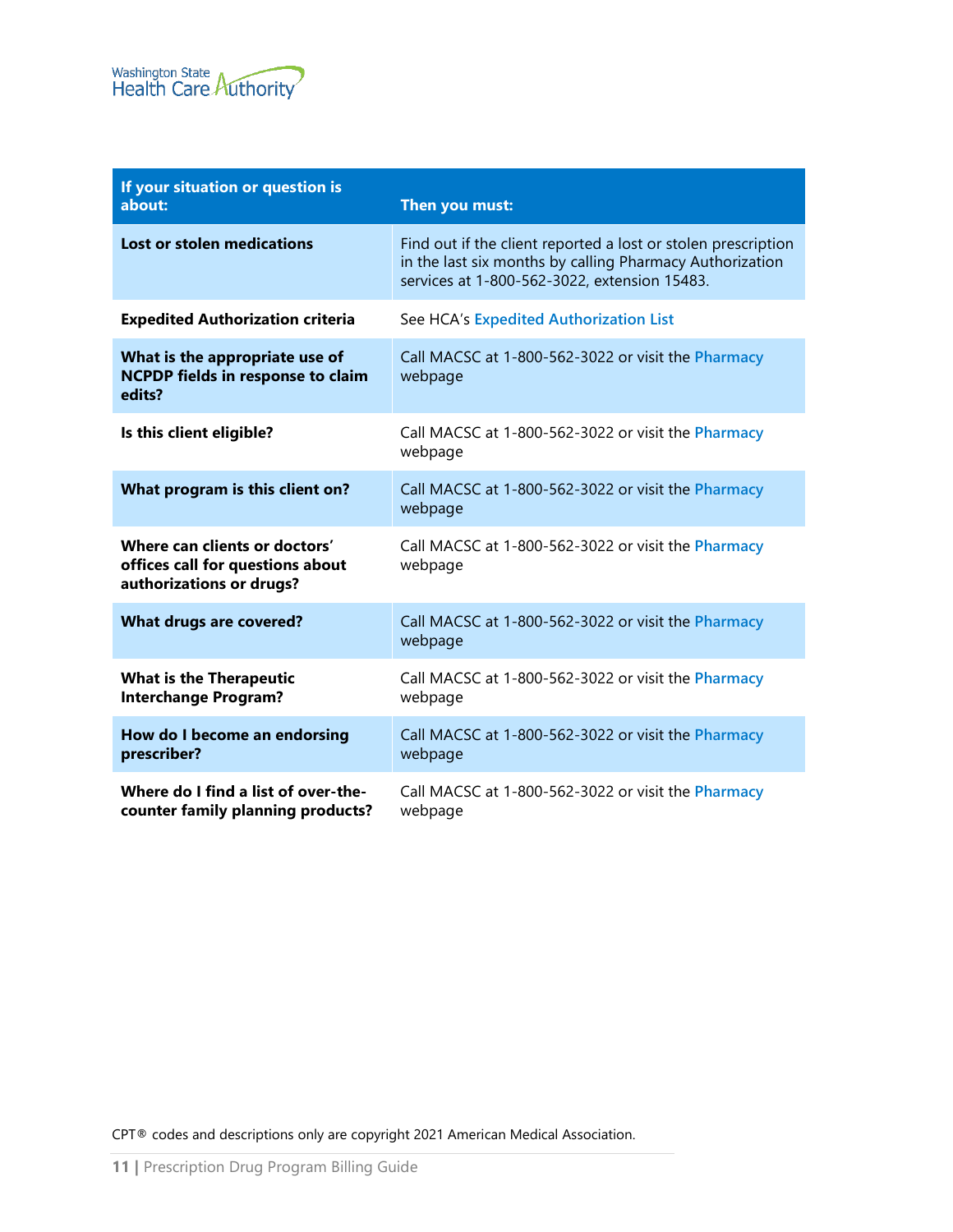| If your situation or question is about: | Then you must: |
|---|---|
| **Lost or stolen medications** | Find out if the client reported a lost or stolen prescription in the last six months by calling Pharmacy Authorization services at 1-800-562-3022, extension 15483. |
| **Expedited Authorization criteria** | See HCA's Expedited Authorization List |
| **What is the appropriate use of NCPDP fields in response to claim edits?** | Call MACSC at 1-800-562-3022 or visit the Pharmacy webpage |
| **Is this client eligible?** | Call MACSC at 1-800-562-3022 or visit the Pharmacy webpage |
| **What program is this client on?** | Call MACSC at 1-800-562-3022 or visit the Pharmacy webpage |
| **Where can clients or doctors' offices call for questions about authorizations or drugs?** | Call MACSC at 1-800-562-3022 or visit the Pharmacy webpage |
| **What drugs are covered?** | Call MACSC at 1-800-562-3022 or visit the Pharmacy webpage |
| **What is the Therapeutic Interchange Program?** | Call MACSC at 1-800-562-3022 or visit the Pharmacy webpage |
| **How do I become an endorsing prescriber?** | Call MACSC at 1-800-562-3022 or visit the Pharmacy webpage |
| **Where do I find a list of over-the-counter family planning products?** | Call MACSC at 1-800-562-3022 or visit the Pharmacy webpage |

CPT® codes and descriptions only are copyright 2021 American Medical Association.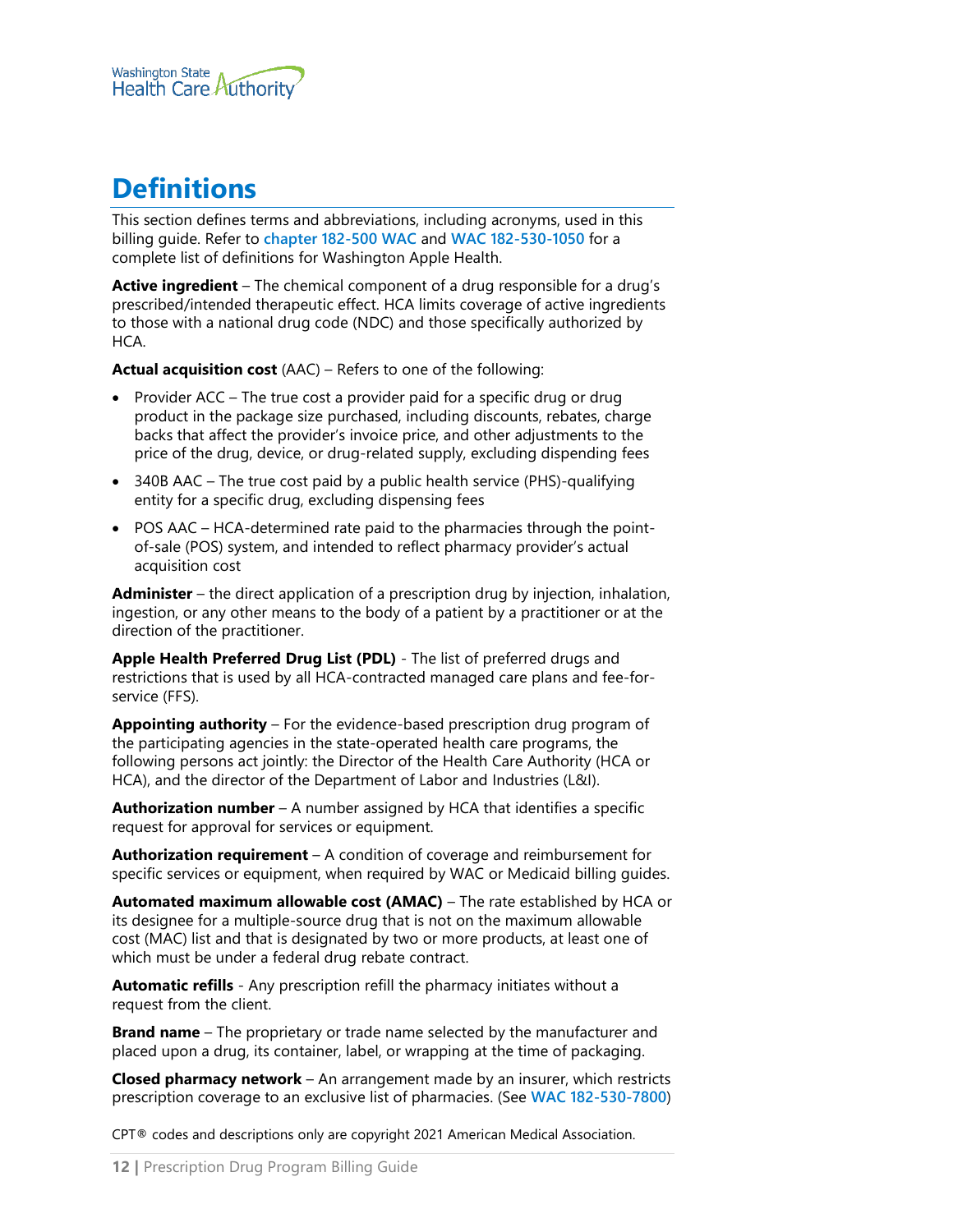# Definitions

This section defines terms and abbreviations, including acronyms, used in this billing guide. Refer to **chapter 182-500 WAC** and **WAC 182-530-1050** for a complete list of definitions for Washington Apple Health.

**Active ingredient** – The chemical component of a drug responsible for a drug's prescribed/intended therapeutic effect. HCA limits coverage of active ingredients to those with a national drug code (NDC) and those specifically authorized by HCA.

**Actual acquisition cost** (AAC) – Refers to one of the following:

- Provider ACC – The true cost a provider paid for a specific drug or drug product in the package size purchased, including discounts, rebates, charge backs that affect the provider's invoice price, and other adjustments to the price of the drug, device, or drug-related supply, excluding dispending fees
- 340B AAC – The true cost paid by a public health service (PHS)-qualifying entity for a specific drug, excluding dispensing fees
- POS AAC – HCA-determined rate paid to the pharmacies through the point-of-sale (POS) system, and intended to reflect pharmacy provider's actual acquisition cost

**Administer** – the direct application of a prescription drug by injection, inhalation, ingestion, or any other means to the body of a patient by a practitioner or at the direction of the practitioner.

**Apple Health Preferred Drug List (PDL)** - The list of preferred drugs and restrictions that is used by all HCA-contracted managed care plans and fee-for-service (FFS).

**Appointing authority** – For the evidence-based prescription drug program of the participating agencies in the state-operated health care programs, the following persons act jointly: the Director of the Health Care Authority (HCA or HCA), and the director of the Department of Labor and Industries (L&I).

**Authorization number** – A number assigned by HCA that identifies a specific request for approval for services or equipment.

**Authorization requirement** – A condition of coverage and reimbursement for specific services or equipment, when required by WAC or Medicaid billing guides.

**Automated maximum allowable cost (AMAC)** – The rate established by HCA or its designee for a multiple-source drug that is not on the maximum allowable cost (MAC) list and that is designated by two or more products, at least one of which must be under a federal drug rebate contract.

**Automatic refills** - Any prescription refill the pharmacy initiates without a request from the client.

**Brand name** – The proprietary or trade name selected by the manufacturer and placed upon a drug, its container, label, or wrapping at the time of packaging.

**Closed pharmacy network** – An arrangement made by an insurer, which restricts prescription coverage to an exclusive list of pharmacies. (See **WAC 182-530-7800**)

CPT® codes and descriptions only are copyright 2021 American Medical Association.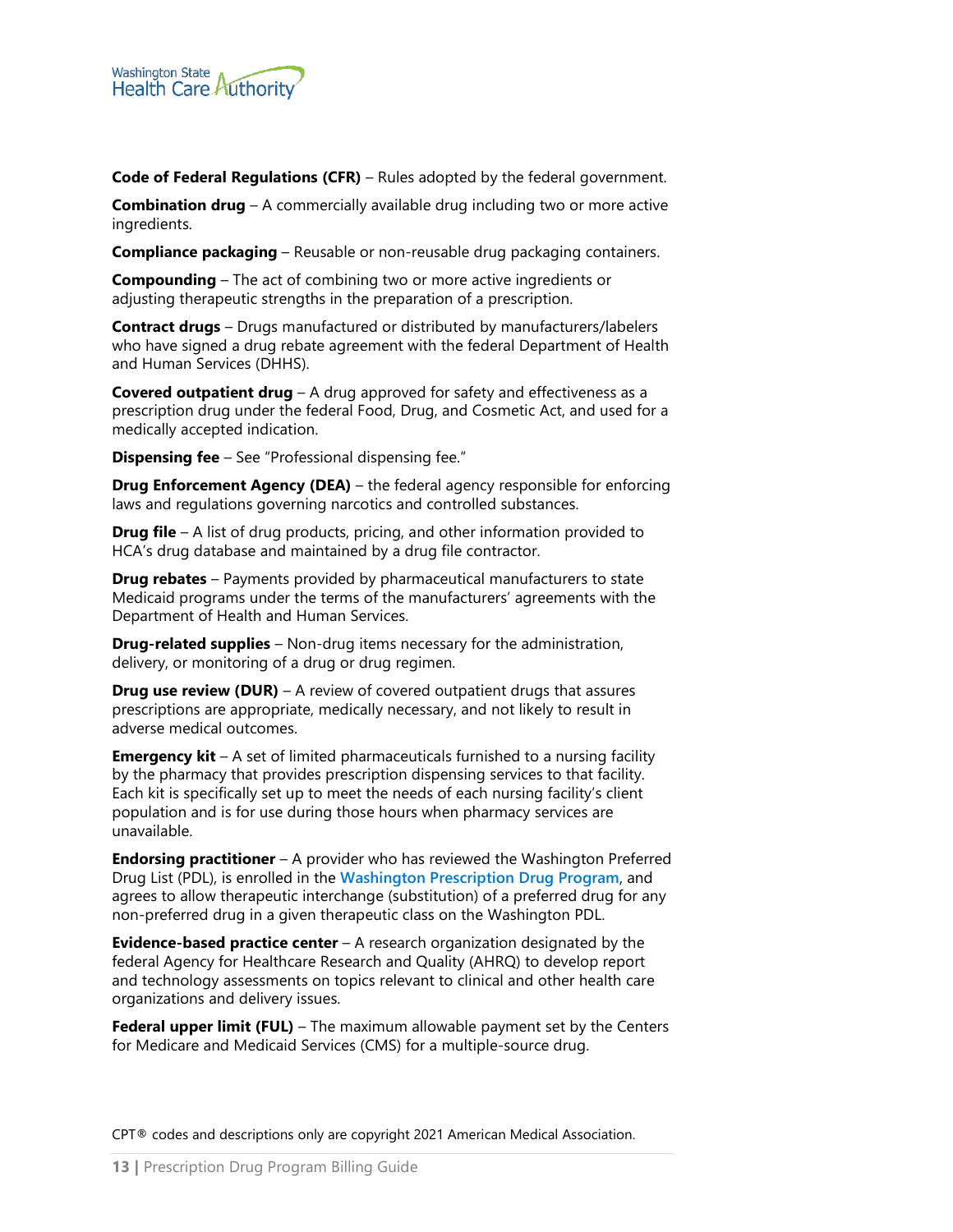**Code of Federal Regulations (CFR)** – Rules adopted by the federal government.

**Combination drug** – A commercially available drug including two or more active ingredients.

**Compliance packaging** – Reusable or non-reusable drug packaging containers.

**Compounding** – The act of combining two or more active ingredients or adjusting therapeutic strengths in the preparation of a prescription.

**Contract drugs** – Drugs manufactured or distributed by manufacturers/labelers who have signed a drug rebate agreement with the federal Department of Health and Human Services (DHHS).

**Covered outpatient drug** – A drug approved for safety and effectiveness as a prescription drug under the federal Food, Drug, and Cosmetic Act, and used for a medically accepted indication.

**Dispensing fee** – See "Professional dispensing fee."

**Drug Enforcement Agency (DEA)** – the federal agency responsible for enforcing laws and regulations governing narcotics and controlled substances.

**Drug file** – A list of drug products, pricing, and other information provided to HCA's drug database and maintained by a drug file contractor.

**Drug rebates** – Payments provided by pharmaceutical manufacturers to state Medicaid programs under the terms of the manufacturers' agreements with the Department of Health and Human Services.

**Drug-related supplies** – Non-drug items necessary for the administration, delivery, or monitoring of a drug or drug regimen.

**Drug use review (DUR)** – A review of covered outpatient drugs that assures prescriptions are appropriate, medically necessary, and not likely to result in adverse medical outcomes.

**Emergency kit** – A set of limited pharmaceuticals furnished to a nursing facility by the pharmacy that provides prescription dispensing services to that facility. Each kit is specifically set up to meet the needs of each nursing facility's client population and is for use during those hours when pharmacy services are unavailable.

**Endorsing practitioner** – A provider who has reviewed the Washington Preferred Drug List (PDL), is enrolled in the Washington Prescription Drug Program, and agrees to allow therapeutic interchange (substitution) of a preferred drug for any non-preferred drug in a given therapeutic class on the Washington PDL.

**Evidence-based practice center** – A research organization designated by the federal Agency for Healthcare Research and Quality (AHRQ) to develop report and technology assessments on topics relevant to clinical and other health care organizations and delivery issues.

**Federal upper limit (FUL)** – The maximum allowable payment set by the Centers for Medicare and Medicaid Services (CMS) for a multiple-source drug.

CPT® codes and descriptions only are copyright 2021 American Medical Association.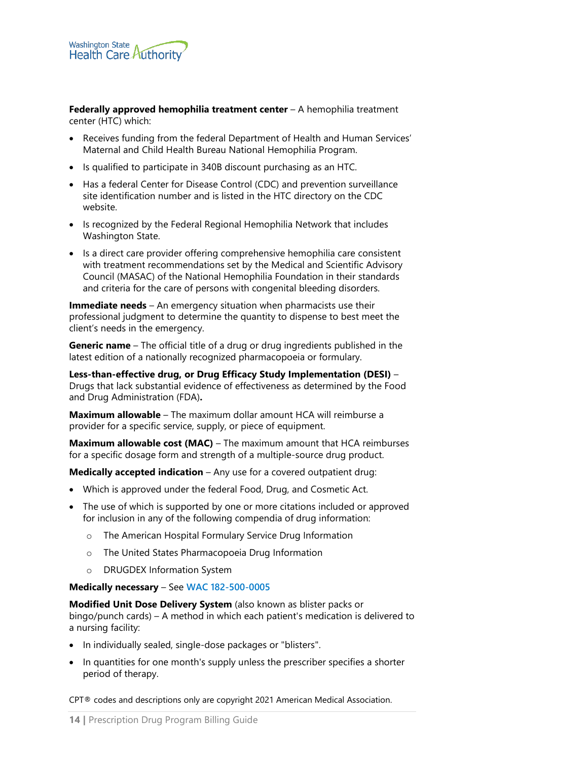**Federally approved hemophilia treatment center** – A hemophilia treatment center (HTC) which:

- Receives funding from the federal Department of Health and Human Services' Maternal and Child Health Bureau National Hemophilia Program.
- Is qualified to participate in 340B discount purchasing as an HTC.
- Has a federal Center for Disease Control (CDC) and prevention surveillance site identification number and is listed in the HTC directory on the CDC website.
- Is recognized by the Federal Regional Hemophilia Network that includes Washington State.
- Is a direct care provider offering comprehensive hemophilia care consistent with treatment recommendations set by the Medical and Scientific Advisory Council (MASAC) of the National Hemophilia Foundation in their standards and criteria for the care of persons with congenital bleeding disorders.

**Immediate needs** – An emergency situation when pharmacists use their professional judgment to determine the quantity to dispense to best meet the client's needs in the emergency.

**Generic name** – The official title of a drug or drug ingredients published in the latest edition of a nationally recognized pharmacopoeia or formulary.

**Less-than-effective drug, or Drug Efficacy Study Implementation (DESI)** – Drugs that lack substantial evidence of effectiveness as determined by the Food and Drug Administration (FDA)**.**

**Maximum allowable** – The maximum dollar amount HCA will reimburse a provider for a specific service, supply, or piece of equipment.

**Maximum allowable cost (MAC)** – The maximum amount that HCA reimburses for a specific dosage form and strength of a multiple-source drug product.

**Medically accepted indication** – Any use for a covered outpatient drug:

- Which is approved under the federal Food, Drug, and Cosmetic Act.
- The use of which is supported by one or more citations included or approved for inclusion in any of the following compendia of drug information:
  - The American Hospital Formulary Service Drug Information
  - The United States Pharmacopoeia Drug Information
  - DRUGDEX Information System

**Medically necessary** – See WAC 182-500-0005

**Modified Unit Dose Delivery System** (also known as blister packs or bingo/punch cards) – A method in which each patient's medication is delivered to a nursing facility:

- In individually sealed, single-dose packages or "blisters".
- In quantities for one month's supply unless the prescriber specifies a shorter period of therapy.

CPT® codes and descriptions only are copyright 2021 American Medical Association.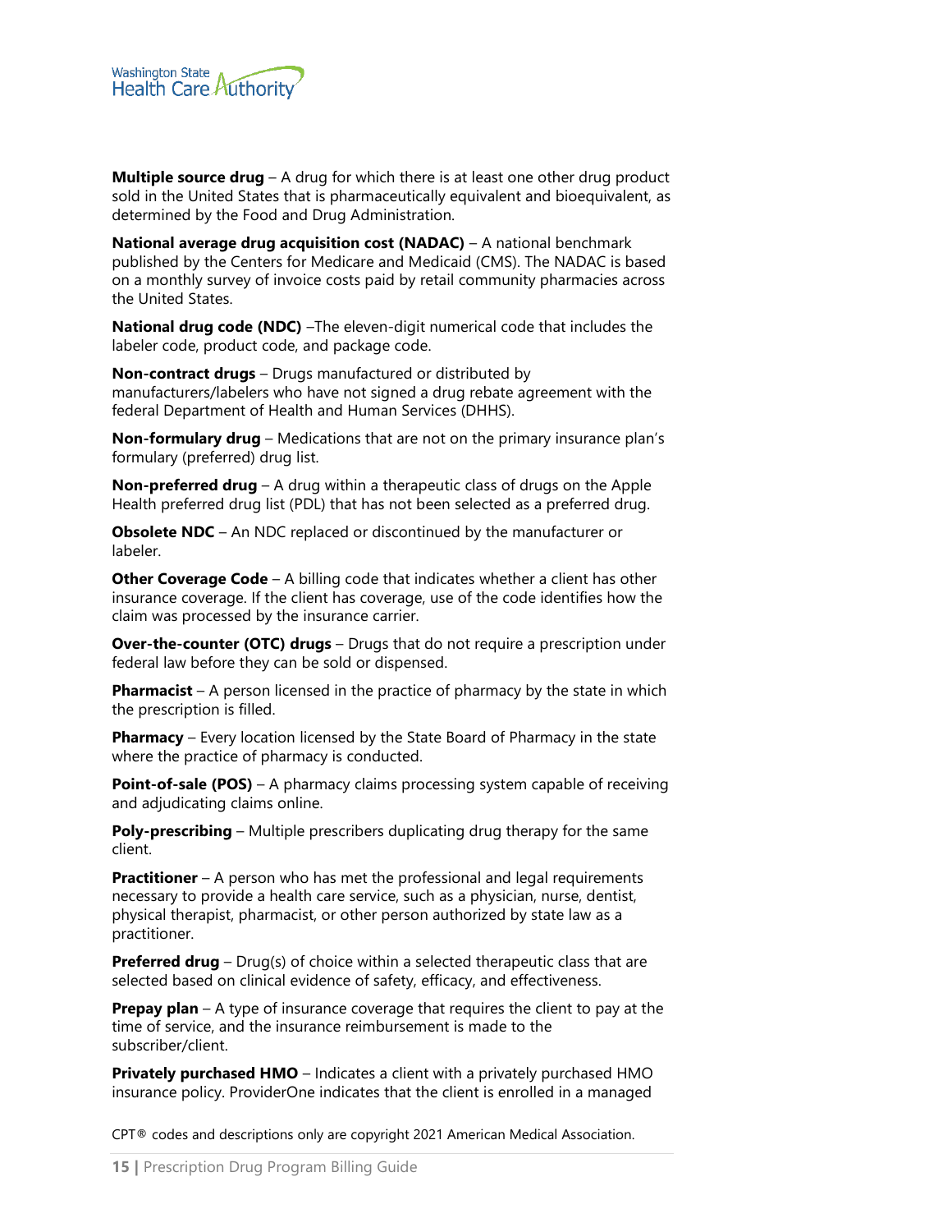**Multiple source drug** – A drug for which there is at least one other drug product sold in the United States that is pharmaceutically equivalent and bioequivalent, as determined by the Food and Drug Administration.

**National average drug acquisition cost (NADAC)** – A national benchmark published by the Centers for Medicare and Medicaid (CMS). The NADAC is based on a monthly survey of invoice costs paid by retail community pharmacies across the United States.

**National drug code (NDC)** –The eleven-digit numerical code that includes the labeler code, product code, and package code.

**Non-contract drugs** – Drugs manufactured or distributed by manufacturers/labelers who have not signed a drug rebate agreement with the federal Department of Health and Human Services (DHHS).

**Non-formulary drug** – Medications that are not on the primary insurance plan's formulary (preferred) drug list.

**Non-preferred drug** – A drug within a therapeutic class of drugs on the Apple Health preferred drug list (PDL) that has not been selected as a preferred drug.

**Obsolete NDC** – An NDC replaced or discontinued by the manufacturer or labeler.

**Other Coverage Code** – A billing code that indicates whether a client has other insurance coverage. If the client has coverage, use of the code identifies how the claim was processed by the insurance carrier.

**Over-the-counter (OTC) drugs** – Drugs that do not require a prescription under federal law before they can be sold or dispensed.

**Pharmacist** – A person licensed in the practice of pharmacy by the state in which the prescription is filled.

**Pharmacy** – Every location licensed by the State Board of Pharmacy in the state where the practice of pharmacy is conducted.

**Point-of-sale (POS)** – A pharmacy claims processing system capable of receiving and adjudicating claims online.

**Poly-prescribing** – Multiple prescribers duplicating drug therapy for the same client.

**Practitioner** – A person who has met the professional and legal requirements necessary to provide a health care service, such as a physician, nurse, dentist, physical therapist, pharmacist, or other person authorized by state law as a practitioner.

**Preferred drug** – Drug(s) of choice within a selected therapeutic class that are selected based on clinical evidence of safety, efficacy, and effectiveness.

**Prepay plan** – A type of insurance coverage that requires the client to pay at the time of service, and the insurance reimbursement is made to the subscriber/client.

**Privately purchased HMO** – Indicates a client with a privately purchased HMO insurance policy. ProviderOne indicates that the client is enrolled in a managed

CPT® codes and descriptions only are copyright 2021 American Medical Association.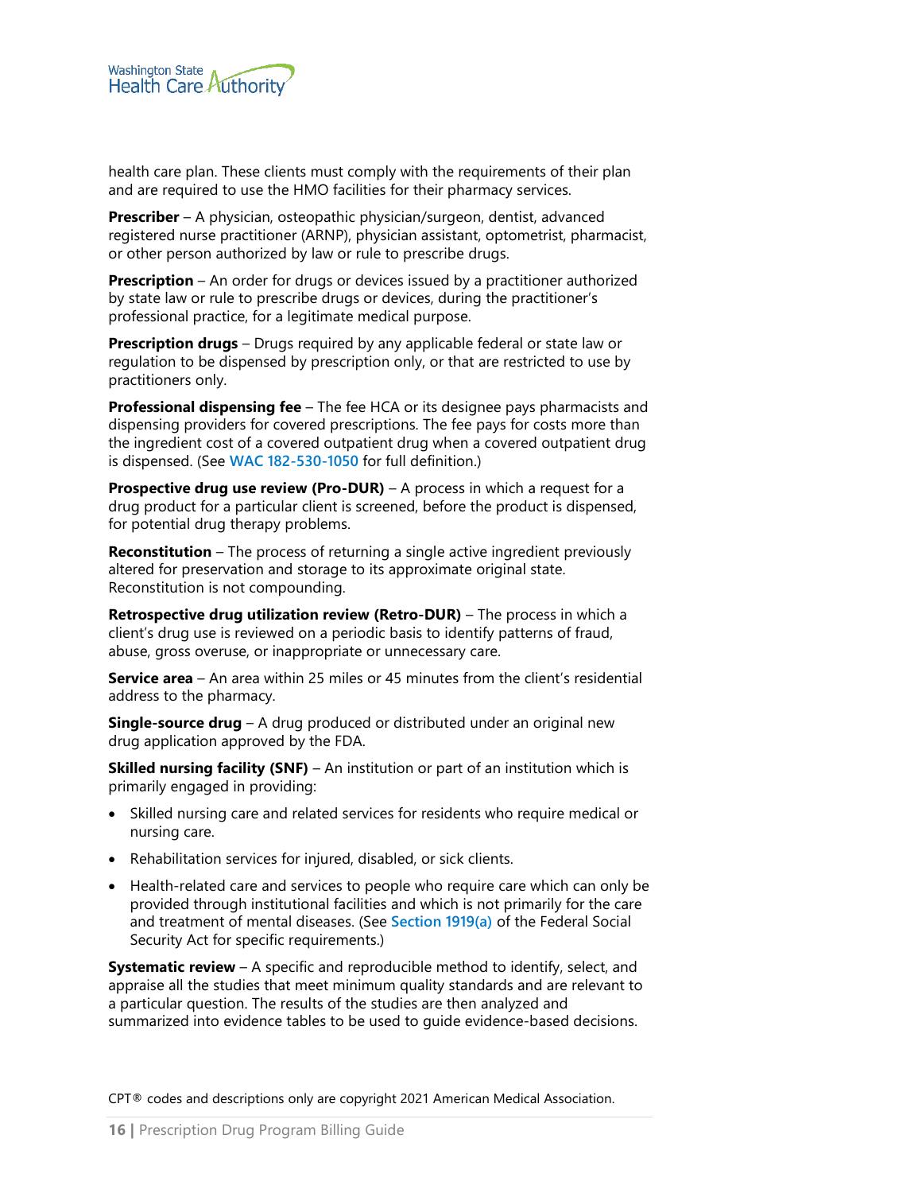health care plan. These clients must comply with the requirements of their plan and are required to use the HMO facilities for their pharmacy services.

**Prescriber** – A physician, osteopathic physician/surgeon, dentist, advanced registered nurse practitioner (ARNP), physician assistant, optometrist, pharmacist, or other person authorized by law or rule to prescribe drugs.

**Prescription** – An order for drugs or devices issued by a practitioner authorized by state law or rule to prescribe drugs or devices, during the practitioner's professional practice, for a legitimate medical purpose.

**Prescription drugs** – Drugs required by any applicable federal or state law or regulation to be dispensed by prescription only, or that are restricted to use by practitioners only.

**Professional dispensing fee** – The fee HCA or its designee pays pharmacists and dispensing providers for covered prescriptions. The fee pays for costs more than the ingredient cost of a covered outpatient drug when a covered outpatient drug is dispensed. (See WAC 182-530-1050 for full definition.)

**Prospective drug use review (Pro-DUR)** – A process in which a request for a drug product for a particular client is screened, before the product is dispensed, for potential drug therapy problems.

**Reconstitution** – The process of returning a single active ingredient previously altered for preservation and storage to its approximate original state. Reconstitution is not compounding.

**Retrospective drug utilization review (Retro-DUR)** – The process in which a client's drug use is reviewed on a periodic basis to identify patterns of fraud, abuse, gross overuse, or inappropriate or unnecessary care.

**Service area** – An area within 25 miles or 45 minutes from the client's residential address to the pharmacy.

**Single-source drug** – A drug produced or distributed under an original new drug application approved by the FDA.

**Skilled nursing facility (SNF)** – An institution or part of an institution which is primarily engaged in providing:

- Skilled nursing care and related services for residents who require medical or nursing care.
- Rehabilitation services for injured, disabled, or sick clients.
- Health-related care and services to people who require care which can only be provided through institutional facilities and which is not primarily for the care and treatment of mental diseases. (See Section 1919(a) of the Federal Social Security Act for specific requirements.)

**Systematic review** – A specific and reproducible method to identify, select, and appraise all the studies that meet minimum quality standards and are relevant to a particular question. The results of the studies are then analyzed and summarized into evidence tables to be used to guide evidence-based decisions.

CPT® codes and descriptions only are copyright 2021 American Medical Association.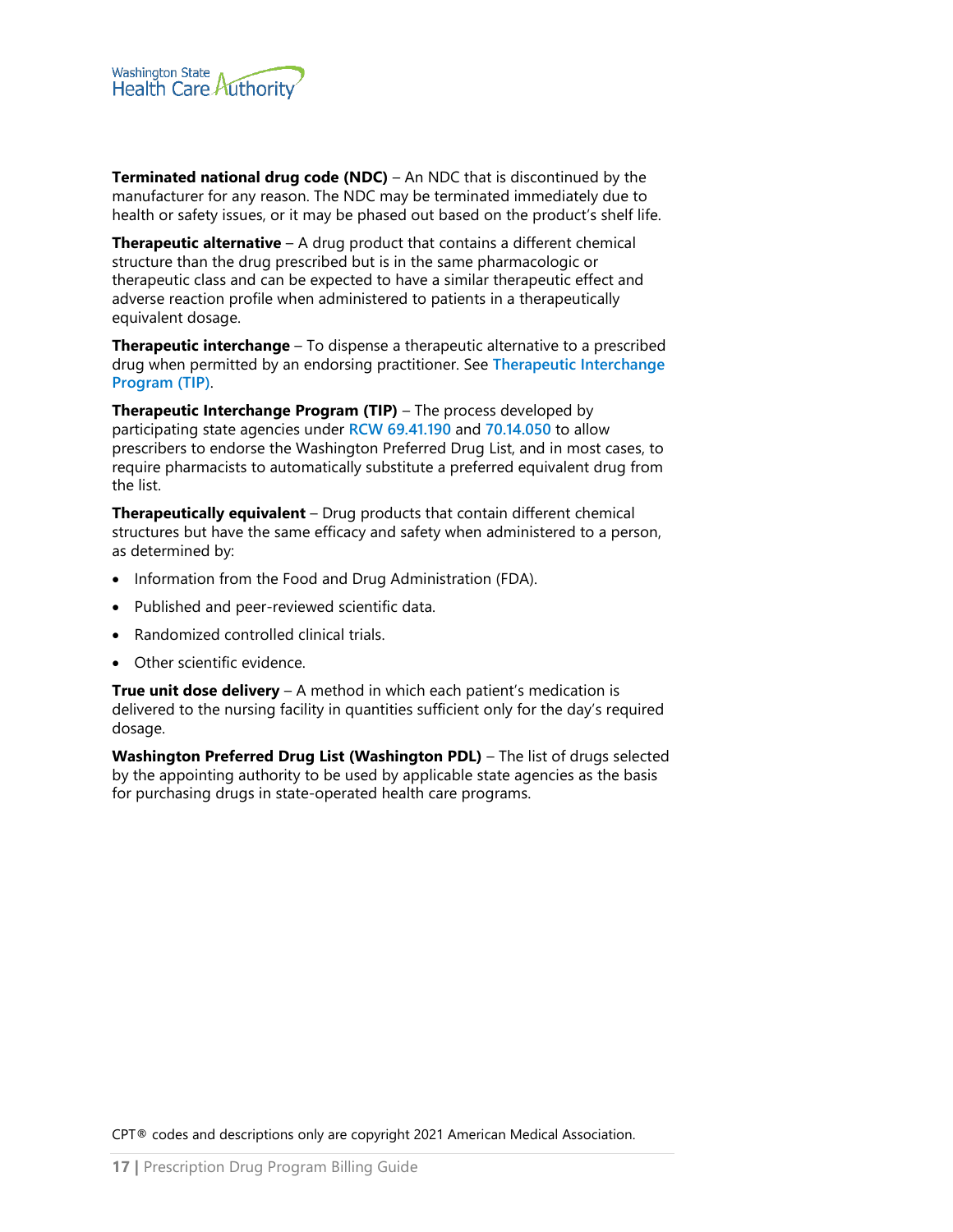**Terminated national drug code (NDC)** – An NDC that is discontinued by the manufacturer for any reason. The NDC may be terminated immediately due to health or safety issues, or it may be phased out based on the product's shelf life.

**Therapeutic alternative** – A drug product that contains a different chemical structure than the drug prescribed but is in the same pharmacologic or therapeutic class and can be expected to have a similar therapeutic effect and adverse reaction profile when administered to patients in a therapeutically equivalent dosage.

**Therapeutic interchange** – To dispense a therapeutic alternative to a prescribed drug when permitted by an endorsing practitioner. See **Therapeutic Interchange Program (TIP)**.

**Therapeutic Interchange Program (TIP)** – The process developed by participating state agencies under **RCW 69.41.190** and **70.14.050** to allow prescribers to endorse the Washington Preferred Drug List, and in most cases, to require pharmacists to automatically substitute a preferred equivalent drug from the list.

**Therapeutically equivalent** – Drug products that contain different chemical structures but have the same efficacy and safety when administered to a person, as determined by:

- Information from the Food and Drug Administration (FDA).
- Published and peer-reviewed scientific data.
- Randomized controlled clinical trials.
- Other scientific evidence.

**True unit dose delivery** – A method in which each patient's medication is delivered to the nursing facility in quantities sufficient only for the day's required dosage.

**Washington Preferred Drug List (Washington PDL)** – The list of drugs selected by the appointing authority to be used by applicable state agencies as the basis for purchasing drugs in state-operated health care programs.

CPT® codes and descriptions only are copyright 2021 American Medical Association.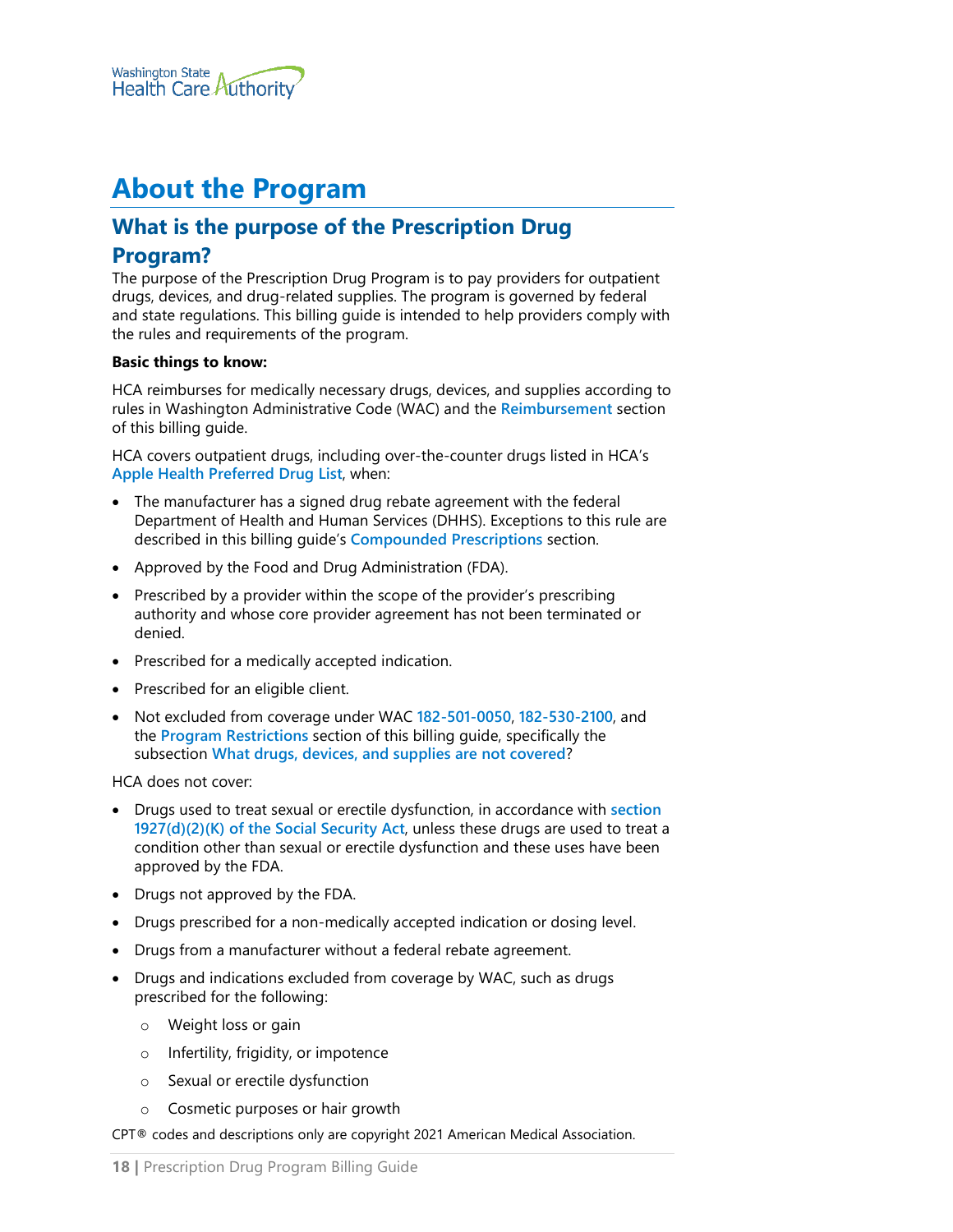# About the Program

## What is the purpose of the Prescription Drug Program?

The purpose of the Prescription Drug Program is to pay providers for outpatient drugs, devices, and drug-related supplies. The program is governed by federal and state regulations. This billing guide is intended to help providers comply with the rules and requirements of the program.

**Basic things to know:**

HCA reimburses for medically necessary drugs, devices, and supplies according to rules in Washington Administrative Code (WAC) and the Reimbursement section of this billing guide.

HCA covers outpatient drugs, including over-the-counter drugs listed in HCA's Apple Health Preferred Drug List, when:

- The manufacturer has a signed drug rebate agreement with the federal Department of Health and Human Services (DHHS). Exceptions to this rule are described in this billing guide's Compounded Prescriptions section.
- Approved by the Food and Drug Administration (FDA).
- Prescribed by a provider within the scope of the provider's prescribing authority and whose core provider agreement has not been terminated or denied.
- Prescribed for a medically accepted indication.
- Prescribed for an eligible client.
- Not excluded from coverage under WAC 182-501-0050, 182-530-2100, and the Program Restrictions section of this billing guide, specifically the subsection What drugs, devices, and supplies are not covered?

HCA does not cover:

- Drugs used to treat sexual or erectile dysfunction, in accordance with section 1927(d)(2)(K) of the Social Security Act, unless these drugs are used to treat a condition other than sexual or erectile dysfunction and these uses have been approved by the FDA.
- Drugs not approved by the FDA.
- Drugs prescribed for a non-medically accepted indication or dosing level.
- Drugs from a manufacturer without a federal rebate agreement.
- Drugs and indications excluded from coverage by WAC, such as drugs prescribed for the following:
    - Weight loss or gain
    - Infertility, frigidity, or impotence
    - Sexual or erectile dysfunction
    - Cosmetic purposes or hair growth

CPT® codes and descriptions only are copyright 2021 American Medical Association.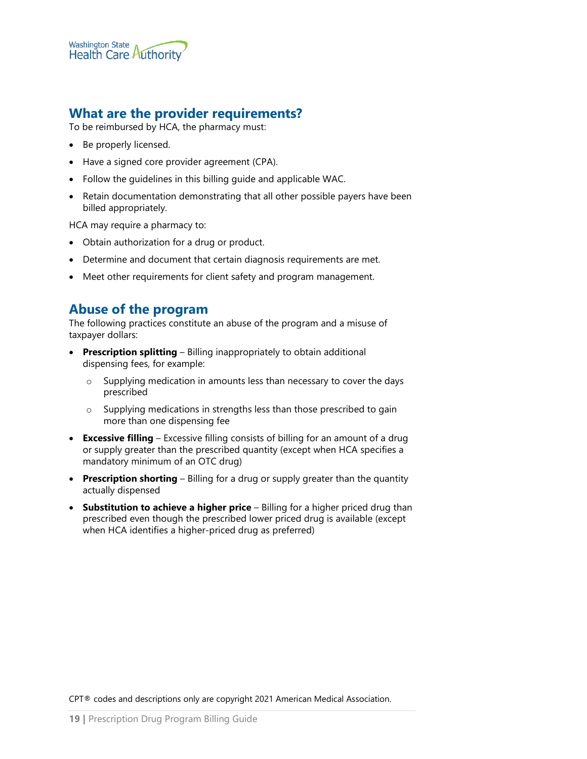## What are the provider requirements?

To be reimbursed by HCA, the pharmacy must:

- Be properly licensed.
- Have a signed core provider agreement (CPA).
- Follow the guidelines in this billing guide and applicable WAC.
- Retain documentation demonstrating that all other possible payers have been billed appropriately.

HCA may require a pharmacy to:

- Obtain authorization for a drug or product.
- Determine and document that certain diagnosis requirements are met.
- Meet other requirements for client safety and program management.

## Abuse of the program

The following practices constitute an abuse of the program and a misuse of taxpayer dollars:

- **Prescription splitting** – Billing inappropriately to obtain additional dispensing fees, for example:
  - Supplying medication in amounts less than necessary to cover the days prescribed
  - Supplying medications in strengths less than those prescribed to gain more than one dispensing fee
- **Excessive filling** – Excessive filling consists of billing for an amount of a drug or supply greater than the prescribed quantity (except when HCA specifies a mandatory minimum of an OTC drug)
- **Prescription shorting** – Billing for a drug or supply greater than the quantity actually dispensed
- **Substitution to achieve a higher price** – Billing for a higher priced drug than prescribed even though the prescribed lower priced drug is available (except when HCA identifies a higher-priced drug as preferred)

CPT® codes and descriptions only are copyright 2021 American Medical Association.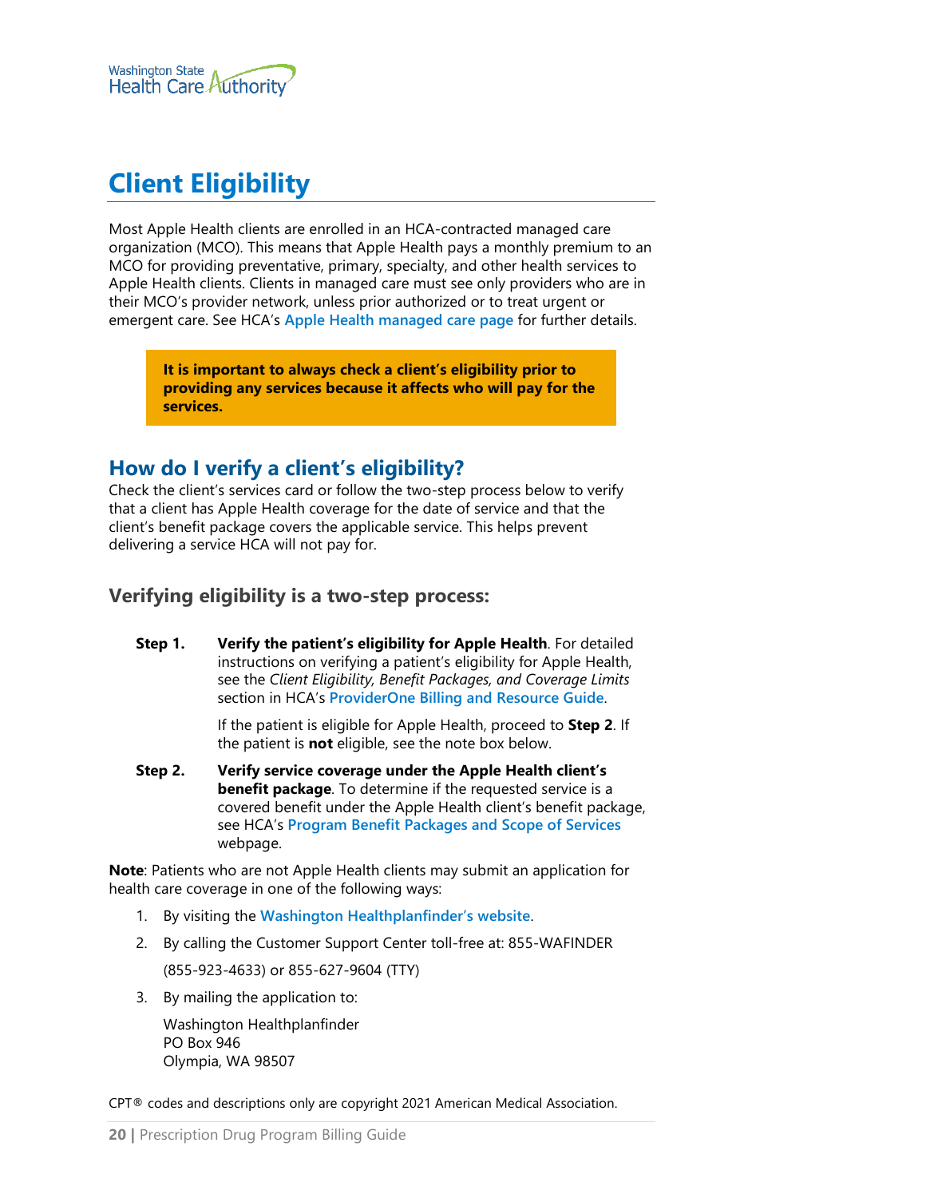# Client Eligibility

Most Apple Health clients are enrolled in an HCA-contracted managed care organization (MCO). This means that Apple Health pays a monthly premium to an MCO for providing preventative, primary, specialty, and other health services to Apple Health clients. Clients in managed care must see only providers who are in their MCO's provider network, unless prior authorized or to treat urgent or emergent care. See HCA's Apple Health managed care page for further details.

> **It is important to always check a client's eligibility prior to providing any services because it affects who will pay for the services.**

## How do I verify a client's eligibility?

Check the client's services card or follow the two-step process below to verify that a client has Apple Health coverage for the date of service and that the client's benefit package covers the applicable service. This helps prevent delivering a service HCA will not pay for.

### Verifying eligibility is a two-step process:

**Step 1.** **Verify the patient's eligibility for Apple Health**. For detailed instructions on verifying a patient's eligibility for Apple Health, see the *Client Eligibility, Benefit Packages, and Coverage Limits* section in HCA's ProviderOne Billing and Resource Guide.

If the patient is eligible for Apple Health, proceed to **Step 2**. If the patient is **not** eligible, see the note box below.

**Step 2.** **Verify service coverage under the Apple Health client's benefit package**. To determine if the requested service is a covered benefit under the Apple Health client's benefit package, see HCA's Program Benefit Packages and Scope of Services webpage.

**Note**: Patients who are not Apple Health clients may submit an application for health care coverage in one of the following ways:

1. By visiting the Washington Healthplanfinder's website.
2. By calling the Customer Support Center toll-free at: 855-WAFINDER (855-923-4633) or 855-627-9604 (TTY)
3. By mailing the application to:

   Washington Healthplanfinder
   PO Box 946
   Olympia, WA 98507

CPT® codes and descriptions only are copyright 2021 American Medical Association.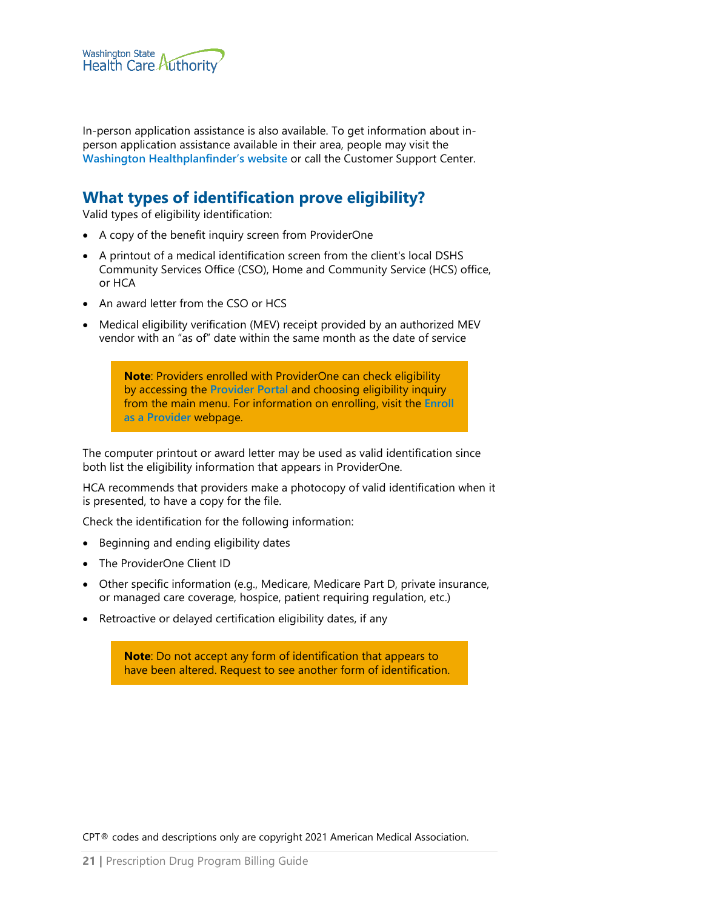In-person application assistance is also available. To get information about in-person application assistance available in their area, people may visit the Washington Healthplanfinder's website or call the Customer Support Center.

## What types of identification prove eligibility?

Valid types of eligibility identification:

- A copy of the benefit inquiry screen from ProviderOne
- A printout of a medical identification screen from the client's local DSHS Community Services Office (CSO), Home and Community Service (HCS) office, or HCA
- An award letter from the CSO or HCS
- Medical eligibility verification (MEV) receipt provided by an authorized MEV vendor with an "as of" date within the same month as the date of service

> **Note**: Providers enrolled with ProviderOne can check eligibility by accessing the Provider Portal and choosing eligibility inquiry from the main menu. For information on enrolling, visit the Enroll as a Provider webpage.

The computer printout or award letter may be used as valid identification since both list the eligibility information that appears in ProviderOne.

HCA recommends that providers make a photocopy of valid identification when it is presented, to have a copy for the file.

Check the identification for the following information:

- Beginning and ending eligibility dates
- The ProviderOne Client ID
- Other specific information (e.g., Medicare, Medicare Part D, private insurance, or managed care coverage, hospice, patient requiring regulation, etc.)
- Retroactive or delayed certification eligibility dates, if any

> **Note**: Do not accept any form of identification that appears to have been altered. Request to see another form of identification.

CPT® codes and descriptions only are copyright 2021 American Medical Association.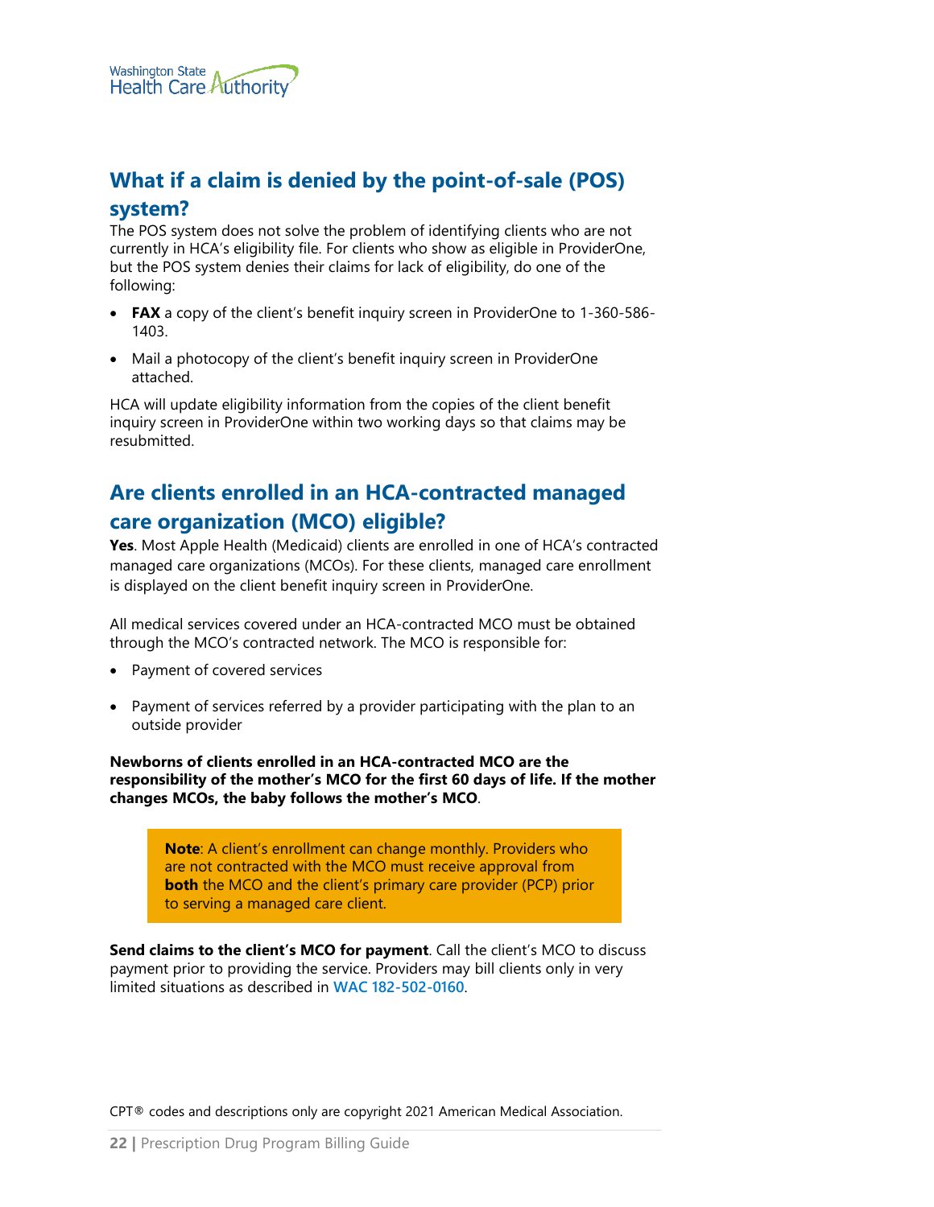## What if a claim is denied by the point-of-sale (POS) system?

The POS system does not solve the problem of identifying clients who are not currently in HCA's eligibility file. For clients who show as eligible in ProviderOne, but the POS system denies their claims for lack of eligibility, do one of the following:

- **FAX** a copy of the client's benefit inquiry screen in ProviderOne to 1-360-586-1403.
- Mail a photocopy of the client's benefit inquiry screen in ProviderOne attached.

HCA will update eligibility information from the copies of the client benefit inquiry screen in ProviderOne within two working days so that claims may be resubmitted.

## Are clients enrolled in an HCA-contracted managed care organization (MCO) eligible?

**Yes**. Most Apple Health (Medicaid) clients are enrolled in one of HCA's contracted managed care organizations (MCOs). For these clients, managed care enrollment is displayed on the client benefit inquiry screen in ProviderOne.

All medical services covered under an HCA-contracted MCO must be obtained through the MCO's contracted network. The MCO is responsible for:

- Payment of covered services
- Payment of services referred by a provider participating with the plan to an outside provider

**Newborns of clients enrolled in an HCA-contracted MCO are the responsibility of the mother's MCO for the first 60 days of life. If the mother changes MCOs, the baby follows the mother's MCO**.

> **Note**: A client's enrollment can change monthly. Providers who are not contracted with the MCO must receive approval from **both** the MCO and the client's primary care provider (PCP) prior to serving a managed care client.

**Send claims to the client's MCO for payment**. Call the client's MCO to discuss payment prior to providing the service. Providers may bill clients only in very limited situations as described in WAC 182-502-0160.

CPT® codes and descriptions only are copyright 2021 American Medical Association.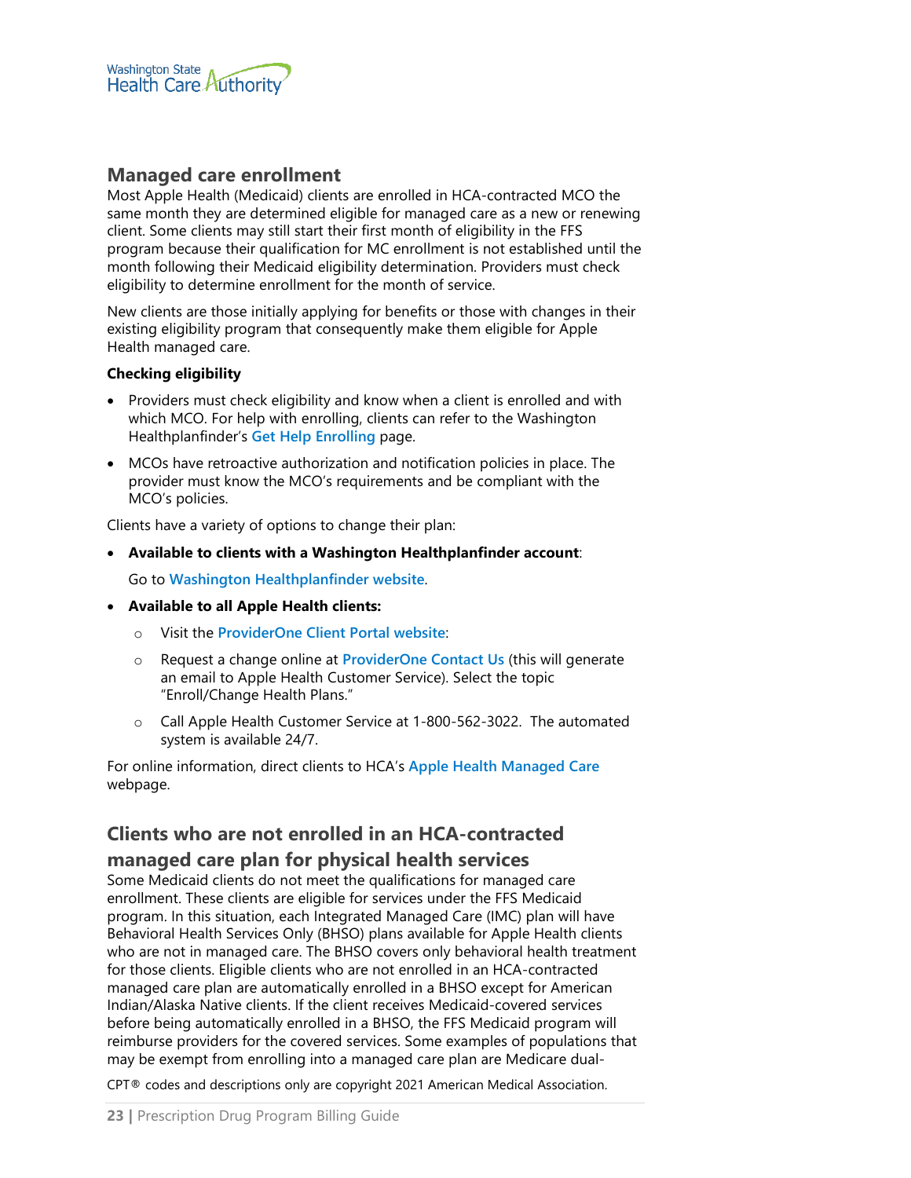## Managed care enrollment

Most Apple Health (Medicaid) clients are enrolled in HCA-contracted MCO the same month they are determined eligible for managed care as a new or renewing client. Some clients may still start their first month of eligibility in the FFS program because their qualification for MC enrollment is not established until the month following their Medicaid eligibility determination. Providers must check eligibility to determine enrollment for the month of service.

New clients are those initially applying for benefits or those with changes in their existing eligibility program that consequently make them eligible for Apple Health managed care.

**Checking eligibility**

- Providers must check eligibility and know when a client is enrolled and with which MCO. For help with enrolling, clients can refer to the Washington Healthplanfinder's **Get Help Enrolling** page.
- MCOs have retroactive authorization and notification policies in place. The provider must know the MCO's requirements and be compliant with the MCO's policies.

Clients have a variety of options to change their plan:

- **Available to clients with a Washington Healthplanfinder account**:

  Go to **Washington Healthplanfinder website**.

- **Available to all Apple Health clients:**
  - Visit the **ProviderOne Client Portal website**:
  - Request a change online at **ProviderOne Contact Us** (this will generate an email to Apple Health Customer Service). Select the topic "Enroll/Change Health Plans."
  - Call Apple Health Customer Service at 1-800-562-3022. The automated system is available 24/7.

For online information, direct clients to HCA's **Apple Health Managed Care** webpage.

## Clients who are not enrolled in an HCA-contracted managed care plan for physical health services

Some Medicaid clients do not meet the qualifications for managed care enrollment. These clients are eligible for services under the FFS Medicaid program. In this situation, each Integrated Managed Care (IMC) plan will have Behavioral Health Services Only (BHSO) plans available for Apple Health clients who are not in managed care. The BHSO covers only behavioral health treatment for those clients. Eligible clients who are not enrolled in an HCA-contracted managed care plan are automatically enrolled in a BHSO except for American Indian/Alaska Native clients. If the client receives Medicaid-covered services before being automatically enrolled in a BHSO, the FFS Medicaid program will reimburse providers for the covered services. Some examples of populations that may be exempt from enrolling into a managed care plan are Medicare dual-

CPT® codes and descriptions only are copyright 2021 American Medical Association.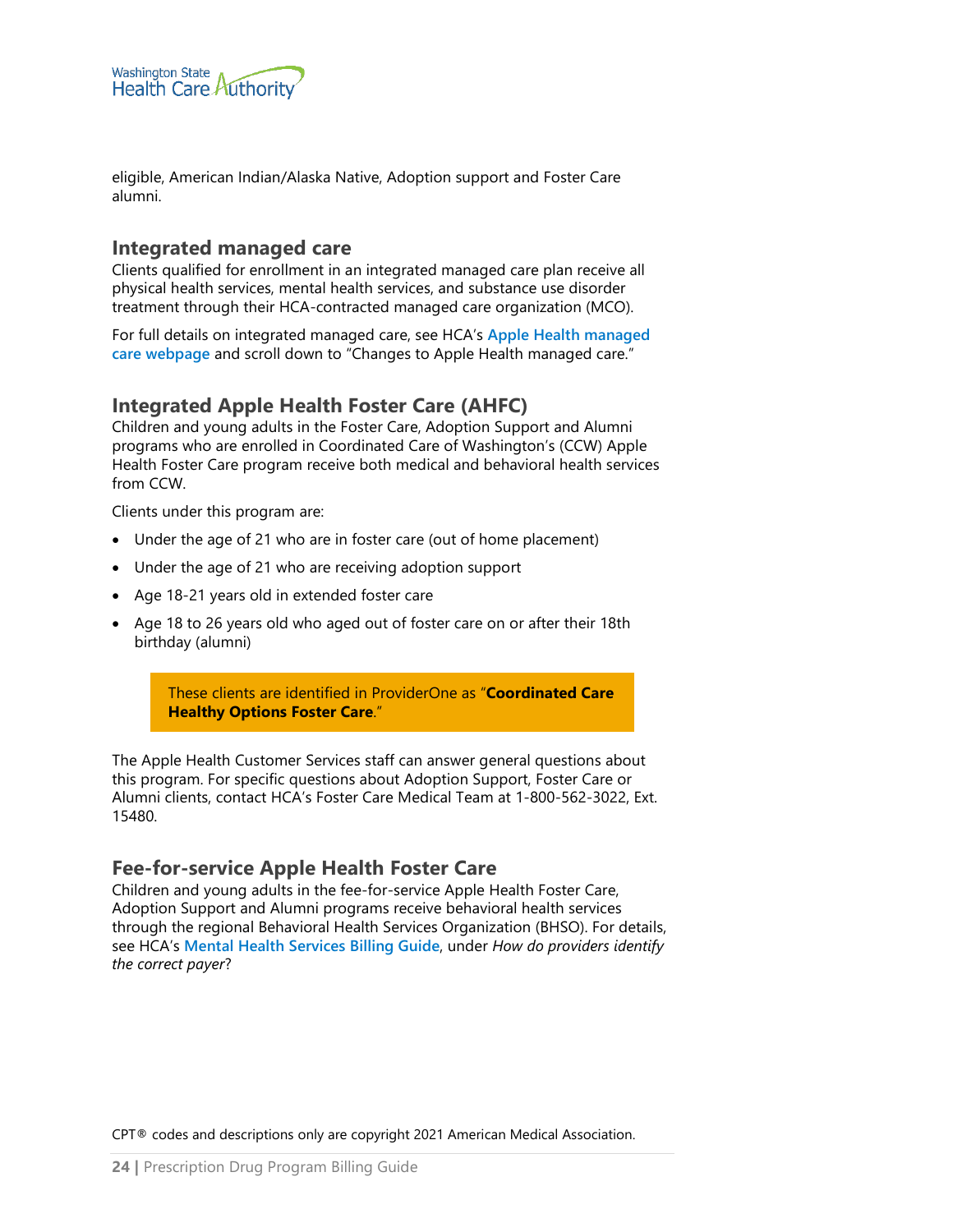eligible, American Indian/Alaska Native, Adoption support and Foster Care alumni.

## Integrated managed care

Clients qualified for enrollment in an integrated managed care plan receive all physical health services, mental health services, and substance use disorder treatment through their HCA-contracted managed care organization (MCO).

For full details on integrated managed care, see HCA's **Apple Health managed care webpage** and scroll down to "Changes to Apple Health managed care."

## Integrated Apple Health Foster Care (AHFC)

Children and young adults in the Foster Care, Adoption Support and Alumni programs who are enrolled in Coordinated Care of Washington's (CCW) Apple Health Foster Care program receive both medical and behavioral health services from CCW.

Clients under this program are:

- Under the age of 21 who are in foster care (out of home placement)
- Under the age of 21 who are receiving adoption support
- Age 18-21 years old in extended foster care
- Age 18 to 26 years old who aged out of foster care on or after their 18th birthday (alumni)

> These clients are identified in ProviderOne as "**Coordinated Care Healthy Options Foster Care**."

The Apple Health Customer Services staff can answer general questions about this program. For specific questions about Adoption Support, Foster Care or Alumni clients, contact HCA's Foster Care Medical Team at 1-800-562-3022, Ext. 15480.

## Fee-for-service Apple Health Foster Care

Children and young adults in the fee-for-service Apple Health Foster Care, Adoption Support and Alumni programs receive behavioral health services through the regional Behavioral Health Services Organization (BHSO). For details, see HCA's **Mental Health Services Billing Guide**, under *How do providers identify the correct payer*?

CPT® codes and descriptions only are copyright 2021 American Medical Association.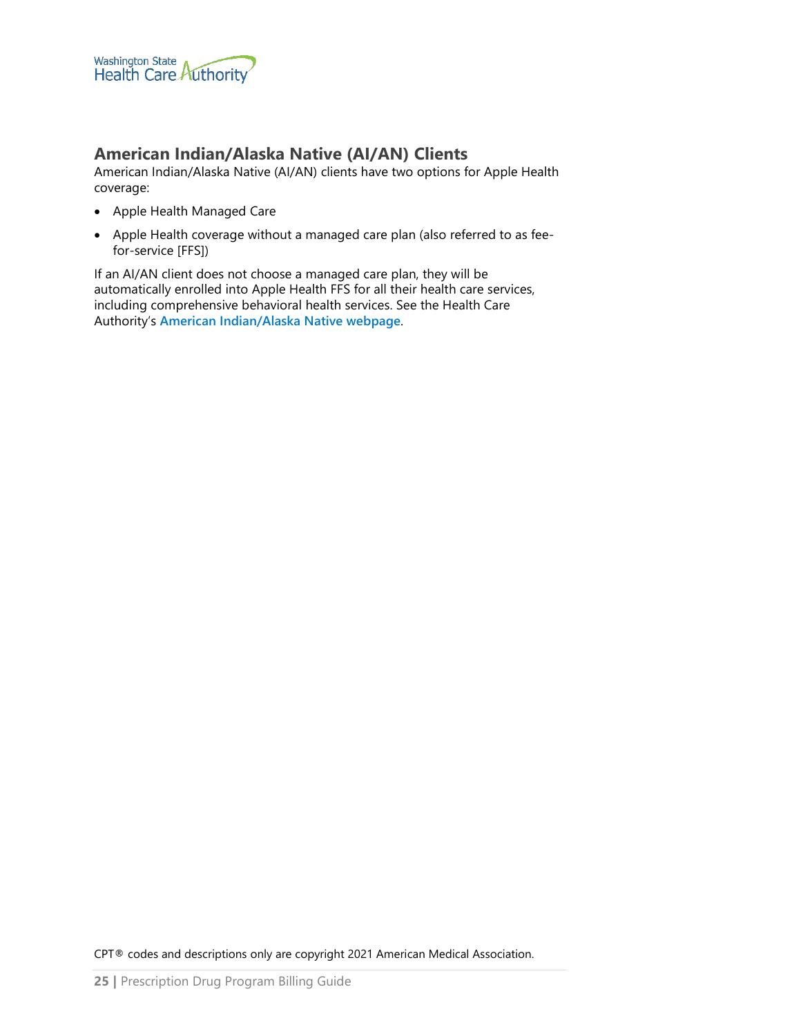## American Indian/Alaska Native (AI/AN) Clients

American Indian/Alaska Native (AI/AN) clients have two options for Apple Health coverage:

- Apple Health Managed Care
- Apple Health coverage without a managed care plan (also referred to as fee-for-service [FFS])

If an AI/AN client does not choose a managed care plan, they will be automatically enrolled into Apple Health FFS for all their health care services, including comprehensive behavioral health services. See the Health Care Authority's **American Indian/Alaska Native webpage**.

CPT® codes and descriptions only are copyright 2021 American Medical Association.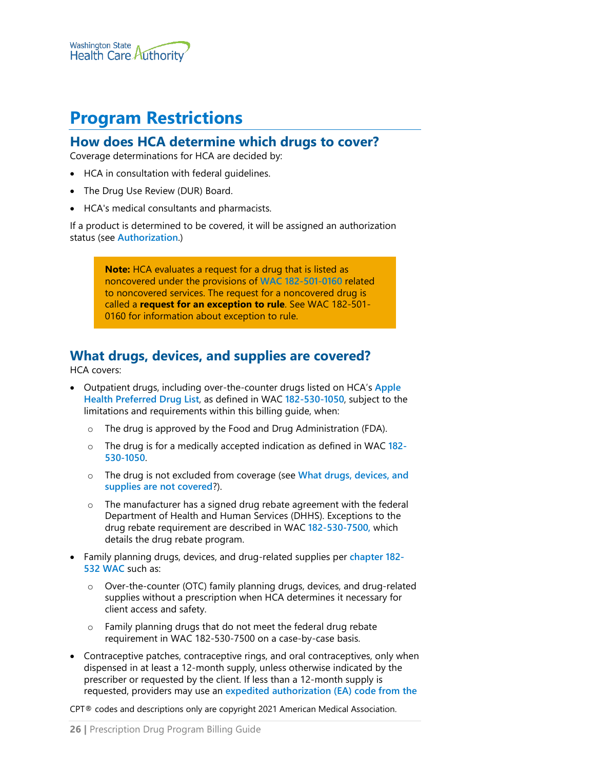# Program Restrictions

## How does HCA determine which drugs to cover?

Coverage determinations for HCA are decided by:

- HCA in consultation with federal guidelines.
- The Drug Use Review (DUR) Board.
- HCA's medical consultants and pharmacists.

If a product is determined to be covered, it will be assigned an authorization status (see Authorization.)

> **Note:** HCA evaluates a request for a drug that is listed as noncovered under the provisions of WAC 182-501-0160 related to noncovered services. The request for a noncovered drug is called a **request for an exception to rule**. See WAC 182-501-0160 for information about exception to rule.

## What drugs, devices, and supplies are covered?

HCA covers:

- Outpatient drugs, including over-the-counter drugs listed on HCA's Apple Health Preferred Drug List, as defined in WAC 182-530-1050, subject to the limitations and requirements within this billing guide, when:
  - The drug is approved by the Food and Drug Administration (FDA).
  - The drug is for a medically accepted indication as defined in WAC 182-530-1050.
  - The drug is not excluded from coverage (see What drugs, devices, and supplies are not covered?).
  - The manufacturer has a signed drug rebate agreement with the federal Department of Health and Human Services (DHHS). Exceptions to the drug rebate requirement are described in WAC 182-530-7500, which details the drug rebate program.
- Family planning drugs, devices, and drug-related supplies per chapter 182-532 WAC such as:
  - Over-the-counter (OTC) family planning drugs, devices, and drug-related supplies without a prescription when HCA determines it necessary for client access and safety.
  - Family planning drugs that do not meet the federal drug rebate requirement in WAC 182-530-7500 on a case-by-case basis.
- Contraceptive patches, contraceptive rings, and oral contraceptives, only when dispensed in at least a 12-month supply, unless otherwise indicated by the prescriber or requested by the client. If less than a 12-month supply is requested, providers may use an expedited authorization (EA) code from the

CPT® codes and descriptions only are copyright 2021 American Medical Association.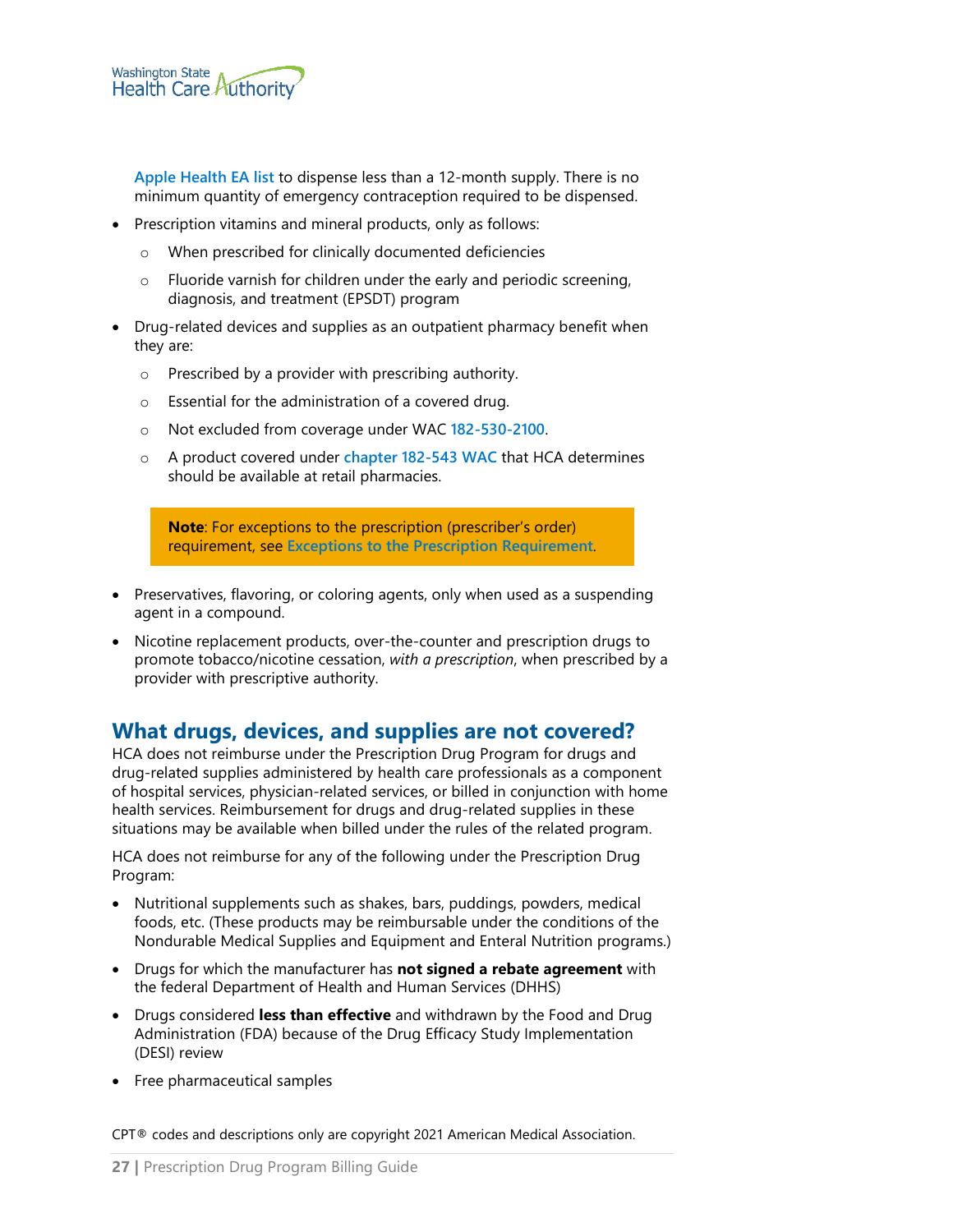Apple Health EA list to dispense less than a 12-month supply. There is no minimum quantity of emergency contraception required to be dispensed.

- Prescription vitamins and mineral products, only as follows:
  - When prescribed for clinically documented deficiencies
  - Fluoride varnish for children under the early and periodic screening, diagnosis, and treatment (EPSDT) program
- Drug-related devices and supplies as an outpatient pharmacy benefit when they are:
  - Prescribed by a provider with prescribing authority.
  - Essential for the administration of a covered drug.
  - Not excluded from coverage under WAC 182-530-2100.
  - A product covered under chapter 182-543 WAC that HCA determines should be available at retail pharmacies.

> **Note**: For exceptions to the prescription (prescriber's order) requirement, see Exceptions to the Prescription Requirement.

- Preservatives, flavoring, or coloring agents, only when used as a suspending agent in a compound.
- Nicotine replacement products, over-the-counter and prescription drugs to promote tobacco/nicotine cessation, *with a prescription*, when prescribed by a provider with prescriptive authority.

## What drugs, devices, and supplies are not covered?

HCA does not reimburse under the Prescription Drug Program for drugs and drug-related supplies administered by health care professionals as a component of hospital services, physician-related services, or billed in conjunction with home health services. Reimbursement for drugs and drug-related supplies in these situations may be available when billed under the rules of the related program.

HCA does not reimburse for any of the following under the Prescription Drug Program:

- Nutritional supplements such as shakes, bars, puddings, powders, medical foods, etc. (These products may be reimbursable under the conditions of the Nondurable Medical Supplies and Equipment and Enteral Nutrition programs.)
- Drugs for which the manufacturer has **not signed a rebate agreement** with the federal Department of Health and Human Services (DHHS)
- Drugs considered **less than effective** and withdrawn by the Food and Drug Administration (FDA) because of the Drug Efficacy Study Implementation (DESI) review
- Free pharmaceutical samples

CPT® codes and descriptions only are copyright 2021 American Medical Association.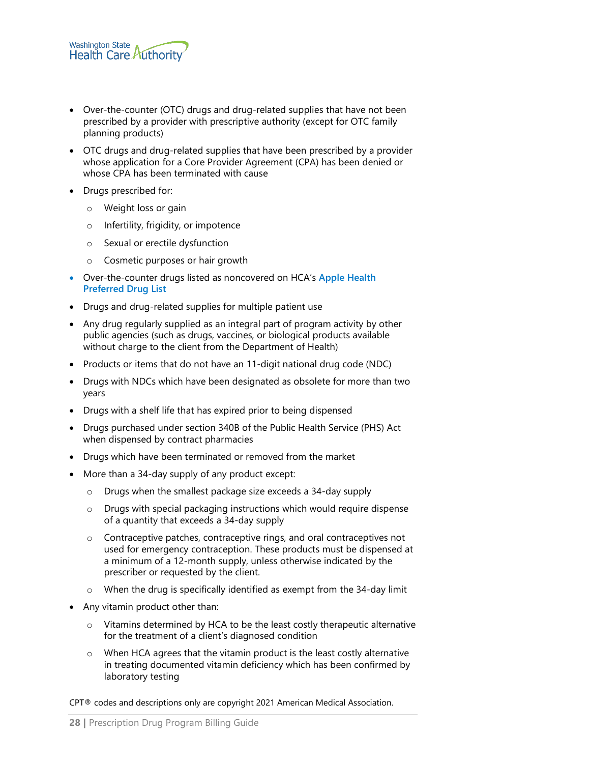- Over-the-counter (OTC) drugs and drug-related supplies that have not been prescribed by a provider with prescriptive authority (except for OTC family planning products)
- OTC drugs and drug-related supplies that have been prescribed by a provider whose application for a Core Provider Agreement (CPA) has been denied or whose CPA has been terminated with cause
- Drugs prescribed for:
  - Weight loss or gain
  - Infertility, frigidity, or impotence
  - Sexual or erectile dysfunction
  - Cosmetic purposes or hair growth
- Over-the-counter drugs listed as noncovered on HCA's **Apple Health Preferred Drug List**
- Drugs and drug-related supplies for multiple patient use
- Any drug regularly supplied as an integral part of program activity by other public agencies (such as drugs, vaccines, or biological products available without charge to the client from the Department of Health)
- Products or items that do not have an 11-digit national drug code (NDC)
- Drugs with NDCs which have been designated as obsolete for more than two years
- Drugs with a shelf life that has expired prior to being dispensed
- Drugs purchased under section 340B of the Public Health Service (PHS) Act when dispensed by contract pharmacies
- Drugs which have been terminated or removed from the market
- More than a 34-day supply of any product except:
  - Drugs when the smallest package size exceeds a 34-day supply
  - Drugs with special packaging instructions which would require dispense of a quantity that exceeds a 34-day supply
  - Contraceptive patches, contraceptive rings, and oral contraceptives not used for emergency contraception. These products must be dispensed at a minimum of a 12-month supply, unless otherwise indicated by the prescriber or requested by the client.
  - When the drug is specifically identified as exempt from the 34-day limit
- Any vitamin product other than:
  - Vitamins determined by HCA to be the least costly therapeutic alternative for the treatment of a client's diagnosed condition
  - When HCA agrees that the vitamin product is the least costly alternative in treating documented vitamin deficiency which has been confirmed by laboratory testing

CPT® codes and descriptions only are copyright 2021 American Medical Association.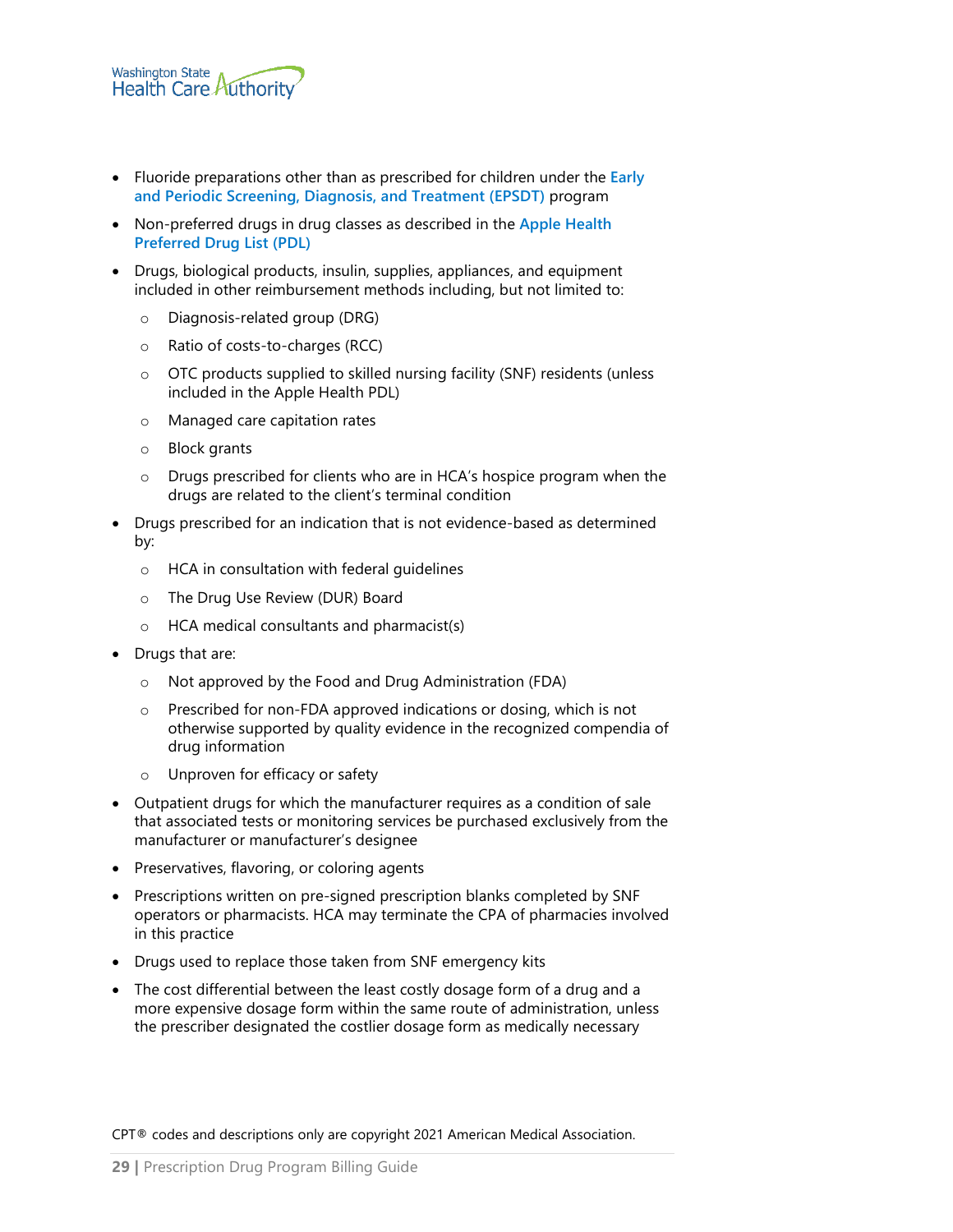- Fluoride preparations other than as prescribed for children under the Early and Periodic Screening, Diagnosis, and Treatment (EPSDT) program
- Non-preferred drugs in drug classes as described in the Apple Health Preferred Drug List (PDL)
- Drugs, biological products, insulin, supplies, appliances, and equipment included in other reimbursement methods including, but not limited to:
  - Diagnosis-related group (DRG)
  - Ratio of costs-to-charges (RCC)
  - OTC products supplied to skilled nursing facility (SNF) residents (unless included in the Apple Health PDL)
  - Managed care capitation rates
  - Block grants
  - Drugs prescribed for clients who are in HCA's hospice program when the drugs are related to the client's terminal condition
- Drugs prescribed for an indication that is not evidence-based as determined by:
  - HCA in consultation with federal guidelines
  - The Drug Use Review (DUR) Board
  - HCA medical consultants and pharmacist(s)
- Drugs that are:
  - Not approved by the Food and Drug Administration (FDA)
  - Prescribed for non-FDA approved indications or dosing, which is not otherwise supported by quality evidence in the recognized compendia of drug information
  - Unproven for efficacy or safety
- Outpatient drugs for which the manufacturer requires as a condition of sale that associated tests or monitoring services be purchased exclusively from the manufacturer or manufacturer's designee
- Preservatives, flavoring, or coloring agents
- Prescriptions written on pre-signed prescription blanks completed by SNF operators or pharmacists. HCA may terminate the CPA of pharmacies involved in this practice
- Drugs used to replace those taken from SNF emergency kits
- The cost differential between the least costly dosage form of a drug and a more expensive dosage form within the same route of administration, unless the prescriber designated the costlier dosage form as medically necessary

CPT® codes and descriptions only are copyright 2021 American Medical Association.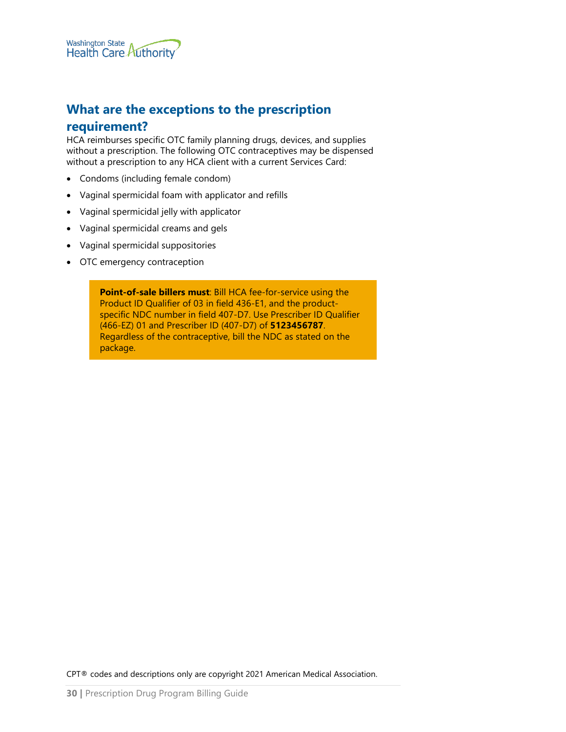## What are the exceptions to the prescription requirement?

HCA reimburses specific OTC family planning drugs, devices, and supplies without a prescription. The following OTC contraceptives may be dispensed without a prescription to any HCA client with a current Services Card:

- Condoms (including female condom)
- Vaginal spermicidal foam with applicator and refills
- Vaginal spermicidal jelly with applicator
- Vaginal spermicidal creams and gels
- Vaginal spermicidal suppositories
- OTC emergency contraception

> **Point-of-sale billers must**: Bill HCA fee-for-service using the Product ID Qualifier of 03 in field 436-E1, and the product-specific NDC number in field 407-D7. Use Prescriber ID Qualifier (466-EZ) 01 and Prescriber ID (407-D7) of **5123456787**. Regardless of the contraceptive, bill the NDC as stated on the package.

CPT® codes and descriptions only are copyright 2021 American Medical Association.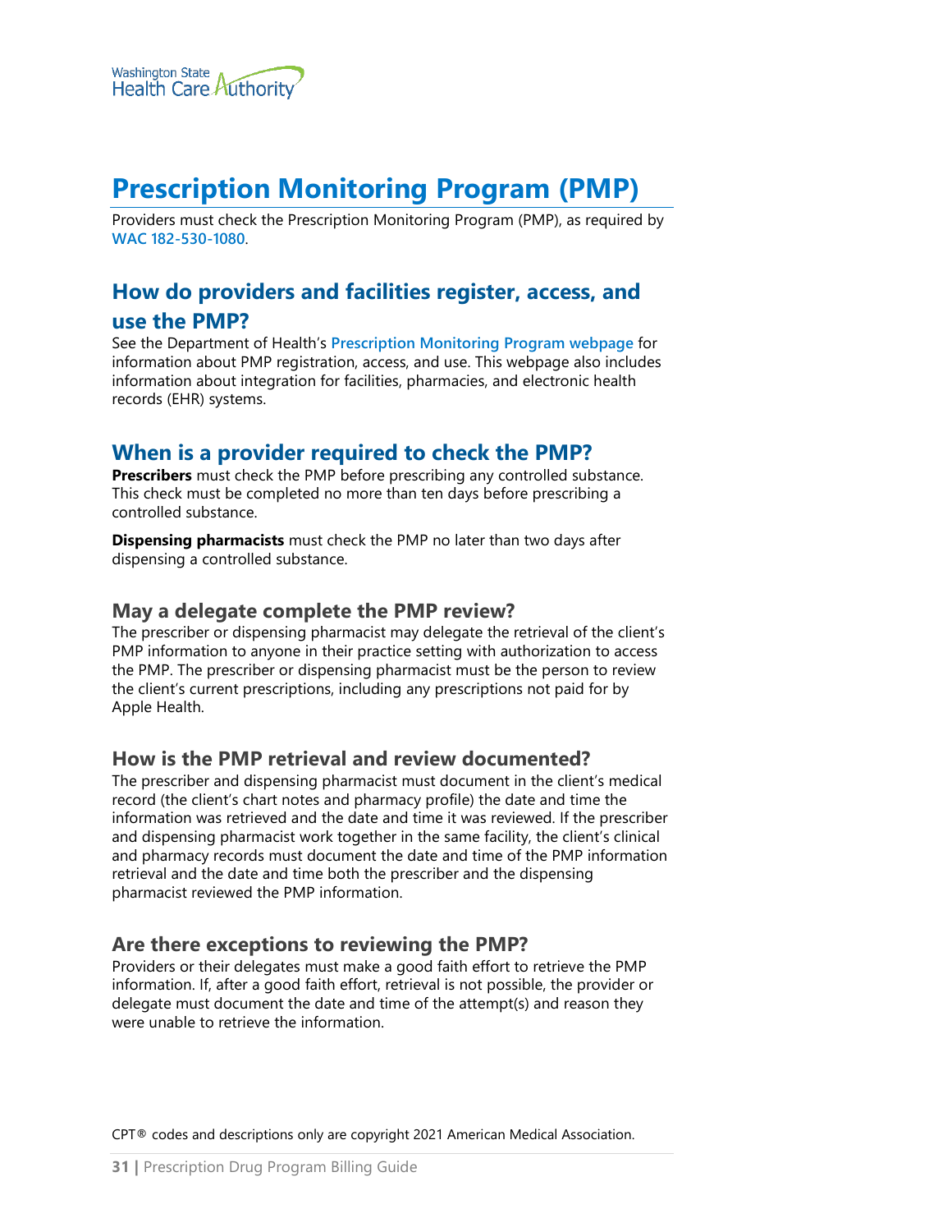# Prescription Monitoring Program (PMP)

Providers must check the Prescription Monitoring Program (PMP), as required by WAC 182-530-1080.

## How do providers and facilities register, access, and use the PMP?

See the Department of Health's Prescription Monitoring Program webpage for information about PMP registration, access, and use. This webpage also includes information about integration for facilities, pharmacies, and electronic health records (EHR) systems.

## When is a provider required to check the PMP?

**Prescribers** must check the PMP before prescribing any controlled substance. This check must be completed no more than ten days before prescribing a controlled substance.

**Dispensing pharmacists** must check the PMP no later than two days after dispensing a controlled substance.

### May a delegate complete the PMP review?

The prescriber or dispensing pharmacist may delegate the retrieval of the client's PMP information to anyone in their practice setting with authorization to access the PMP. The prescriber or dispensing pharmacist must be the person to review the client's current prescriptions, including any prescriptions not paid for by Apple Health.

### How is the PMP retrieval and review documented?

The prescriber and dispensing pharmacist must document in the client's medical record (the client's chart notes and pharmacy profile) the date and time the information was retrieved and the date and time it was reviewed. If the prescriber and dispensing pharmacist work together in the same facility, the client's clinical and pharmacy records must document the date and time of the PMP information retrieval and the date and time both the prescriber and the dispensing pharmacist reviewed the PMP information.

### Are there exceptions to reviewing the PMP?

Providers or their delegates must make a good faith effort to retrieve the PMP information. If, after a good faith effort, retrieval is not possible, the provider or delegate must document the date and time of the attempt(s) and reason they were unable to retrieve the information.

CPT® codes and descriptions only are copyright 2021 American Medical Association.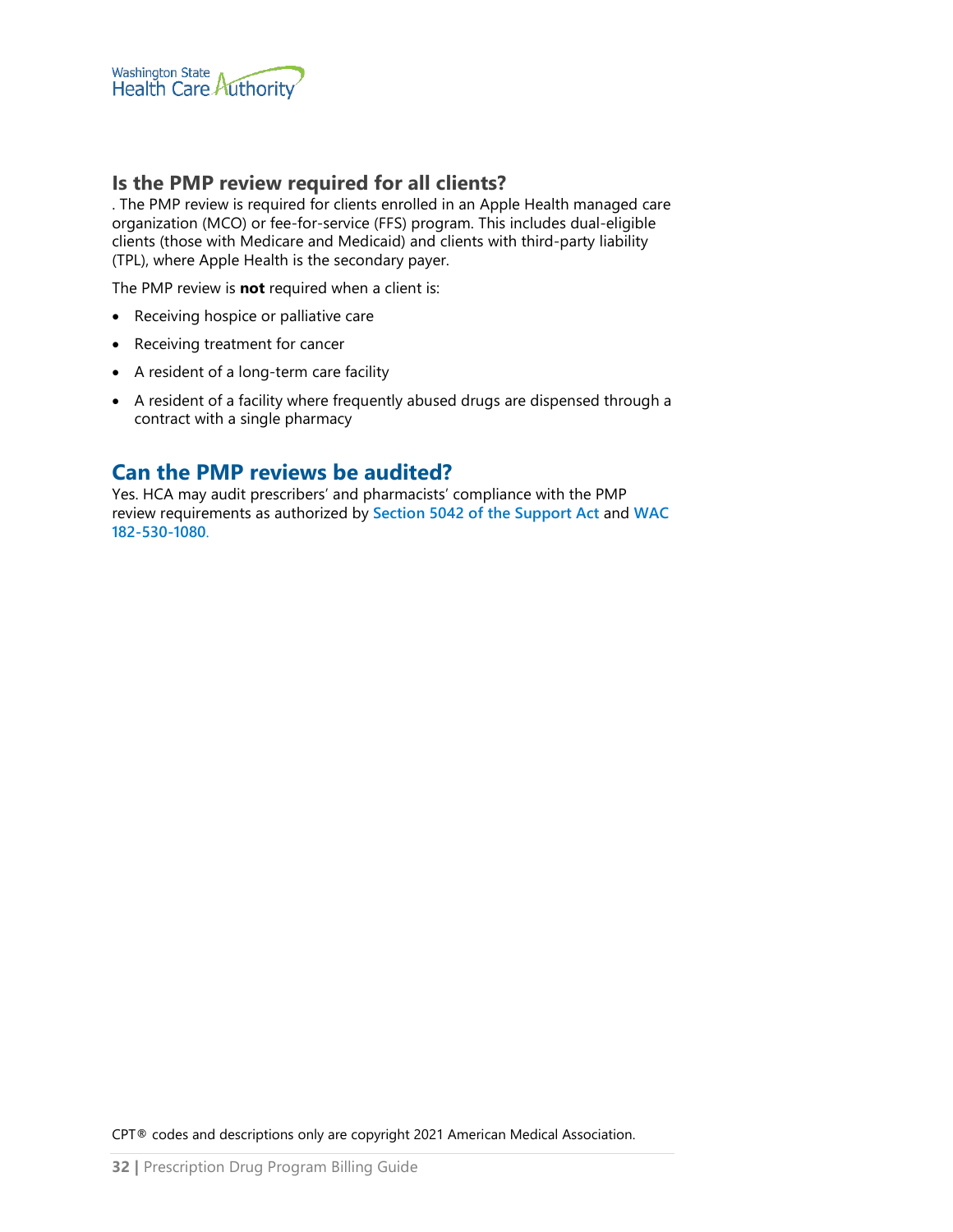## Is the PMP review required for all clients?

. The PMP review is required for clients enrolled in an Apple Health managed care organization (MCO) or fee-for-service (FFS) program. This includes dual-eligible clients (those with Medicare and Medicaid) and clients with third-party liability (TPL), where Apple Health is the secondary payer.

The PMP review is **not** required when a client is:

- Receiving hospice or palliative care
- Receiving treatment for cancer
- A resident of a long-term care facility
- A resident of a facility where frequently abused drugs are dispensed through a contract with a single pharmacy

## Can the PMP reviews be audited?

Yes. HCA may audit prescribers' and pharmacists' compliance with the PMP review requirements as authorized by **Section 5042 of the Support Act** and **WAC 182-530-1080**.

CPT® codes and descriptions only are copyright 2021 American Medical Association.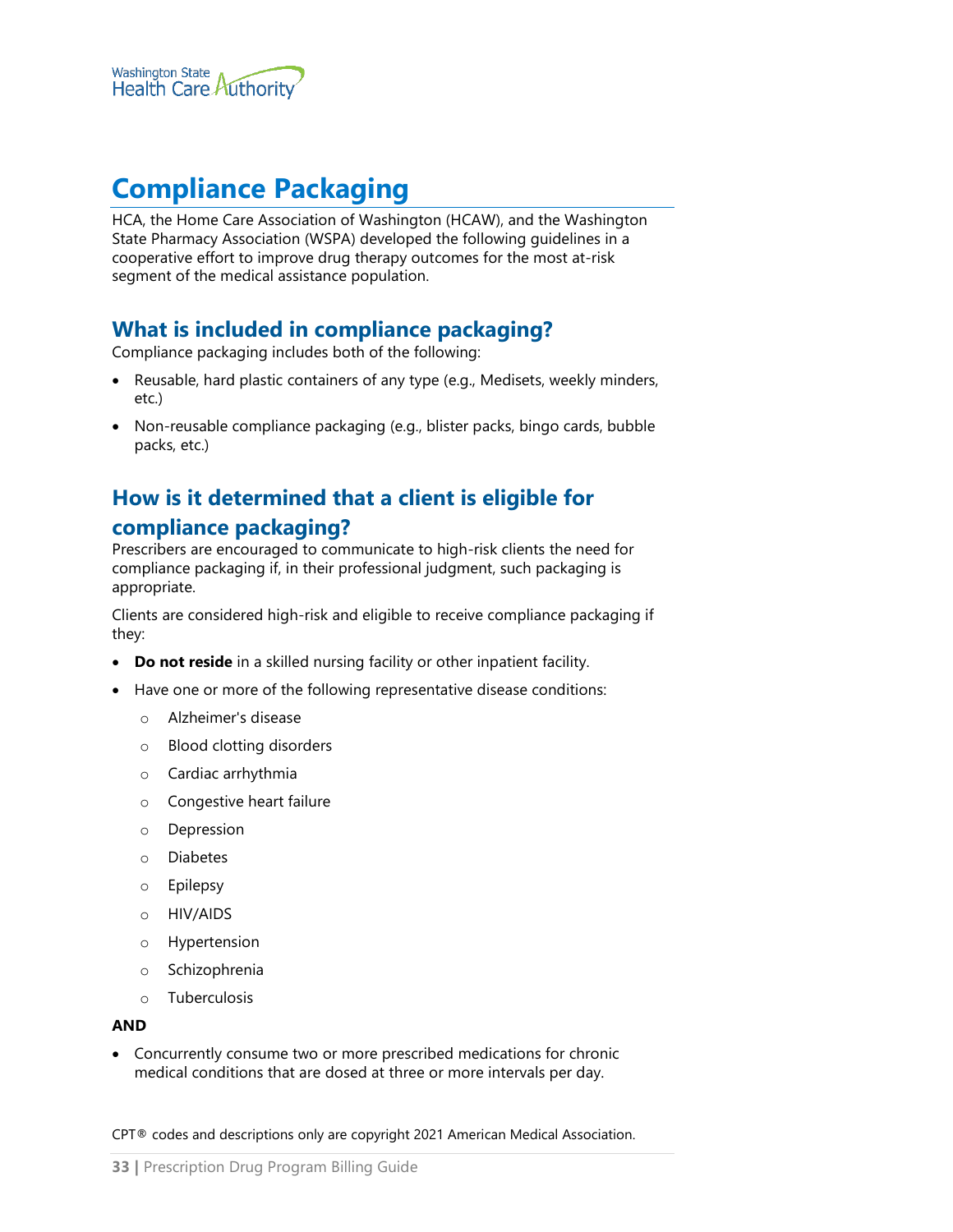# Compliance Packaging

HCA, the Home Care Association of Washington (HCAW), and the Washington State Pharmacy Association (WSPA) developed the following guidelines in a cooperative effort to improve drug therapy outcomes for the most at-risk segment of the medical assistance population.

## What is included in compliance packaging?

Compliance packaging includes both of the following:

- Reusable, hard plastic containers of any type (e.g., Medisets, weekly minders, etc.)
- Non-reusable compliance packaging (e.g., blister packs, bingo cards, bubble packs, etc.)

## How is it determined that a client is eligible for compliance packaging?

Prescribers are encouraged to communicate to high-risk clients the need for compliance packaging if, in their professional judgment, such packaging is appropriate.

Clients are considered high-risk and eligible to receive compliance packaging if they:

- **Do not reside** in a skilled nursing facility or other inpatient facility.
- Have one or more of the following representative disease conditions:
  - Alzheimer's disease
  - Blood clotting disorders
  - Cardiac arrhythmia
  - Congestive heart failure
  - Depression
  - Diabetes
  - Epilepsy
  - HIV/AIDS
  - Hypertension
  - Schizophrenia
  - Tuberculosis

**AND**

- Concurrently consume two or more prescribed medications for chronic medical conditions that are dosed at three or more intervals per day.

CPT® codes and descriptions only are copyright 2021 American Medical Association.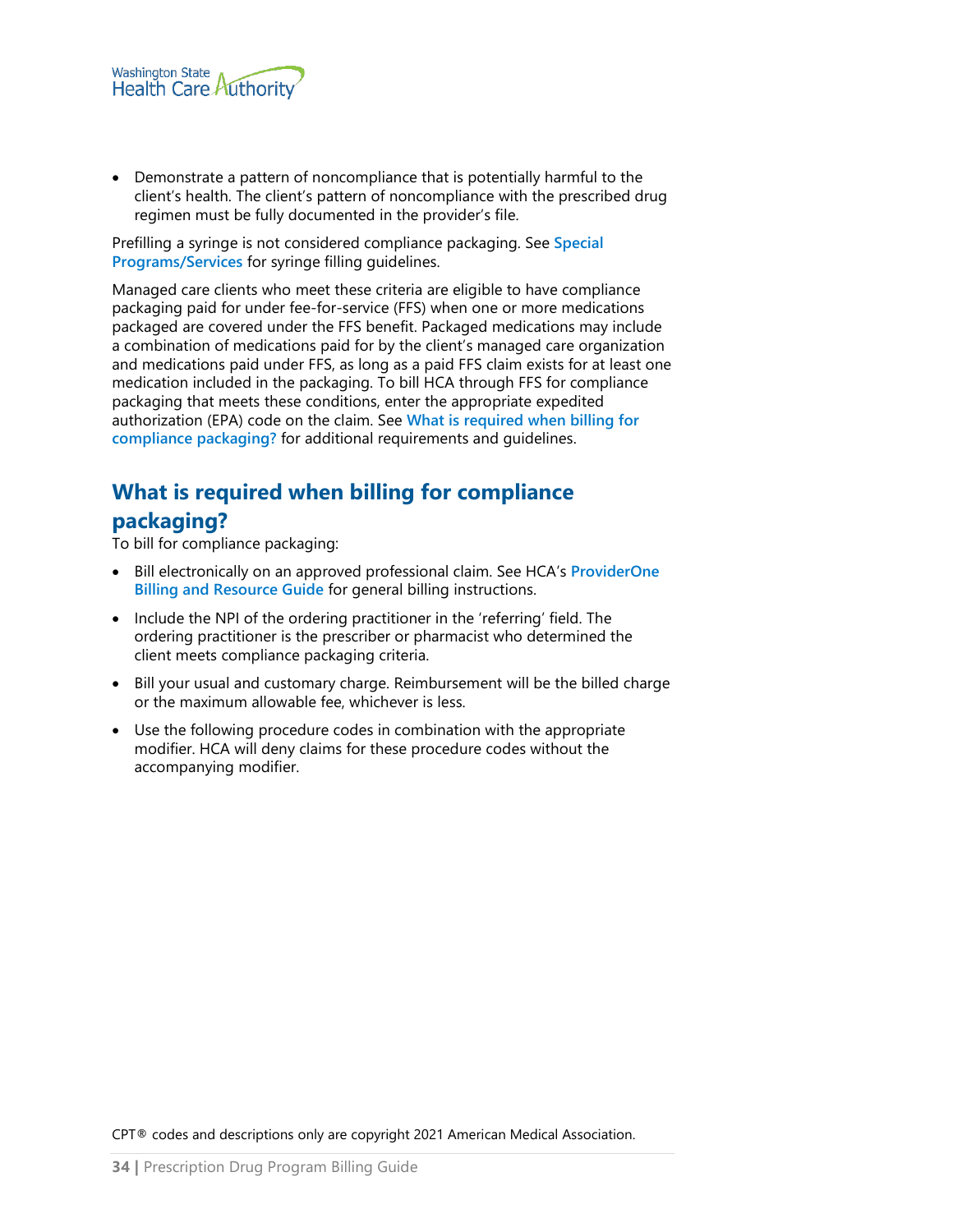- Demonstrate a pattern of noncompliance that is potentially harmful to the client's health. The client's pattern of noncompliance with the prescribed drug regimen must be fully documented in the provider's file.

Prefilling a syringe is not considered compliance packaging. See **Special Programs/Services** for syringe filling guidelines.

Managed care clients who meet these criteria are eligible to have compliance packaging paid for under fee-for-service (FFS) when one or more medications packaged are covered under the FFS benefit. Packaged medications may include a combination of medications paid for by the client's managed care organization and medications paid under FFS, as long as a paid FFS claim exists for at least one medication included in the packaging. To bill HCA through FFS for compliance packaging that meets these conditions, enter the appropriate expedited authorization (EPA) code on the claim. See **What is required when billing for compliance packaging?** for additional requirements and guidelines.

## What is required when billing for compliance packaging?

To bill for compliance packaging:

- Bill electronically on an approved professional claim. See HCA's **ProviderOne Billing and Resource Guide** for general billing instructions.
- Include the NPI of the ordering practitioner in the 'referring' field. The ordering practitioner is the prescriber or pharmacist who determined the client meets compliance packaging criteria.
- Bill your usual and customary charge. Reimbursement will be the billed charge or the maximum allowable fee, whichever is less.
- Use the following procedure codes in combination with the appropriate modifier. HCA will deny claims for these procedure codes without the accompanying modifier.

CPT® codes and descriptions only are copyright 2021 American Medical Association.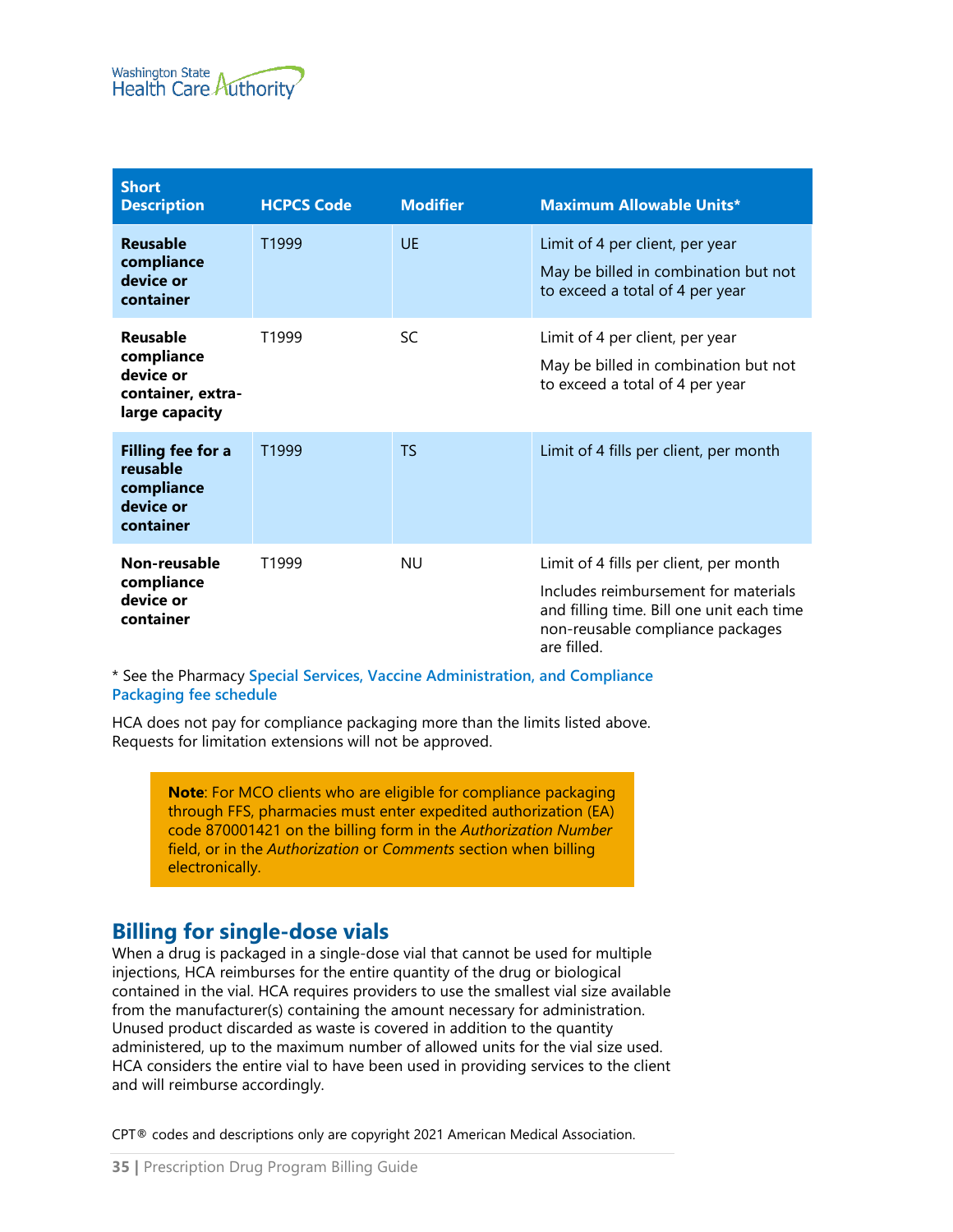| Short Description | HCPCS Code | Modifier | Maximum Allowable Units* |
|---|---|---|---|
| **Reusable compliance device or container** | T1999 | UE | Limit of 4 per client, per year<br>May be billed in combination but not to exceed a total of 4 per year |
| **Reusable compliance device or container, extra-large capacity** | T1999 | SC | Limit of 4 per client, per year<br>May be billed in combination but not to exceed a total of 4 per year |
| **Filling fee for a reusable compliance device or container** | T1999 | TS | Limit of 4 fills per client, per month |
| **Non-reusable compliance device or container** | T1999 | NU | Limit of 4 fills per client, per month<br>Includes reimbursement for materials and filling time. Bill one unit each time non-reusable compliance packages are filled. |

* See the Pharmacy **Special Services, Vaccine Administration, and Compliance Packaging fee schedule**

HCA does not pay for compliance packaging more than the limits listed above. Requests for limitation extensions will not be approved.

> **Note**: For MCO clients who are eligible for compliance packaging through FFS, pharmacies must enter expedited authorization (EA) code 870001421 on the billing form in the *Authorization Number* field, or in the *Authorization* or *Comments* section when billing electronically.

## Billing for single-dose vials

When a drug is packaged in a single-dose vial that cannot be used for multiple injections, HCA reimburses for the entire quantity of the drug or biological contained in the vial. HCA requires providers to use the smallest vial size available from the manufacturer(s) containing the amount necessary for administration. Unused product discarded as waste is covered in addition to the quantity administered, up to the maximum number of allowed units for the vial size used. HCA considers the entire vial to have been used in providing services to the client and will reimburse accordingly.

CPT® codes and descriptions only are copyright 2021 American Medical Association.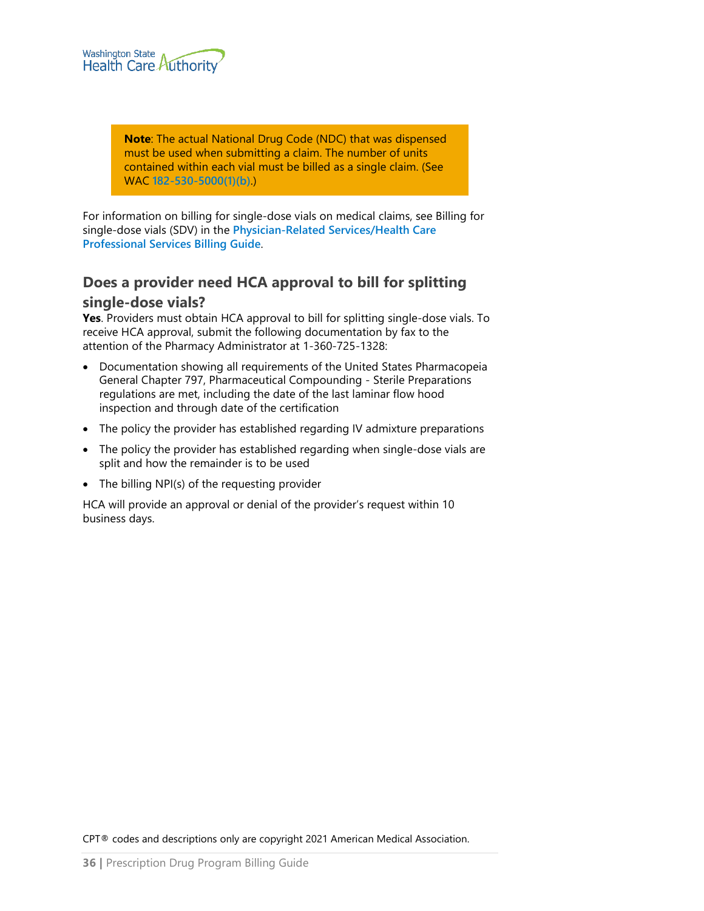> **Note**: The actual National Drug Code (NDC) that was dispensed must be used when submitting a claim. The number of units contained within each vial must be billed as a single claim. (See WAC 182-530-5000(1)(b).)

For information on billing for single-dose vials on medical claims, see Billing for single-dose vials (SDV) in the **Physician-Related Services/Health Care Professional Services Billing Guide**.

## Does a provider need HCA approval to bill for splitting single-dose vials?

**Yes**. Providers must obtain HCA approval to bill for splitting single-dose vials. To receive HCA approval, submit the following documentation by fax to the attention of the Pharmacy Administrator at 1-360-725-1328:

- Documentation showing all requirements of the United States Pharmacopeia General Chapter 797, Pharmaceutical Compounding - Sterile Preparations regulations are met, including the date of the last laminar flow hood inspection and through date of the certification
- The policy the provider has established regarding IV admixture preparations
- The policy the provider has established regarding when single-dose vials are split and how the remainder is to be used
- The billing NPI(s) of the requesting provider

HCA will provide an approval or denial of the provider's request within 10 business days.

CPT® codes and descriptions only are copyright 2021 American Medical Association.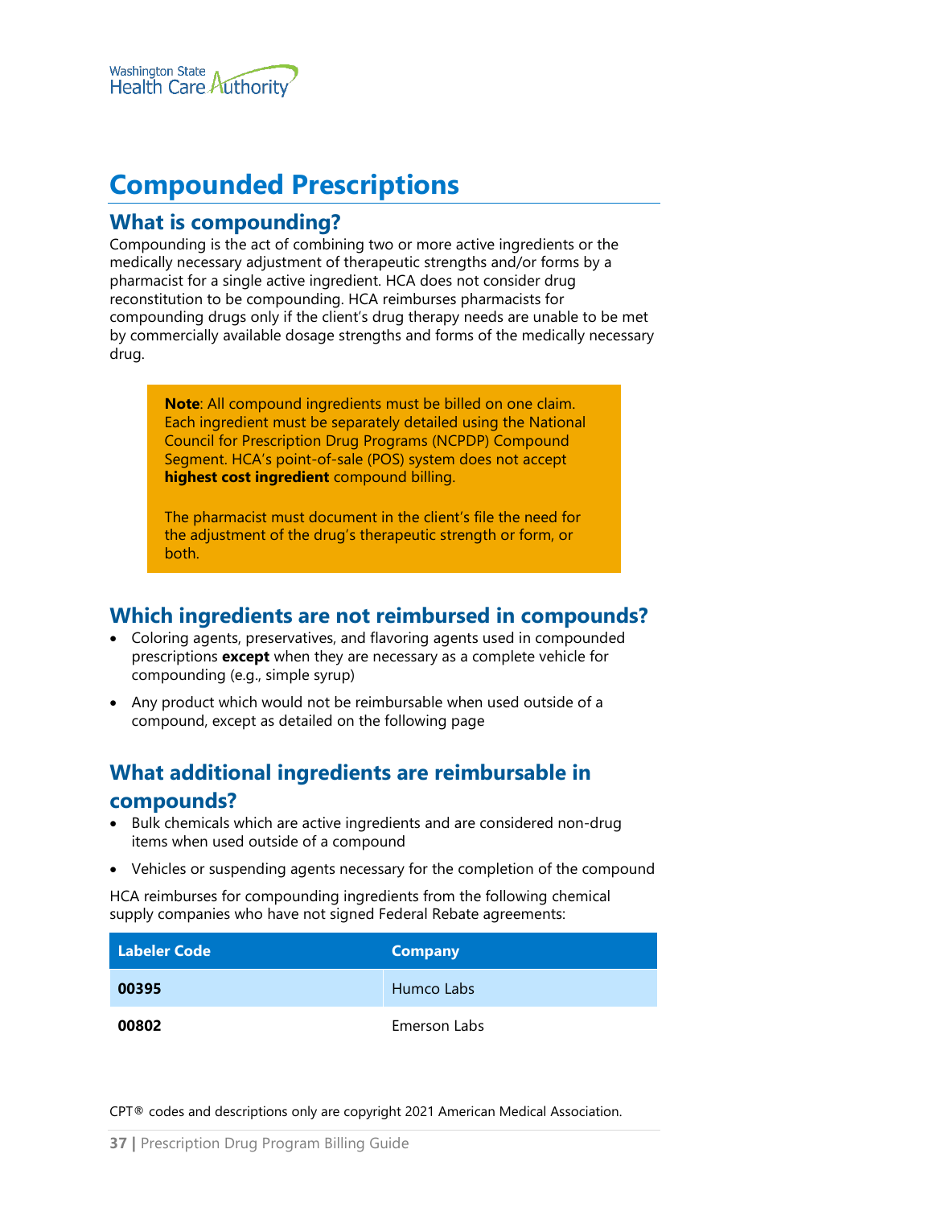# Compounded Prescriptions

## What is compounding?

Compounding is the act of combining two or more active ingredients or the medically necessary adjustment of therapeutic strengths and/or forms by a pharmacist for a single active ingredient. HCA does not consider drug reconstitution to be compounding. HCA reimburses pharmacists for compounding drugs only if the client's drug therapy needs are unable to be met by commercially available dosage strengths and forms of the medically necessary drug.

> **Note**: All compound ingredients must be billed on one claim. Each ingredient must be separately detailed using the National Council for Prescription Drug Programs (NCPDP) Compound Segment. HCA's point-of-sale (POS) system does not accept **highest cost ingredient** compound billing.
>
> The pharmacist must document in the client's file the need for the adjustment of the drug's therapeutic strength or form, or both.

## Which ingredients are not reimbursed in compounds?

- Coloring agents, preservatives, and flavoring agents used in compounded prescriptions **except** when they are necessary as a complete vehicle for compounding (e.g., simple syrup)
- Any product which would not be reimbursable when used outside of a compound, except as detailed on the following page

## What additional ingredients are reimbursable in compounds?

- Bulk chemicals which are active ingredients and are considered non-drug items when used outside of a compound
- Vehicles or suspending agents necessary for the completion of the compound

HCA reimburses for compounding ingredients from the following chemical supply companies who have not signed Federal Rebate agreements:

| Labeler Code | Company |
|---|---|
| **00395** | Humco Labs |
| **00802** | Emerson Labs |

CPT® codes and descriptions only are copyright 2021 American Medical Association.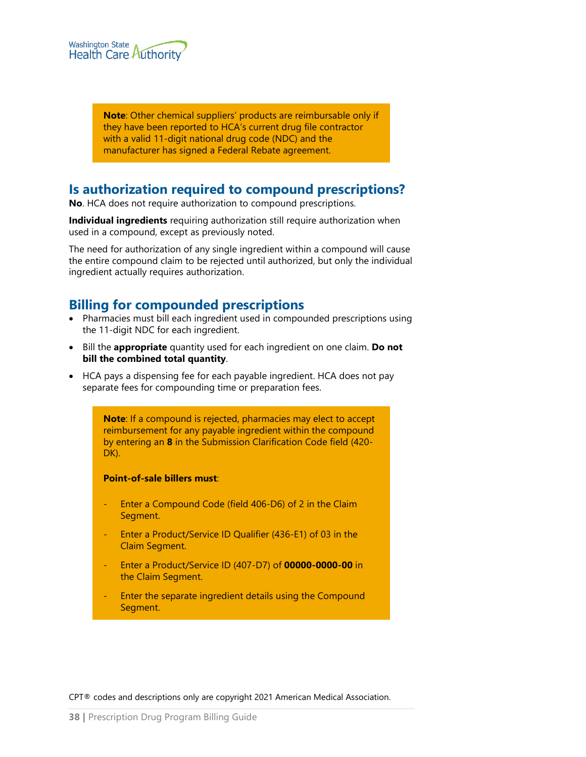> **Note**: Other chemical suppliers' products are reimbursable only if they have been reported to HCA's current drug file contractor with a valid 11-digit national drug code (NDC) and the manufacturer has signed a Federal Rebate agreement.

## Is authorization required to compound prescriptions?

**No**. HCA does not require authorization to compound prescriptions.

**Individual ingredients** requiring authorization still require authorization when used in a compound, except as previously noted.

The need for authorization of any single ingredient within a compound will cause the entire compound claim to be rejected until authorized, but only the individual ingredient actually requires authorization.

## Billing for compounded prescriptions

- Pharmacies must bill each ingredient used in compounded prescriptions using the 11-digit NDC for each ingredient.
- Bill the **appropriate** quantity used for each ingredient on one claim. **Do not bill the combined total quantity**.
- HCA pays a dispensing fee for each payable ingredient. HCA does not pay separate fees for compounding time or preparation fees.

> **Note**: If a compound is rejected, pharmacies may elect to accept reimbursement for any payable ingredient within the compound by entering an **8** in the Submission Clarification Code field (420-DK).
>
> **Point-of-sale billers must**:
>
> - Enter a Compound Code (field 406-D6) of 2 in the Claim Segment.
> - Enter a Product/Service ID Qualifier (436-E1) of 03 in the Claim Segment.
> - Enter a Product/Service ID (407-D7) of **00000-0000-00** in the Claim Segment.
> - Enter the separate ingredient details using the Compound Segment.

CPT® codes and descriptions only are copyright 2021 American Medical Association.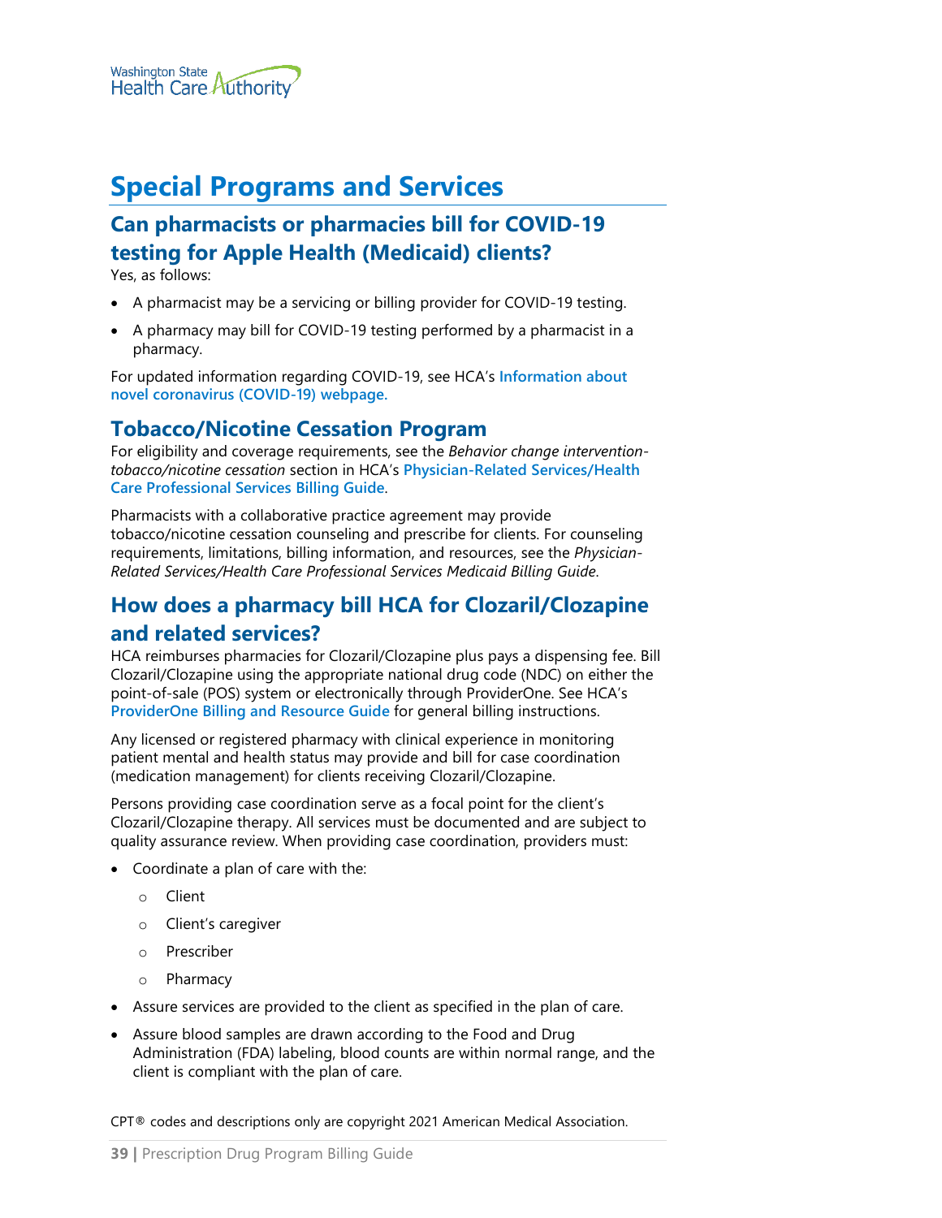# Special Programs and Services

## Can pharmacists or pharmacies bill for COVID-19 testing for Apple Health (Medicaid) clients?

Yes, as follows:

- A pharmacist may be a servicing or billing provider for COVID-19 testing.
- A pharmacy may bill for COVID-19 testing performed by a pharmacist in a pharmacy.

For updated information regarding COVID-19, see HCA's **Information about novel coronavirus (COVID-19) webpage.**

## Tobacco/Nicotine Cessation Program

For eligibility and coverage requirements, see the *Behavior change intervention-tobacco/nicotine cessation* section in HCA's **Physician-Related Services/Health Care Professional Services Billing Guide**.

Pharmacists with a collaborative practice agreement may provide tobacco/nicotine cessation counseling and prescribe for clients. For counseling requirements, limitations, billing information, and resources, see the *Physician-Related Services/Health Care Professional Services Medicaid Billing Guide*.

## How does a pharmacy bill HCA for Clozaril/Clozapine and related services?

HCA reimburses pharmacies for Clozaril/Clozapine plus pays a dispensing fee. Bill Clozaril/Clozapine using the appropriate national drug code (NDC) on either the point-of-sale (POS) system or electronically through ProviderOne. See HCA's **ProviderOne Billing and Resource Guide** for general billing instructions.

Any licensed or registered pharmacy with clinical experience in monitoring patient mental and health status may provide and bill for case coordination (medication management) for clients receiving Clozaril/Clozapine.

Persons providing case coordination serve as a focal point for the client's Clozaril/Clozapine therapy. All services must be documented and are subject to quality assurance review. When providing case coordination, providers must:

- Coordinate a plan of care with the:
  - Client
  - Client's caregiver
  - Prescriber
  - Pharmacy
- Assure services are provided to the client as specified in the plan of care.
- Assure blood samples are drawn according to the Food and Drug Administration (FDA) labeling, blood counts are within normal range, and the client is compliant with the plan of care.

CPT® codes and descriptions only are copyright 2021 American Medical Association.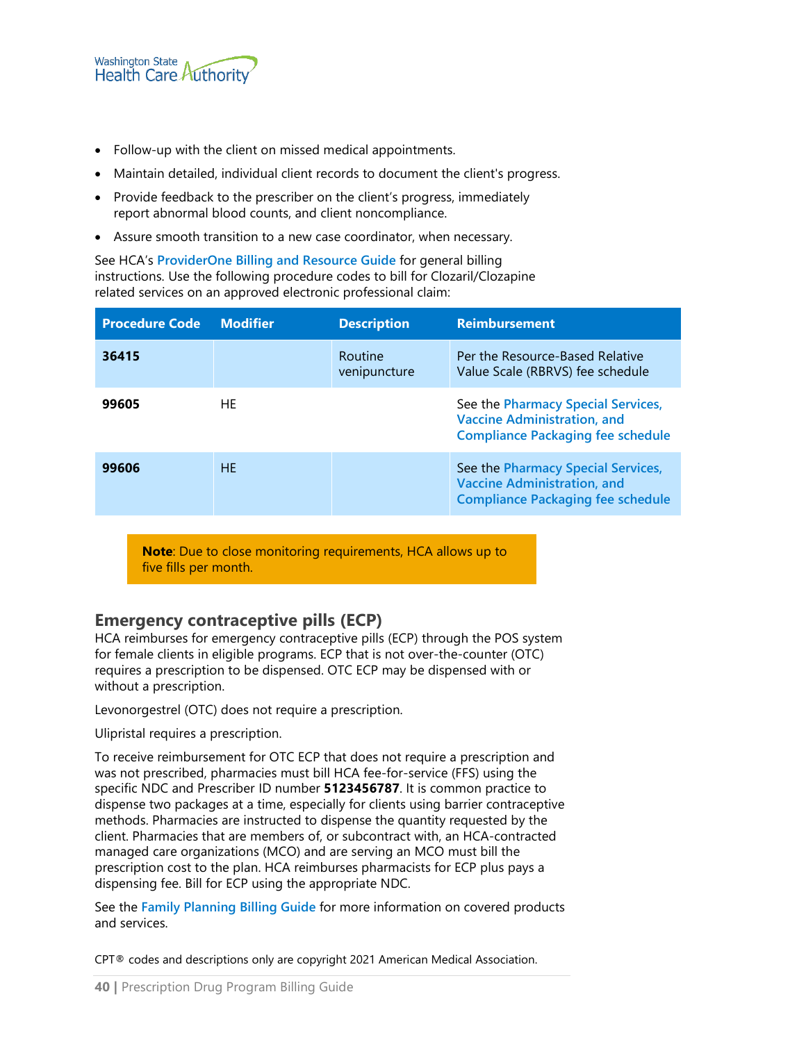- Follow-up with the client on missed medical appointments.
- Maintain detailed, individual client records to document the client's progress.
- Provide feedback to the prescriber on the client's progress, immediately report abnormal blood counts, and client noncompliance.
- Assure smooth transition to a new case coordinator, when necessary.

See HCA's ProviderOne Billing and Resource Guide for general billing instructions. Use the following procedure codes to bill for Clozaril/Clozapine related services on an approved electronic professional claim:

| Procedure Code | Modifier | Description | Reimbursement |
|---|---|---|---|
| **36415** | | Routine venipuncture | Per the Resource-Based Relative Value Scale (RBRVS) fee schedule |
| **99605** | HE | | See the Pharmacy Special Services, Vaccine Administration, and Compliance Packaging fee schedule |
| **99606** | HE | | See the Pharmacy Special Services, Vaccine Administration, and Compliance Packaging fee schedule |

**Note**: Due to close monitoring requirements, HCA allows up to five fills per month.

## Emergency contraceptive pills (ECP)

HCA reimburses for emergency contraceptive pills (ECP) through the POS system for female clients in eligible programs. ECP that is not over-the-counter (OTC) requires a prescription to be dispensed. OTC ECP may be dispensed with or without a prescription.

Levonorgestrel (OTC) does not require a prescription.

Ulipristal requires a prescription.

To receive reimbursement for OTC ECP that does not require a prescription and was not prescribed, pharmacies must bill HCA fee-for-service (FFS) using the specific NDC and Prescriber ID number **5123456787**. It is common practice to dispense two packages at a time, especially for clients using barrier contraceptive methods. Pharmacies are instructed to dispense the quantity requested by the client. Pharmacies that are members of, or subcontract with, an HCA-contracted managed care organizations (MCO) and are serving an MCO must bill the prescription cost to the plan. HCA reimburses pharmacists for ECP plus pays a dispensing fee. Bill for ECP using the appropriate NDC.

See the Family Planning Billing Guide for more information on covered products and services.

CPT® codes and descriptions only are copyright 2021 American Medical Association.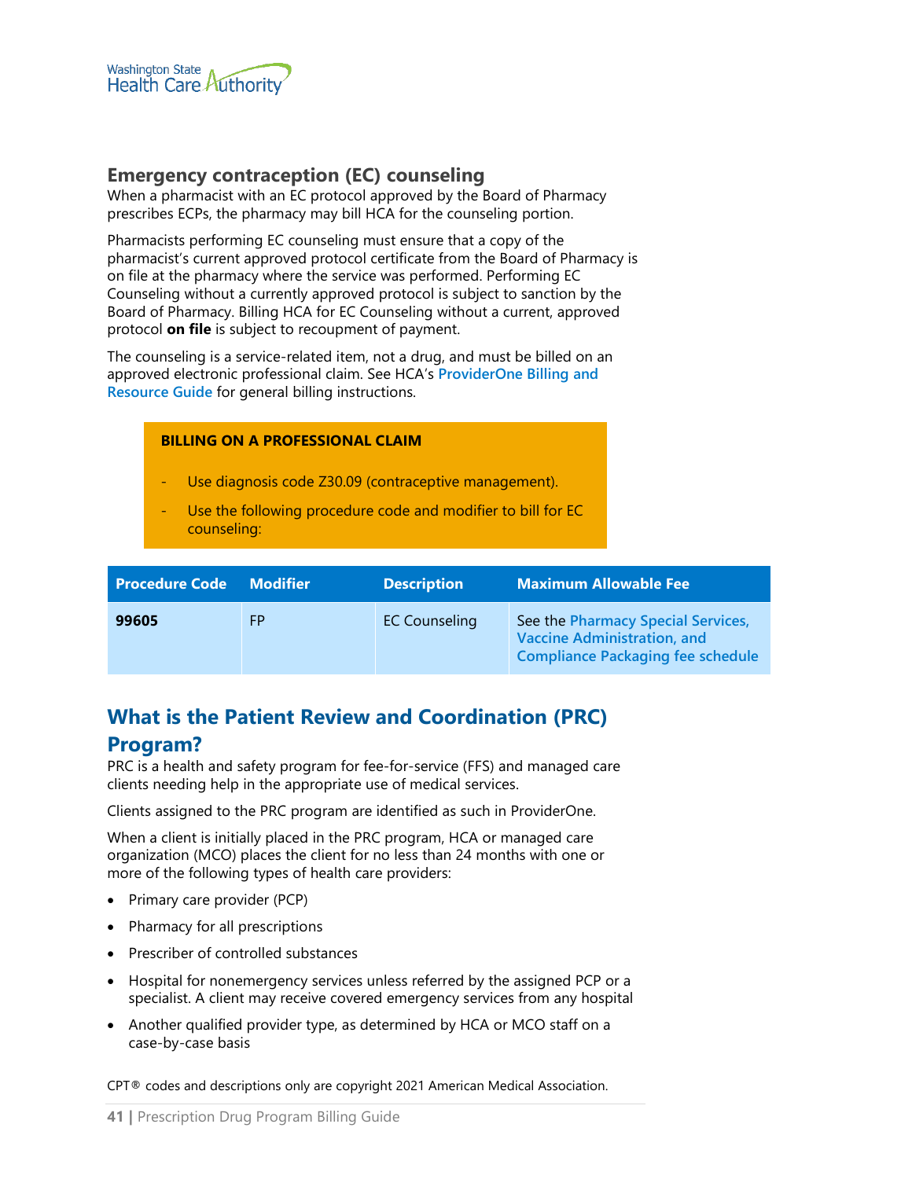### Emergency contraception (EC) counseling

When a pharmacist with an EC protocol approved by the Board of Pharmacy prescribes ECPs, the pharmacy may bill HCA for the counseling portion.

Pharmacists performing EC counseling must ensure that a copy of the pharmacist's current approved protocol certificate from the Board of Pharmacy is on file at the pharmacy where the service was performed. Performing EC Counseling without a currently approved protocol is subject to sanction by the Board of Pharmacy. Billing HCA for EC Counseling without a current, approved protocol **on file** is subject to recoupment of payment.

The counseling is a service-related item, not a drug, and must be billed on an approved electronic professional claim. See HCA's ProviderOne Billing and Resource Guide for general billing instructions.

**BILLING ON A PROFESSIONAL CLAIM**

- Use diagnosis code Z30.09 (contraceptive management).
- Use the following procedure code and modifier to bill for EC counseling:

| Procedure Code | Modifier | Description | Maximum Allowable Fee |
|---|---|---|---|
| **99605** | FP | EC Counseling | See the Pharmacy Special Services, Vaccine Administration, and Compliance Packaging fee schedule |

## What is the Patient Review and Coordination (PRC) Program?

PRC is a health and safety program for fee-for-service (FFS) and managed care clients needing help in the appropriate use of medical services.

Clients assigned to the PRC program are identified as such in ProviderOne.

When a client is initially placed in the PRC program, HCA or managed care organization (MCO) places the client for no less than 24 months with one or more of the following types of health care providers:

- Primary care provider (PCP)
- Pharmacy for all prescriptions
- Prescriber of controlled substances
- Hospital for nonemergency services unless referred by the assigned PCP or a specialist. A client may receive covered emergency services from any hospital
- Another qualified provider type, as determined by HCA or MCO staff on a case-by-case basis

CPT® codes and descriptions only are copyright 2021 American Medical Association.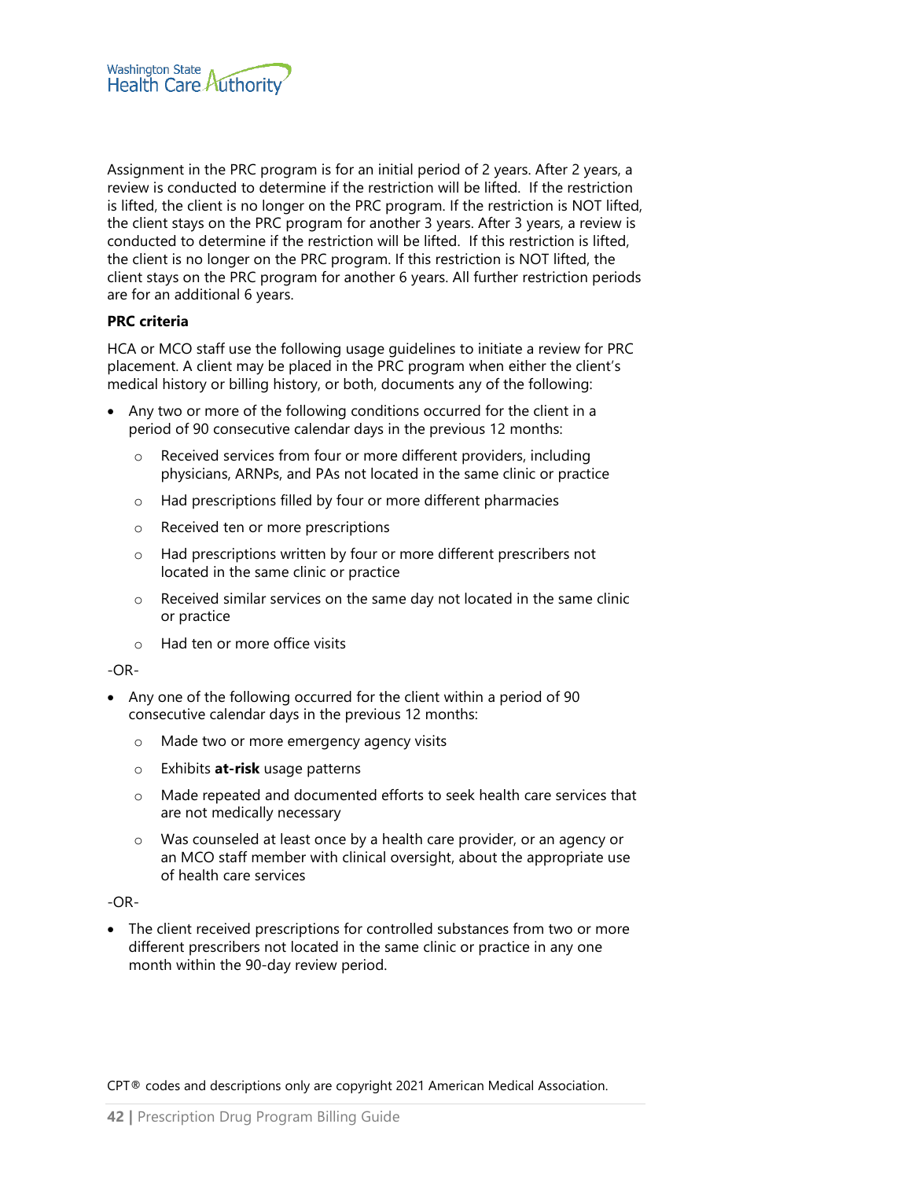Assignment in the PRC program is for an initial period of 2 years. After 2 years, a review is conducted to determine if the restriction will be lifted. If the restriction is lifted, the client is no longer on the PRC program. If the restriction is NOT lifted, the client stays on the PRC program for another 3 years. After 3 years, a review is conducted to determine if the restriction will be lifted. If this restriction is lifted, the client is no longer on the PRC program. If this restriction is NOT lifted, the client stays on the PRC program for another 6 years. All further restriction periods are for an additional 6 years.

**PRC criteria**

HCA or MCO staff use the following usage guidelines to initiate a review for PRC placement. A client may be placed in the PRC program when either the client's medical history or billing history, or both, documents any of the following:

- Any two or more of the following conditions occurred for the client in a period of 90 consecutive calendar days in the previous 12 months:
  - Received services from four or more different providers, including physicians, ARNPs, and PAs not located in the same clinic or practice
  - Had prescriptions filled by four or more different pharmacies
  - Received ten or more prescriptions
  - Had prescriptions written by four or more different prescribers not located in the same clinic or practice
  - Received similar services on the same day not located in the same clinic or practice
  - Had ten or more office visits

-OR-

- Any one of the following occurred for the client within a period of 90 consecutive calendar days in the previous 12 months:
  - Made two or more emergency agency visits
  - Exhibits **at-risk** usage patterns
  - Made repeated and documented efforts to seek health care services that are not medically necessary
  - Was counseled at least once by a health care provider, or an agency or an MCO staff member with clinical oversight, about the appropriate use of health care services

-OR-

- The client received prescriptions for controlled substances from two or more different prescribers not located in the same clinic or practice in any one month within the 90-day review period.

CPT® codes and descriptions only are copyright 2021 American Medical Association.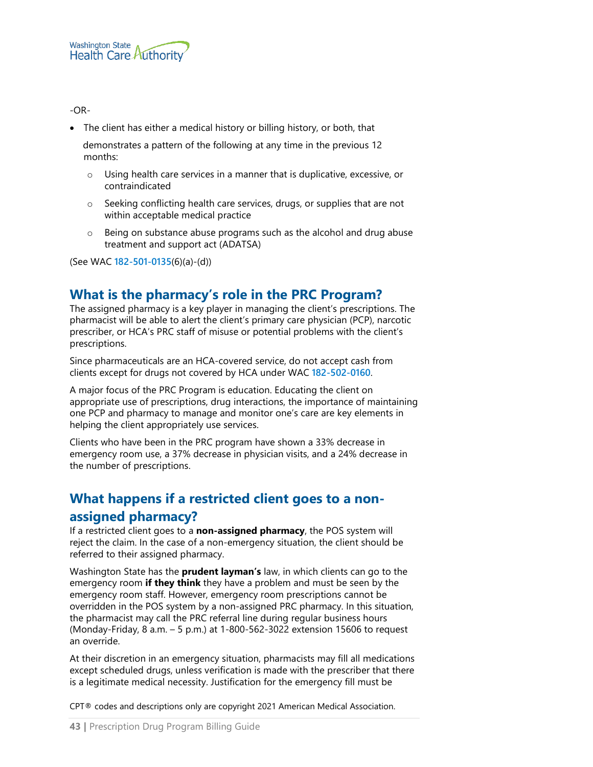-OR-

- The client has either a medical history or billing history, or both, that demonstrates a pattern of the following at any time in the previous 12 months:
  - Using health care services in a manner that is duplicative, excessive, or contraindicated
  - Seeking conflicting health care services, drugs, or supplies that are not within acceptable medical practice
  - Being on substance abuse programs such as the alcohol and drug abuse treatment and support act (ADATSA)

(See WAC 182-501-0135(6)(a)-(d))

## What is the pharmacy's role in the PRC Program?

The assigned pharmacy is a key player in managing the client's prescriptions. The pharmacist will be able to alert the client's primary care physician (PCP), narcotic prescriber, or HCA's PRC staff of misuse or potential problems with the client's prescriptions.

Since pharmaceuticals are an HCA-covered service, do not accept cash from clients except for drugs not covered by HCA under WAC 182-502-0160.

A major focus of the PRC Program is education. Educating the client on appropriate use of prescriptions, drug interactions, the importance of maintaining one PCP and pharmacy to manage and monitor one's care are key elements in helping the client appropriately use services.

Clients who have been in the PRC program have shown a 33% decrease in emergency room use, a 37% decrease in physician visits, and a 24% decrease in the number of prescriptions.

## What happens if a restricted client goes to a non-assigned pharmacy?

If a restricted client goes to a **non-assigned pharmacy**, the POS system will reject the claim. In the case of a non-emergency situation, the client should be referred to their assigned pharmacy.

Washington State has the **prudent layman's** law, in which clients can go to the emergency room **if they think** they have a problem and must be seen by the emergency room staff. However, emergency room prescriptions cannot be overridden in the POS system by a non-assigned PRC pharmacy. In this situation, the pharmacist may call the PRC referral line during regular business hours (Monday-Friday, 8 a.m. – 5 p.m.) at 1-800-562-3022 extension 15606 to request an override.

At their discretion in an emergency situation, pharmacists may fill all medications except scheduled drugs, unless verification is made with the prescriber that there is a legitimate medical necessity. Justification for the emergency fill must be

CPT® codes and descriptions only are copyright 2021 American Medical Association.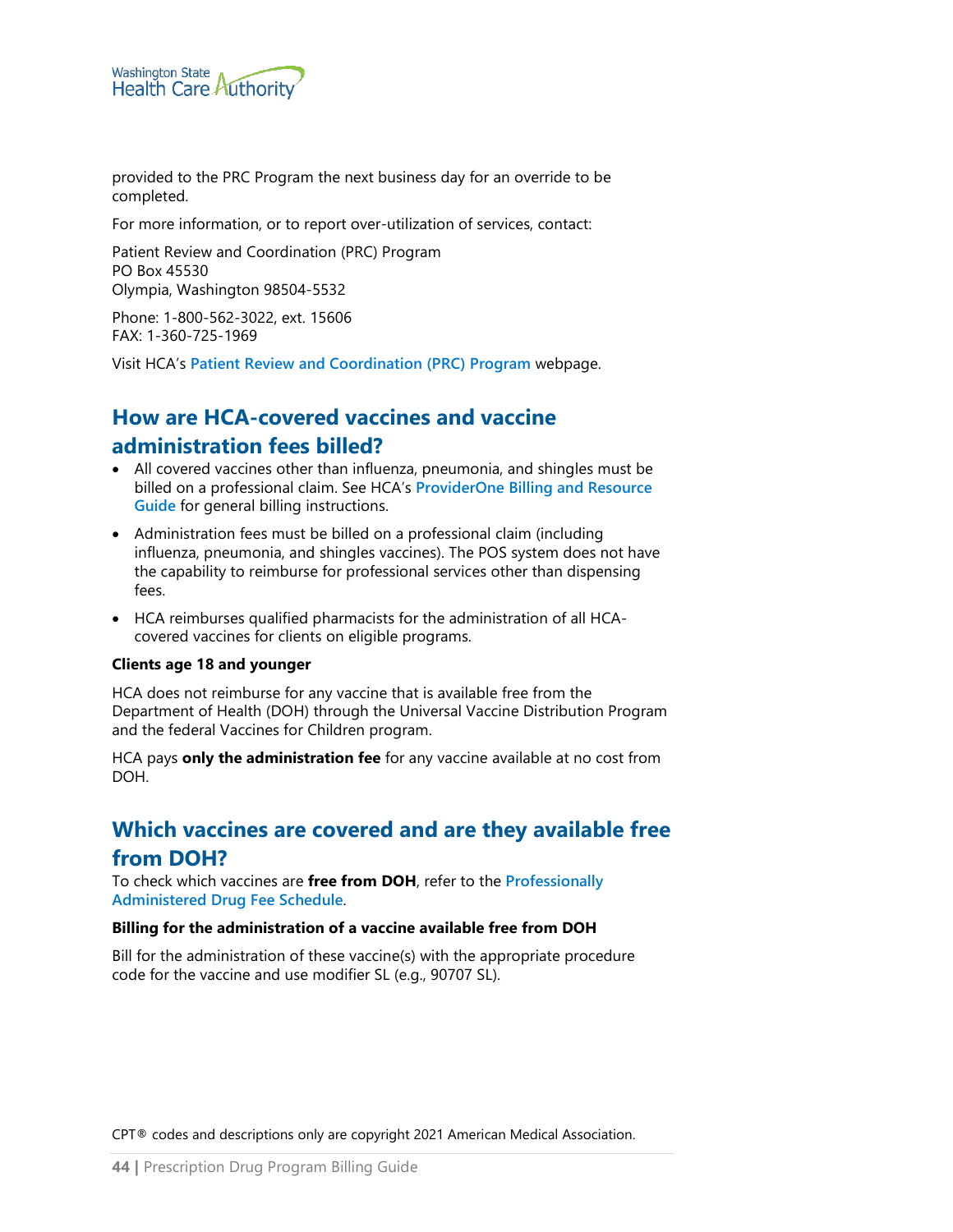provided to the PRC Program the next business day for an override to be completed.

For more information, or to report over-utilization of services, contact:

Patient Review and Coordination (PRC) Program
PO Box 45530
Olympia, Washington 98504-5532

Phone: 1-800-562-3022, ext. 15606
FAX: 1-360-725-1969

Visit HCA's **Patient Review and Coordination (PRC) Program** webpage.

## How are HCA-covered vaccines and vaccine administration fees billed?

- All covered vaccines other than influenza, pneumonia, and shingles must be billed on a professional claim. See HCA's **ProviderOne Billing and Resource Guide** for general billing instructions.
- Administration fees must be billed on a professional claim (including influenza, pneumonia, and shingles vaccines). The POS system does not have the capability to reimburse for professional services other than dispensing fees.
- HCA reimburses qualified pharmacists for the administration of all HCA-covered vaccines for clients on eligible programs.

**Clients age 18 and younger**

HCA does not reimburse for any vaccine that is available free from the Department of Health (DOH) through the Universal Vaccine Distribution Program and the federal Vaccines for Children program.

HCA pays **only the administration fee** for any vaccine available at no cost from DOH.

## Which vaccines are covered and are they available free from DOH?

To check which vaccines are **free from DOH**, refer to the **Professionally Administered Drug Fee Schedule**.

**Billing for the administration of a vaccine available free from DOH**

Bill for the administration of these vaccine(s) with the appropriate procedure code for the vaccine and use modifier SL (e.g., 90707 SL).

CPT® codes and descriptions only are copyright 2021 American Medical Association.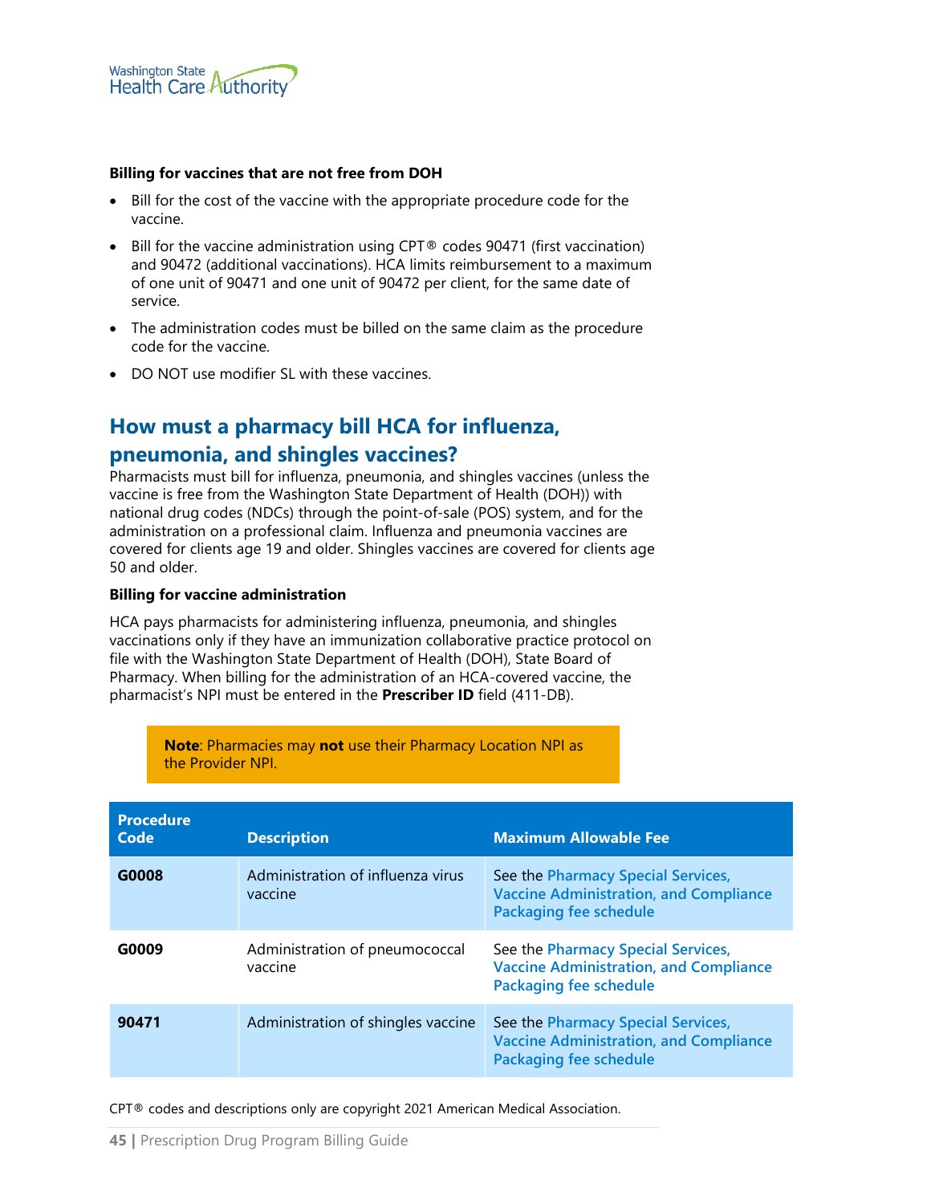**Billing for vaccines that are not free from DOH**

- Bill for the cost of the vaccine with the appropriate procedure code for the vaccine.
- Bill for the vaccine administration using CPT® codes 90471 (first vaccination) and 90472 (additional vaccinations). HCA limits reimbursement to a maximum of one unit of 90471 and one unit of 90472 per client, for the same date of service.
- The administration codes must be billed on the same claim as the procedure code for the vaccine.
- DO NOT use modifier SL with these vaccines.

## How must a pharmacy bill HCA for influenza, pneumonia, and shingles vaccines?

Pharmacists must bill for influenza, pneumonia, and shingles vaccines (unless the vaccine is free from the Washington State Department of Health (DOH)) with national drug codes (NDCs) through the point-of-sale (POS) system, and for the administration on a professional claim. Influenza and pneumonia vaccines are covered for clients age 19 and older. Shingles vaccines are covered for clients age 50 and older.

**Billing for vaccine administration**

HCA pays pharmacists for administering influenza, pneumonia, and shingles vaccinations only if they have an immunization collaborative practice protocol on file with the Washington State Department of Health (DOH), State Board of Pharmacy. When billing for the administration of an HCA-covered vaccine, the pharmacist's NPI must be entered in the **Prescriber ID** field (411-DB).

> **Note**: Pharmacies may **not** use their Pharmacy Location NPI as the Provider NPI.

| Procedure Code | Description | Maximum Allowable Fee |
|---|---|---|
| **G0008** | Administration of influenza virus vaccine | See the Pharmacy Special Services, Vaccine Administration, and Compliance Packaging fee schedule |
| **G0009** | Administration of pneumococcal vaccine | See the Pharmacy Special Services, Vaccine Administration, and Compliance Packaging fee schedule |
| **90471** | Administration of shingles vaccine | See the Pharmacy Special Services, Vaccine Administration, and Compliance Packaging fee schedule |

CPT® codes and descriptions only are copyright 2021 American Medical Association.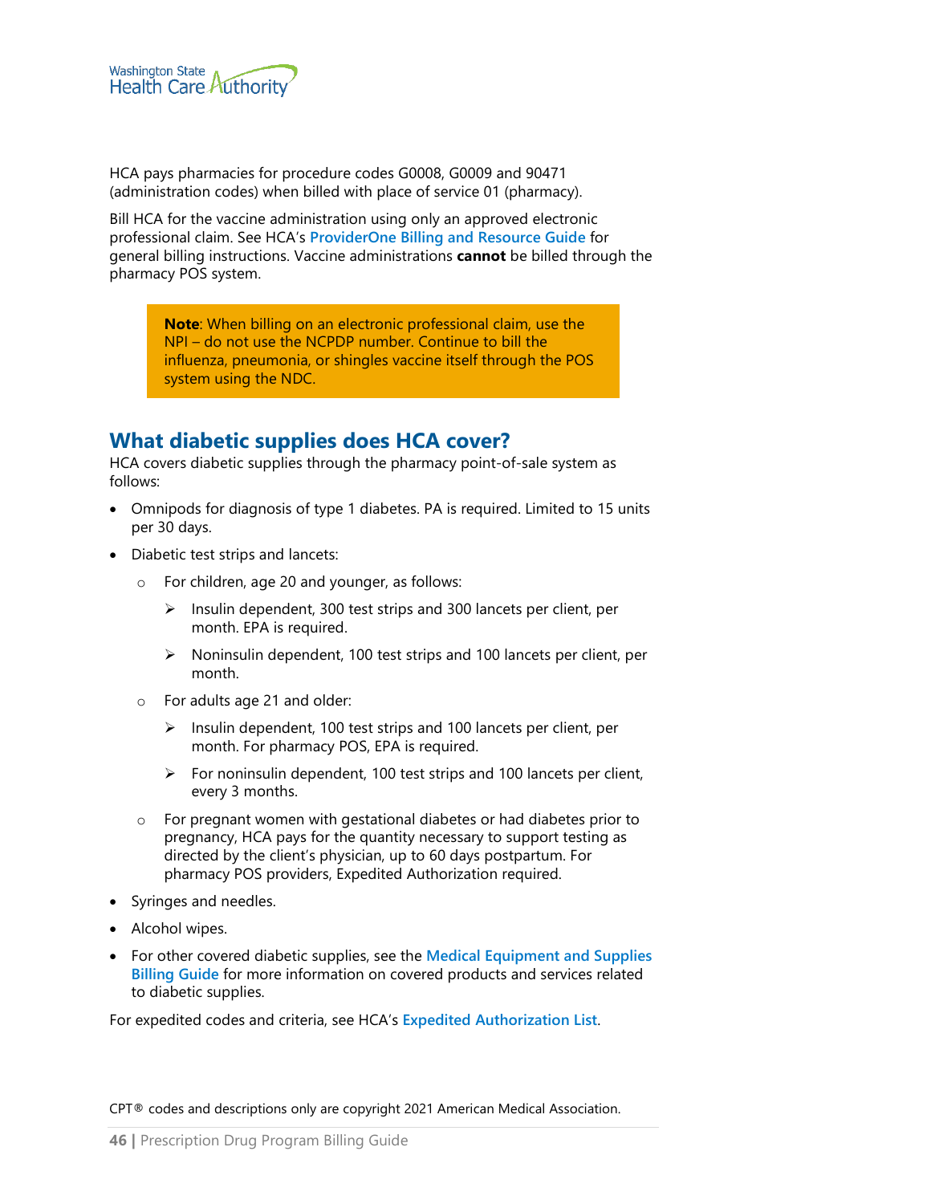HCA pays pharmacies for procedure codes G0008, G0009 and 90471 (administration codes) when billed with place of service 01 (pharmacy).

Bill HCA for the vaccine administration using only an approved electronic professional claim. See HCA's **ProviderOne Billing and Resource Guide** for general billing instructions. Vaccine administrations **cannot** be billed through the pharmacy POS system.

> **Note**: When billing on an electronic professional claim, use the NPI – do not use the NCPDP number. Continue to bill the influenza, pneumonia, or shingles vaccine itself through the POS system using the NDC.

## What diabetic supplies does HCA cover?

HCA covers diabetic supplies through the pharmacy point-of-sale system as follows:

- Omnipods for diagnosis of type 1 diabetes. PA is required. Limited to 15 units per 30 days.
- Diabetic test strips and lancets:
  - For children, age 20 and younger, as follows:
    - Insulin dependent, 300 test strips and 300 lancets per client, per month. EPA is required.
    - Noninsulin dependent, 100 test strips and 100 lancets per client, per month.
  - For adults age 21 and older:
    - Insulin dependent, 100 test strips and 100 lancets per client, per month. For pharmacy POS, EPA is required.
    - For noninsulin dependent, 100 test strips and 100 lancets per client, every 3 months.
  - For pregnant women with gestational diabetes or had diabetes prior to pregnancy, HCA pays for the quantity necessary to support testing as directed by the client's physician, up to 60 days postpartum. For pharmacy POS providers, Expedited Authorization required.
- Syringes and needles.
- Alcohol wipes.
- For other covered diabetic supplies, see the **Medical Equipment and Supplies Billing Guide** for more information on covered products and services related to diabetic supplies.

For expedited codes and criteria, see HCA's **Expedited Authorization List**.

CPT® codes and descriptions only are copyright 2021 American Medical Association.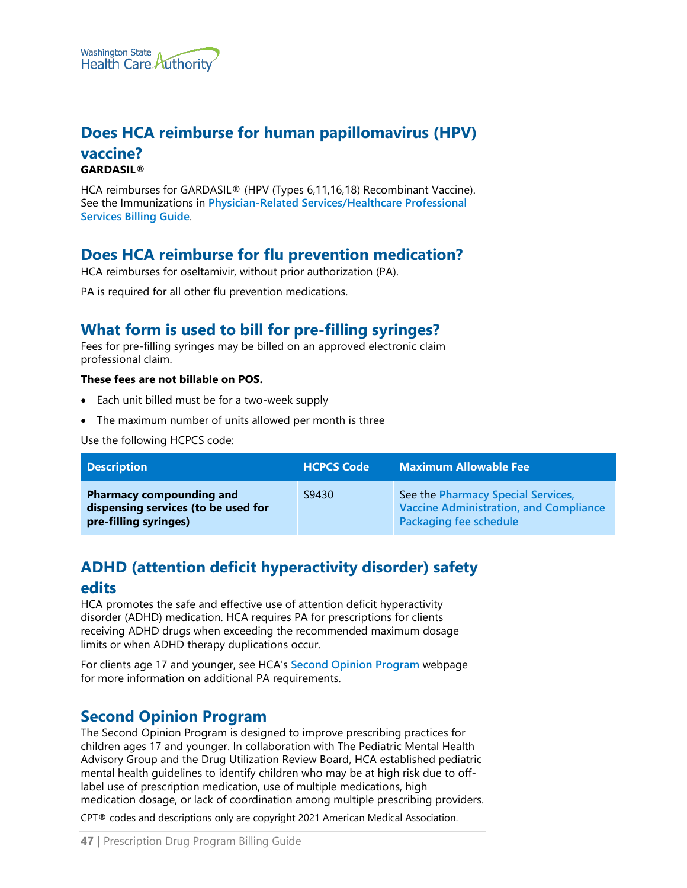## Does HCA reimburse for human papillomavirus (HPV) vaccine?

**GARDASIL®**

HCA reimburses for GARDASIL® (HPV (Types 6,11,16,18) Recombinant Vaccine). See the Immunizations in **Physician-Related Services/Healthcare Professional Services Billing Guide**.

## Does HCA reimburse for flu prevention medication?

HCA reimburses for oseltamivir, without prior authorization (PA).

PA is required for all other flu prevention medications.

## What form is used to bill for pre-filling syringes?

Fees for pre-filling syringes may be billed on an approved electronic claim professional claim.

**These fees are not billable on POS.**

- Each unit billed must be for a two-week supply
- The maximum number of units allowed per month is three

Use the following HCPCS code:

| Description | HCPCS Code | Maximum Allowable Fee |
|---|---|---|
| **Pharmacy compounding and dispensing services (to be used for pre-filling syringes)** | S9430 | See the **Pharmacy Special Services, Vaccine Administration, and Compliance Packaging fee schedule** |

## ADHD (attention deficit hyperactivity disorder) safety edits

HCA promotes the safe and effective use of attention deficit hyperactivity disorder (ADHD) medication. HCA requires PA for prescriptions for clients receiving ADHD drugs when exceeding the recommended maximum dosage limits or when ADHD therapy duplications occur.

For clients age 17 and younger, see HCA's **Second Opinion Program** webpage for more information on additional PA requirements.

## Second Opinion Program

The Second Opinion Program is designed to improve prescribing practices for children ages 17 and younger. In collaboration with The Pediatric Mental Health Advisory Group and the Drug Utilization Review Board, HCA established pediatric mental health guidelines to identify children who may be at high risk due to off-label use of prescription medication, use of multiple medications, high medication dosage, or lack of coordination among multiple prescribing providers.

CPT® codes and descriptions only are copyright 2021 American Medical Association.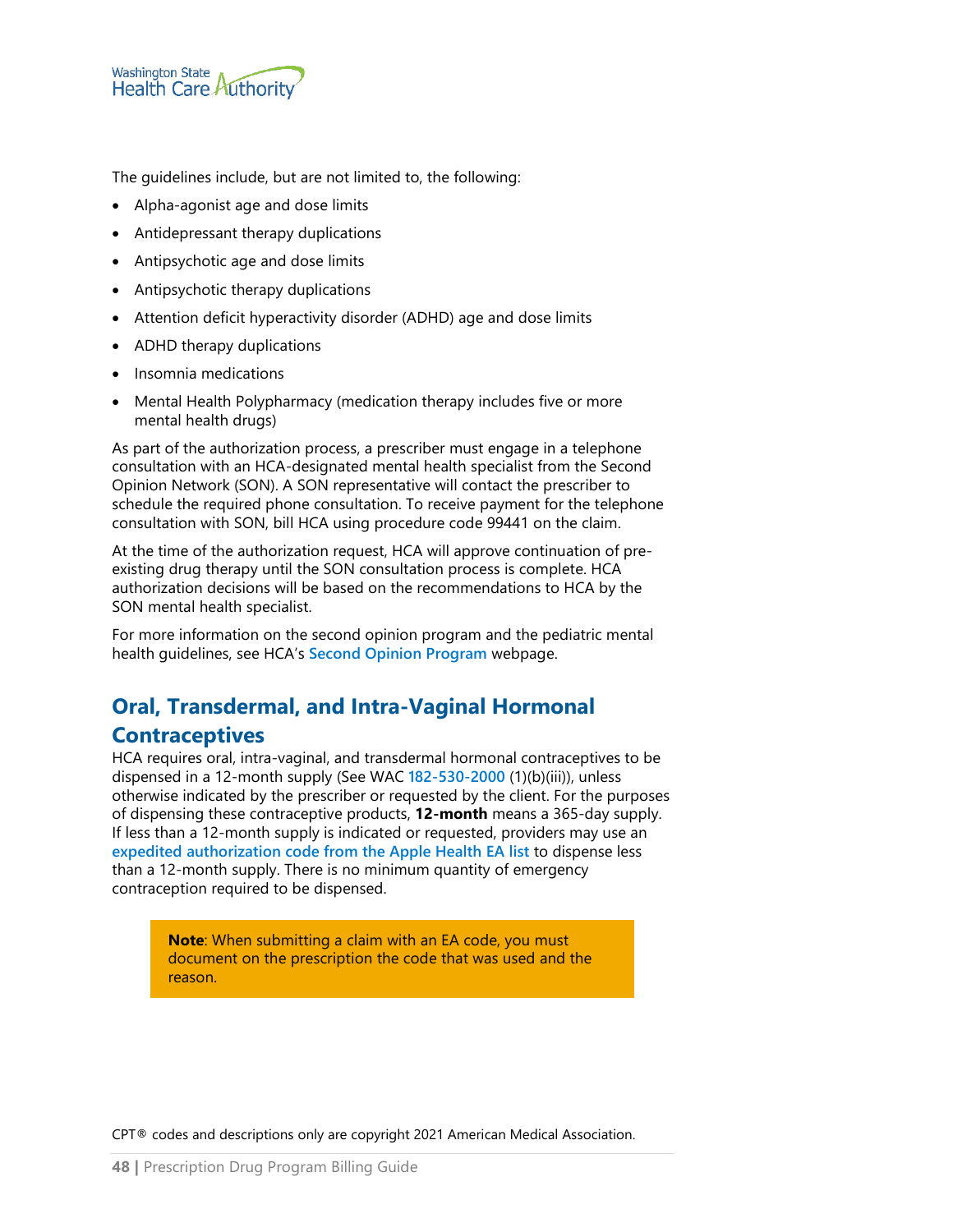The guidelines include, but are not limited to, the following:

- Alpha-agonist age and dose limits
- Antidepressant therapy duplications
- Antipsychotic age and dose limits
- Antipsychotic therapy duplications
- Attention deficit hyperactivity disorder (ADHD) age and dose limits
- ADHD therapy duplications
- Insomnia medications
- Mental Health Polypharmacy (medication therapy includes five or more mental health drugs)

As part of the authorization process, a prescriber must engage in a telephone consultation with an HCA-designated mental health specialist from the Second Opinion Network (SON). A SON representative will contact the prescriber to schedule the required phone consultation. To receive payment for the telephone consultation with SON, bill HCA using procedure code 99441 on the claim.

At the time of the authorization request, HCA will approve continuation of pre-existing drug therapy until the SON consultation process is complete. HCA authorization decisions will be based on the recommendations to HCA by the SON mental health specialist.

For more information on the second opinion program and the pediatric mental health guidelines, see HCA's **Second Opinion Program** webpage.

## Oral, Transdermal, and Intra-Vaginal Hormonal Contraceptives

HCA requires oral, intra-vaginal, and transdermal hormonal contraceptives to be dispensed in a 12-month supply (See WAC 182-530-2000 (1)(b)(iii)), unless otherwise indicated by the prescriber or requested by the client. For the purposes of dispensing these contraceptive products, **12-month** means a 365-day supply. If less than a 12-month supply is indicated or requested, providers may use an **expedited authorization code from the Apple Health EA list** to dispense less than a 12-month supply. There is no minimum quantity of emergency contraception required to be dispensed.

> **Note**: When submitting a claim with an EA code, you must document on the prescription the code that was used and the reason.

CPT® codes and descriptions only are copyright 2021 American Medical Association.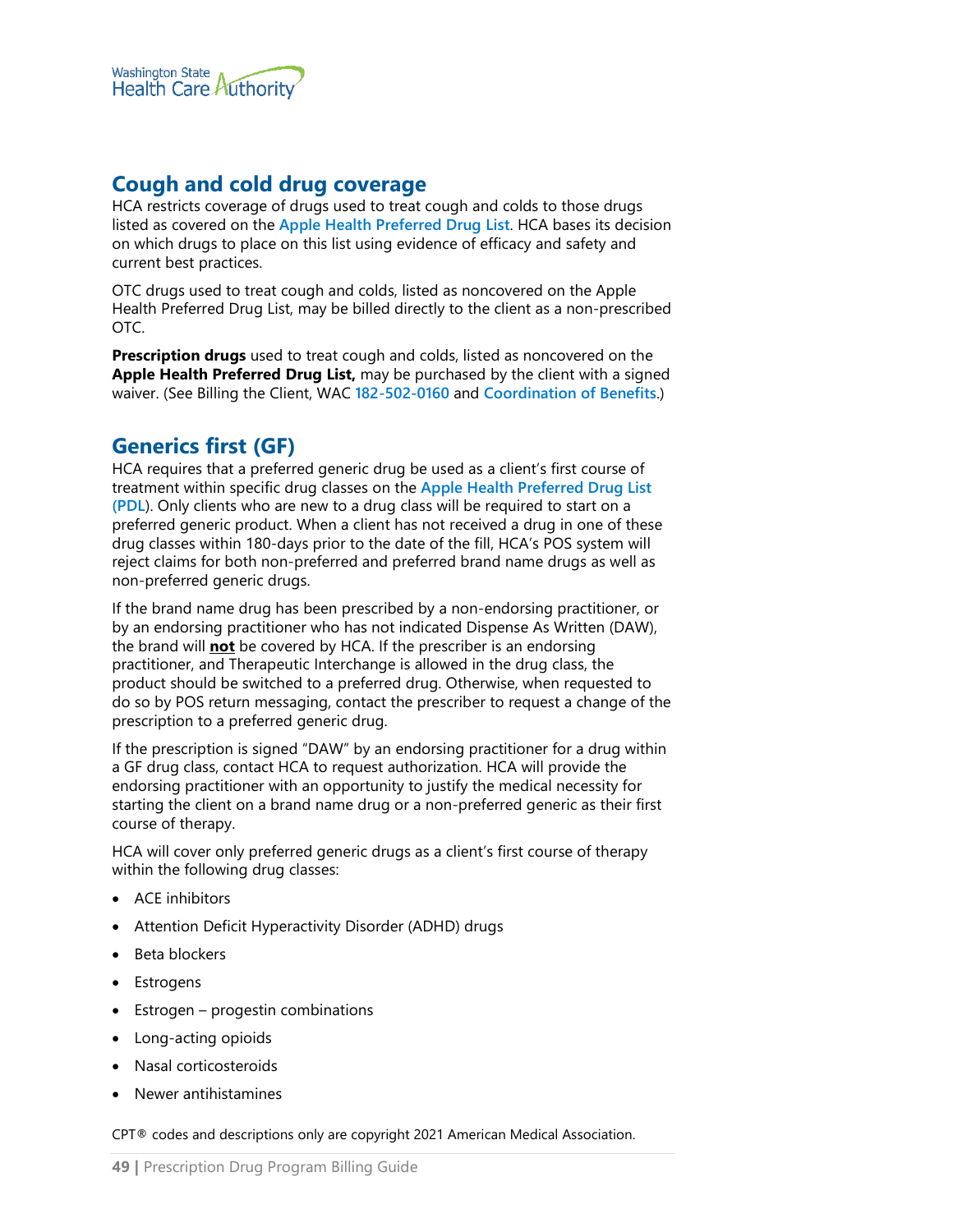## Cough and cold drug coverage

HCA restricts coverage of drugs used to treat cough and colds to those drugs listed as covered on the Apple Health Preferred Drug List. HCA bases its decision on which drugs to place on this list using evidence of efficacy and safety and current best practices.

OTC drugs used to treat cough and colds, listed as noncovered on the Apple Health Preferred Drug List, may be billed directly to the client as a non-prescribed OTC.

**Prescription drugs** used to treat cough and colds, listed as noncovered on the **Apple Health Preferred Drug List,** may be purchased by the client with a signed waiver. (See Billing the Client, WAC 182-502-0160 and Coordination of Benefits.)

## Generics first (GF)

HCA requires that a preferred generic drug be used as a client's first course of treatment within specific drug classes on the Apple Health Preferred Drug List (PDL). Only clients who are new to a drug class will be required to start on a preferred generic product. When a client has not received a drug in one of these drug classes within 180-days prior to the date of the fill, HCA's POS system will reject claims for both non-preferred and preferred brand name drugs as well as non-preferred generic drugs.

If the brand name drug has been prescribed by a non-endorsing practitioner, or by an endorsing practitioner who has not indicated Dispense As Written (DAW), the brand will **not** be covered by HCA. If the prescriber is an endorsing practitioner, and Therapeutic Interchange is allowed in the drug class, the product should be switched to a preferred drug. Otherwise, when requested to do so by POS return messaging, contact the prescriber to request a change of the prescription to a preferred generic drug.

If the prescription is signed "DAW" by an endorsing practitioner for a drug within a GF drug class, contact HCA to request authorization. HCA will provide the endorsing practitioner with an opportunity to justify the medical necessity for starting the client on a brand name drug or a non-preferred generic as their first course of therapy.

HCA will cover only preferred generic drugs as a client's first course of therapy within the following drug classes:

- ACE inhibitors
- Attention Deficit Hyperactivity Disorder (ADHD) drugs
- Beta blockers
- Estrogens
- Estrogen – progestin combinations
- Long-acting opioids
- Nasal corticosteroids
- Newer antihistamines

CPT® codes and descriptions only are copyright 2021 American Medical Association.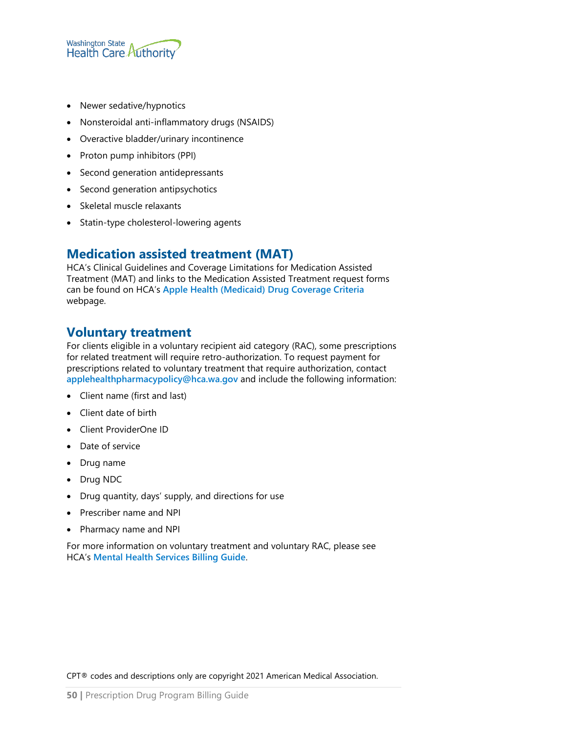- Newer sedative/hypnotics
- Nonsteroidal anti-inflammatory drugs (NSAIDS)
- Overactive bladder/urinary incontinence
- Proton pump inhibitors (PPI)
- Second generation antidepressants
- Second generation antipsychotics
- Skeletal muscle relaxants
- Statin-type cholesterol-lowering agents

## Medication assisted treatment (MAT)

HCA's Clinical Guidelines and Coverage Limitations for Medication Assisted Treatment (MAT) and links to the Medication Assisted Treatment request forms can be found on HCA's **Apple Health (Medicaid) Drug Coverage Criteria** webpage.

## Voluntary treatment

For clients eligible in a voluntary recipient aid category (RAC), some prescriptions for related treatment will require retro-authorization. To request payment for prescriptions related to voluntary treatment that require authorization, contact **applehealthpharmacypolicy@hca.wa.gov** and include the following information:

- Client name (first and last)
- Client date of birth
- Client ProviderOne ID
- Date of service
- Drug name
- Drug NDC
- Drug quantity, days' supply, and directions for use
- Prescriber name and NPI
- Pharmacy name and NPI

For more information on voluntary treatment and voluntary RAC, please see HCA's **Mental Health Services Billing Guide**.

CPT® codes and descriptions only are copyright 2021 American Medical Association.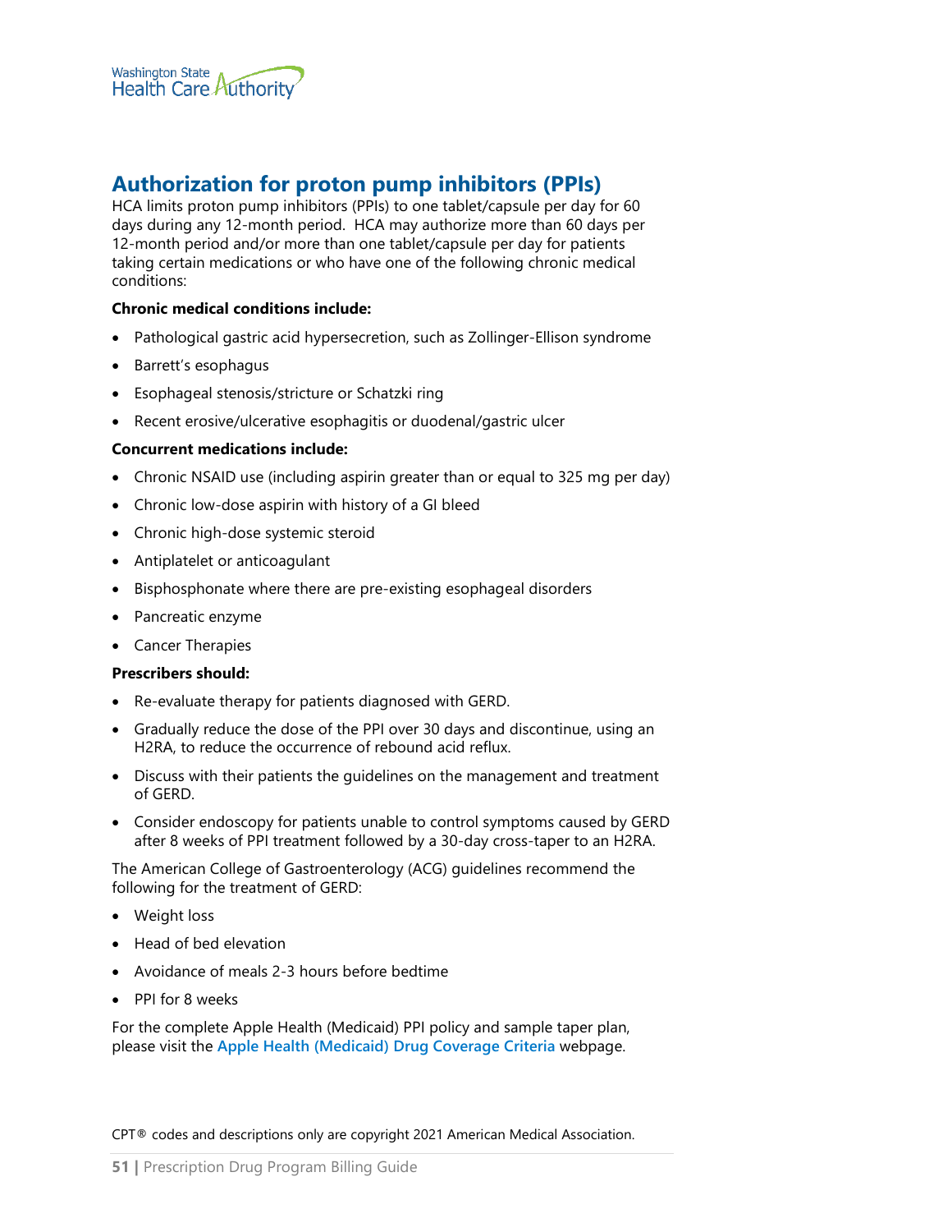## Authorization for proton pump inhibitors (PPIs)

HCA limits proton pump inhibitors (PPIs) to one tablet/capsule per day for 60 days during any 12-month period. HCA may authorize more than 60 days per 12-month period and/or more than one tablet/capsule per day for patients taking certain medications or who have one of the following chronic medical conditions:

**Chronic medical conditions include:**

- Pathological gastric acid hypersecretion, such as Zollinger-Ellison syndrome
- Barrett's esophagus
- Esophageal stenosis/stricture or Schatzki ring
- Recent erosive/ulcerative esophagitis or duodenal/gastric ulcer

**Concurrent medications include:**

- Chronic NSAID use (including aspirin greater than or equal to 325 mg per day)
- Chronic low-dose aspirin with history of a GI bleed
- Chronic high-dose systemic steroid
- Antiplatelet or anticoagulant
- Bisphosphonate where there are pre-existing esophageal disorders
- Pancreatic enzyme
- Cancer Therapies

**Prescribers should:**

- Re-evaluate therapy for patients diagnosed with GERD.
- Gradually reduce the dose of the PPI over 30 days and discontinue, using an H2RA, to reduce the occurrence of rebound acid reflux.
- Discuss with their patients the guidelines on the management and treatment of GERD.
- Consider endoscopy for patients unable to control symptoms caused by GERD after 8 weeks of PPI treatment followed by a 30-day cross-taper to an H2RA.

The American College of Gastroenterology (ACG) guidelines recommend the following for the treatment of GERD:

- Weight loss
- Head of bed elevation
- Avoidance of meals 2-3 hours before bedtime
- PPI for 8 weeks

For the complete Apple Health (Medicaid) PPI policy and sample taper plan, please visit the **Apple Health (Medicaid) Drug Coverage Criteria** webpage.

CPT® codes and descriptions only are copyright 2021 American Medical Association.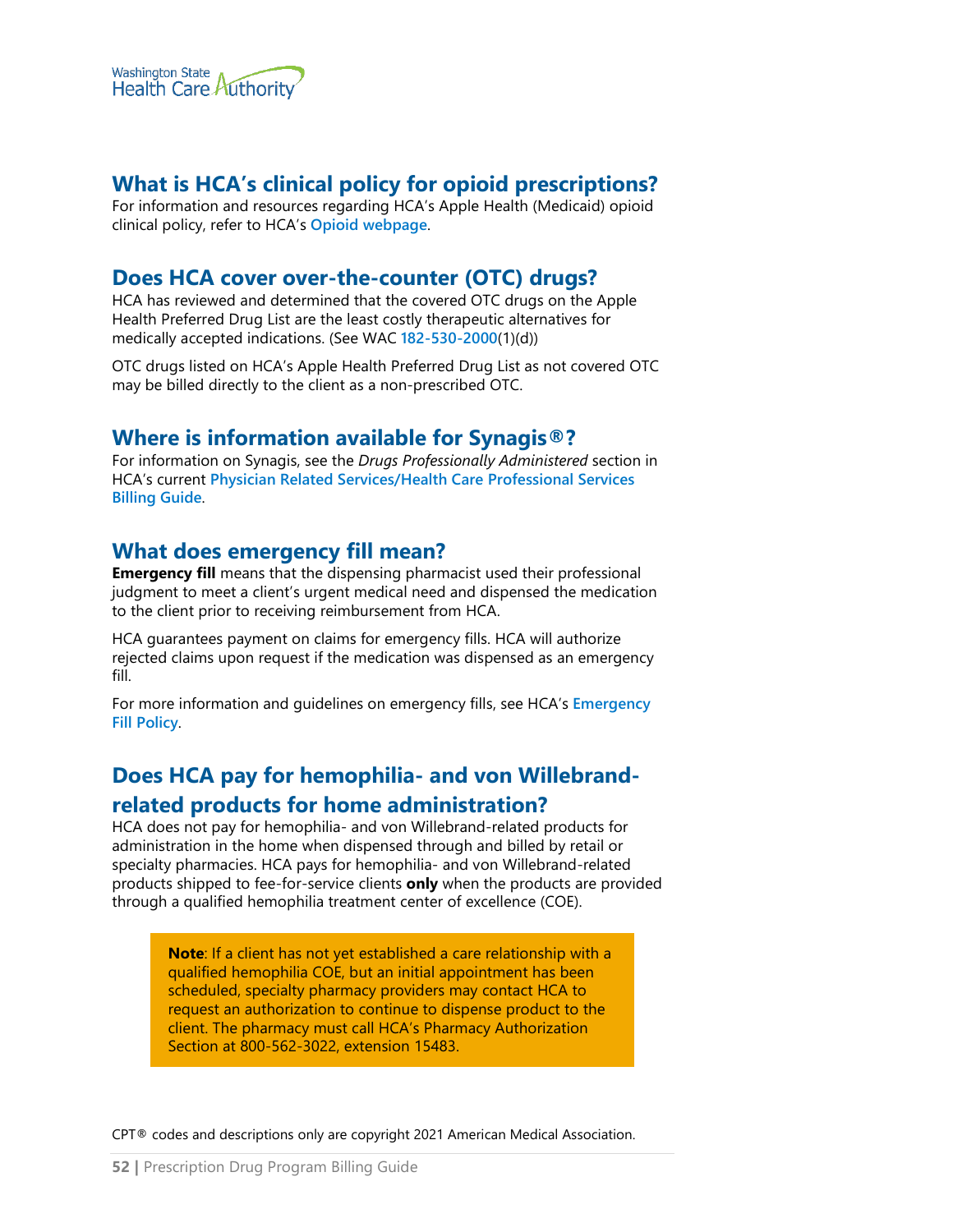## What is HCA's clinical policy for opioid prescriptions?

For information and resources regarding HCA's Apple Health (Medicaid) opioid clinical policy, refer to HCA's **Opioid webpage**.

## Does HCA cover over-the-counter (OTC) drugs?

HCA has reviewed and determined that the covered OTC drugs on the Apple Health Preferred Drug List are the least costly therapeutic alternatives for medically accepted indications. (See WAC **182-530-2000**(1)(d))

OTC drugs listed on HCA's Apple Health Preferred Drug List as not covered OTC may be billed directly to the client as a non-prescribed OTC.

## Where is information available for Synagis®?

For information on Synagis, see the *Drugs Professionally Administered* section in HCA's current **Physician Related Services/Health Care Professional Services Billing Guide**.

## What does emergency fill mean?

**Emergency fill** means that the dispensing pharmacist used their professional judgment to meet a client's urgent medical need and dispensed the medication to the client prior to receiving reimbursement from HCA.

HCA guarantees payment on claims for emergency fills. HCA will authorize rejected claims upon request if the medication was dispensed as an emergency fill.

For more information and guidelines on emergency fills, see HCA's **Emergency Fill Policy**.

## Does HCA pay for hemophilia- and von Willebrand-related products for home administration?

HCA does not pay for hemophilia- and von Willebrand-related products for administration in the home when dispensed through and billed by retail or specialty pharmacies. HCA pays for hemophilia- and von Willebrand-related products shipped to fee-for-service clients **only** when the products are provided through a qualified hemophilia treatment center of excellence (COE).

> **Note**: If a client has not yet established a care relationship with a qualified hemophilia COE, but an initial appointment has been scheduled, specialty pharmacy providers may contact HCA to request an authorization to continue to dispense product to the client. The pharmacy must call HCA's Pharmacy Authorization Section at 800-562-3022, extension 15483.

CPT® codes and descriptions only are copyright 2021 American Medical Association.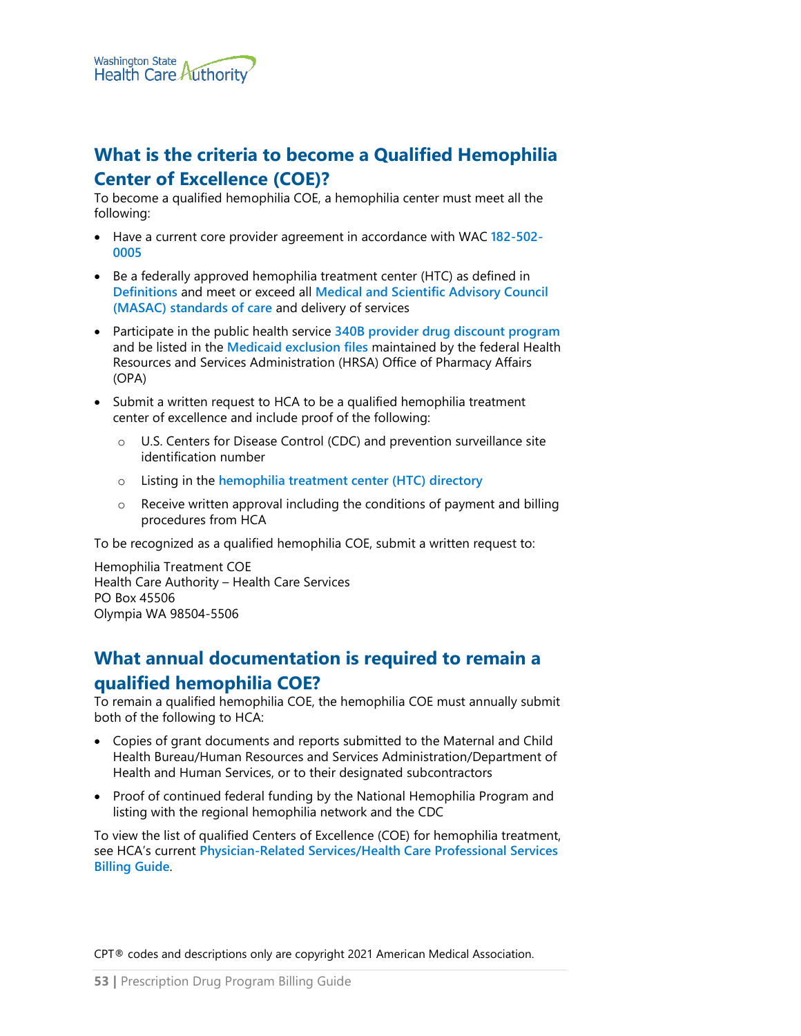## What is the criteria to become a Qualified Hemophilia Center of Excellence (COE)?

To become a qualified hemophilia COE, a hemophilia center must meet all the following:

- Have a current core provider agreement in accordance with WAC **182-502-0005**
- Be a federally approved hemophilia treatment center (HTC) as defined in **Definitions** and meet or exceed all **Medical and Scientific Advisory Council (MASAC) standards of care** and delivery of services
- Participate in the public health service **340B provider drug discount program** and be listed in the **Medicaid exclusion files** maintained by the federal Health Resources and Services Administration (HRSA) Office of Pharmacy Affairs (OPA)
- Submit a written request to HCA to be a qualified hemophilia treatment center of excellence and include proof of the following:
  - U.S. Centers for Disease Control (CDC) and prevention surveillance site identification number
  - Listing in the **hemophilia treatment center (HTC) directory**
  - Receive written approval including the conditions of payment and billing procedures from HCA

To be recognized as a qualified hemophilia COE, submit a written request to:

Hemophilia Treatment COE
Health Care Authority – Health Care Services
PO Box 45506
Olympia WA 98504-5506

## What annual documentation is required to remain a qualified hemophilia COE?

To remain a qualified hemophilia COE, the hemophilia COE must annually submit both of the following to HCA:

- Copies of grant documents and reports submitted to the Maternal and Child Health Bureau/Human Resources and Services Administration/Department of Health and Human Services, or to their designated subcontractors
- Proof of continued federal funding by the National Hemophilia Program and listing with the regional hemophilia network and the CDC

To view the list of qualified Centers of Excellence (COE) for hemophilia treatment, see HCA's current **Physician-Related Services/Health Care Professional Services Billing Guide**.

CPT® codes and descriptions only are copyright 2021 American Medical Association.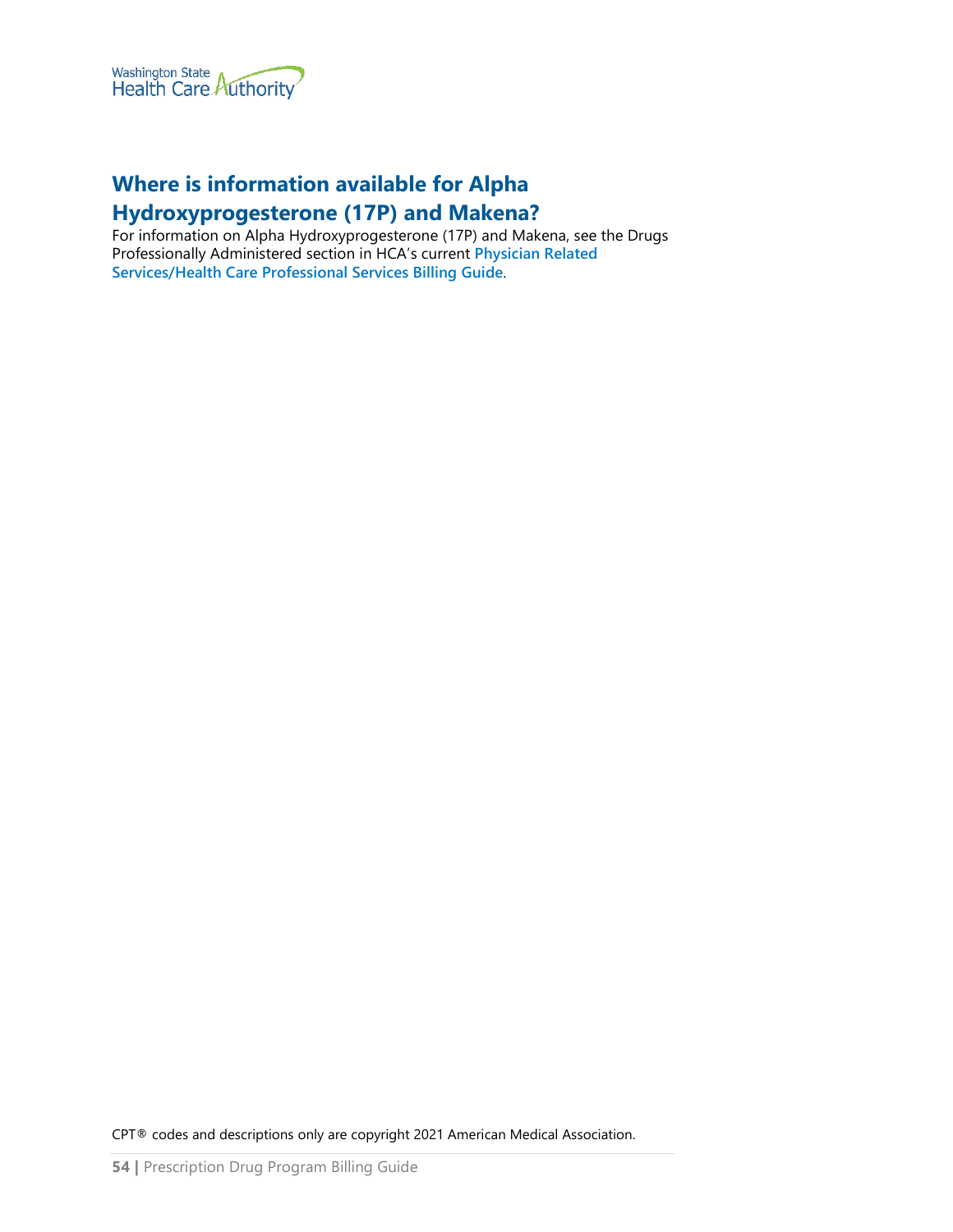## Where is information available for Alpha Hydroxyprogesterone (17P) and Makena?

For information on Alpha Hydroxyprogesterone (17P) and Makena, see the Drugs Professionally Administered section in HCA's current **Physician Related Services/Health Care Professional Services Billing Guide**.

CPT® codes and descriptions only are copyright 2021 American Medical Association.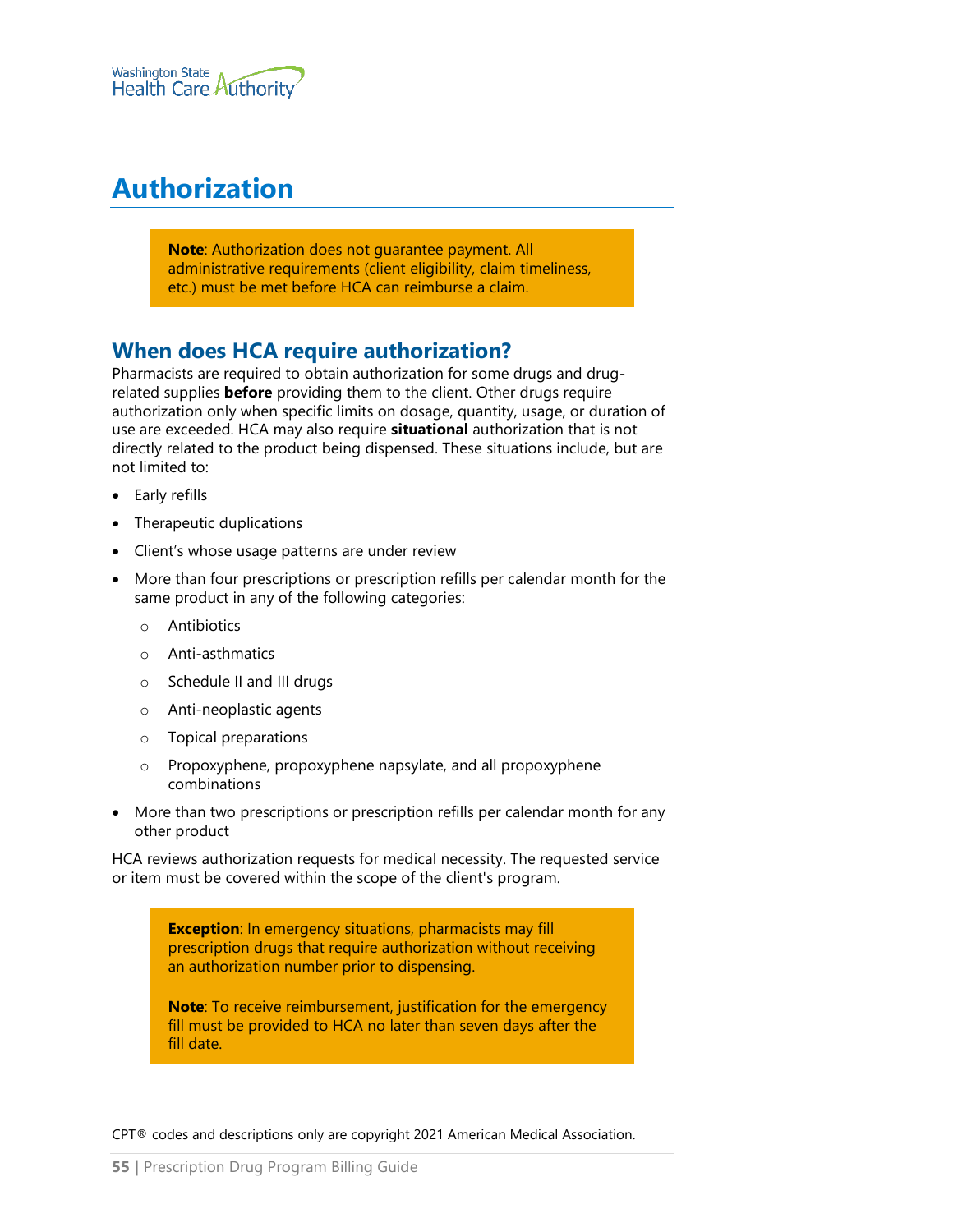# Authorization

> **Note**: Authorization does not guarantee payment. All administrative requirements (client eligibility, claim timeliness, etc.) must be met before HCA can reimburse a claim.

## When does HCA require authorization?

Pharmacists are required to obtain authorization for some drugs and drug-related supplies **before** providing them to the client. Other drugs require authorization only when specific limits on dosage, quantity, usage, or duration of use are exceeded. HCA may also require **situational** authorization that is not directly related to the product being dispensed. These situations include, but are not limited to:

- Early refills
- Therapeutic duplications
- Client's whose usage patterns are under review
- More than four prescriptions or prescription refills per calendar month for the same product in any of the following categories:
  - Antibiotics
  - Anti-asthmatics
  - Schedule II and III drugs
  - Anti-neoplastic agents
  - Topical preparations
  - Propoxyphene, propoxyphene napsylate, and all propoxyphene combinations
- More than two prescriptions or prescription refills per calendar month for any other product

HCA reviews authorization requests for medical necessity. The requested service or item must be covered within the scope of the client's program.

> **Exception**: In emergency situations, pharmacists may fill prescription drugs that require authorization without receiving an authorization number prior to dispensing.
>
> **Note**: To receive reimbursement, justification for the emergency fill must be provided to HCA no later than seven days after the fill date.

CPT® codes and descriptions only are copyright 2021 American Medical Association.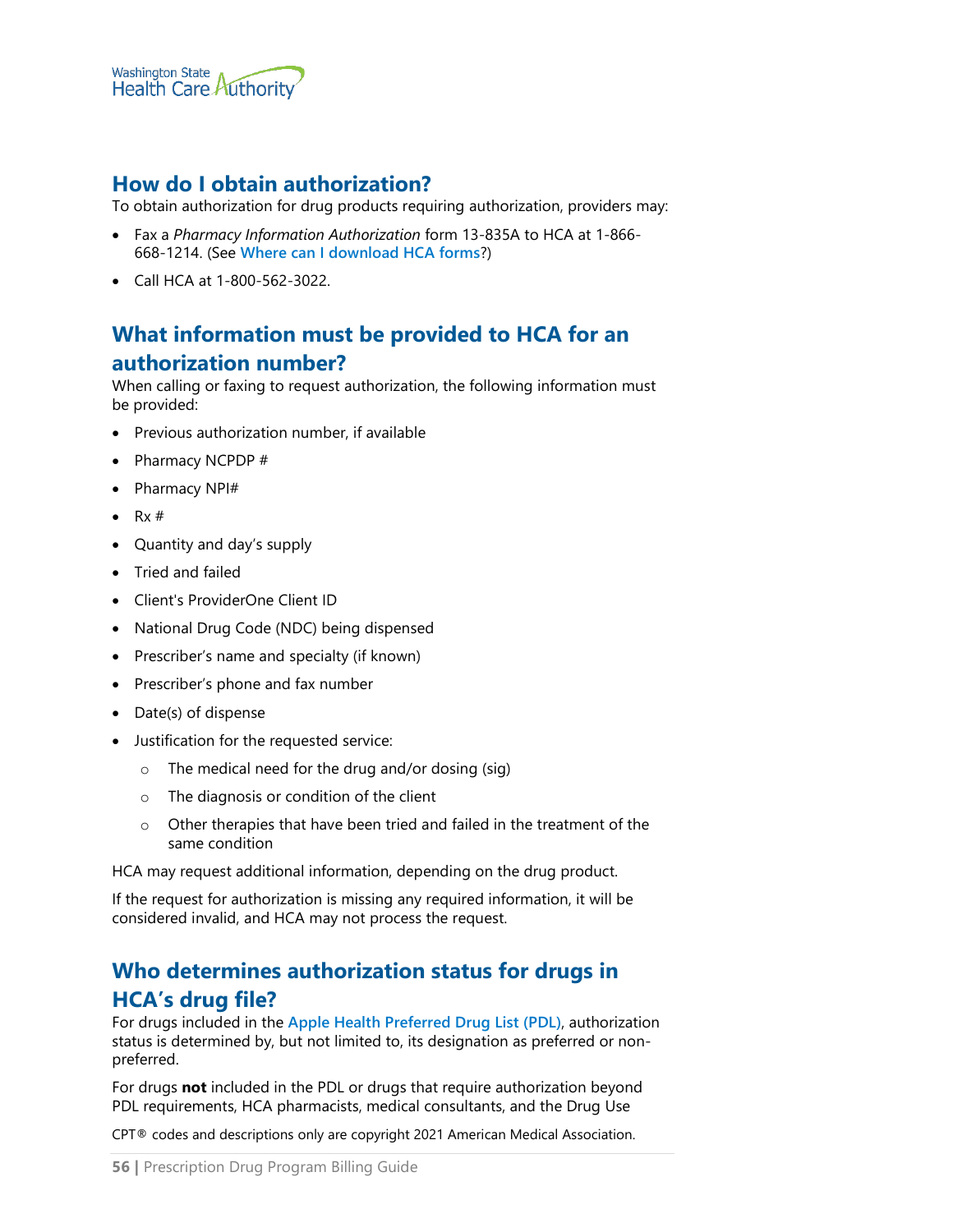## How do I obtain authorization?

To obtain authorization for drug products requiring authorization, providers may:

- Fax a *Pharmacy Information Authorization* form 13-835A to HCA at 1-866-668-1214. (See **Where can I download HCA forms**?)
- Call HCA at 1-800-562-3022.

## What information must be provided to HCA for an authorization number?

When calling or faxing to request authorization, the following information must be provided:

- Previous authorization number, if available
- Pharmacy NCPDP #
- Pharmacy NPI#
- Rx #
- Quantity and day's supply
- Tried and failed
- Client's ProviderOne Client ID
- National Drug Code (NDC) being dispensed
- Prescriber's name and specialty (if known)
- Prescriber's phone and fax number
- Date(s) of dispense
- Justification for the requested service:
  - The medical need for the drug and/or dosing (sig)
  - The diagnosis or condition of the client
  - Other therapies that have been tried and failed in the treatment of the same condition

HCA may request additional information, depending on the drug product.

If the request for authorization is missing any required information, it will be considered invalid, and HCA may not process the request.

## Who determines authorization status for drugs in HCA's drug file?

For drugs included in the **Apple Health Preferred Drug List (PDL)**, authorization status is determined by, but not limited to, its designation as preferred or non-preferred.

For drugs **not** included in the PDL or drugs that require authorization beyond PDL requirements, HCA pharmacists, medical consultants, and the Drug Use

CPT® codes and descriptions only are copyright 2021 American Medical Association.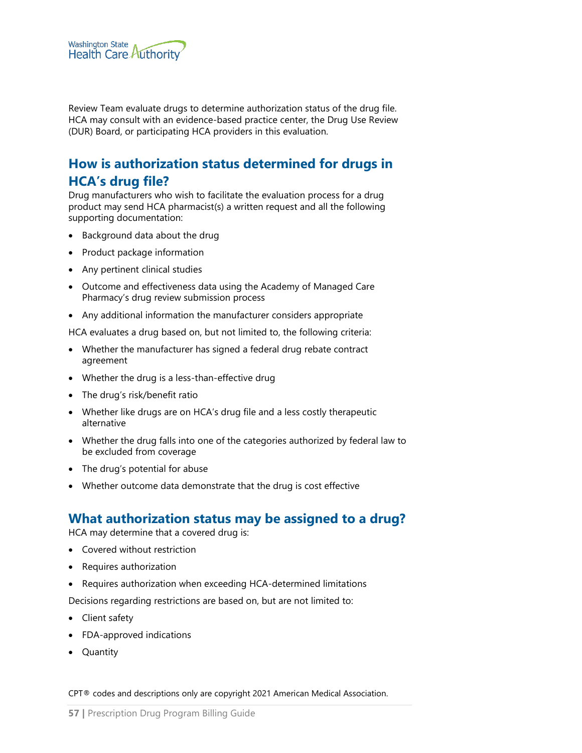Review Team evaluate drugs to determine authorization status of the drug file. HCA may consult with an evidence-based practice center, the Drug Use Review (DUR) Board, or participating HCA providers in this evaluation.

## How is authorization status determined for drugs in HCA's drug file?

Drug manufacturers who wish to facilitate the evaluation process for a drug product may send HCA pharmacist(s) a written request and all the following supporting documentation:

- Background data about the drug
- Product package information
- Any pertinent clinical studies
- Outcome and effectiveness data using the Academy of Managed Care Pharmacy's drug review submission process
- Any additional information the manufacturer considers appropriate

HCA evaluates a drug based on, but not limited to, the following criteria:

- Whether the manufacturer has signed a federal drug rebate contract agreement
- Whether the drug is a less-than-effective drug
- The drug's risk/benefit ratio
- Whether like drugs are on HCA's drug file and a less costly therapeutic alternative
- Whether the drug falls into one of the categories authorized by federal law to be excluded from coverage
- The drug's potential for abuse
- Whether outcome data demonstrate that the drug is cost effective

## What authorization status may be assigned to a drug?

HCA may determine that a covered drug is:

- Covered without restriction
- Requires authorization
- Requires authorization when exceeding HCA-determined limitations

Decisions regarding restrictions are based on, but are not limited to:

- Client safety
- FDA-approved indications
- Quantity

CPT® codes and descriptions only are copyright 2021 American Medical Association.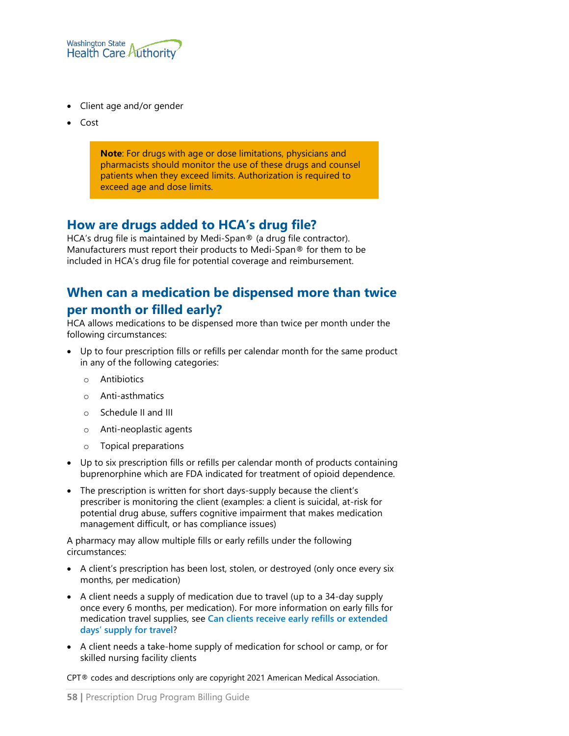- Client age and/or gender
- Cost

> **Note**: For drugs with age or dose limitations, physicians and pharmacists should monitor the use of these drugs and counsel patients when they exceed limits. Authorization is required to exceed age and dose limits.

## How are drugs added to HCA's drug file?

HCA's drug file is maintained by Medi-Span® (a drug file contractor). Manufacturers must report their products to Medi-Span® for them to be included in HCA's drug file for potential coverage and reimbursement.

## When can a medication be dispensed more than twice per month or filled early?

HCA allows medications to be dispensed more than twice per month under the following circumstances:

- Up to four prescription fills or refills per calendar month for the same product in any of the following categories:
  - Antibiotics
  - Anti-asthmatics
  - Schedule II and III
  - Anti-neoplastic agents
  - Topical preparations
- Up to six prescription fills or refills per calendar month of products containing buprenorphine which are FDA indicated for treatment of opioid dependence.
- The prescription is written for short days-supply because the client's prescriber is monitoring the client (examples: a client is suicidal, at-risk for potential drug abuse, suffers cognitive impairment that makes medication management difficult, or has compliance issues)

A pharmacy may allow multiple fills or early refills under the following circumstances:

- A client's prescription has been lost, stolen, or destroyed (only once every six months, per medication)
- A client needs a supply of medication due to travel (up to a 34-day supply once every 6 months, per medication). For more information on early fills for medication travel supplies, see **Can clients receive early refills or extended days' supply for travel**?
- A client needs a take-home supply of medication for school or camp, or for skilled nursing facility clients

CPT® codes and descriptions only are copyright 2021 American Medical Association.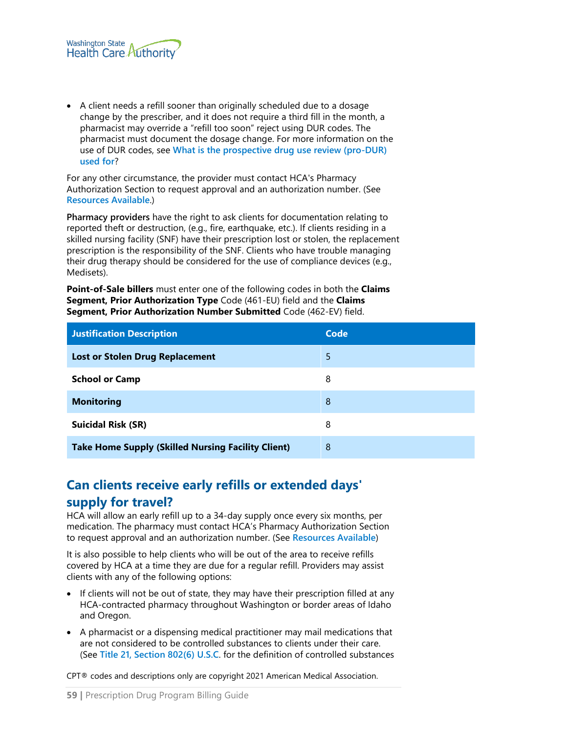- A client needs a refill sooner than originally scheduled due to a dosage change by the prescriber, and it does not require a third fill in the month, a pharmacist may override a "refill too soon" reject using DUR codes. The pharmacist must document the dosage change. For more information on the use of DUR codes, see **What is the prospective drug use review (pro-DUR) used for**?

For any other circumstance, the provider must contact HCA's Pharmacy Authorization Section to request approval and an authorization number. (See Resources Available.)

**Pharmacy providers** have the right to ask clients for documentation relating to reported theft or destruction, (e.g., fire, earthquake, etc.). If clients residing in a skilled nursing facility (SNF) have their prescription lost or stolen, the replacement prescription is the responsibility of the SNF. Clients who have trouble managing their drug therapy should be considered for the use of compliance devices (e.g., Medisets).

**Point-of-Sale billers** must enter one of the following codes in both the **Claims Segment, Prior Authorization Type** Code (461-EU) field and the **Claims Segment, Prior Authorization Number Submitted** Code (462-EV) field.

| Justification Description | Code |
|---|---|
| **Lost or Stolen Drug Replacement** | 5 |
| **School or Camp** | 8 |
| **Monitoring** | 8 |
| **Suicidal Risk (SR)** | 8 |
| **Take Home Supply (Skilled Nursing Facility Client)** | 8 |

## Can clients receive early refills or extended days' supply for travel?

HCA will allow an early refill up to a 34-day supply once every six months, per medication. The pharmacy must contact HCA's Pharmacy Authorization Section to request approval and an authorization number. (See Resources Available)

It is also possible to help clients who will be out of the area to receive refills covered by HCA at a time they are due for a regular refill. Providers may assist clients with any of the following options:

- If clients will not be out of state, they may have their prescription filled at any HCA-contracted pharmacy throughout Washington or border areas of Idaho and Oregon.
- A pharmacist or a dispensing medical practitioner may mail medications that are not considered to be controlled substances to clients under their care. (See Title 21, Section 802(6) U.S.C. for the definition of controlled substances

CPT® codes and descriptions only are copyright 2021 American Medical Association.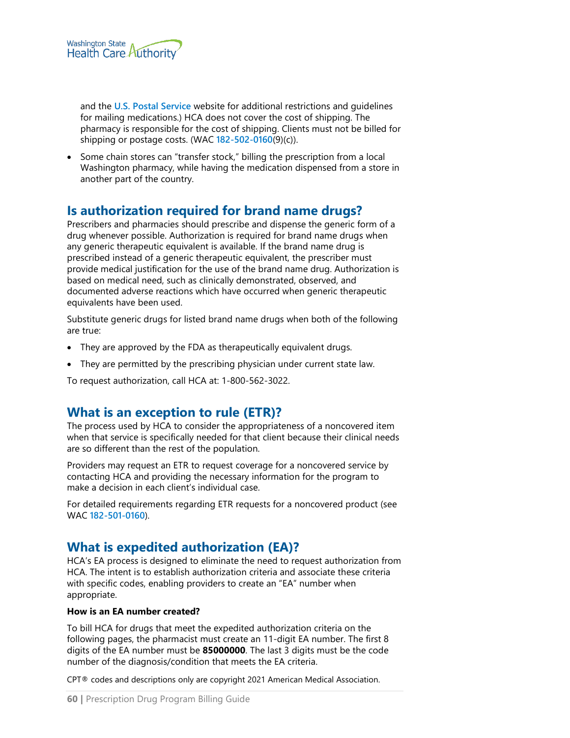and the **U.S. Postal Service** website for additional restrictions and guidelines for mailing medications.) HCA does not cover the cost of shipping. The pharmacy is responsible for the cost of shipping. Clients must not be billed for shipping or postage costs. (WAC 182-502-0160(9)(c)).

- Some chain stores can "transfer stock," billing the prescription from a local Washington pharmacy, while having the medication dispensed from a store in another part of the country.

## Is authorization required for brand name drugs?

Prescribers and pharmacies should prescribe and dispense the generic form of a drug whenever possible. Authorization is required for brand name drugs when any generic therapeutic equivalent is available. If the brand name drug is prescribed instead of a generic therapeutic equivalent, the prescriber must provide medical justification for the use of the brand name drug. Authorization is based on medical need, such as clinically demonstrated, observed, and documented adverse reactions which have occurred when generic therapeutic equivalents have been used.

Substitute generic drugs for listed brand name drugs when both of the following are true:

- They are approved by the FDA as therapeutically equivalent drugs.
- They are permitted by the prescribing physician under current state law.

To request authorization, call HCA at: 1-800-562-3022.

## What is an exception to rule (ETR)?

The process used by HCA to consider the appropriateness of a noncovered item when that service is specifically needed for that client because their clinical needs are so different than the rest of the population.

Providers may request an ETR to request coverage for a noncovered service by contacting HCA and providing the necessary information for the program to make a decision in each client's individual case.

For detailed requirements regarding ETR requests for a noncovered product (see WAC 182-501-0160).

## What is expedited authorization (EA)?

HCA's EA process is designed to eliminate the need to request authorization from HCA. The intent is to establish authorization criteria and associate these criteria with specific codes, enabling providers to create an "EA" number when appropriate.

**How is an EA number created?**

To bill HCA for drugs that meet the expedited authorization criteria on the following pages, the pharmacist must create an 11-digit EA number. The first 8 digits of the EA number must be **85000000**. The last 3 digits must be the code number of the diagnosis/condition that meets the EA criteria.

CPT® codes and descriptions only are copyright 2021 American Medical Association.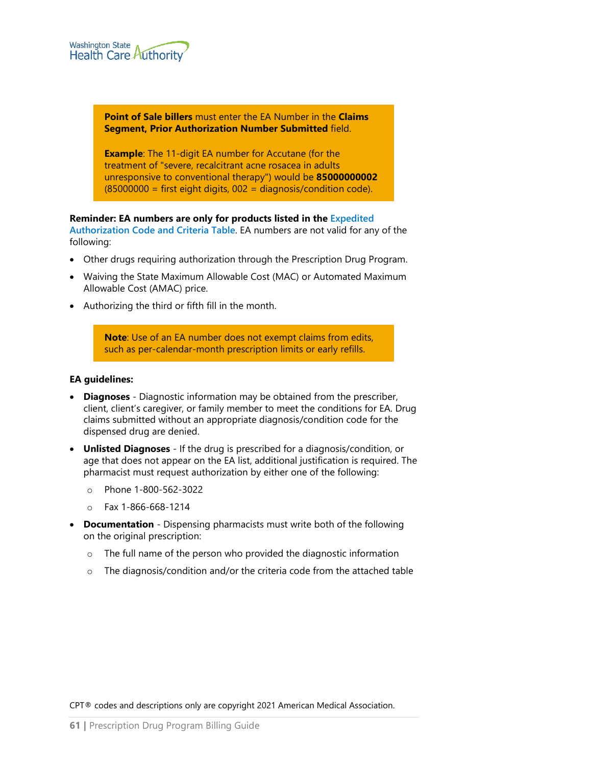> **Point of Sale billers** must enter the EA Number in the **Claims Segment, Prior Authorization Number Submitted** field.
>
> **Example**: The 11-digit EA number for Accutane (for the treatment of "severe, recalcitrant acne rosacea in adults unresponsive to conventional therapy") would be **85000000002** (85000000 = first eight digits, 002 = diagnosis/condition code).

**Reminder: EA numbers are only for products listed in the** Expedited Authorization Code and Criteria Table. EA numbers are not valid for any of the following:

- Other drugs requiring authorization through the Prescription Drug Program.
- Waiving the State Maximum Allowable Cost (MAC) or Automated Maximum Allowable Cost (AMAC) price.
- Authorizing the third or fifth fill in the month.

> **Note**: Use of an EA number does not exempt claims from edits, such as per-calendar-month prescription limits or early refills.

**EA guidelines:**

- **Diagnoses** - Diagnostic information may be obtained from the prescriber, client, client's caregiver, or family member to meet the conditions for EA. Drug claims submitted without an appropriate diagnosis/condition code for the dispensed drug are denied.
- **Unlisted Diagnoses** - If the drug is prescribed for a diagnosis/condition, or age that does not appear on the EA list, additional justification is required. The pharmacist must request authorization by either one of the following:
  - Phone 1-800-562-3022
  - Fax 1-866-668-1214
- **Documentation** - Dispensing pharmacists must write both of the following on the original prescription:
  - The full name of the person who provided the diagnostic information
  - The diagnosis/condition and/or the criteria code from the attached table

CPT® codes and descriptions only are copyright 2021 American Medical Association.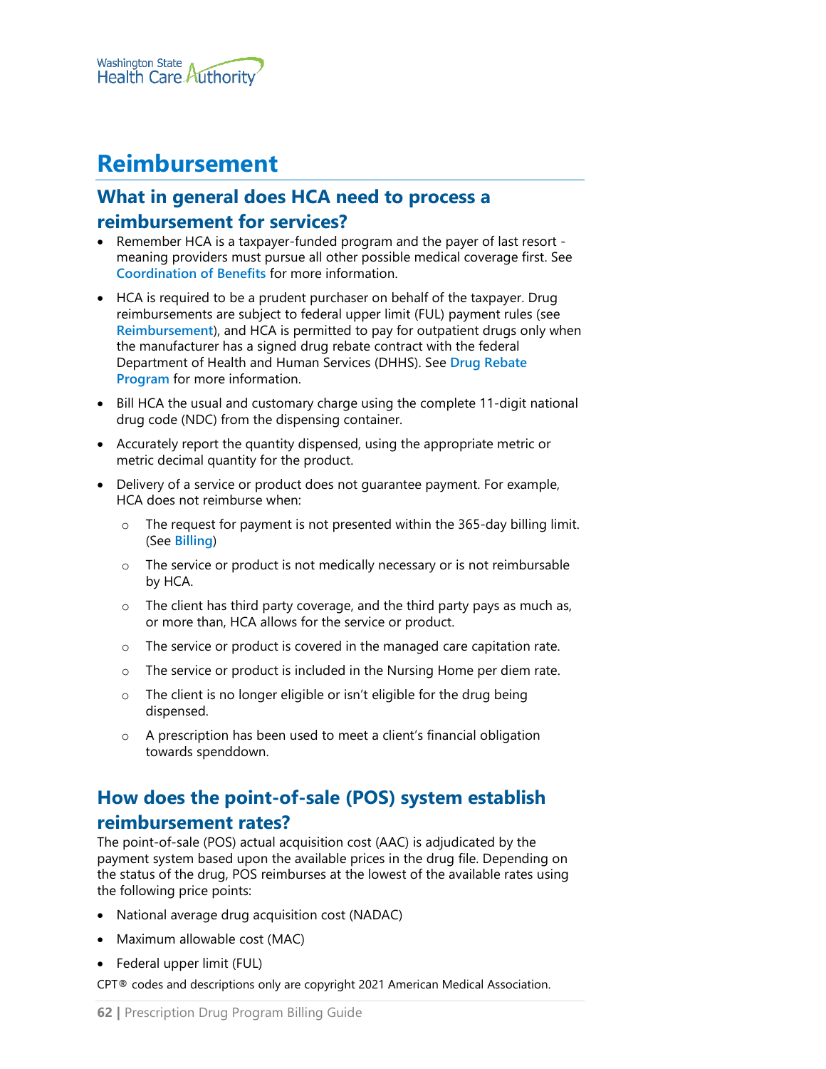# Reimbursement

## What in general does HCA need to process a reimbursement for services?

- Remember HCA is a taxpayer-funded program and the payer of last resort - meaning providers must pursue all other possible medical coverage first. See **Coordination of Benefits** for more information.
- HCA is required to be a prudent purchaser on behalf of the taxpayer. Drug reimbursements are subject to federal upper limit (FUL) payment rules (see **Reimbursement**), and HCA is permitted to pay for outpatient drugs only when the manufacturer has a signed drug rebate contract with the federal Department of Health and Human Services (DHHS). See **Drug Rebate Program** for more information.
- Bill HCA the usual and customary charge using the complete 11-digit national drug code (NDC) from the dispensing container.
- Accurately report the quantity dispensed, using the appropriate metric or metric decimal quantity for the product.
- Delivery of a service or product does not guarantee payment. For example, HCA does not reimburse when:
  - The request for payment is not presented within the 365-day billing limit. (See **Billing**)
  - The service or product is not medically necessary or is not reimbursable by HCA.
  - The client has third party coverage, and the third party pays as much as, or more than, HCA allows for the service or product.
  - The service or product is covered in the managed care capitation rate.
  - The service or product is included in the Nursing Home per diem rate.
  - The client is no longer eligible or isn't eligible for the drug being dispensed.
  - A prescription has been used to meet a client's financial obligation towards spenddown.

## How does the point-of-sale (POS) system establish reimbursement rates?

The point-of-sale (POS) actual acquisition cost (AAC) is adjudicated by the payment system based upon the available prices in the drug file. Depending on the status of the drug, POS reimburses at the lowest of the available rates using the following price points:

- National average drug acquisition cost (NADAC)
- Maximum allowable cost (MAC)
- Federal upper limit (FUL)

CPT® codes and descriptions only are copyright 2021 American Medical Association.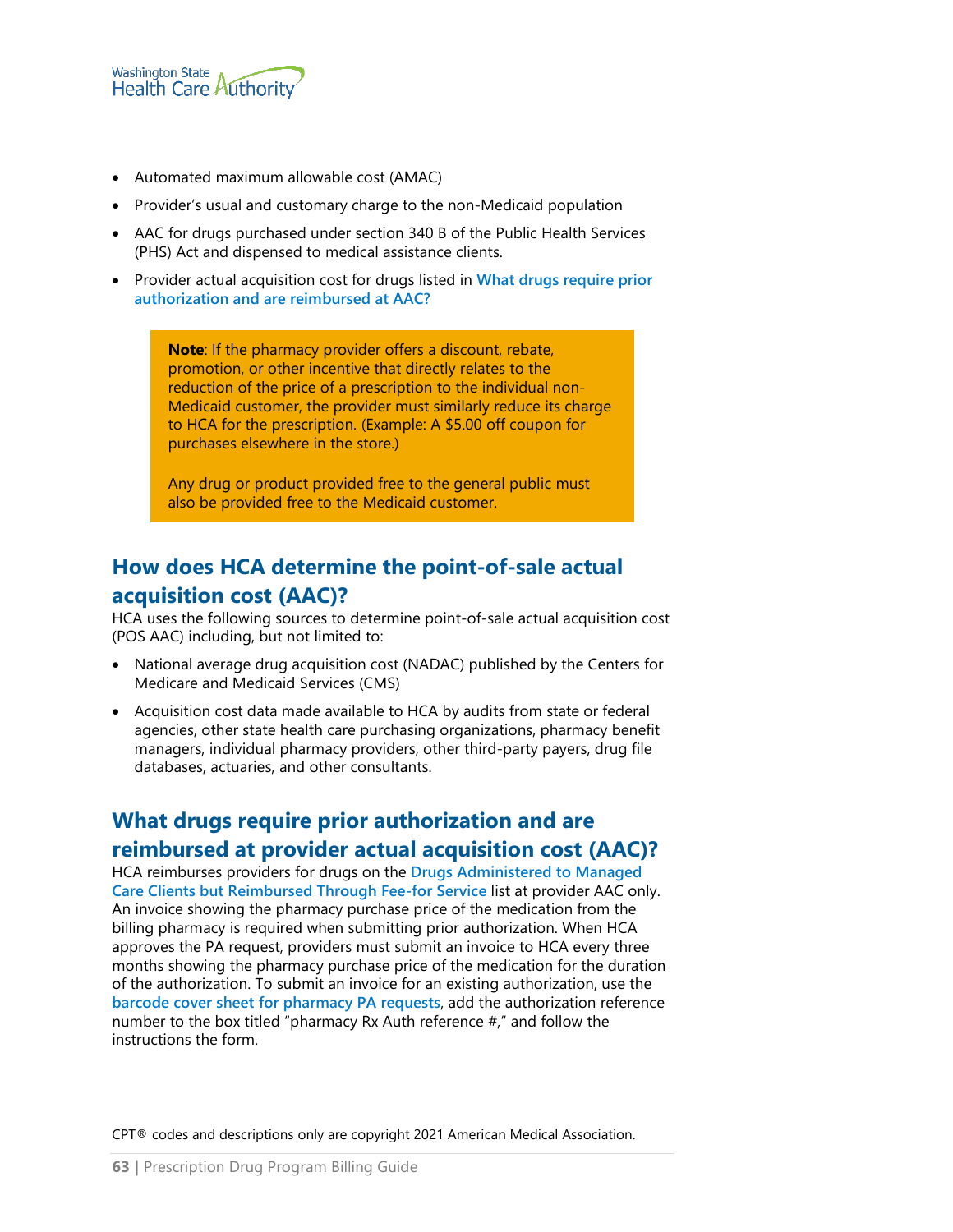- Automated maximum allowable cost (AMAC)
- Provider's usual and customary charge to the non-Medicaid population
- AAC for drugs purchased under section 340 B of the Public Health Services (PHS) Act and dispensed to medical assistance clients.
- Provider actual acquisition cost for drugs listed in **What drugs require prior authorization and are reimbursed at AAC?**

> **Note**: If the pharmacy provider offers a discount, rebate, promotion, or other incentive that directly relates to the reduction of the price of a prescription to the individual non-Medicaid customer, the provider must similarly reduce its charge to HCA for the prescription. (Example: A $5.00 off coupon for purchases elsewhere in the store.)
>
> Any drug or product provided free to the general public must also be provided free to the Medicaid customer.

## How does HCA determine the point-of-sale actual acquisition cost (AAC)?

HCA uses the following sources to determine point-of-sale actual acquisition cost (POS AAC) including, but not limited to:

- National average drug acquisition cost (NADAC) published by the Centers for Medicare and Medicaid Services (CMS)
- Acquisition cost data made available to HCA by audits from state or federal agencies, other state health care purchasing organizations, pharmacy benefit managers, individual pharmacy providers, other third-party payers, drug file databases, actuaries, and other consultants.

## What drugs require prior authorization and are reimbursed at provider actual acquisition cost (AAC)?

HCA reimburses providers for drugs on the **Drugs Administered to Managed Care Clients but Reimbursed Through Fee-for Service** list at provider AAC only. An invoice showing the pharmacy purchase price of the medication from the billing pharmacy is required when submitting prior authorization. When HCA approves the PA request, providers must submit an invoice to HCA every three months showing the pharmacy purchase price of the medication for the duration of the authorization. To submit an invoice for an existing authorization, use the **barcode cover sheet for pharmacy PA requests**, add the authorization reference number to the box titled "pharmacy Rx Auth reference #," and follow the instructions the form.

CPT® codes and descriptions only are copyright 2021 American Medical Association.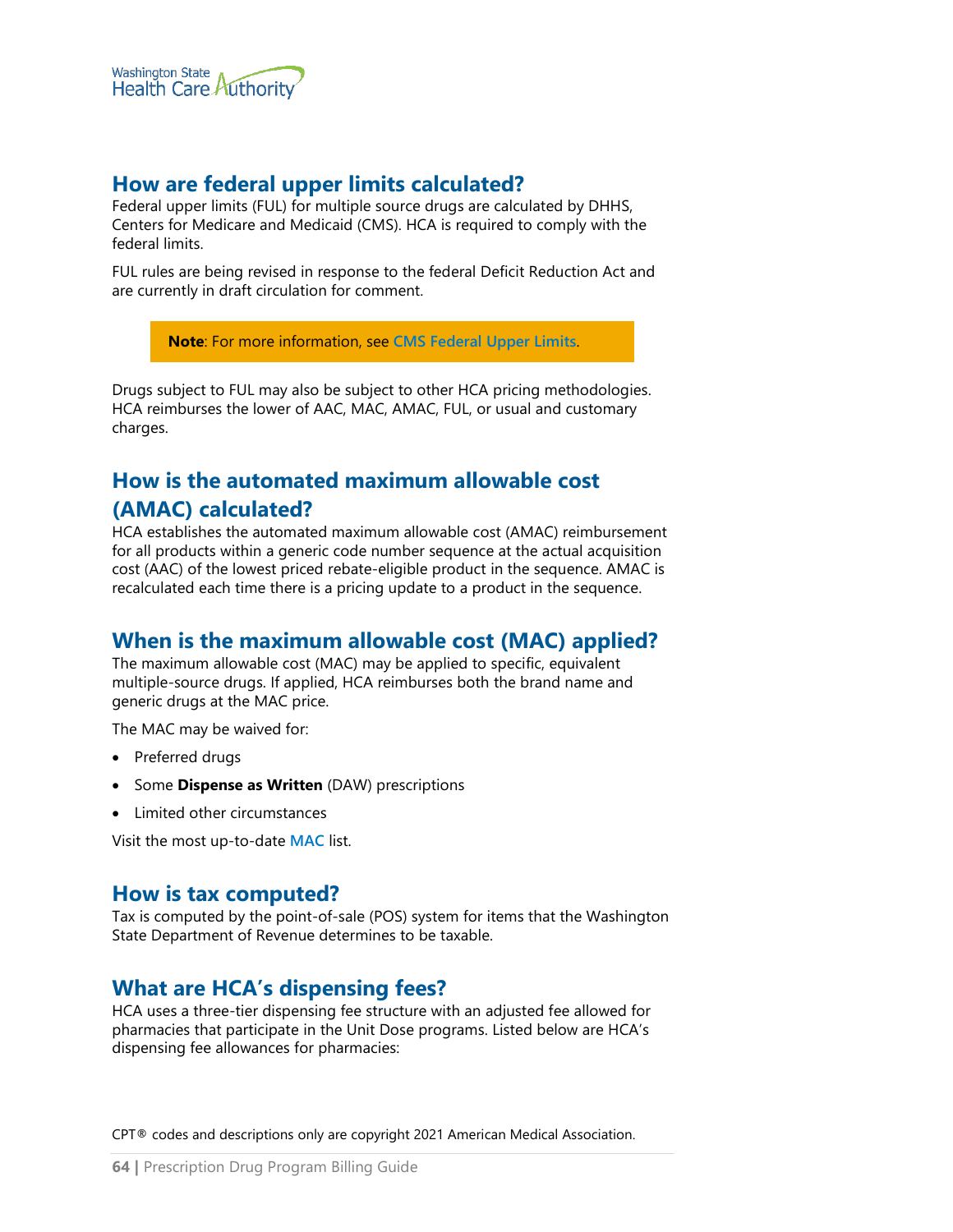## How are federal upper limits calculated?

Federal upper limits (FUL) for multiple source drugs are calculated by DHHS, Centers for Medicare and Medicaid (CMS). HCA is required to comply with the federal limits.

FUL rules are being revised in response to the federal Deficit Reduction Act and are currently in draft circulation for comment.

> **Note**: For more information, see CMS Federal Upper Limits.

Drugs subject to FUL may also be subject to other HCA pricing methodologies. HCA reimburses the lower of AAC, MAC, AMAC, FUL, or usual and customary charges.

## How is the automated maximum allowable cost (AMAC) calculated?

HCA establishes the automated maximum allowable cost (AMAC) reimbursement for all products within a generic code number sequence at the actual acquisition cost (AAC) of the lowest priced rebate-eligible product in the sequence. AMAC is recalculated each time there is a pricing update to a product in the sequence.

## When is the maximum allowable cost (MAC) applied?

The maximum allowable cost (MAC) may be applied to specific, equivalent multiple-source drugs. If applied, HCA reimburses both the brand name and generic drugs at the MAC price.

The MAC may be waived for:

- Preferred drugs
- Some **Dispense as Written** (DAW) prescriptions
- Limited other circumstances

Visit the most up-to-date MAC list.

## How is tax computed?

Tax is computed by the point-of-sale (POS) system for items that the Washington State Department of Revenue determines to be taxable.

## What are HCA's dispensing fees?

HCA uses a three-tier dispensing fee structure with an adjusted fee allowed for pharmacies that participate in the Unit Dose programs. Listed below are HCA's dispensing fee allowances for pharmacies:

CPT® codes and descriptions only are copyright 2021 American Medical Association.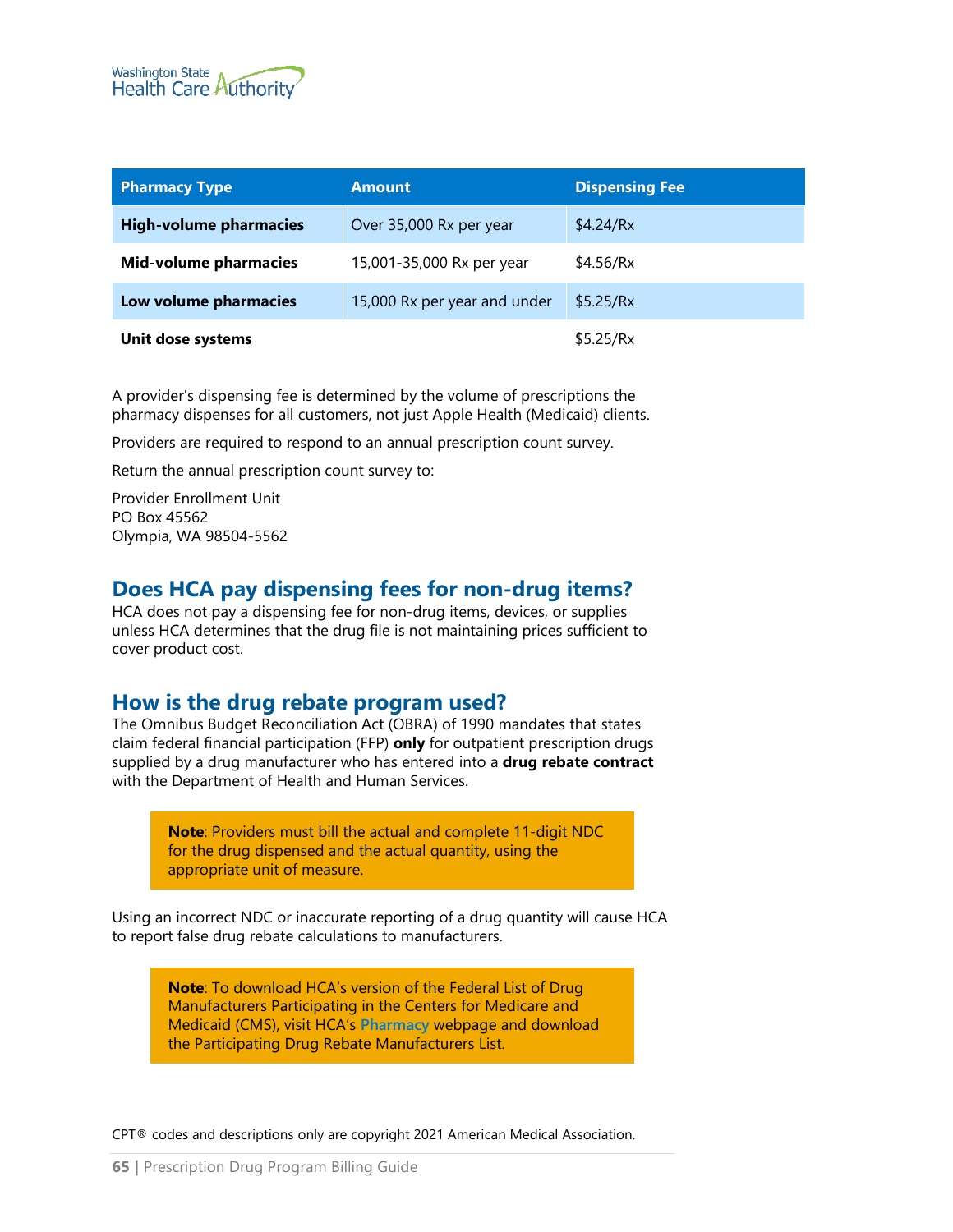| Pharmacy Type | Amount | Dispensing Fee |
|---|---|---|
| **High-volume pharmacies** | Over 35,000 Rx per year | $4.24/Rx |
| **Mid-volume pharmacies** | 15,001-35,000 Rx per year | $4.56/Rx |
| **Low volume pharmacies** | 15,000 Rx per year and under | $5.25/Rx |
| **Unit dose systems** | | $5.25/Rx |

A provider's dispensing fee is determined by the volume of prescriptions the pharmacy dispenses for all customers, not just Apple Health (Medicaid) clients.

Providers are required to respond to an annual prescription count survey.

Return the annual prescription count survey to:

Provider Enrollment Unit
PO Box 45562
Olympia, WA 98504-5562

## Does HCA pay dispensing fees for non-drug items?

HCA does not pay a dispensing fee for non-drug items, devices, or supplies unless HCA determines that the drug file is not maintaining prices sufficient to cover product cost.

## How is the drug rebate program used?

The Omnibus Budget Reconciliation Act (OBRA) of 1990 mandates that states claim federal financial participation (FFP) **only** for outpatient prescription drugs supplied by a drug manufacturer who has entered into a **drug rebate contract** with the Department of Health and Human Services.

> **Note**: Providers must bill the actual and complete 11-digit NDC for the drug dispensed and the actual quantity, using the appropriate unit of measure.

Using an incorrect NDC or inaccurate reporting of a drug quantity will cause HCA to report false drug rebate calculations to manufacturers.

> **Note**: To download HCA's version of the Federal List of Drug Manufacturers Participating in the Centers for Medicare and Medicaid (CMS), visit HCA's Pharmacy webpage and download the Participating Drug Rebate Manufacturers List.

CPT® codes and descriptions only are copyright 2021 American Medical Association.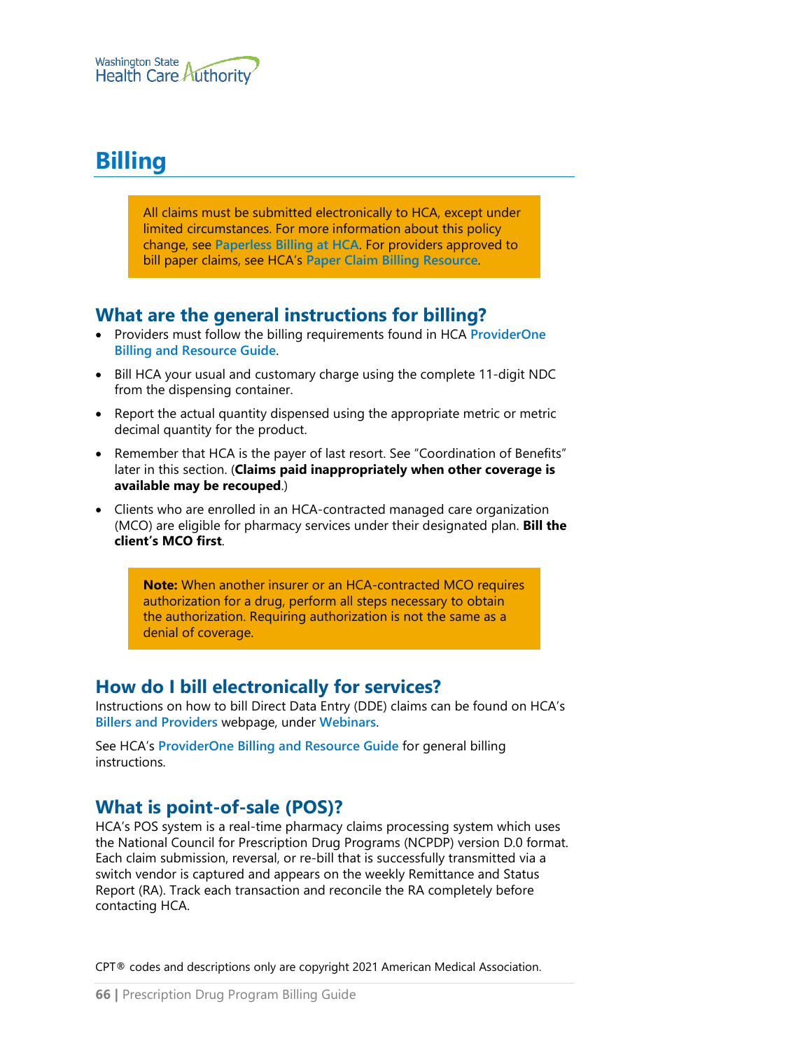# Billing

> All claims must be submitted electronically to HCA, except under limited circumstances. For more information about this policy change, see Paperless Billing at HCA. For providers approved to bill paper claims, see HCA's Paper Claim Billing Resource.

## What are the general instructions for billing?

- Providers must follow the billing requirements found in HCA ProviderOne Billing and Resource Guide.
- Bill HCA your usual and customary charge using the complete 11-digit NDC from the dispensing container.
- Report the actual quantity dispensed using the appropriate metric or metric decimal quantity for the product.
- Remember that HCA is the payer of last resort. See "Coordination of Benefits" later in this section. (**Claims paid inappropriately when other coverage is available may be recouped**.)
- Clients who are enrolled in an HCA-contracted managed care organization (MCO) are eligible for pharmacy services under their designated plan. **Bill the client's MCO first**.

> **Note:** When another insurer or an HCA-contracted MCO requires authorization for a drug, perform all steps necessary to obtain the authorization. Requiring authorization is not the same as a denial of coverage.

## How do I bill electronically for services?

Instructions on how to bill Direct Data Entry (DDE) claims can be found on HCA's Billers and Providers webpage, under Webinars.

See HCA's ProviderOne Billing and Resource Guide for general billing instructions.

## What is point-of-sale (POS)?

HCA's POS system is a real-time pharmacy claims processing system which uses the National Council for Prescription Drug Programs (NCPDP) version D.0 format. Each claim submission, reversal, or re-bill that is successfully transmitted via a switch vendor is captured and appears on the weekly Remittance and Status Report (RA). Track each transaction and reconcile the RA completely before contacting HCA.

CPT® codes and descriptions only are copyright 2021 American Medical Association.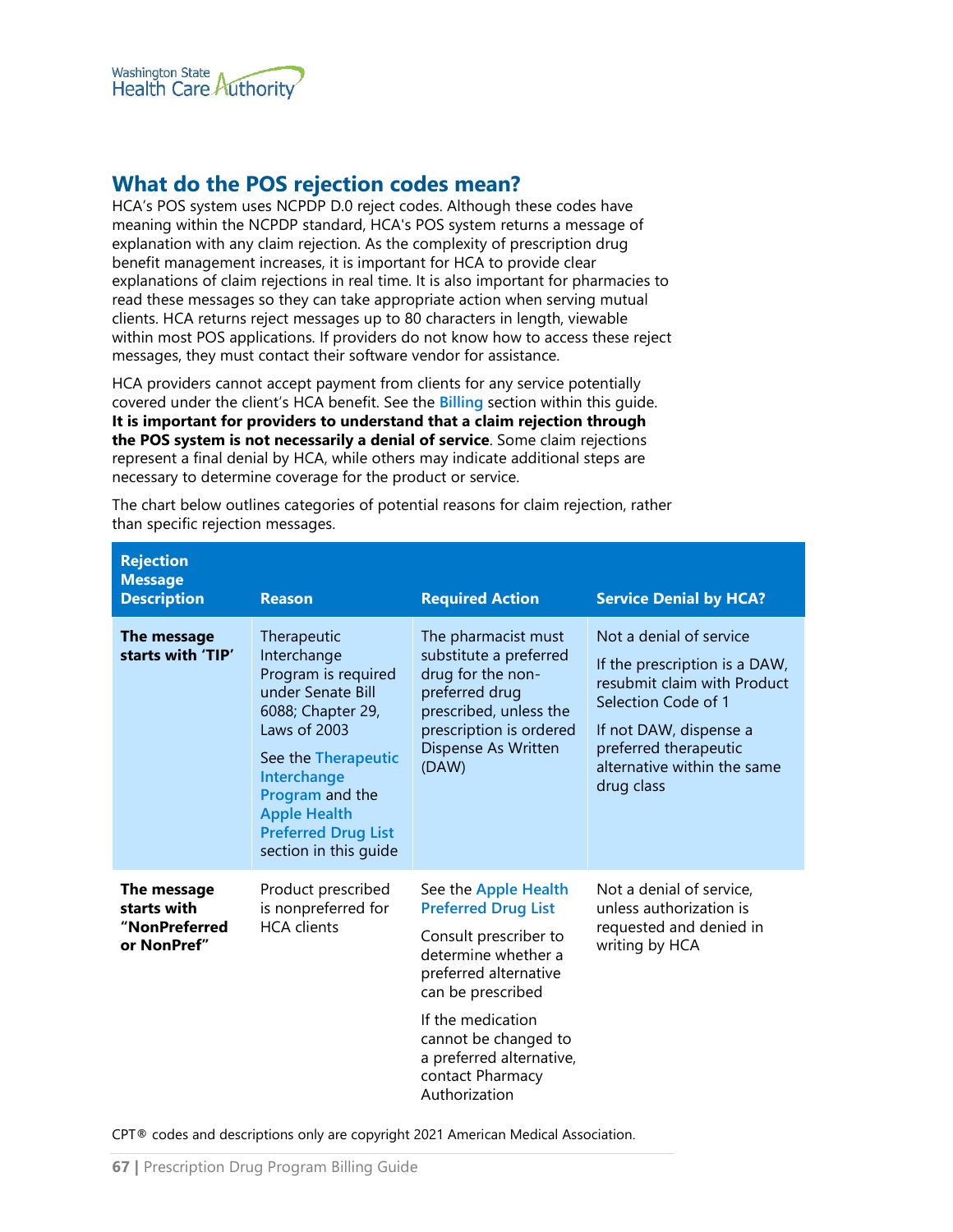## What do the POS rejection codes mean?

HCA's POS system uses NCPDP D.0 reject codes. Although these codes have meaning within the NCPDP standard, HCA's POS system returns a message of explanation with any claim rejection. As the complexity of prescription drug benefit management increases, it is important for HCA to provide clear explanations of claim rejections in real time. It is also important for pharmacies to read these messages so they can take appropriate action when serving mutual clients. HCA returns reject messages up to 80 characters in length, viewable within most POS applications. If providers do not know how to access these reject messages, they must contact their software vendor for assistance.

HCA providers cannot accept payment from clients for any service potentially covered under the client's HCA benefit. See the Billing section within this guide. **It is important for providers to understand that a claim rejection through the POS system is not necessarily a denial of service**. Some claim rejections represent a final denial by HCA, while others may indicate additional steps are necessary to determine coverage for the product or service.

The chart below outlines categories of potential reasons for claim rejection, rather than specific rejection messages.

| Rejection Message Description | Reason | Required Action | Service Denial by HCA? |
|---|---|---|---|
| **The message starts with 'TIP'** | Therapeutic Interchange Program is required under Senate Bill 6088; Chapter 29, Laws of 2003<br><br>See the Therapeutic Interchange Program and the Apple Health Preferred Drug List section in this guide | The pharmacist must substitute a preferred drug for the non-preferred drug prescribed, unless the prescription is ordered Dispense As Written (DAW) | Not a denial of service<br><br>If the prescription is a DAW, resubmit claim with Product Selection Code of 1<br><br>If not DAW, dispense a preferred therapeutic alternative within the same drug class |
| **The message starts with "NonPreferred or NonPref"** | Product prescribed is nonpreferred for HCA clients | See the Apple Health Preferred Drug List<br><br>Consult prescriber to determine whether a preferred alternative can be prescribed<br><br>If the medication cannot be changed to a preferred alternative, contact Pharmacy Authorization | Not a denial of service, unless authorization is requested and denied in writing by HCA |

CPT® codes and descriptions only are copyright 2021 American Medical Association.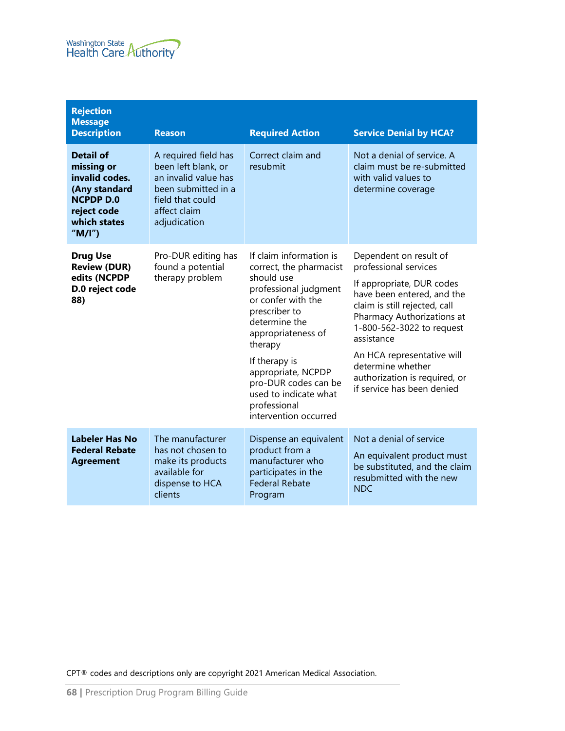| Rejection Message Description | Reason | Required Action | Service Denial by HCA? |
|---|---|---|---|
| **Detail of missing or invalid codes. (Any standard NCPDP D.0 reject code which states "M/I")** | A required field has been left blank, or an invalid value has been submitted in a field that could affect claim adjudication | Correct claim and resubmit | Not a denial of service. A claim must be re-submitted with valid values to determine coverage |
| **Drug Use Review (DUR) edits (NCPDP D.0 reject code 88)** | Pro-DUR editing has found a potential therapy problem | If claim information is correct, the pharmacist should use professional judgment or confer with the prescriber to determine the appropriateness of therapy<br><br>If therapy is appropriate, NCPDP pro-DUR codes can be used to indicate what professional intervention occurred | Dependent on result of professional services<br><br>If appropriate, DUR codes have been entered, and the claim is still rejected, call Pharmacy Authorizations at 1-800-562-3022 to request assistance<br><br>An HCA representative will determine whether authorization is required, or if service has been denied |
| **Labeler Has No Federal Rebate Agreement** | The manufacturer has not chosen to make its products available for dispense to HCA clients | Dispense an equivalent product from a manufacturer who participates in the Federal Rebate Program | Not a denial of service<br><br>An equivalent product must be substituted, and the claim resubmitted with the new NDC |

CPT® codes and descriptions only are copyright 2021 American Medical Association.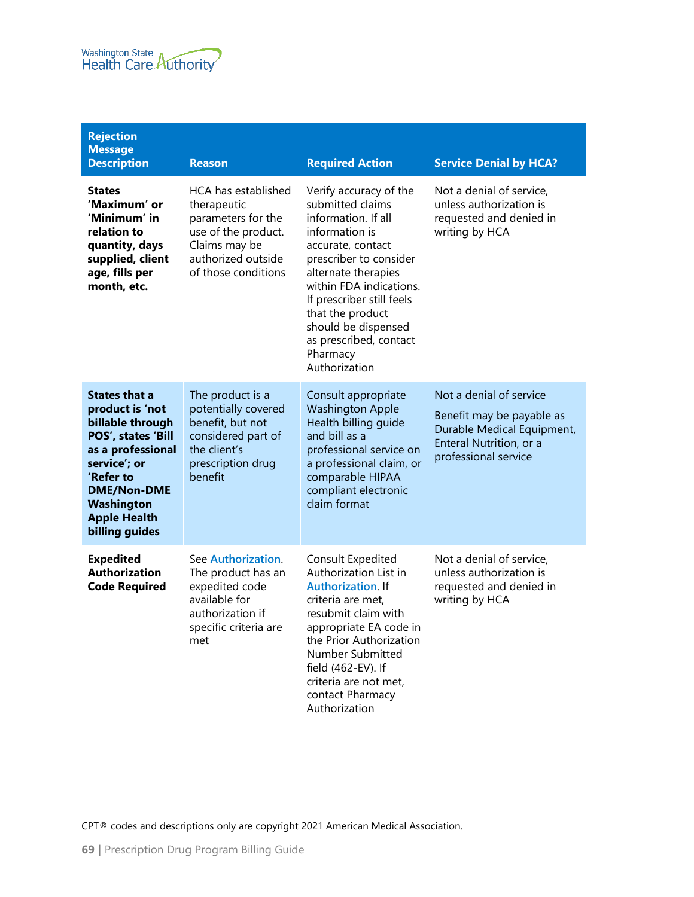| Rejection Message Description | Reason | Required Action | Service Denial by HCA? |
|---|---|---|---|
| **States 'Maximum' or 'Minimum' in relation to quantity, days supplied, client age, fills per month, etc.** | HCA has established therapeutic parameters for the use of the product. Claims may be authorized outside of those conditions | Verify accuracy of the submitted claims information. If all information is accurate, contact prescriber to consider alternate therapies within FDA indications. If prescriber still feels that the product should be dispensed as prescribed, contact Pharmacy Authorization | Not a denial of service, unless authorization is requested and denied in writing by HCA |
| **States that a product is 'not billable through POS', states 'Bill as a professional service'; or 'Refer to DME/Non-DME Washington Apple Health billing guides** | The product is a potentially covered benefit, but not considered part of the client's prescription drug benefit | Consult appropriate Washington Apple Health billing guide and bill as a professional service on a professional claim, or comparable HIPAA compliant electronic claim format | Not a denial of service<br><br>Benefit may be payable as Durable Medical Equipment, Enteral Nutrition, or a professional service |
| **Expedited Authorization Code Required** | See Authorization. The product has an expedited code available for authorization if specific criteria are met | Consult Expedited Authorization List in Authorization. If criteria are met, resubmit claim with appropriate EA code in the Prior Authorization Number Submitted field (462-EV). If criteria are not met, contact Pharmacy Authorization | Not a denial of service, unless authorization is requested and denied in writing by HCA |

CPT® codes and descriptions only are copyright 2021 American Medical Association.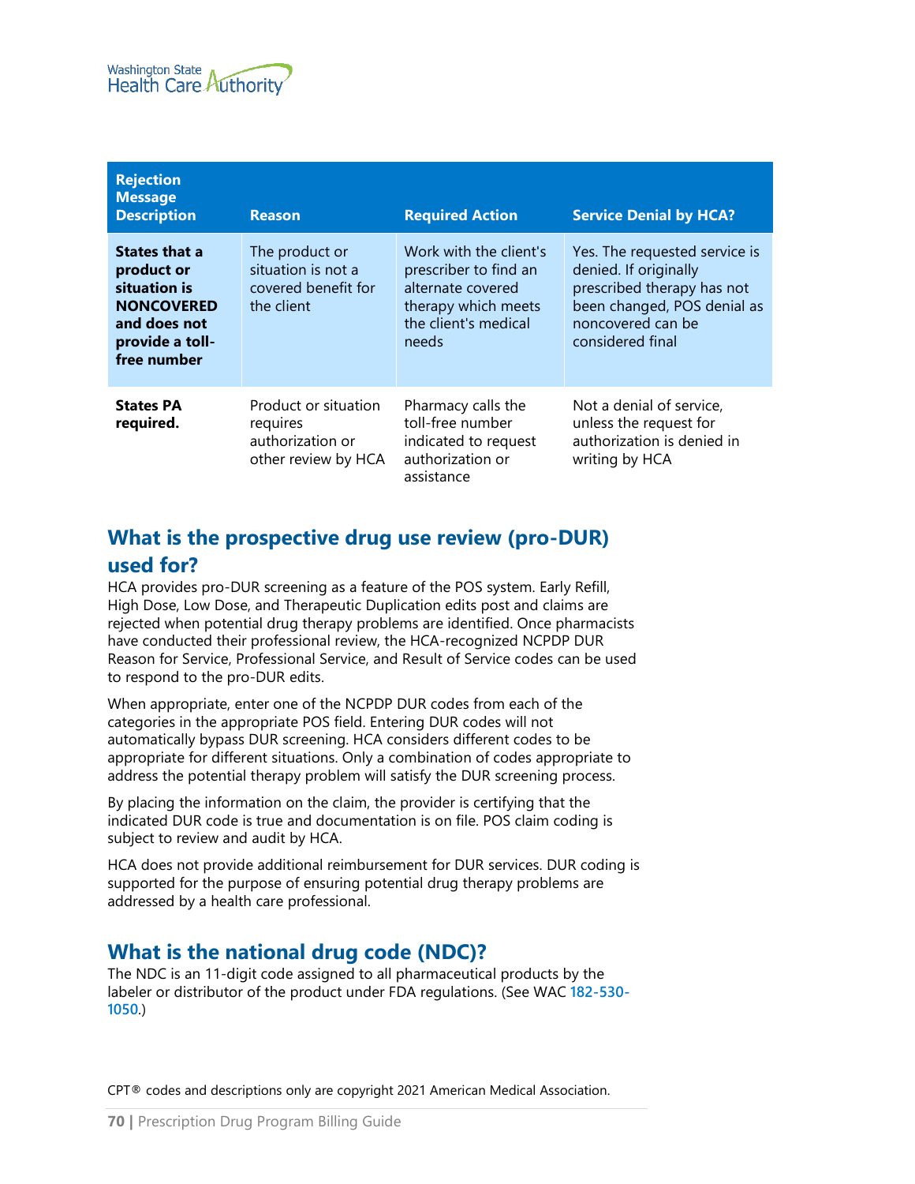| Rejection Message Description | Reason | Required Action | Service Denial by HCA? |
|---|---|---|---|
| **States that a product or situation is NONCOVERED and does not provide a toll-free number** | The product or situation is not a covered benefit for the client | Work with the client's prescriber to find an alternate covered therapy which meets the client's medical needs | Yes. The requested service is denied. If originally prescribed therapy has not been changed, POS denial as noncovered can be considered final |
| **States PA required.** | Product or situation requires authorization or other review by HCA | Pharmacy calls the toll-free number indicated to request authorization or assistance | Not a denial of service, unless the request for authorization is denied in writing by HCA |

## What is the prospective drug use review (pro-DUR) used for?

HCA provides pro-DUR screening as a feature of the POS system. Early Refill, High Dose, Low Dose, and Therapeutic Duplication edits post and claims are rejected when potential drug therapy problems are identified. Once pharmacists have conducted their professional review, the HCA-recognized NCPDP DUR Reason for Service, Professional Service, and Result of Service codes can be used to respond to the pro-DUR edits.

When appropriate, enter one of the NCPDP DUR codes from each of the categories in the appropriate POS field. Entering DUR codes will not automatically bypass DUR screening. HCA considers different codes to be appropriate for different situations. Only a combination of codes appropriate to address the potential therapy problem will satisfy the DUR screening process.

By placing the information on the claim, the provider is certifying that the indicated DUR code is true and documentation is on file. POS claim coding is subject to review and audit by HCA.

HCA does not provide additional reimbursement for DUR services. DUR coding is supported for the purpose of ensuring potential drug therapy problems are addressed by a health care professional.

## What is the national drug code (NDC)?

The NDC is an 11-digit code assigned to all pharmaceutical products by the labeler or distributor of the product under FDA regulations. (See WAC 182-530-1050.)

CPT® codes and descriptions only are copyright 2021 American Medical Association.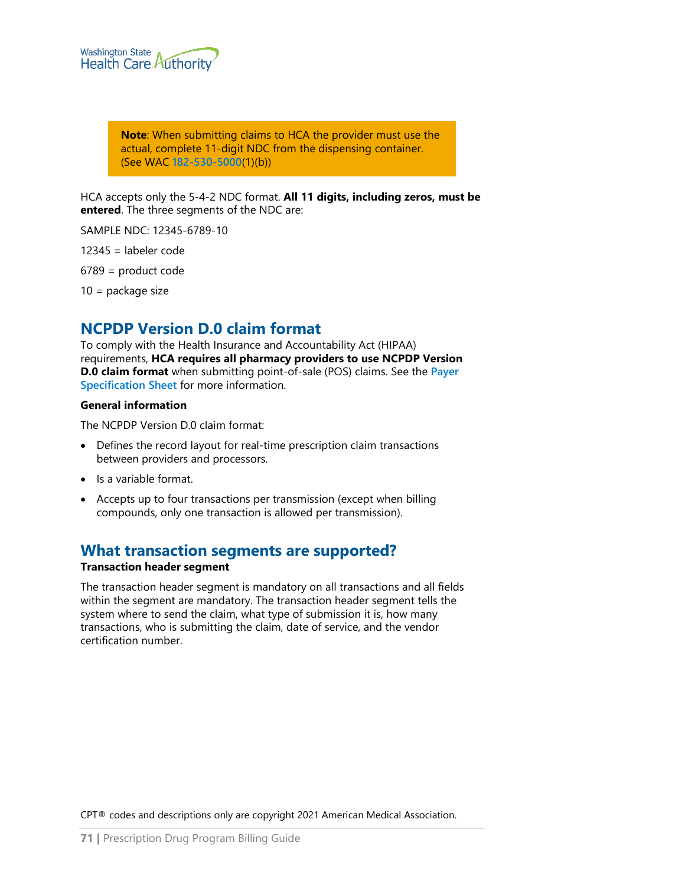> **Note**: When submitting claims to HCA the provider must use the actual, complete 11-digit NDC from the dispensing container. (See WAC 182-530-5000(1)(b))

HCA accepts only the 5-4-2 NDC format. **All 11 digits, including zeros, must be entered**. The three segments of the NDC are:

SAMPLE NDC: 12345-6789-10

12345 = labeler code

6789 = product code

10 = package size

## NCPDP Version D.0 claim format

To comply with the Health Insurance and Accountability Act (HIPAA) requirements, **HCA requires all pharmacy providers to use NCPDP Version D.0 claim format** when submitting point-of-sale (POS) claims. See the Payer Specification Sheet for more information.

**General information**

The NCPDP Version D.0 claim format:

- Defines the record layout for real-time prescription claim transactions between providers and processors.
- Is a variable format.
- Accepts up to four transactions per transmission (except when billing compounds, only one transaction is allowed per transmission).

## What transaction segments are supported?

**Transaction header segment**

The transaction header segment is mandatory on all transactions and all fields within the segment are mandatory. The transaction header segment tells the system where to send the claim, what type of submission it is, how many transactions, who is submitting the claim, date of service, and the vendor certification number.

CPT® codes and descriptions only are copyright 2021 American Medical Association.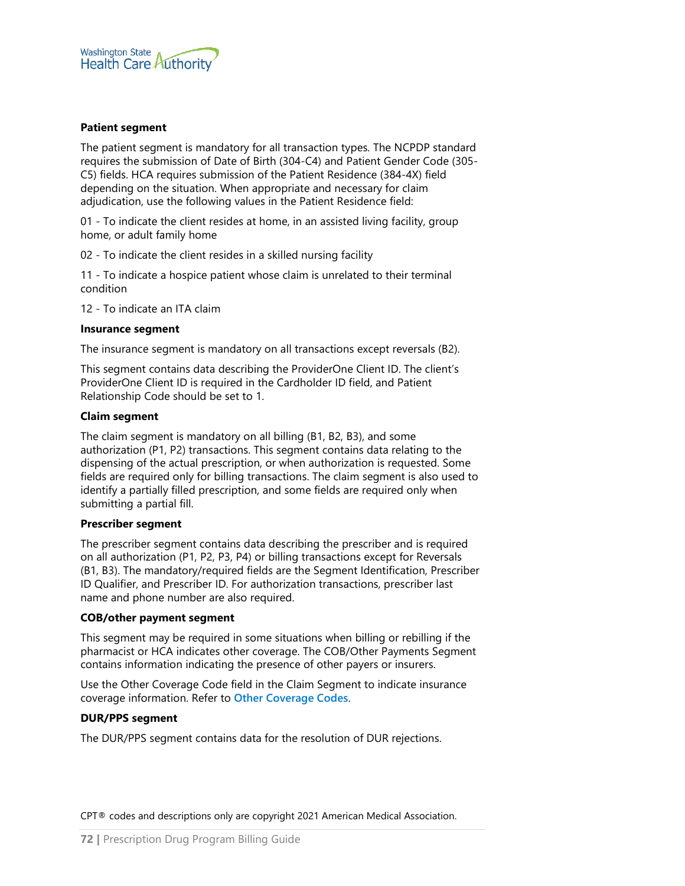### Patient segment

The patient segment is mandatory for all transaction types. The NCPDP standard requires the submission of Date of Birth (304-C4) and Patient Gender Code (305-C5) fields. HCA requires submission of the Patient Residence (384-4X) field depending on the situation. When appropriate and necessary for claim adjudication, use the following values in the Patient Residence field:

01 - To indicate the client resides at home, in an assisted living facility, group home, or adult family home

02 - To indicate the client resides in a skilled nursing facility

11 - To indicate a hospice patient whose claim is unrelated to their terminal condition

12 - To indicate an ITA claim

### Insurance segment

The insurance segment is mandatory on all transactions except reversals (B2).

This segment contains data describing the ProviderOne Client ID. The client's ProviderOne Client ID is required in the Cardholder ID field, and Patient Relationship Code should be set to 1.

### Claim segment

The claim segment is mandatory on all billing (B1, B2, B3), and some authorization (P1, P2) transactions. This segment contains data relating to the dispensing of the actual prescription, or when authorization is requested. Some fields are required only for billing transactions. The claim segment is also used to identify a partially filled prescription, and some fields are required only when submitting a partial fill.

### Prescriber segment

The prescriber segment contains data describing the prescriber and is required on all authorization (P1, P2, P3, P4) or billing transactions except for Reversals (B1, B3). The mandatory/required fields are the Segment Identification, Prescriber ID Qualifier, and Prescriber ID. For authorization transactions, prescriber last name and phone number are also required.

### COB/other payment segment

This segment may be required in some situations when billing or rebilling if the pharmacist or HCA indicates other coverage. The COB/Other Payments Segment contains information indicating the presence of other payers or insurers.

Use the Other Coverage Code field in the Claim Segment to indicate insurance coverage information. Refer to **Other Coverage Codes**.

### DUR/PPS segment

The DUR/PPS segment contains data for the resolution of DUR rejections.

CPT® codes and descriptions only are copyright 2021 American Medical Association.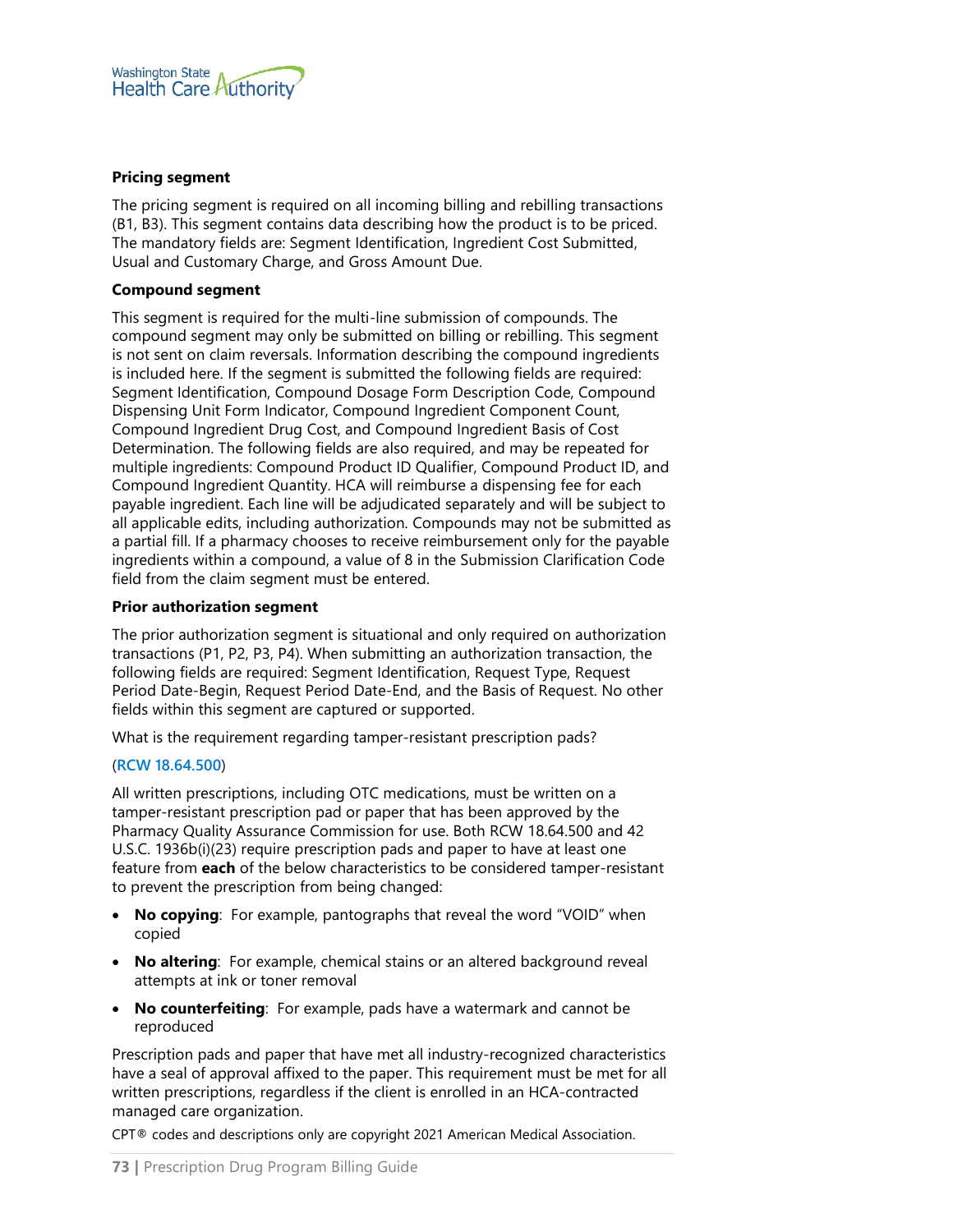### Pricing segment

The pricing segment is required on all incoming billing and rebilling transactions (B1, B3). This segment contains data describing how the product is to be priced. The mandatory fields are: Segment Identification, Ingredient Cost Submitted, Usual and Customary Charge, and Gross Amount Due.

### Compound segment

This segment is required for the multi-line submission of compounds. The compound segment may only be submitted on billing or rebilling. This segment is not sent on claim reversals. Information describing the compound ingredients is included here. If the segment is submitted the following fields are required: Segment Identification, Compound Dosage Form Description Code, Compound Dispensing Unit Form Indicator, Compound Ingredient Component Count, Compound Ingredient Drug Cost, and Compound Ingredient Basis of Cost Determination. The following fields are also required, and may be repeated for multiple ingredients: Compound Product ID Qualifier, Compound Product ID, and Compound Ingredient Quantity. HCA will reimburse a dispensing fee for each payable ingredient. Each line will be adjudicated separately and will be subject to all applicable edits, including authorization. Compounds may not be submitted as a partial fill. If a pharmacy chooses to receive reimbursement only for the payable ingredients within a compound, a value of 8 in the Submission Clarification Code field from the claim segment must be entered.

### Prior authorization segment

The prior authorization segment is situational and only required on authorization transactions (P1, P2, P3, P4). When submitting an authorization transaction, the following fields are required: Segment Identification, Request Type, Request Period Date-Begin, Request Period Date-End, and the Basis of Request. No other fields within this segment are captured or supported.

What is the requirement regarding tamper-resistant prescription pads?

(RCW 18.64.500)

All written prescriptions, including OTC medications, must be written on a tamper-resistant prescription pad or paper that has been approved by the Pharmacy Quality Assurance Commission for use. Both RCW 18.64.500 and 42 U.S.C. 1936b(i)(23) require prescription pads and paper to have at least one feature from **each** of the below characteristics to be considered tamper-resistant to prevent the prescription from being changed:

- **No copying**: For example, pantographs that reveal the word "VOID" when copied
- **No altering**: For example, chemical stains or an altered background reveal attempts at ink or toner removal
- **No counterfeiting**: For example, pads have a watermark and cannot be reproduced

Prescription pads and paper that have met all industry-recognized characteristics have a seal of approval affixed to the paper. This requirement must be met for all written prescriptions, regardless if the client is enrolled in an HCA-contracted managed care organization.

CPT® codes and descriptions only are copyright 2021 American Medical Association.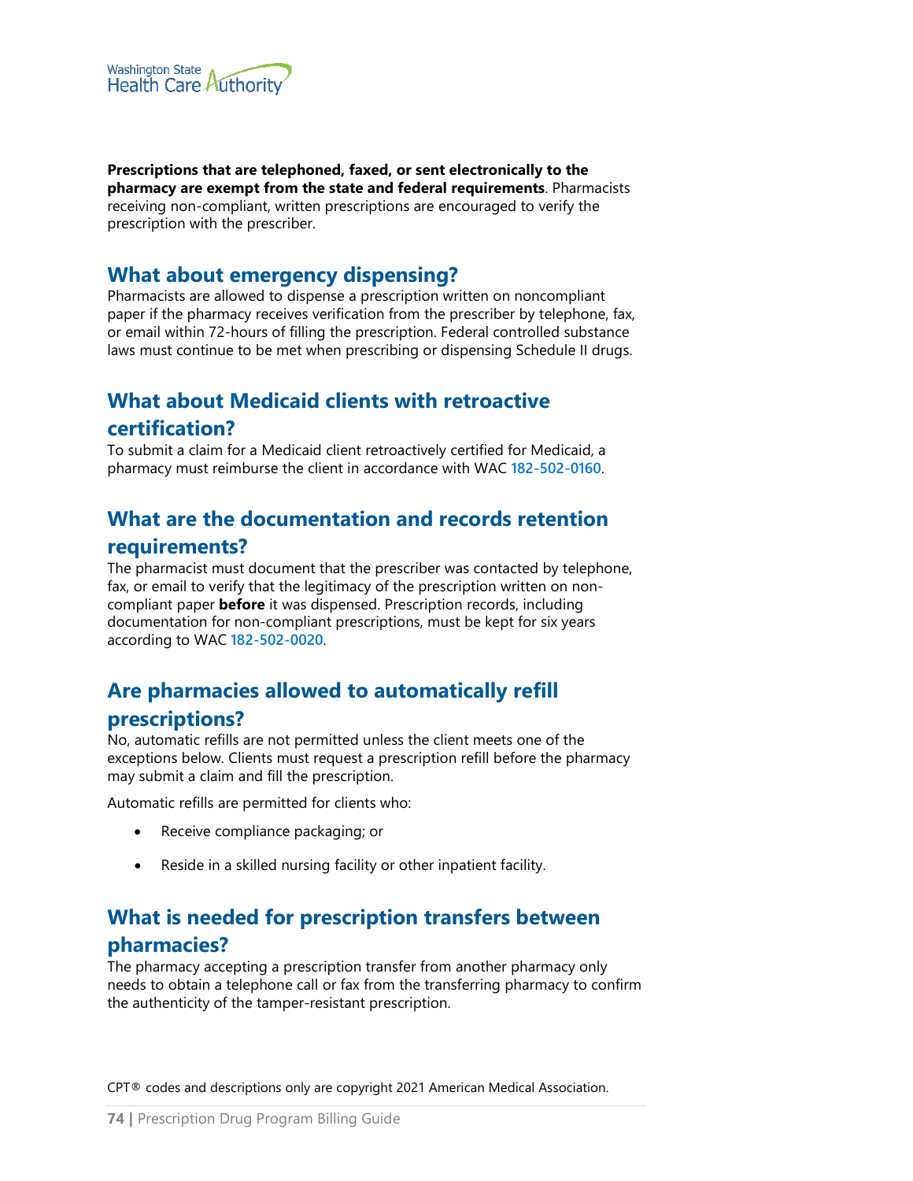**Prescriptions that are telephoned, faxed, or sent electronically to the pharmacy are exempt from the state and federal requirements**. Pharmacists receiving non-compliant, written prescriptions are encouraged to verify the prescription with the prescriber.

## What about emergency dispensing?

Pharmacists are allowed to dispense a prescription written on noncompliant paper if the pharmacy receives verification from the prescriber by telephone, fax, or email within 72-hours of filling the prescription. Federal controlled substance laws must continue to be met when prescribing or dispensing Schedule II drugs.

## What about Medicaid clients with retroactive certification?

To submit a claim for a Medicaid client retroactively certified for Medicaid, a pharmacy must reimburse the client in accordance with WAC 182-502-0160.

## What are the documentation and records retention requirements?

The pharmacist must document that the prescriber was contacted by telephone, fax, or email to verify that the legitimacy of the prescription written on non-compliant paper **before** it was dispensed. Prescription records, including documentation for non-compliant prescriptions, must be kept for six years according to WAC 182-502-0020.

## Are pharmacies allowed to automatically refill prescriptions?

No, automatic refills are not permitted unless the client meets one of the exceptions below. Clients must request a prescription refill before the pharmacy may submit a claim and fill the prescription.

Automatic refills are permitted for clients who:

- Receive compliance packaging; or
- Reside in a skilled nursing facility or other inpatient facility.

## What is needed for prescription transfers between pharmacies?

The pharmacy accepting a prescription transfer from another pharmacy only needs to obtain a telephone call or fax from the transferring pharmacy to confirm the authenticity of the tamper-resistant prescription.

CPT® codes and descriptions only are copyright 2021 American Medical Association.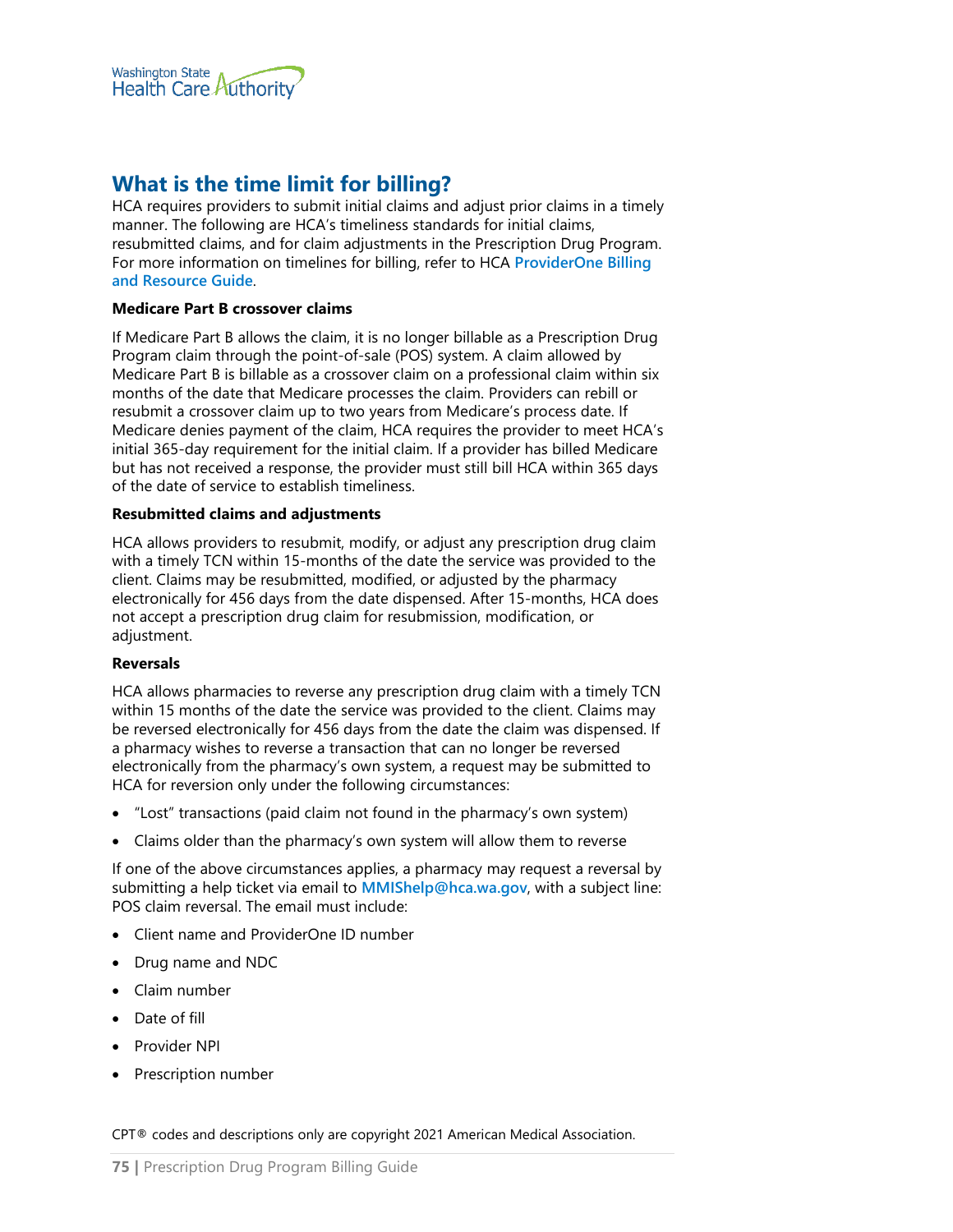## What is the time limit for billing?

HCA requires providers to submit initial claims and adjust prior claims in a timely manner. The following are HCA's timeliness standards for initial claims, resubmitted claims, and for claim adjustments in the Prescription Drug Program. For more information on timelines for billing, refer to HCA **ProviderOne Billing and Resource Guide**.

**Medicare Part B crossover claims**

If Medicare Part B allows the claim, it is no longer billable as a Prescription Drug Program claim through the point-of-sale (POS) system. A claim allowed by Medicare Part B is billable as a crossover claim on a professional claim within six months of the date that Medicare processes the claim. Providers can rebill or resubmit a crossover claim up to two years from Medicare's process date. If Medicare denies payment of the claim, HCA requires the provider to meet HCA's initial 365-day requirement for the initial claim. If a provider has billed Medicare but has not received a response, the provider must still bill HCA within 365 days of the date of service to establish timeliness.

**Resubmitted claims and adjustments**

HCA allows providers to resubmit, modify, or adjust any prescription drug claim with a timely TCN within 15-months of the date the service was provided to the client. Claims may be resubmitted, modified, or adjusted by the pharmacy electronically for 456 days from the date dispensed. After 15-months, HCA does not accept a prescription drug claim for resubmission, modification, or adjustment.

**Reversals**

HCA allows pharmacies to reverse any prescription drug claim with a timely TCN within 15 months of the date the service was provided to the client. Claims may be reversed electronically for 456 days from the date the claim was dispensed. If a pharmacy wishes to reverse a transaction that can no longer be reversed electronically from the pharmacy's own system, a request may be submitted to HCA for reversion only under the following circumstances:

- "Lost" transactions (paid claim not found in the pharmacy's own system)
- Claims older than the pharmacy's own system will allow them to reverse

If one of the above circumstances applies, a pharmacy may request a reversal by submitting a help ticket via email to **MMIShelp@hca.wa.gov**, with a subject line: POS claim reversal. The email must include:

- Client name and ProviderOne ID number
- Drug name and NDC
- Claim number
- Date of fill
- Provider NPI
- Prescription number

CPT® codes and descriptions only are copyright 2021 American Medical Association.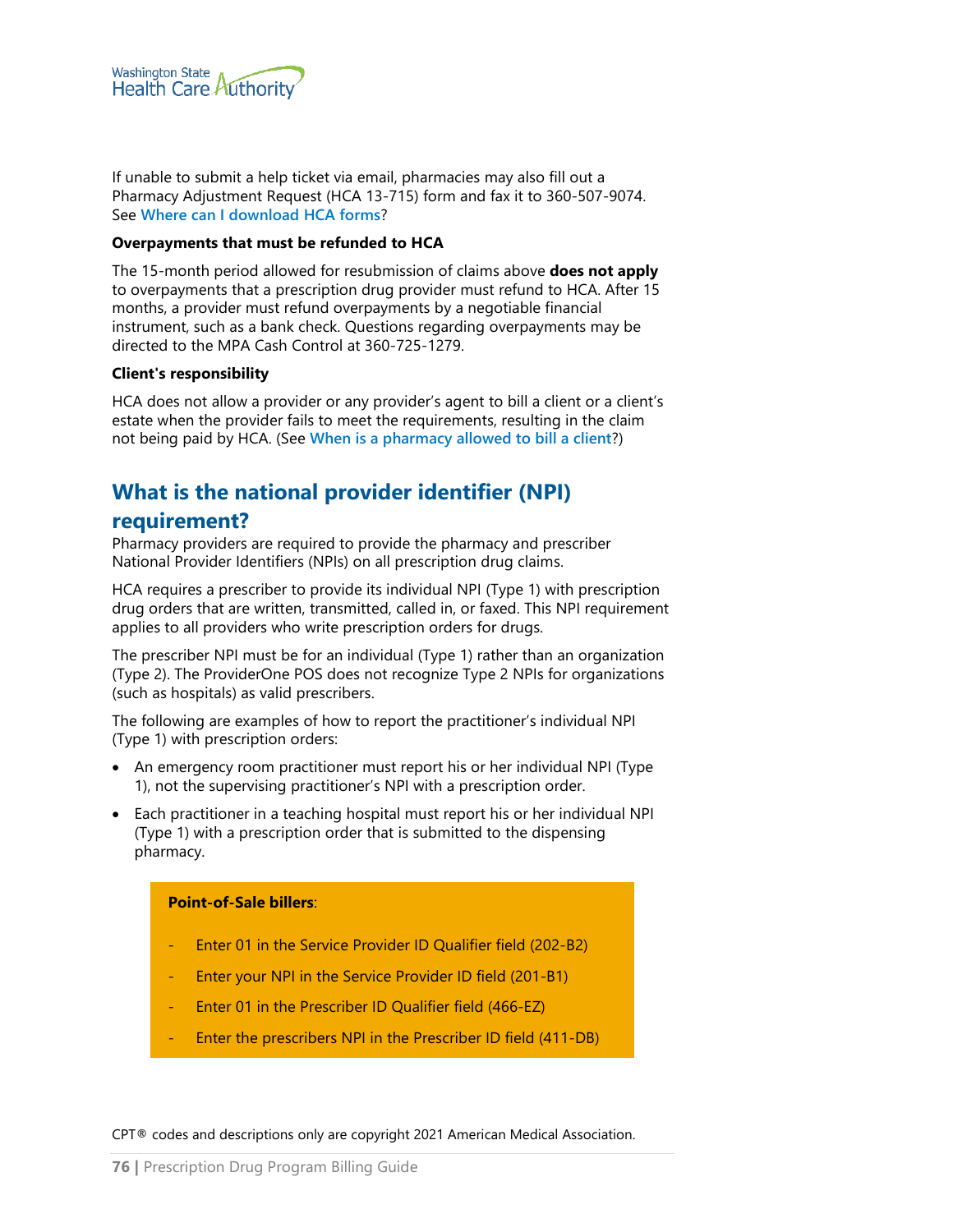If unable to submit a help ticket via email, pharmacies may also fill out a Pharmacy Adjustment Request (HCA 13-715) form and fax it to 360-507-9074. See **Where can I download HCA forms**?

**Overpayments that must be refunded to HCA**

The 15-month period allowed for resubmission of claims above **does not apply** to overpayments that a prescription drug provider must refund to HCA. After 15 months, a provider must refund overpayments by a negotiable financial instrument, such as a bank check. Questions regarding overpayments may be directed to the MPA Cash Control at 360-725-1279.

**Client's responsibility**

HCA does not allow a provider or any provider's agent to bill a client or a client's estate when the provider fails to meet the requirements, resulting in the claim not being paid by HCA. (See **When is a pharmacy allowed to bill a client**?)

## What is the national provider identifier (NPI) requirement?

Pharmacy providers are required to provide the pharmacy and prescriber National Provider Identifiers (NPIs) on all prescription drug claims.

HCA requires a prescriber to provide its individual NPI (Type 1) with prescription drug orders that are written, transmitted, called in, or faxed. This NPI requirement applies to all providers who write prescription orders for drugs.

The prescriber NPI must be for an individual (Type 1) rather than an organization (Type 2). The ProviderOne POS does not recognize Type 2 NPIs for organizations (such as hospitals) as valid prescribers.

The following are examples of how to report the practitioner's individual NPI (Type 1) with prescription orders:

- An emergency room practitioner must report his or her individual NPI (Type 1), not the supervising practitioner's NPI with a prescription order.
- Each practitioner in a teaching hospital must report his or her individual NPI (Type 1) with a prescription order that is submitted to the dispensing pharmacy.

**Point-of-Sale billers**:

- Enter 01 in the Service Provider ID Qualifier field (202-B2)
- Enter your NPI in the Service Provider ID field (201-B1)
- Enter 01 in the Prescriber ID Qualifier field (466-EZ)
- Enter the prescribers NPI in the Prescriber ID field (411-DB)

CPT® codes and descriptions only are copyright 2021 American Medical Association.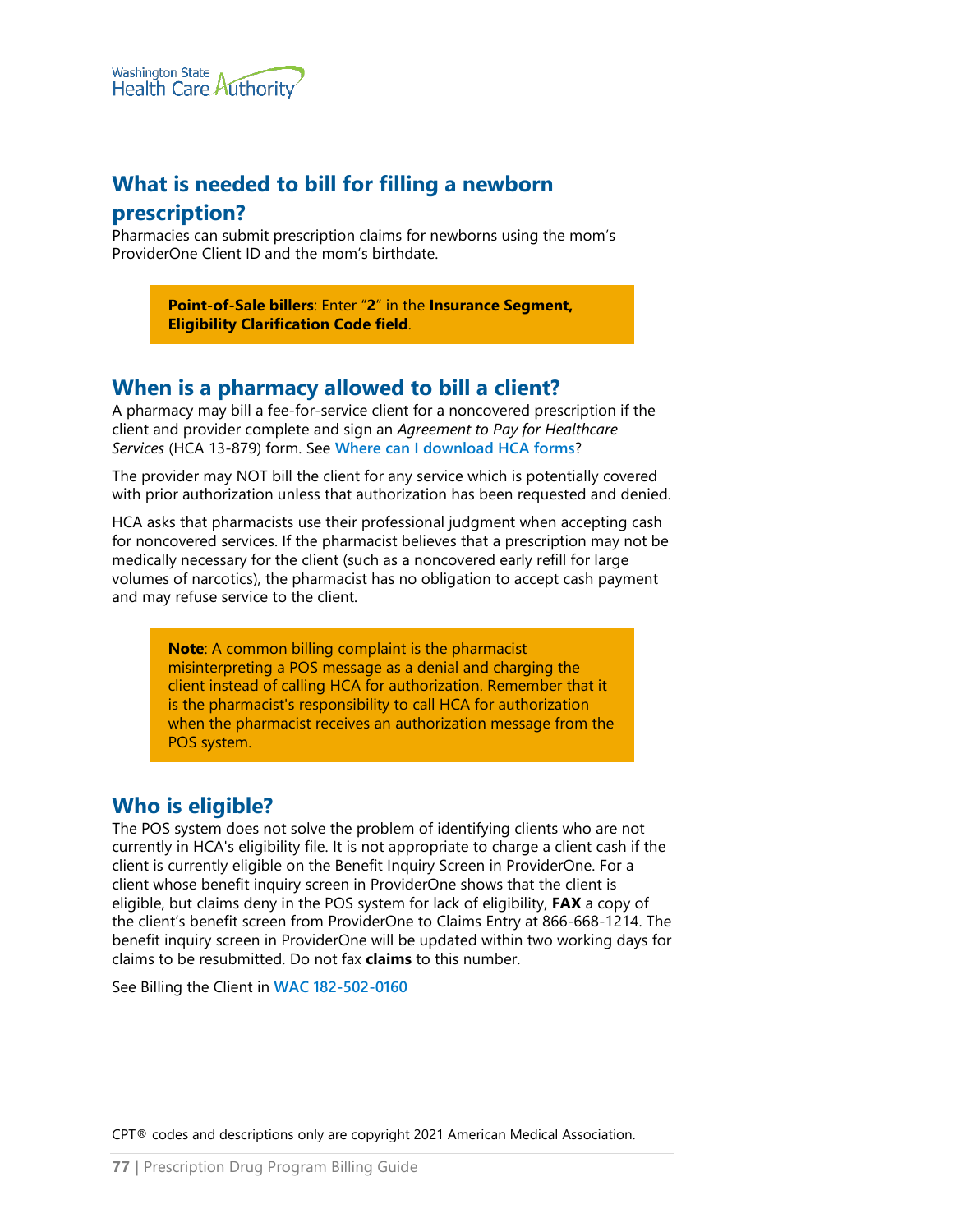## What is needed to bill for filling a newborn prescription?

Pharmacies can submit prescription claims for newborns using the mom's ProviderOne Client ID and the mom's birthdate.

> **Point-of-Sale billers**: Enter "**2**" in the **Insurance Segment, Eligibility Clarification Code field**.

## When is a pharmacy allowed to bill a client?

A pharmacy may bill a fee-for-service client for a noncovered prescription if the client and provider complete and sign an *Agreement to Pay for Healthcare Services* (HCA 13-879) form. See Where can I download HCA forms?

The provider may NOT bill the client for any service which is potentially covered with prior authorization unless that authorization has been requested and denied.

HCA asks that pharmacists use their professional judgment when accepting cash for noncovered services. If the pharmacist believes that a prescription may not be medically necessary for the client (such as a noncovered early refill for large volumes of narcotics), the pharmacist has no obligation to accept cash payment and may refuse service to the client.

> **Note**: A common billing complaint is the pharmacist misinterpreting a POS message as a denial and charging the client instead of calling HCA for authorization. Remember that it is the pharmacist's responsibility to call HCA for authorization when the pharmacist receives an authorization message from the POS system.

## Who is eligible?

The POS system does not solve the problem of identifying clients who are not currently in HCA's eligibility file. It is not appropriate to charge a client cash if the client is currently eligible on the Benefit Inquiry Screen in ProviderOne. For a client whose benefit inquiry screen in ProviderOne shows that the client is eligible, but claims deny in the POS system for lack of eligibility, **FAX** a copy of the client's benefit screen from ProviderOne to Claims Entry at 866-668-1214. The benefit inquiry screen in ProviderOne will be updated within two working days for claims to be resubmitted. Do not fax **claims** to this number.

See Billing the Client in WAC 182-502-0160

CPT® codes and descriptions only are copyright 2021 American Medical Association.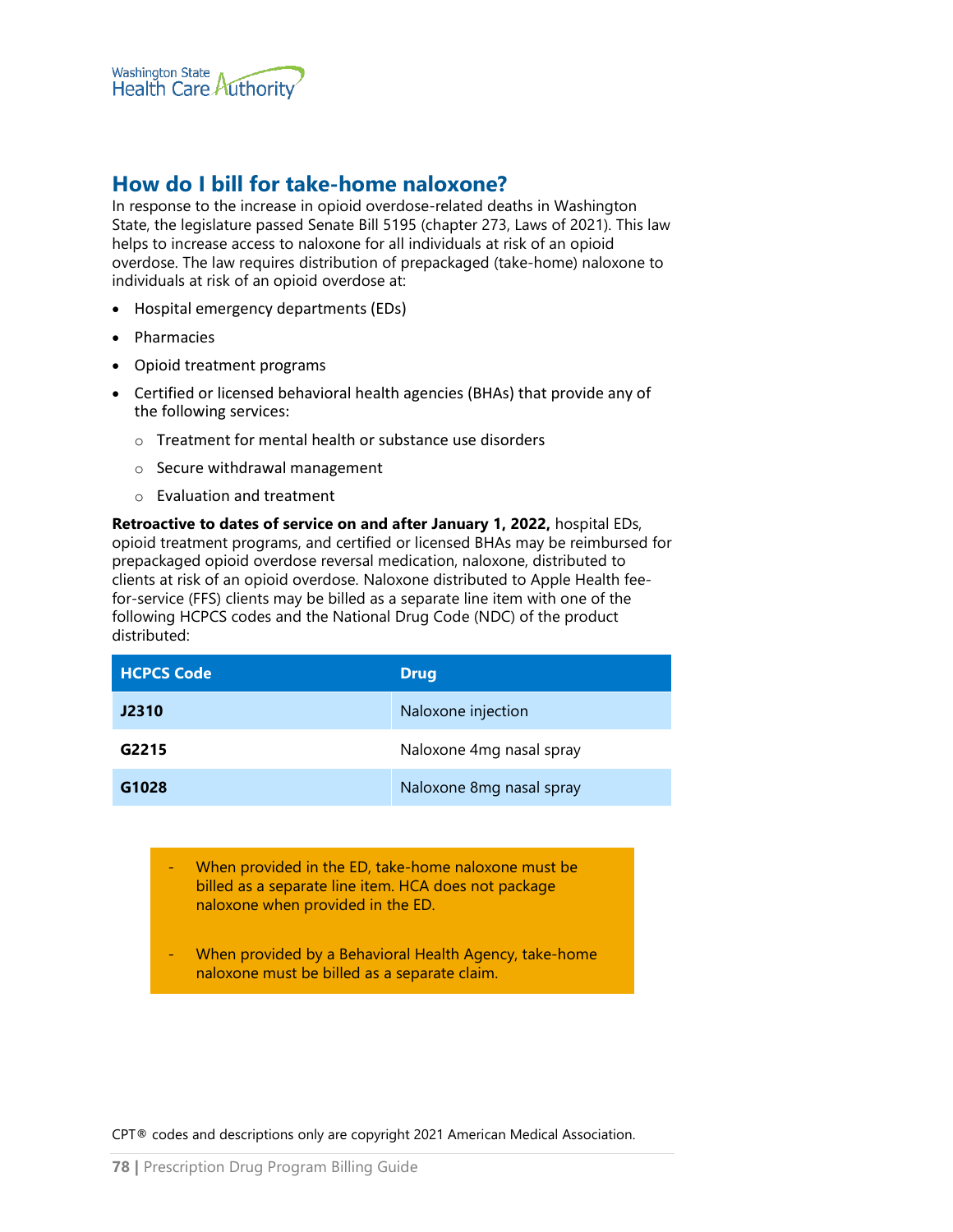## How do I bill for take-home naloxone?

In response to the increase in opioid overdose-related deaths in Washington State, the legislature passed Senate Bill 5195 (chapter 273, Laws of 2021). This law helps to increase access to naloxone for all individuals at risk of an opioid overdose. The law requires distribution of prepackaged (take-home) naloxone to individuals at risk of an opioid overdose at:

- Hospital emergency departments (EDs)
- Pharmacies
- Opioid treatment programs
- Certified or licensed behavioral health agencies (BHAs) that provide any of the following services:
  - Treatment for mental health or substance use disorders
  - Secure withdrawal management
  - Evaluation and treatment

**Retroactive to dates of service on and after January 1, 2022,** hospital EDs, opioid treatment programs, and certified or licensed BHAs may be reimbursed for prepackaged opioid overdose reversal medication, naloxone, distributed to clients at risk of an opioid overdose. Naloxone distributed to Apple Health fee-for-service (FFS) clients may be billed as a separate line item with one of the following HCPCS codes and the National Drug Code (NDC) of the product distributed:

| HCPCS Code | Drug |
|---|---|
| **J2310** | Naloxone injection |
| **G2215** | Naloxone 4mg nasal spray |
| **G1028** | Naloxone 8mg nasal spray |

- When provided in the ED, take-home naloxone must be billed as a separate line item. HCA does not package naloxone when provided in the ED.
- When provided by a Behavioral Health Agency, take-home naloxone must be billed as a separate claim.

CPT® codes and descriptions only are copyright 2021 American Medical Association.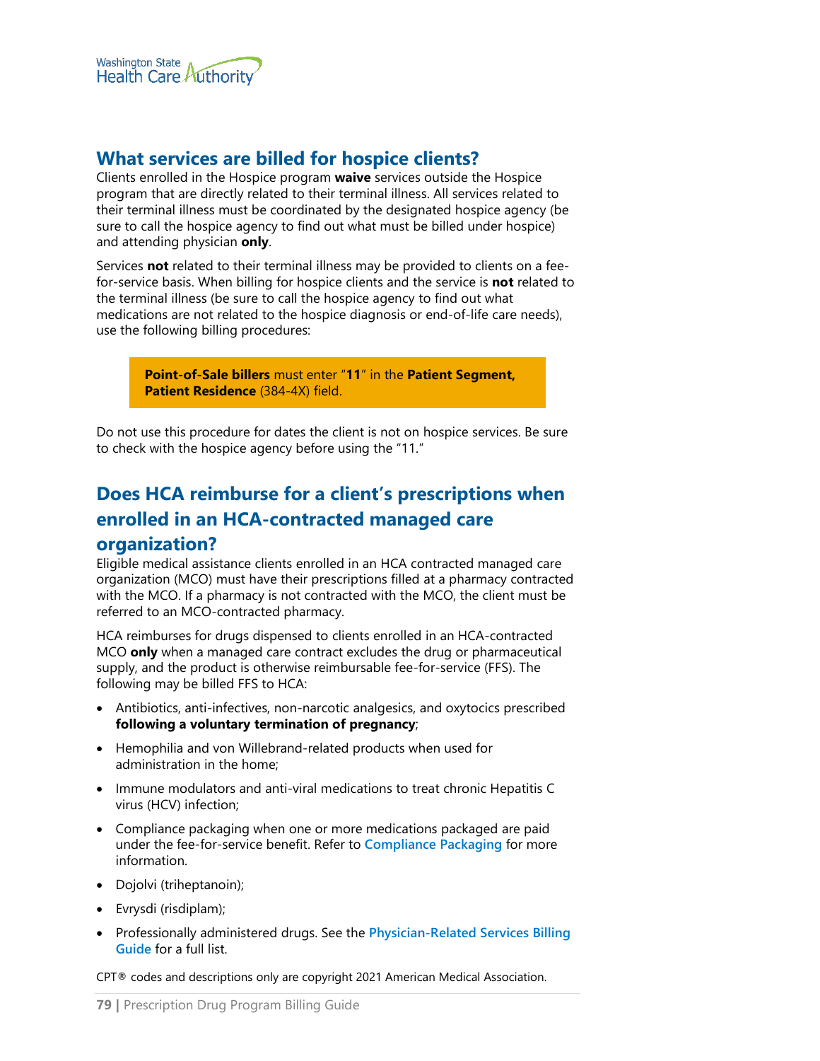## What services are billed for hospice clients?

Clients enrolled in the Hospice program **waive** services outside the Hospice program that are directly related to their terminal illness. All services related to their terminal illness must be coordinated by the designated hospice agency (be sure to call the hospice agency to find out what must be billed under hospice) and attending physician **only**.

Services **not** related to their terminal illness may be provided to clients on a fee-for-service basis. When billing for hospice clients and the service is **not** related to the terminal illness (be sure to call the hospice agency to find out what medications are not related to the hospice diagnosis or end-of-life care needs), use the following billing procedures:

> **Point-of-Sale billers** must enter "**11**" in the **Patient Segment, Patient Residence** (384-4X) field.

Do not use this procedure for dates the client is not on hospice services. Be sure to check with the hospice agency before using the "11."

## Does HCA reimburse for a client's prescriptions when enrolled in an HCA-contracted managed care organization?

Eligible medical assistance clients enrolled in an HCA contracted managed care organization (MCO) must have their prescriptions filled at a pharmacy contracted with the MCO. If a pharmacy is not contracted with the MCO, the client must be referred to an MCO-contracted pharmacy.

HCA reimburses for drugs dispensed to clients enrolled in an HCA-contracted MCO **only** when a managed care contract excludes the drug or pharmaceutical supply, and the product is otherwise reimbursable fee-for-service (FFS). The following may be billed FFS to HCA:

- Antibiotics, anti-infectives, non-narcotic analgesics, and oxytocics prescribed **following a voluntary termination of pregnancy**;
- Hemophilia and von Willebrand-related products when used for administration in the home;
- Immune modulators and anti-viral medications to treat chronic Hepatitis C virus (HCV) infection;
- Compliance packaging when one or more medications packaged are paid under the fee-for-service benefit. Refer to Compliance Packaging for more information.
- Dojolvi (triheptanoin);
- Evrysdi (risdiplam);
- Professionally administered drugs. See the Physician-Related Services Billing Guide for a full list.

CPT® codes and descriptions only are copyright 2021 American Medical Association.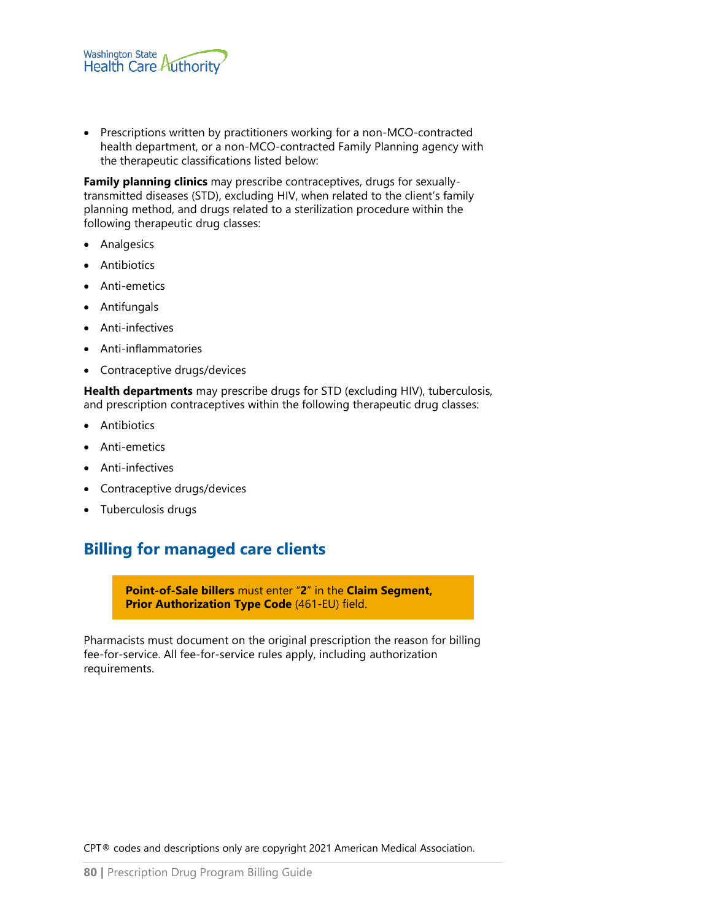- Prescriptions written by practitioners working for a non-MCO-contracted health department, or a non-MCO-contracted Family Planning agency with the therapeutic classifications listed below:

**Family planning clinics** may prescribe contraceptives, drugs for sexually-transmitted diseases (STD), excluding HIV, when related to the client's family planning method, and drugs related to a sterilization procedure within the following therapeutic drug classes:

- Analgesics
- Antibiotics
- Anti-emetics
- Antifungals
- Anti-infectives
- Anti-inflammatories
- Contraceptive drugs/devices

**Health departments** may prescribe drugs for STD (excluding HIV), tuberculosis, and prescription contraceptives within the following therapeutic drug classes:

- Antibiotics
- Anti-emetics
- Anti-infectives
- Contraceptive drugs/devices
- Tuberculosis drugs

## Billing for managed care clients

> **Point-of-Sale billers** must enter "**2**" in the **Claim Segment, Prior Authorization Type Code** (461-EU) field.

Pharmacists must document on the original prescription the reason for billing fee-for-service. All fee-for-service rules apply, including authorization requirements.

CPT® codes and descriptions only are copyright 2021 American Medical Association.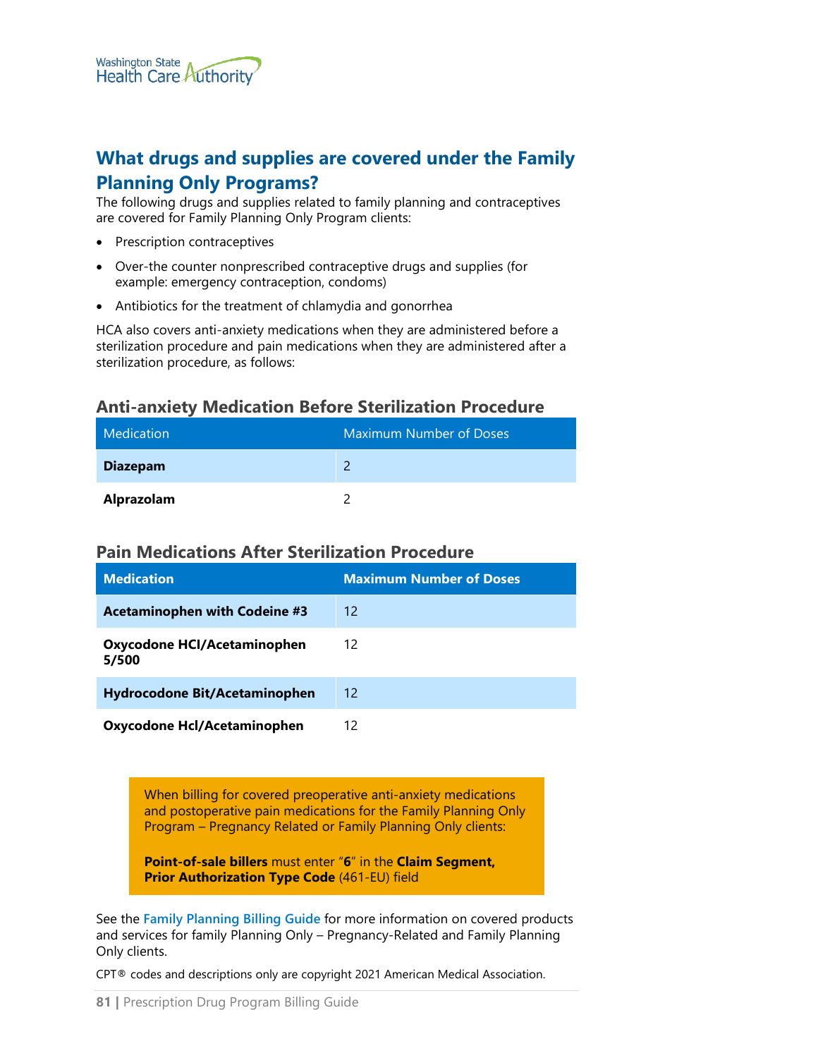## What drugs and supplies are covered under the Family Planning Only Programs?

The following drugs and supplies related to family planning and contraceptives are covered for Family Planning Only Program clients:

- Prescription contraceptives
- Over-the counter nonprescribed contraceptive drugs and supplies (for example: emergency contraception, condoms)
- Antibiotics for the treatment of chlamydia and gonorrhea

HCA also covers anti-anxiety medications when they are administered before a sterilization procedure and pain medications when they are administered after a sterilization procedure, as follows:

### Anti-anxiety Medication Before Sterilization Procedure

| Medication | Maximum Number of Doses |
|---|---|
| **Diazepam** | 2 |
| **Alprazolam** | 2 |

### Pain Medications After Sterilization Procedure

| Medication | Maximum Number of Doses |
|---|---|
| **Acetaminophen with Codeine #3** | 12 |
| **Oxycodone HCI/Acetaminophen 5/500** | 12 |
| **Hydrocodone Bit/Acetaminophen** | 12 |
| **Oxycodone Hcl/Acetaminophen** | 12 |

When billing for covered preoperative anti-anxiety medications and postoperative pain medications for the Family Planning Only Program – Pregnancy Related or Family Planning Only clients:

**Point-of-sale billers** must enter "**6**" in the **Claim Segment, Prior Authorization Type Code** (461-EU) field

See the Family Planning Billing Guide for more information on covered products and services for family Planning Only – Pregnancy-Related and Family Planning Only clients.

CPT® codes and descriptions only are copyright 2021 American Medical Association.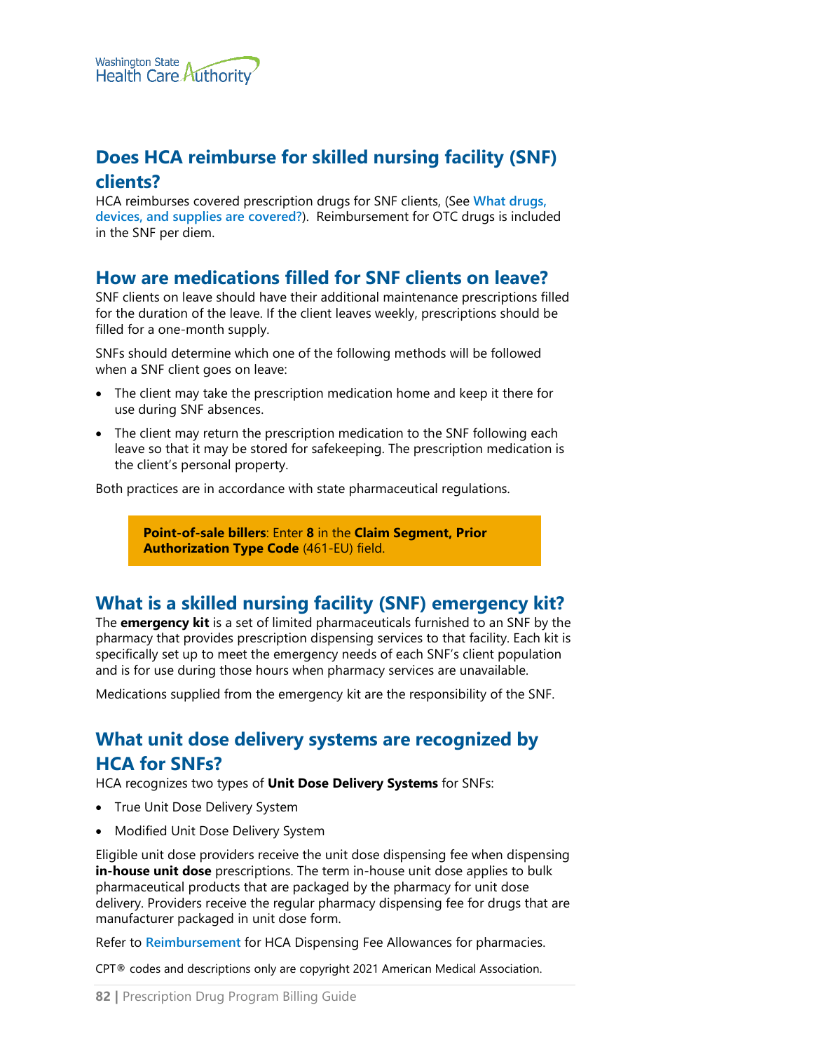## Does HCA reimburse for skilled nursing facility (SNF) clients?

HCA reimburses covered prescription drugs for SNF clients, (See What drugs, devices, and supplies are covered?). Reimbursement for OTC drugs is included in the SNF per diem.

## How are medications filled for SNF clients on leave?

SNF clients on leave should have their additional maintenance prescriptions filled for the duration of the leave. If the client leaves weekly, prescriptions should be filled for a one-month supply.

SNFs should determine which one of the following methods will be followed when a SNF client goes on leave:

- The client may take the prescription medication home and keep it there for use during SNF absences.
- The client may return the prescription medication to the SNF following each leave so that it may be stored for safekeeping. The prescription medication is the client's personal property.

Both practices are in accordance with state pharmaceutical regulations.

> **Point-of-sale billers**: Enter **8** in the **Claim Segment, Prior Authorization Type Code** (461-EU) field.

## What is a skilled nursing facility (SNF) emergency kit?

The **emergency kit** is a set of limited pharmaceuticals furnished to an SNF by the pharmacy that provides prescription dispensing services to that facility. Each kit is specifically set up to meet the emergency needs of each SNF's client population and is for use during those hours when pharmacy services are unavailable.

Medications supplied from the emergency kit are the responsibility of the SNF.

## What unit dose delivery systems are recognized by HCA for SNFs?

HCA recognizes two types of **Unit Dose Delivery Systems** for SNFs:

- True Unit Dose Delivery System
- Modified Unit Dose Delivery System

Eligible unit dose providers receive the unit dose dispensing fee when dispensing **in-house unit dose** prescriptions. The term in-house unit dose applies to bulk pharmaceutical products that are packaged by the pharmacy for unit dose delivery. Providers receive the regular pharmacy dispensing fee for drugs that are manufacturer packaged in unit dose form.

Refer to Reimbursement for HCA Dispensing Fee Allowances for pharmacies.

CPT® codes and descriptions only are copyright 2021 American Medical Association.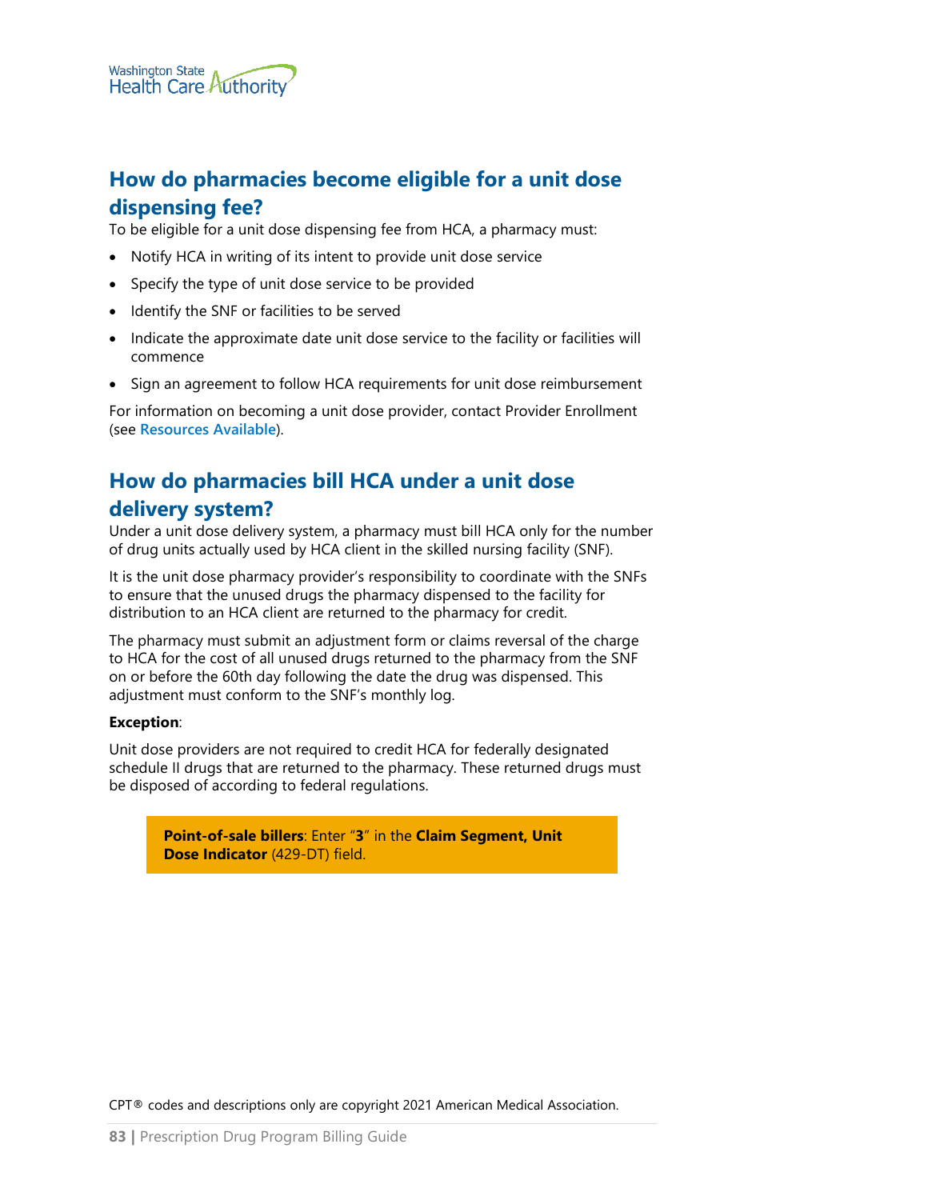## How do pharmacies become eligible for a unit dose dispensing fee?

To be eligible for a unit dose dispensing fee from HCA, a pharmacy must:

- Notify HCA in writing of its intent to provide unit dose service
- Specify the type of unit dose service to be provided
- Identify the SNF or facilities to be served
- Indicate the approximate date unit dose service to the facility or facilities will commence
- Sign an agreement to follow HCA requirements for unit dose reimbursement

For information on becoming a unit dose provider, contact Provider Enrollment (see **Resources Available**).

## How do pharmacies bill HCA under a unit dose delivery system?

Under a unit dose delivery system, a pharmacy must bill HCA only for the number of drug units actually used by HCA client in the skilled nursing facility (SNF).

It is the unit dose pharmacy provider's responsibility to coordinate with the SNFs to ensure that the unused drugs the pharmacy dispensed to the facility for distribution to an HCA client are returned to the pharmacy for credit.

The pharmacy must submit an adjustment form or claims reversal of the charge to HCA for the cost of all unused drugs returned to the pharmacy from the SNF on or before the 60th day following the date the drug was dispensed. This adjustment must conform to the SNF's monthly log.

**Exception**:

Unit dose providers are not required to credit HCA for federally designated schedule II drugs that are returned to the pharmacy. These returned drugs must be disposed of according to federal regulations.

> **Point-of-sale billers**: Enter "**3**" in the **Claim Segment, Unit Dose Indicator** (429-DT) field.

CPT® codes and descriptions only are copyright 2021 American Medical Association.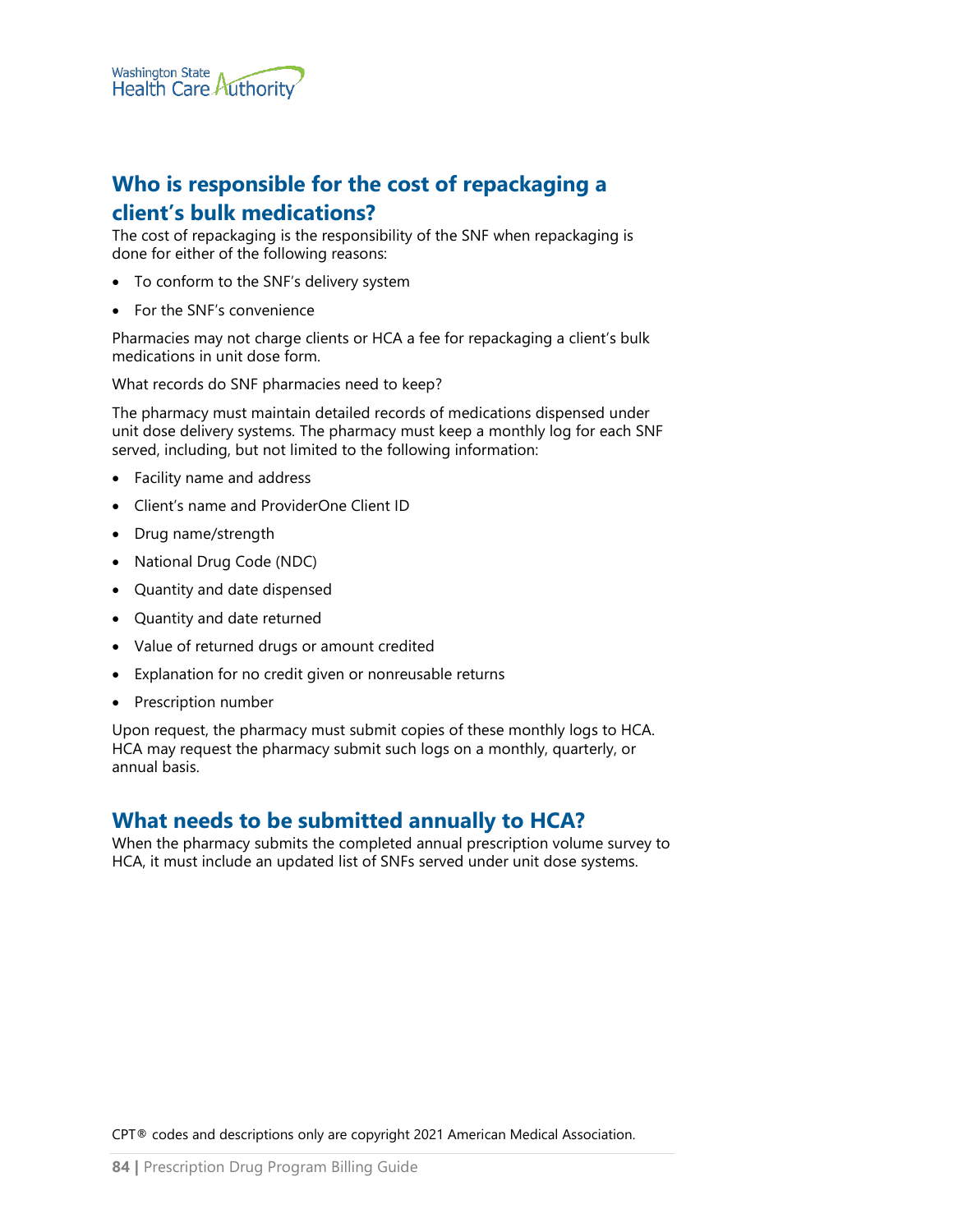## Who is responsible for the cost of repackaging a client's bulk medications?

The cost of repackaging is the responsibility of the SNF when repackaging is done for either of the following reasons:

- To conform to the SNF's delivery system
- For the SNF's convenience

Pharmacies may not charge clients or HCA a fee for repackaging a client's bulk medications in unit dose form.

What records do SNF pharmacies need to keep?

The pharmacy must maintain detailed records of medications dispensed under unit dose delivery systems. The pharmacy must keep a monthly log for each SNF served, including, but not limited to the following information:

- Facility name and address
- Client's name and ProviderOne Client ID
- Drug name/strength
- National Drug Code (NDC)
- Quantity and date dispensed
- Quantity and date returned
- Value of returned drugs or amount credited
- Explanation for no credit given or nonreusable returns
- Prescription number

Upon request, the pharmacy must submit copies of these monthly logs to HCA. HCA may request the pharmacy submit such logs on a monthly, quarterly, or annual basis.

## What needs to be submitted annually to HCA?

When the pharmacy submits the completed annual prescription volume survey to HCA, it must include an updated list of SNFs served under unit dose systems.

CPT® codes and descriptions only are copyright 2021 American Medical Association.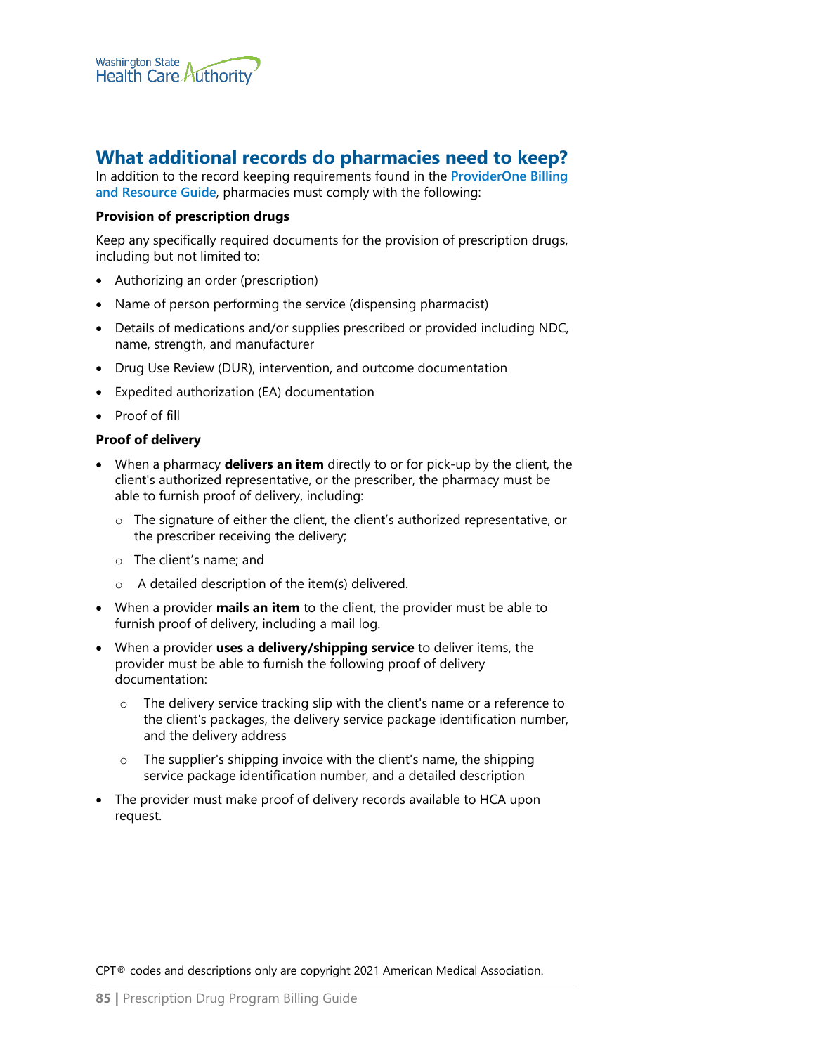## What additional records do pharmacies need to keep?

In addition to the record keeping requirements found in the ProviderOne Billing and Resource Guide, pharmacies must comply with the following:

**Provision of prescription drugs**

Keep any specifically required documents for the provision of prescription drugs, including but not limited to:

- Authorizing an order (prescription)
- Name of person performing the service (dispensing pharmacist)
- Details of medications and/or supplies prescribed or provided including NDC, name, strength, and manufacturer
- Drug Use Review (DUR), intervention, and outcome documentation
- Expedited authorization (EA) documentation
- Proof of fill

**Proof of delivery**

- When a pharmacy **delivers an item** directly to or for pick-up by the client, the client's authorized representative, or the prescriber, the pharmacy must be able to furnish proof of delivery, including:
  - The signature of either the client, the client's authorized representative, or the prescriber receiving the delivery;
  - The client's name; and
  - A detailed description of the item(s) delivered.
- When a provider **mails an item** to the client, the provider must be able to furnish proof of delivery, including a mail log.
- When a provider **uses a delivery/shipping service** to deliver items, the provider must be able to furnish the following proof of delivery documentation:
  - The delivery service tracking slip with the client's name or a reference to the client's packages, the delivery service package identification number, and the delivery address
  - The supplier's shipping invoice with the client's name, the shipping service package identification number, and a detailed description
- The provider must make proof of delivery records available to HCA upon request.

CPT® codes and descriptions only are copyright 2021 American Medical Association.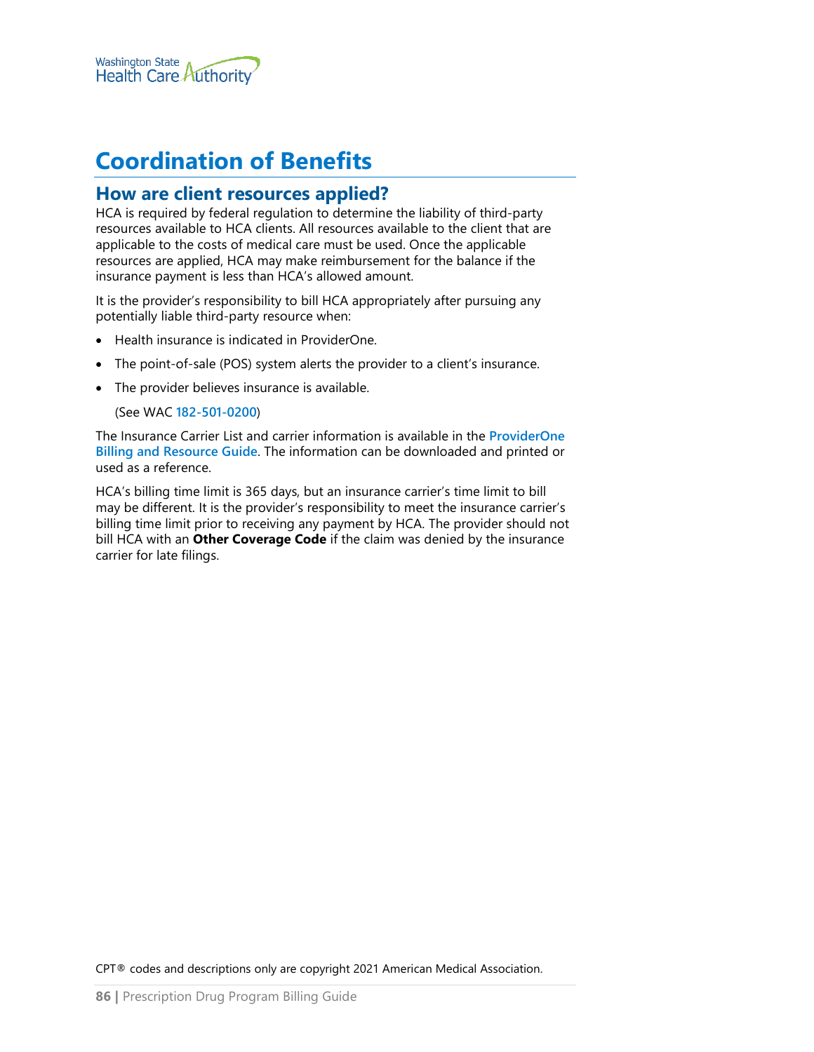# Coordination of Benefits

## How are client resources applied?

HCA is required by federal regulation to determine the liability of third-party resources available to HCA clients. All resources available to the client that are applicable to the costs of medical care must be used. Once the applicable resources are applied, HCA may make reimbursement for the balance if the insurance payment is less than HCA's allowed amount.

It is the provider's responsibility to bill HCA appropriately after pursuing any potentially liable third-party resource when:

- Health insurance is indicated in ProviderOne.
- The point-of-sale (POS) system alerts the provider to a client's insurance.
- The provider believes insurance is available.

  (See WAC 182-501-0200)

The Insurance Carrier List and carrier information is available in the ProviderOne Billing and Resource Guide. The information can be downloaded and printed or used as a reference.

HCA's billing time limit is 365 days, but an insurance carrier's time limit to bill may be different. It is the provider's responsibility to meet the insurance carrier's billing time limit prior to receiving any payment by HCA. The provider should not bill HCA with an **Other Coverage Code** if the claim was denied by the insurance carrier for late filings.

CPT® codes and descriptions only are copyright 2021 American Medical Association.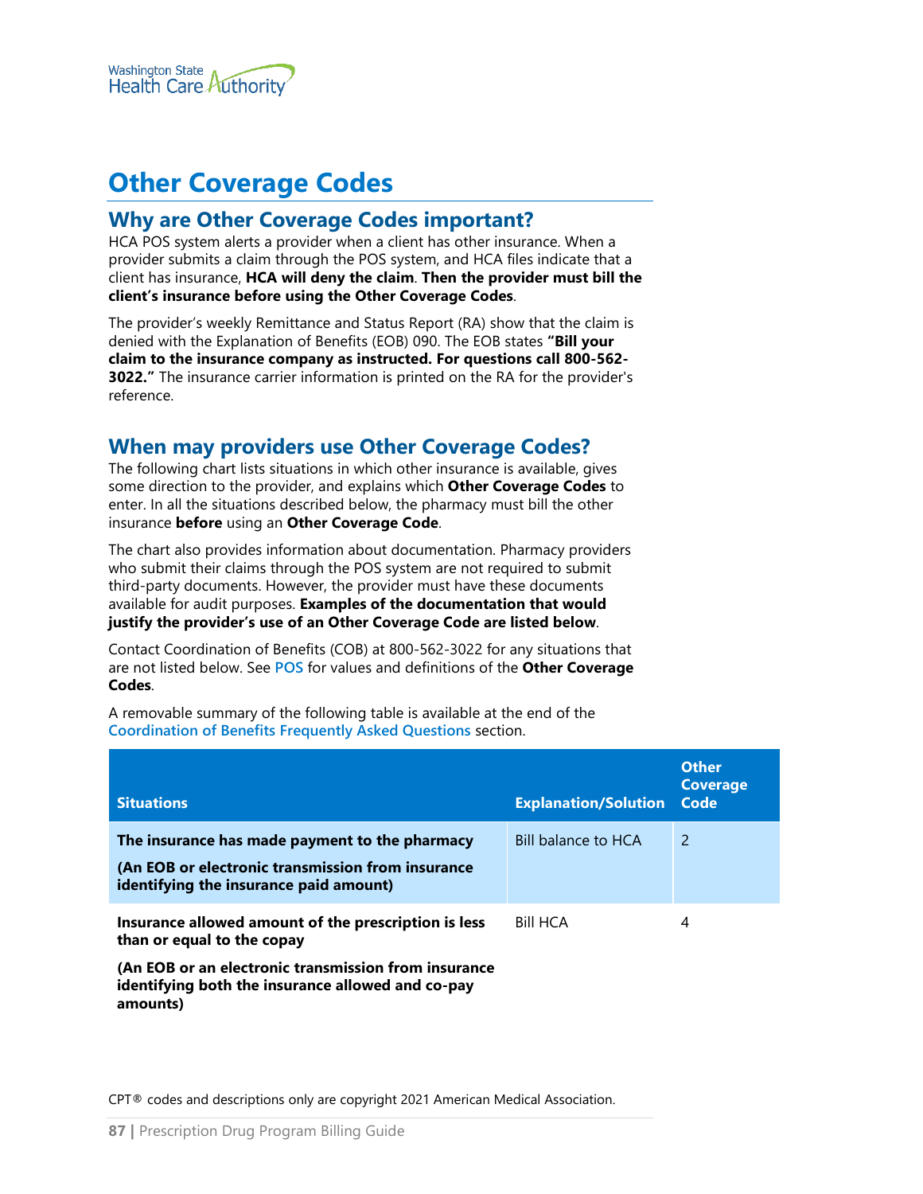# Other Coverage Codes

## Why are Other Coverage Codes important?

HCA POS system alerts a provider when a client has other insurance. When a provider submits a claim through the POS system, and HCA files indicate that a client has insurance, **HCA will deny the claim**. **Then the provider must bill the client's insurance before using the Other Coverage Codes**.

The provider's weekly Remittance and Status Report (RA) show that the claim is denied with the Explanation of Benefits (EOB) 090. The EOB states **"Bill your claim to the insurance company as instructed. For questions call 800-562-3022."** The insurance carrier information is printed on the RA for the provider's reference.

## When may providers use Other Coverage Codes?

The following chart lists situations in which other insurance is available, gives some direction to the provider, and explains which **Other Coverage Codes** to enter. In all the situations described below, the pharmacy must bill the other insurance **before** using an **Other Coverage Code**.

The chart also provides information about documentation. Pharmacy providers who submit their claims through the POS system are not required to submit third-party documents. However, the provider must have these documents available for audit purposes. **Examples of the documentation that would justify the provider's use of an Other Coverage Code are listed below**.

Contact Coordination of Benefits (COB) at 800-562-3022 for any situations that are not listed below. See POS for values and definitions of the **Other Coverage Codes**.

A removable summary of the following table is available at the end of the Coordination of Benefits Frequently Asked Questions section.

| Situations | Explanation/Solution | Other Coverage Code |
|---|---|---|
| **The insurance has made payment to the pharmacy**<br><br>**(An EOB or electronic transmission from insurance identifying the insurance paid amount)** | Bill balance to HCA | 2 |
| **Insurance allowed amount of the prescription is less than or equal to the copay**<br><br>**(An EOB or an electronic transmission from insurance identifying both the insurance allowed and co-pay amounts)** | Bill HCA | 4 |

CPT® codes and descriptions only are copyright 2021 American Medical Association.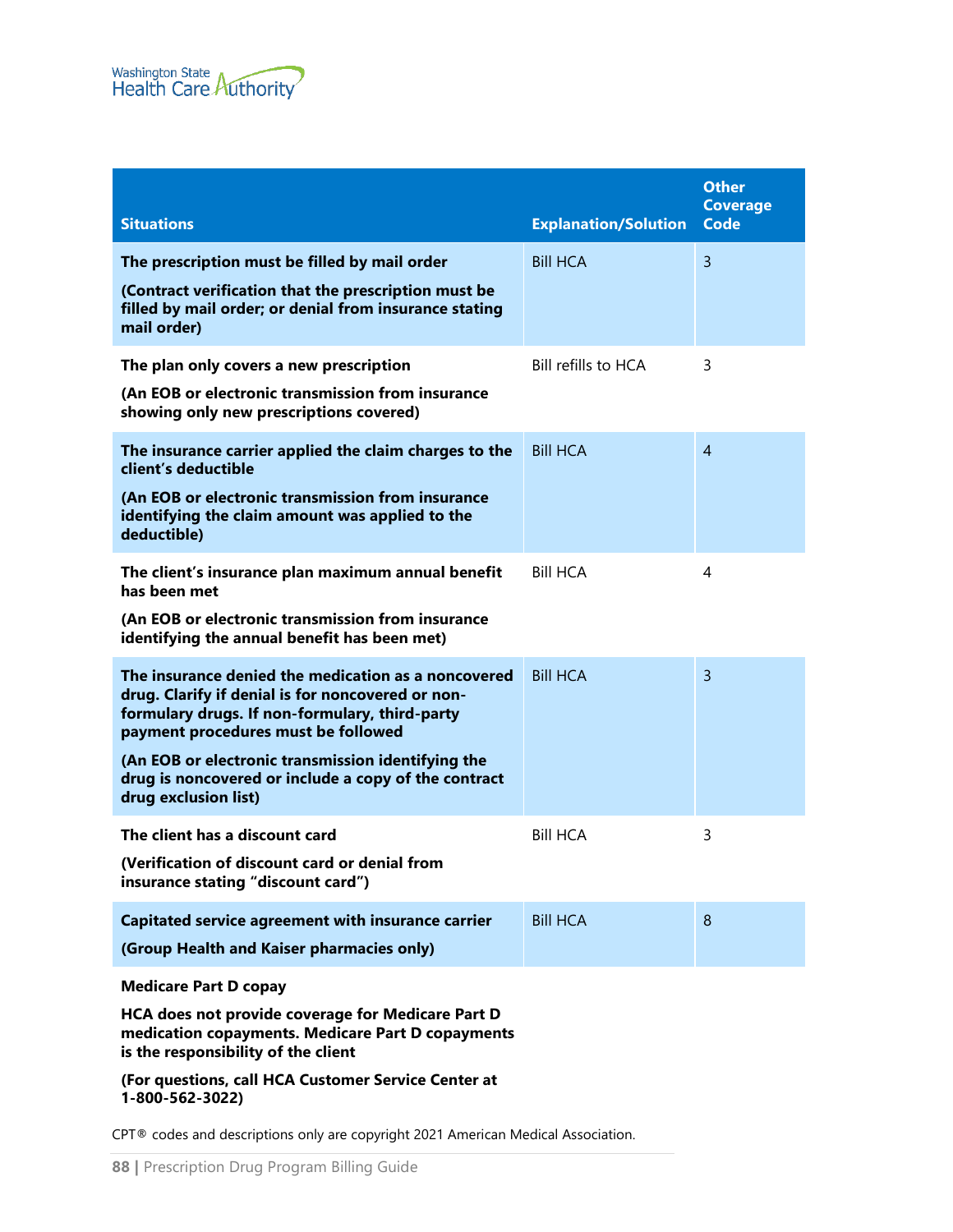| Situations | Explanation/Solution | Other Coverage Code |
|---|---|---|
| **The prescription must be filled by mail order**<br><br>**(Contract verification that the prescription must be filled by mail order; or denial from insurance stating mail order)** | Bill HCA | 3 |
| **The plan only covers a new prescription**<br><br>**(An EOB or electronic transmission from insurance showing only new prescriptions covered)** | Bill refills to HCA | 3 |
| **The insurance carrier applied the claim charges to the client's deductible**<br><br>**(An EOB or electronic transmission from insurance identifying the claim amount was applied to the deductible)** | Bill HCA | 4 |
| **The client's insurance plan maximum annual benefit has been met**<br><br>**(An EOB or electronic transmission from insurance identifying the annual benefit has been met)** | Bill HCA | 4 |
| **The insurance denied the medication as a noncovered drug. Clarify if denial is for noncovered or non-formulary drugs. If non-formulary, third-party payment procedures must be followed**<br><br>**(An EOB or electronic transmission identifying the drug is noncovered or include a copy of the contract drug exclusion list)** | Bill HCA | 3 |
| **The client has a discount card**<br><br>**(Verification of discount card or denial from insurance stating "discount card")** | Bill HCA | 3 |
| **Capitated service agreement with insurance carrier**<br><br>**(Group Health and Kaiser pharmacies only)** | Bill HCA | 8 |
| **Medicare Part D copay**<br><br>**HCA does not provide coverage for Medicare Part D medication copayments. Medicare Part D copayments is the responsibility of the client**<br><br>**(For questions, call HCA Customer Service Center at 1-800-562-3022)** | | |

CPT® codes and descriptions only are copyright 2021 American Medical Association.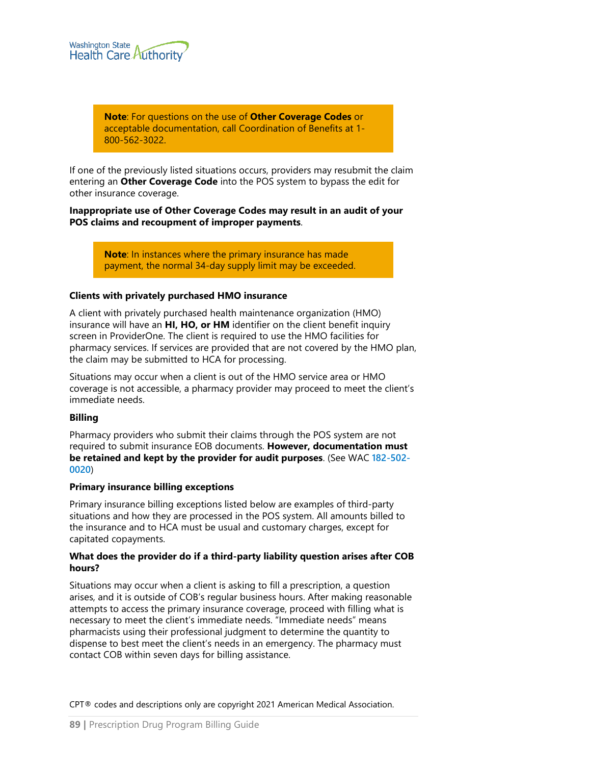> **Note**: For questions on the use of **Other Coverage Codes** or acceptable documentation, call Coordination of Benefits at 1-800-562-3022.

If one of the previously listed situations occurs, providers may resubmit the claim entering an **Other Coverage Code** into the POS system to bypass the edit for other insurance coverage.

**Inappropriate use of Other Coverage Codes may result in an audit of your POS claims and recoupment of improper payments**.

> **Note**: In instances where the primary insurance has made payment, the normal 34-day supply limit may be exceeded.

#### Clients with privately purchased HMO insurance

A client with privately purchased health maintenance organization (HMO) insurance will have an **HI, HO, or HM** identifier on the client benefit inquiry screen in ProviderOne. The client is required to use the HMO facilities for pharmacy services. If services are provided that are not covered by the HMO plan, the claim may be submitted to HCA for processing.

Situations may occur when a client is out of the HMO service area or HMO coverage is not accessible, a pharmacy provider may proceed to meet the client's immediate needs.

#### Billing

Pharmacy providers who submit their claims through the POS system are not required to submit insurance EOB documents. **However, documentation must be retained and kept by the provider for audit purposes**. (See WAC 182-502-0020)

#### Primary insurance billing exceptions

Primary insurance billing exceptions listed below are examples of third-party situations and how they are processed in the POS system. All amounts billed to the insurance and to HCA must be usual and customary charges, except for capitated copayments.

#### What does the provider do if a third-party liability question arises after COB hours?

Situations may occur when a client is asking to fill a prescription, a question arises, and it is outside of COB's regular business hours. After making reasonable attempts to access the primary insurance coverage, proceed with filling what is necessary to meet the client's immediate needs. "Immediate needs" means pharmacists using their professional judgment to determine the quantity to dispense to best meet the client's needs in an emergency. The pharmacy must contact COB within seven days for billing assistance.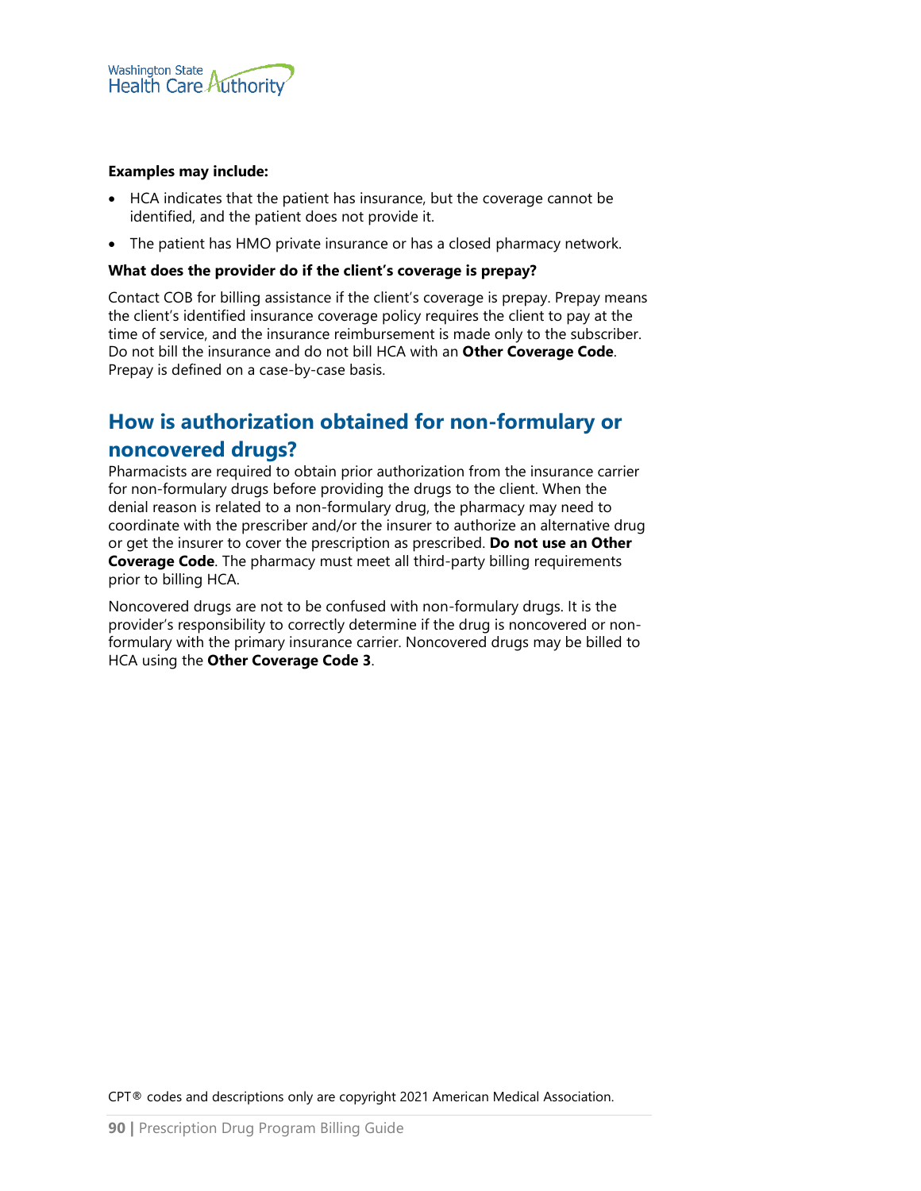**Examples may include:**

- HCA indicates that the patient has insurance, but the coverage cannot be identified, and the patient does not provide it.
- The patient has HMO private insurance or has a closed pharmacy network.

**What does the provider do if the client's coverage is prepay?**

Contact COB for billing assistance if the client's coverage is prepay. Prepay means the client's identified insurance coverage policy requires the client to pay at the time of service, and the insurance reimbursement is made only to the subscriber. Do not bill the insurance and do not bill HCA with an **Other Coverage Code**. Prepay is defined on a case-by-case basis.

## How is authorization obtained for non-formulary or noncovered drugs?

Pharmacists are required to obtain prior authorization from the insurance carrier for non-formulary drugs before providing the drugs to the client. When the denial reason is related to a non-formulary drug, the pharmacy may need to coordinate with the prescriber and/or the insurer to authorize an alternative drug or get the insurer to cover the prescription as prescribed. **Do not use an Other Coverage Code**. The pharmacy must meet all third-party billing requirements prior to billing HCA.

Noncovered drugs are not to be confused with non-formulary drugs. It is the provider's responsibility to correctly determine if the drug is noncovered or non-formulary with the primary insurance carrier. Noncovered drugs may be billed to HCA using the **Other Coverage Code 3**.

CPT® codes and descriptions only are copyright 2021 American Medical Association.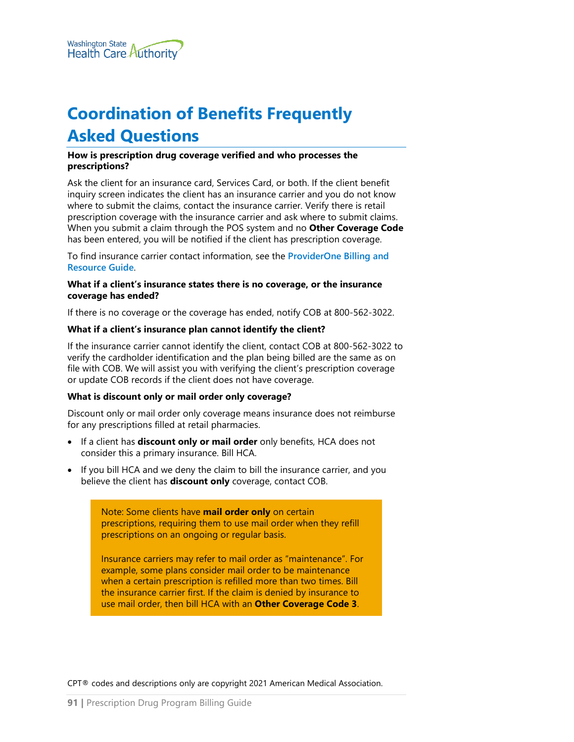# Coordination of Benefits Frequently Asked Questions

**How is prescription drug coverage verified and who processes the prescriptions?**

Ask the client for an insurance card, Services Card, or both. If the client benefit inquiry screen indicates the client has an insurance carrier and you do not know where to submit the claims, contact the insurance carrier. Verify there is retail prescription coverage with the insurance carrier and ask where to submit claims. When you submit a claim through the POS system and no **Other Coverage Code** has been entered, you will be notified if the client has prescription coverage.

To find insurance carrier contact information, see the ProviderOne Billing and Resource Guide.

**What if a client's insurance states there is no coverage, or the insurance coverage has ended?**

If there is no coverage or the coverage has ended, notify COB at 800-562-3022.

**What if a client's insurance plan cannot identify the client?**

If the insurance carrier cannot identify the client, contact COB at 800-562-3022 to verify the cardholder identification and the plan being billed are the same as on file with COB. We will assist you with verifying the client's prescription coverage or update COB records if the client does not have coverage.

**What is discount only or mail order only coverage?**

Discount only or mail order only coverage means insurance does not reimburse for any prescriptions filled at retail pharmacies.

- If a client has **discount only or mail order** only benefits, HCA does not consider this a primary insurance. Bill HCA.
- If you bill HCA and we deny the claim to bill the insurance carrier, and you believe the client has **discount only** coverage, contact COB.

> Note: Some clients have **mail order only** on certain prescriptions, requiring them to use mail order when they refill prescriptions on an ongoing or regular basis.
>
> Insurance carriers may refer to mail order as "maintenance". For example, some plans consider mail order to be maintenance when a certain prescription is refilled more than two times. Bill the insurance carrier first. If the claim is denied by insurance to use mail order, then bill HCA with an **Other Coverage Code 3**.

CPT® codes and descriptions only are copyright 2021 American Medical Association.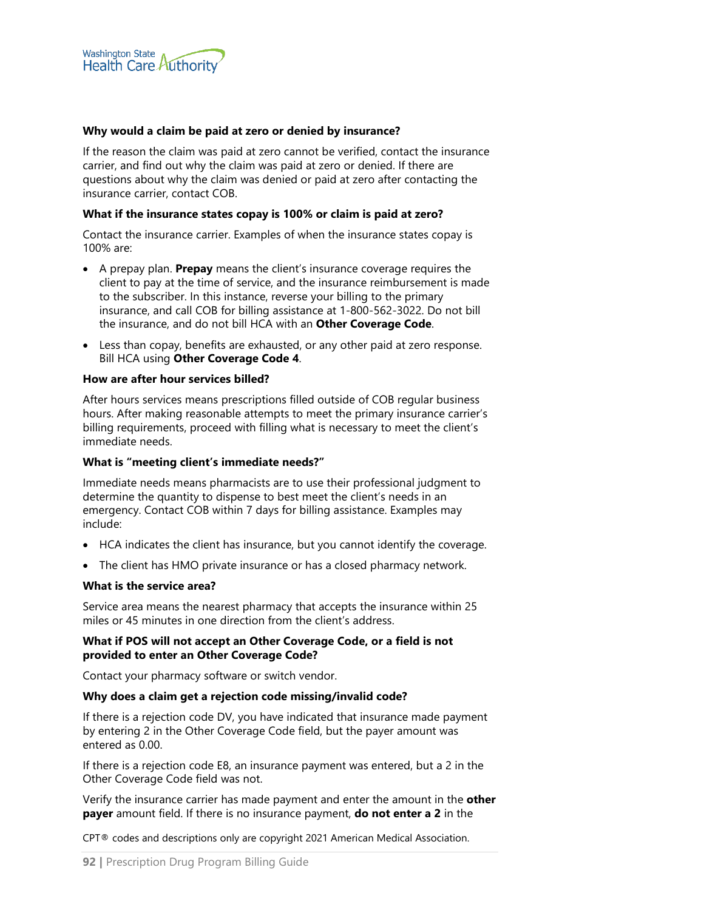**Why would a claim be paid at zero or denied by insurance?**

If the reason the claim was paid at zero cannot be verified, contact the insurance carrier, and find out why the claim was paid at zero or denied. If there are questions about why the claim was denied or paid at zero after contacting the insurance carrier, contact COB.

**What if the insurance states copay is 100% or claim is paid at zero?**

Contact the insurance carrier. Examples of when the insurance states copay is 100% are:

- A prepay plan. **Prepay** means the client's insurance coverage requires the client to pay at the time of service, and the insurance reimbursement is made to the subscriber. In this instance, reverse your billing to the primary insurance, and call COB for billing assistance at 1-800-562-3022. Do not bill the insurance, and do not bill HCA with an **Other Coverage Code**.
- Less than copay, benefits are exhausted, or any other paid at zero response. Bill HCA using **Other Coverage Code 4**.

**How are after hour services billed?**

After hours services means prescriptions filled outside of COB regular business hours. After making reasonable attempts to meet the primary insurance carrier's billing requirements, proceed with filling what is necessary to meet the client's immediate needs.

**What is "meeting client's immediate needs?"**

Immediate needs means pharmacists are to use their professional judgment to determine the quantity to dispense to best meet the client's needs in an emergency. Contact COB within 7 days for billing assistance. Examples may include:

- HCA indicates the client has insurance, but you cannot identify the coverage.
- The client has HMO private insurance or has a closed pharmacy network.

**What is the service area?**

Service area means the nearest pharmacy that accepts the insurance within 25 miles or 45 minutes in one direction from the client's address.

**What if POS will not accept an Other Coverage Code, or a field is not provided to enter an Other Coverage Code?**

Contact your pharmacy software or switch vendor.

**Why does a claim get a rejection code missing/invalid code?**

If there is a rejection code DV, you have indicated that insurance made payment by entering 2 in the Other Coverage Code field, but the payer amount was entered as 0.00.

If there is a rejection code E8, an insurance payment was entered, but a 2 in the Other Coverage Code field was not.

Verify the insurance carrier has made payment and enter the amount in the **other payer** amount field. If there is no insurance payment, **do not enter a 2** in the

CPT® codes and descriptions only are copyright 2021 American Medical Association.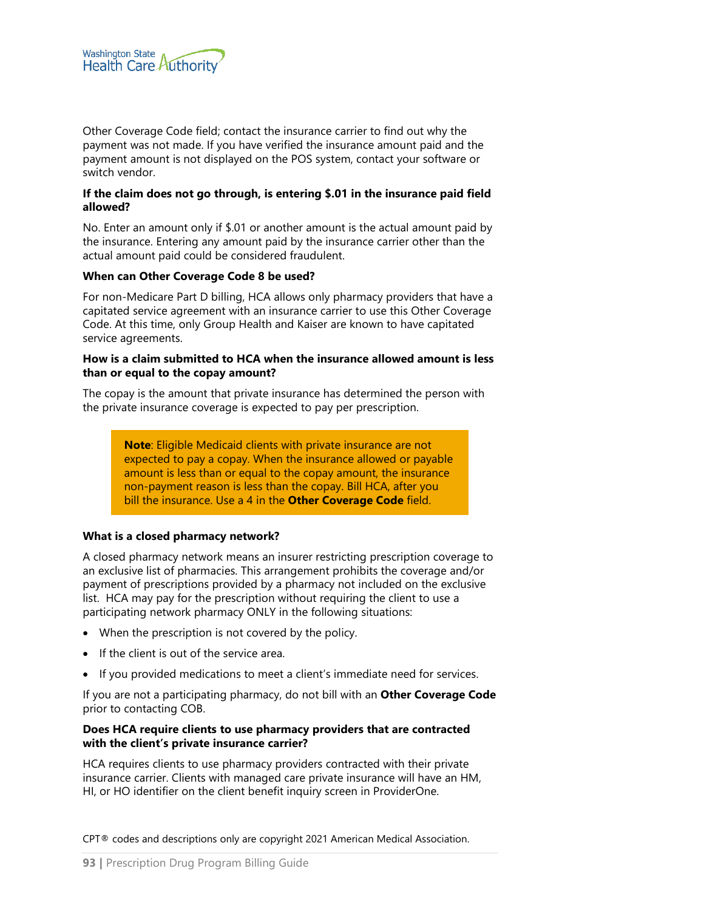Other Coverage Code field; contact the insurance carrier to find out why the payment was not made. If you have verified the insurance amount paid and the payment amount is not displayed on the POS system, contact your software or switch vendor.

**If the claim does not go through, is entering $.01 in the insurance paid field allowed?**

No. Enter an amount only if $.01 or another amount is the actual amount paid by the insurance. Entering any amount paid by the insurance carrier other than the actual amount paid could be considered fraudulent.

**When can Other Coverage Code 8 be used?**

For non-Medicare Part D billing, HCA allows only pharmacy providers that have a capitated service agreement with an insurance carrier to use this Other Coverage Code. At this time, only Group Health and Kaiser are known to have capitated service agreements.

**How is a claim submitted to HCA when the insurance allowed amount is less than or equal to the copay amount?**

The copay is the amount that private insurance has determined the person with the private insurance coverage is expected to pay per prescription.

> **Note**: Eligible Medicaid clients with private insurance are not expected to pay a copay. When the insurance allowed or payable amount is less than or equal to the copay amount, the insurance non-payment reason is less than the copay. Bill HCA, after you bill the insurance. Use a 4 in the **Other Coverage Code** field.

**What is a closed pharmacy network?**

A closed pharmacy network means an insurer restricting prescription coverage to an exclusive list of pharmacies. This arrangement prohibits the coverage and/or payment of prescriptions provided by a pharmacy not included on the exclusive list. HCA may pay for the prescription without requiring the client to use a participating network pharmacy ONLY in the following situations:

- When the prescription is not covered by the policy.
- If the client is out of the service area.
- If you provided medications to meet a client's immediate need for services.

If you are not a participating pharmacy, do not bill with an **Other Coverage Code** prior to contacting COB.

**Does HCA require clients to use pharmacy providers that are contracted with the client's private insurance carrier?**

HCA requires clients to use pharmacy providers contracted with their private insurance carrier. Clients with managed care private insurance will have an HM, HI, or HO identifier on the client benefit inquiry screen in ProviderOne.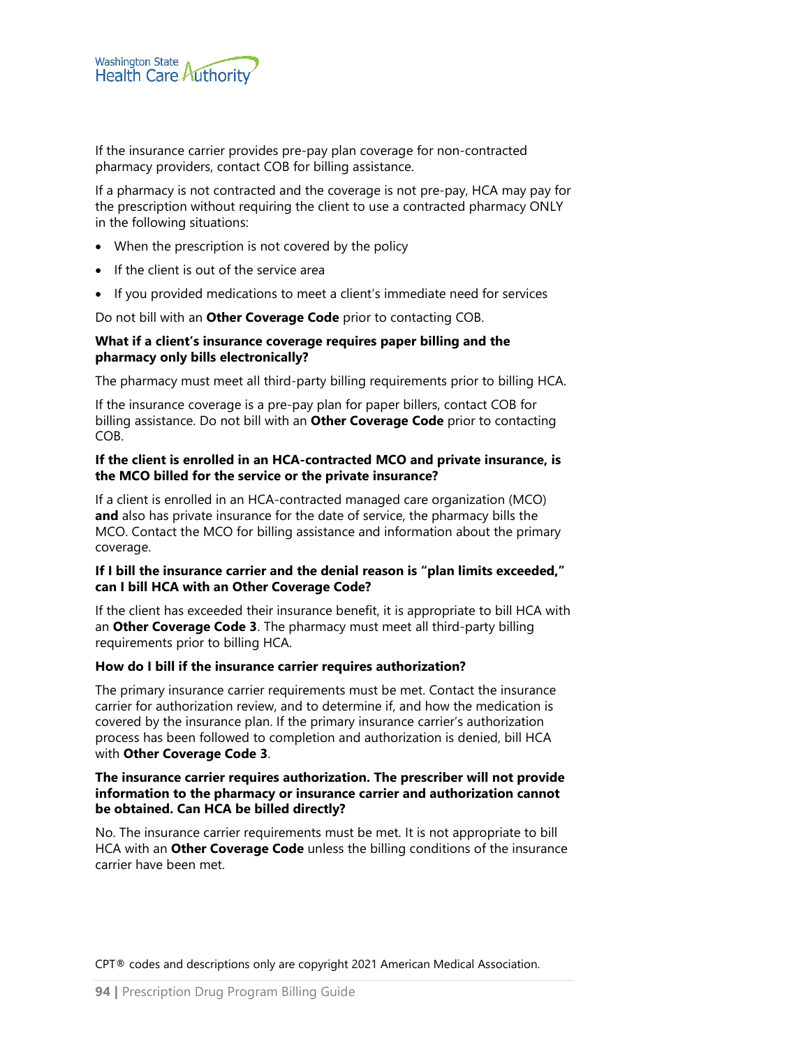If the insurance carrier provides pre-pay plan coverage for non-contracted pharmacy providers, contact COB for billing assistance.

If a pharmacy is not contracted and the coverage is not pre-pay, HCA may pay for the prescription without requiring the client to use a contracted pharmacy ONLY in the following situations:

- When the prescription is not covered by the policy
- If the client is out of the service area
- If you provided medications to meet a client's immediate need for services

Do not bill with an **Other Coverage Code** prior to contacting COB.

**What if a client's insurance coverage requires paper billing and the pharmacy only bills electronically?**

The pharmacy must meet all third-party billing requirements prior to billing HCA.

If the insurance coverage is a pre-pay plan for paper billers, contact COB for billing assistance. Do not bill with an **Other Coverage Code** prior to contacting COB.

**If the client is enrolled in an HCA-contracted MCO and private insurance, is the MCO billed for the service or the private insurance?**

If a client is enrolled in an HCA-contracted managed care organization (MCO) **and** also has private insurance for the date of service, the pharmacy bills the MCO. Contact the MCO for billing assistance and information about the primary coverage.

**If I bill the insurance carrier and the denial reason is "plan limits exceeded," can I bill HCA with an Other Coverage Code?**

If the client has exceeded their insurance benefit, it is appropriate to bill HCA with an **Other Coverage Code 3**. The pharmacy must meet all third-party billing requirements prior to billing HCA.

**How do I bill if the insurance carrier requires authorization?**

The primary insurance carrier requirements must be met. Contact the insurance carrier for authorization review, and to determine if, and how the medication is covered by the insurance plan. If the primary insurance carrier's authorization process has been followed to completion and authorization is denied, bill HCA with **Other Coverage Code 3**.

**The insurance carrier requires authorization. The prescriber will not provide information to the pharmacy or insurance carrier and authorization cannot be obtained. Can HCA be billed directly?**

No. The insurance carrier requirements must be met. It is not appropriate to bill HCA with an **Other Coverage Code** unless the billing conditions of the insurance carrier have been met.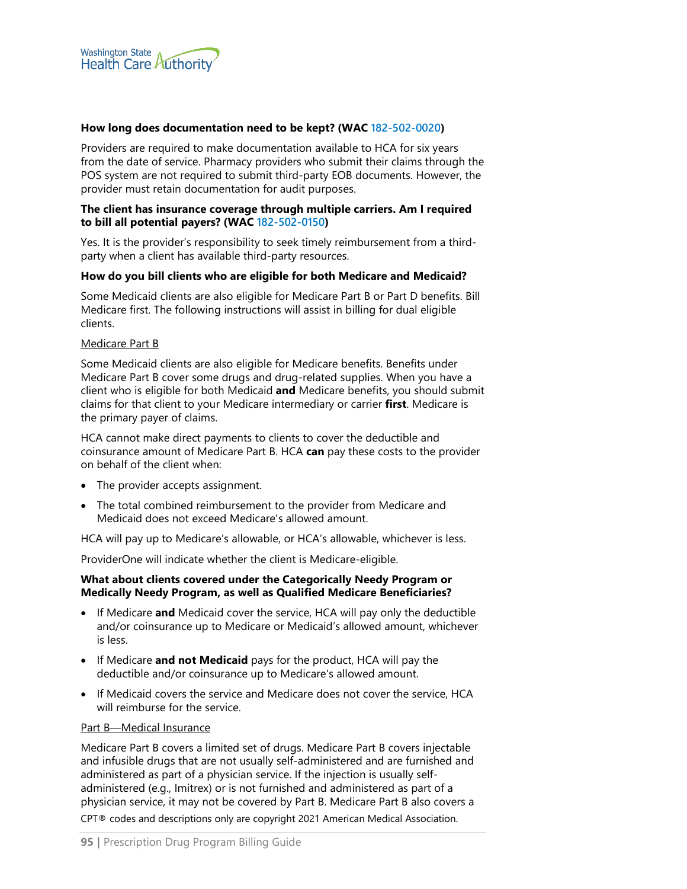**How long does documentation need to be kept? (WAC 182-502-0020)**

Providers are required to make documentation available to HCA for six years from the date of service. Pharmacy providers who submit their claims through the POS system are not required to submit third-party EOB documents. However, the provider must retain documentation for audit purposes.

**The client has insurance coverage through multiple carriers. Am I required to bill all potential payers? (WAC 182-502-0150)**

Yes. It is the provider's responsibility to seek timely reimbursement from a third-party when a client has available third-party resources.

**How do you bill clients who are eligible for both Medicare and Medicaid?**

Some Medicaid clients are also eligible for Medicare Part B or Part D benefits. Bill Medicare first. The following instructions will assist in billing for dual eligible clients.

Medicare Part B

Some Medicaid clients are also eligible for Medicare benefits. Benefits under Medicare Part B cover some drugs and drug-related supplies. When you have a client who is eligible for both Medicaid **and** Medicare benefits, you should submit claims for that client to your Medicare intermediary or carrier **first**. Medicare is the primary payer of claims.

HCA cannot make direct payments to clients to cover the deductible and coinsurance amount of Medicare Part B. HCA **can** pay these costs to the provider on behalf of the client when:

- The provider accepts assignment.
- The total combined reimbursement to the provider from Medicare and Medicaid does not exceed Medicare's allowed amount.

HCA will pay up to Medicare's allowable, or HCA's allowable, whichever is less.

ProviderOne will indicate whether the client is Medicare-eligible.

**What about clients covered under the Categorically Needy Program or Medically Needy Program, as well as Qualified Medicare Beneficiaries?**

- If Medicare **and** Medicaid cover the service, HCA will pay only the deductible and/or coinsurance up to Medicare or Medicaid's allowed amount, whichever is less.
- If Medicare **and not Medicaid** pays for the product, HCA will pay the deductible and/or coinsurance up to Medicare's allowed amount.
- If Medicaid covers the service and Medicare does not cover the service, HCA will reimburse for the service.

Part B—Medical Insurance

Medicare Part B covers a limited set of drugs. Medicare Part B covers injectable and infusible drugs that are not usually self-administered and are furnished and administered as part of a physician service. If the injection is usually self-administered (e.g., Imitrex) or is not furnished and administered as part of a physician service, it may not be covered by Part B. Medicare Part B also covers a

CPT® codes and descriptions only are copyright 2021 American Medical Association.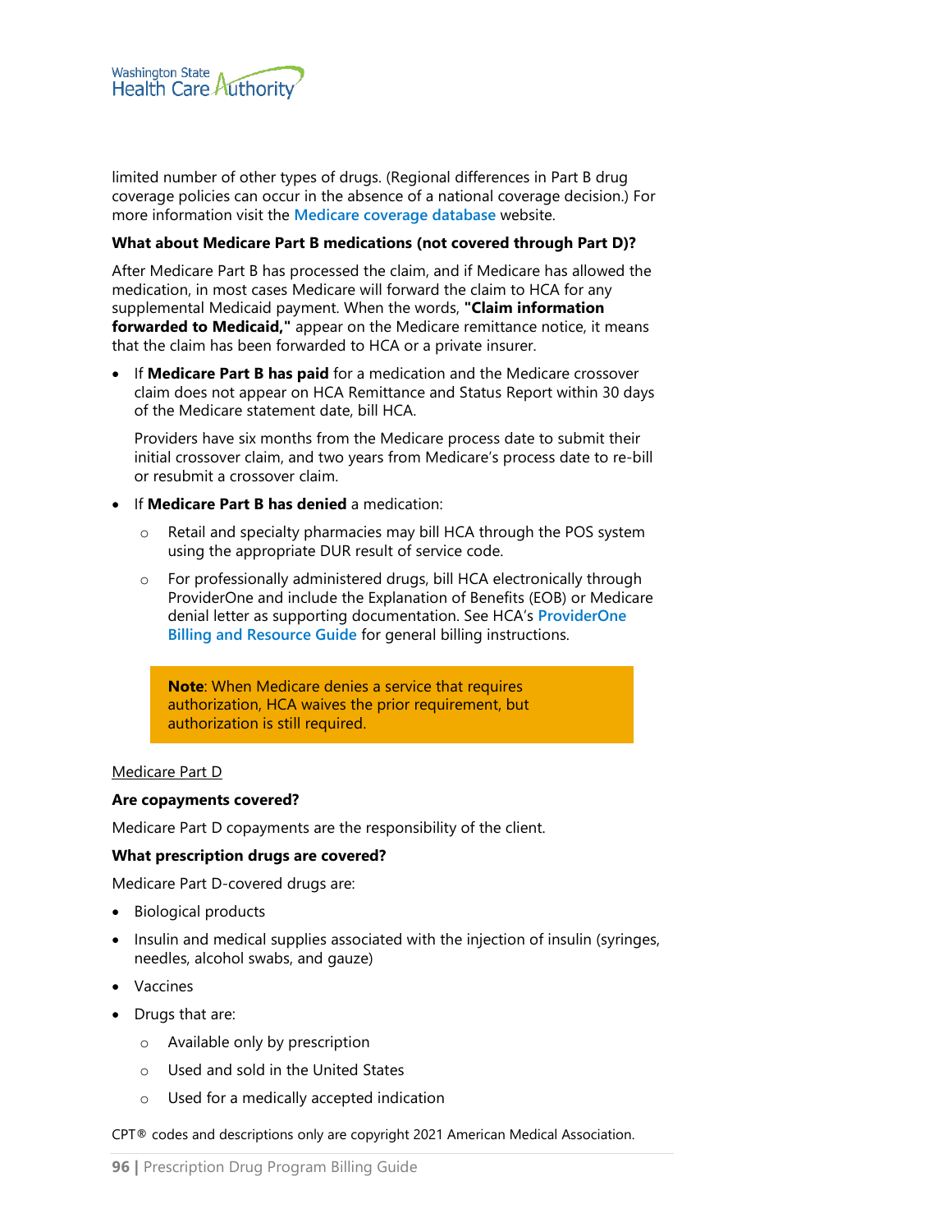limited number of other types of drugs. (Regional differences in Part B drug coverage policies can occur in the absence of a national coverage decision.) For more information visit the Medicare coverage database website.

**What about Medicare Part B medications (not covered through Part D)?**

After Medicare Part B has processed the claim, and if Medicare has allowed the medication, in most cases Medicare will forward the claim to HCA for any supplemental Medicaid payment. When the words, **"Claim information forwarded to Medicaid,"** appear on the Medicare remittance notice, it means that the claim has been forwarded to HCA or a private insurer.

- If **Medicare Part B has paid** for a medication and the Medicare crossover claim does not appear on HCA Remittance and Status Report within 30 days of the Medicare statement date, bill HCA.

  Providers have six months from the Medicare process date to submit their initial crossover claim, and two years from Medicare's process date to re-bill or resubmit a crossover claim.

- If **Medicare Part B has denied** a medication:
  - Retail and specialty pharmacies may bill HCA through the POS system using the appropriate DUR result of service code.
  - For professionally administered drugs, bill HCA electronically through ProviderOne and include the Explanation of Benefits (EOB) or Medicare denial letter as supporting documentation. See HCA's ProviderOne Billing and Resource Guide for general billing instructions.

> **Note**: When Medicare denies a service that requires authorization, HCA waives the prior requirement, but authorization is still required.

<u>Medicare Part D</u>

**Are copayments covered?**

Medicare Part D copayments are the responsibility of the client.

**What prescription drugs are covered?**

Medicare Part D-covered drugs are:

- Biological products
- Insulin and medical supplies associated with the injection of insulin (syringes, needles, alcohol swabs, and gauze)
- Vaccines
- Drugs that are:
  - Available only by prescription
  - Used and sold in the United States
  - Used for a medically accepted indication

CPT® codes and descriptions only are copyright 2021 American Medical Association.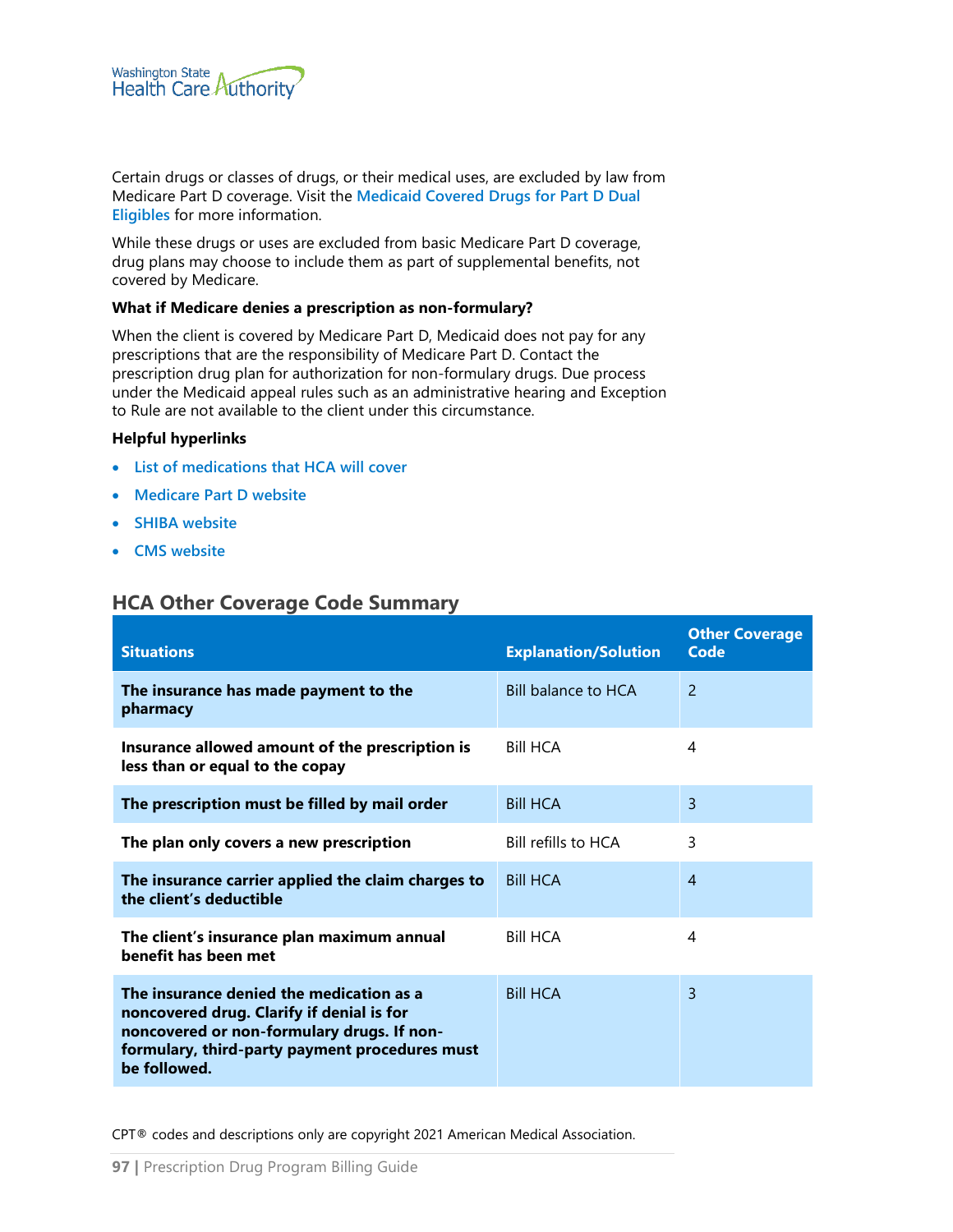Certain drugs or classes of drugs, or their medical uses, are excluded by law from Medicare Part D coverage. Visit the Medicaid Covered Drugs for Part D Dual Eligibles for more information.

While these drugs or uses are excluded from basic Medicare Part D coverage, drug plans may choose to include them as part of supplemental benefits, not covered by Medicare.

**What if Medicare denies a prescription as non-formulary?**

When the client is covered by Medicare Part D, Medicaid does not pay for any prescriptions that are the responsibility of Medicare Part D. Contact the prescription drug plan for authorization for non-formulary drugs. Due process under the Medicaid appeal rules such as an administrative hearing and Exception to Rule are not available to the client under this circumstance.

**Helpful hyperlinks**

- List of medications that HCA will cover
- Medicare Part D website
- SHIBA website
- CMS website

## HCA Other Coverage Code Summary

| Situations | Explanation/Solution | Other Coverage Code |
|---|---|---|
| **The insurance has made payment to the pharmacy** | Bill balance to HCA | 2 |
| **Insurance allowed amount of the prescription is less than or equal to the copay** | Bill HCA | 4 |
| **The prescription must be filled by mail order** | Bill HCA | 3 |
| **The plan only covers a new prescription** | Bill refills to HCA | 3 |
| **The insurance carrier applied the claim charges to the client's deductible** | Bill HCA | 4 |
| **The client's insurance plan maximum annual benefit has been met** | Bill HCA | 4 |
| **The insurance denied the medication as a noncovered drug. Clarify if denial is for noncovered or non-formulary drugs. If non-formulary, third-party payment procedures must be followed.** | Bill HCA | 3 |

CPT® codes and descriptions only are copyright 2021 American Medical Association.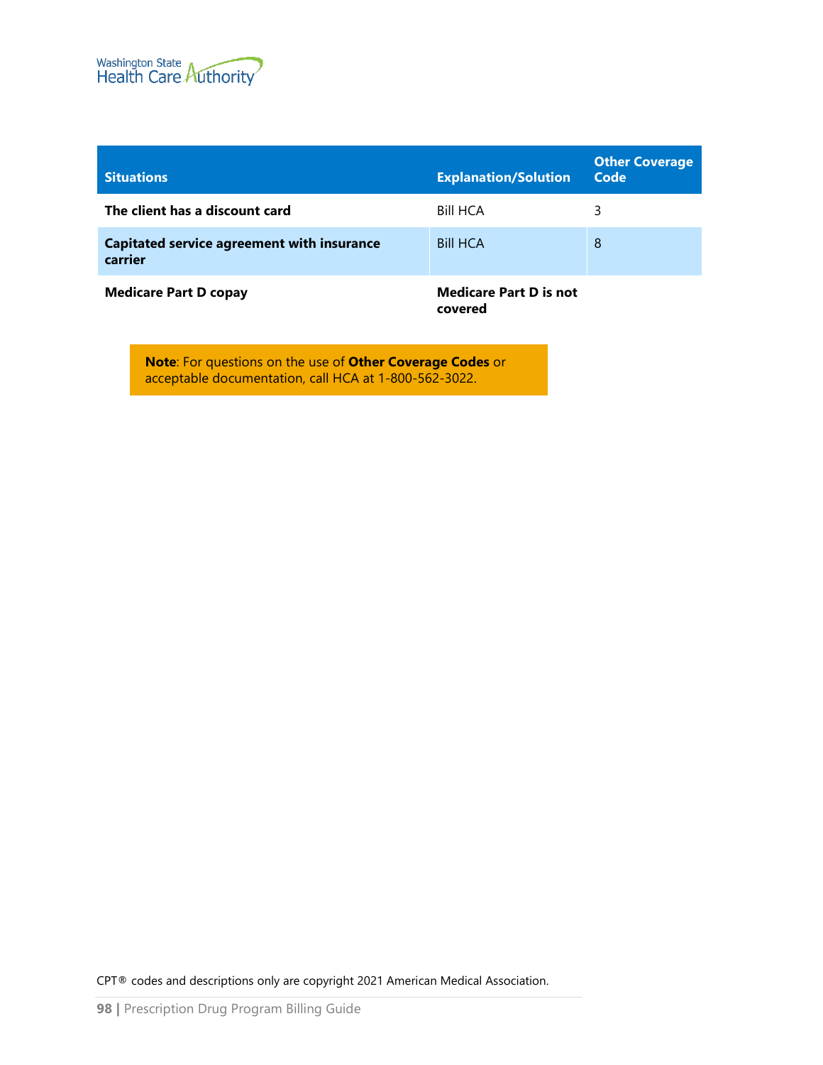| Situations | Explanation/Solution | Other Coverage Code |
|---|---|---|
| **The client has a discount card** | Bill HCA | 3 |
| **Capitated service agreement with insurance carrier** | Bill HCA | 8 |
| **Medicare Part D copay** | **Medicare Part D is not covered** | |

> **Note**: For questions on the use of **Other Coverage Codes** or acceptable documentation, call HCA at 1-800-562-3022.

CPT® codes and descriptions only are copyright 2021 American Medical Association.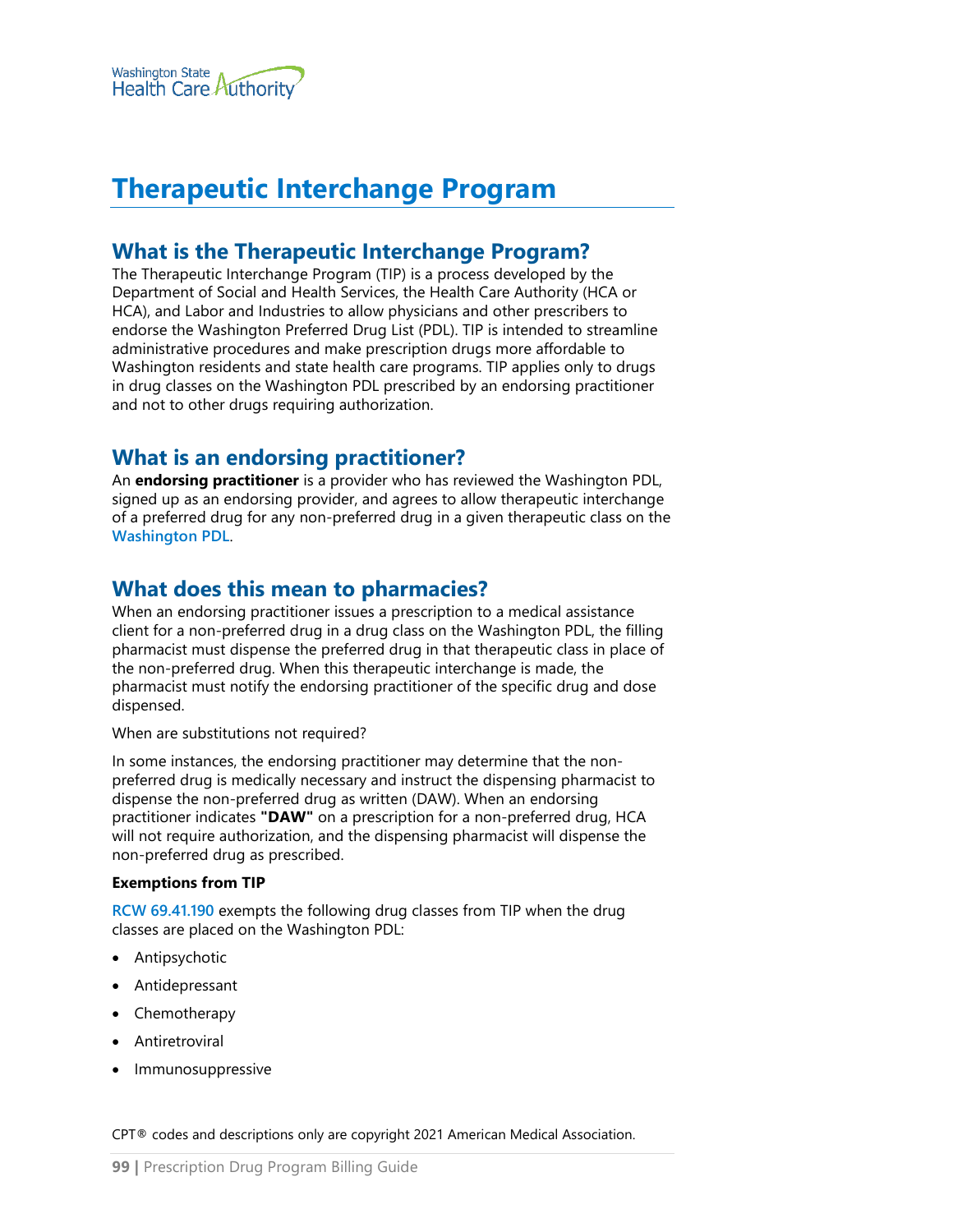# Therapeutic Interchange Program

## What is the Therapeutic Interchange Program?

The Therapeutic Interchange Program (TIP) is a process developed by the Department of Social and Health Services, the Health Care Authority (HCA or HCA), and Labor and Industries to allow physicians and other prescribers to endorse the Washington Preferred Drug List (PDL). TIP is intended to streamline administrative procedures and make prescription drugs more affordable to Washington residents and state health care programs. TIP applies only to drugs in drug classes on the Washington PDL prescribed by an endorsing practitioner and not to other drugs requiring authorization.

## What is an endorsing practitioner?

An **endorsing practitioner** is a provider who has reviewed the Washington PDL, signed up as an endorsing provider, and agrees to allow therapeutic interchange of a preferred drug for any non-preferred drug in a given therapeutic class on the Washington PDL.

## What does this mean to pharmacies?

When an endorsing practitioner issues a prescription to a medical assistance client for a non-preferred drug in a drug class on the Washington PDL, the filling pharmacist must dispense the preferred drug in that therapeutic class in place of the non-preferred drug. When this therapeutic interchange is made, the pharmacist must notify the endorsing practitioner of the specific drug and dose dispensed.

When are substitutions not required?

In some instances, the endorsing practitioner may determine that the non-preferred drug is medically necessary and instruct the dispensing pharmacist to dispense the non-preferred drug as written (DAW). When an endorsing practitioner indicates **"DAW"** on a prescription for a non-preferred drug, HCA will not require authorization, and the dispensing pharmacist will dispense the non-preferred drug as prescribed.

**Exemptions from TIP**

RCW 69.41.190 exempts the following drug classes from TIP when the drug classes are placed on the Washington PDL:

- Antipsychotic
- Antidepressant
- Chemotherapy
- Antiretroviral
- Immunosuppressive

CPT® codes and descriptions only are copyright 2021 American Medical Association.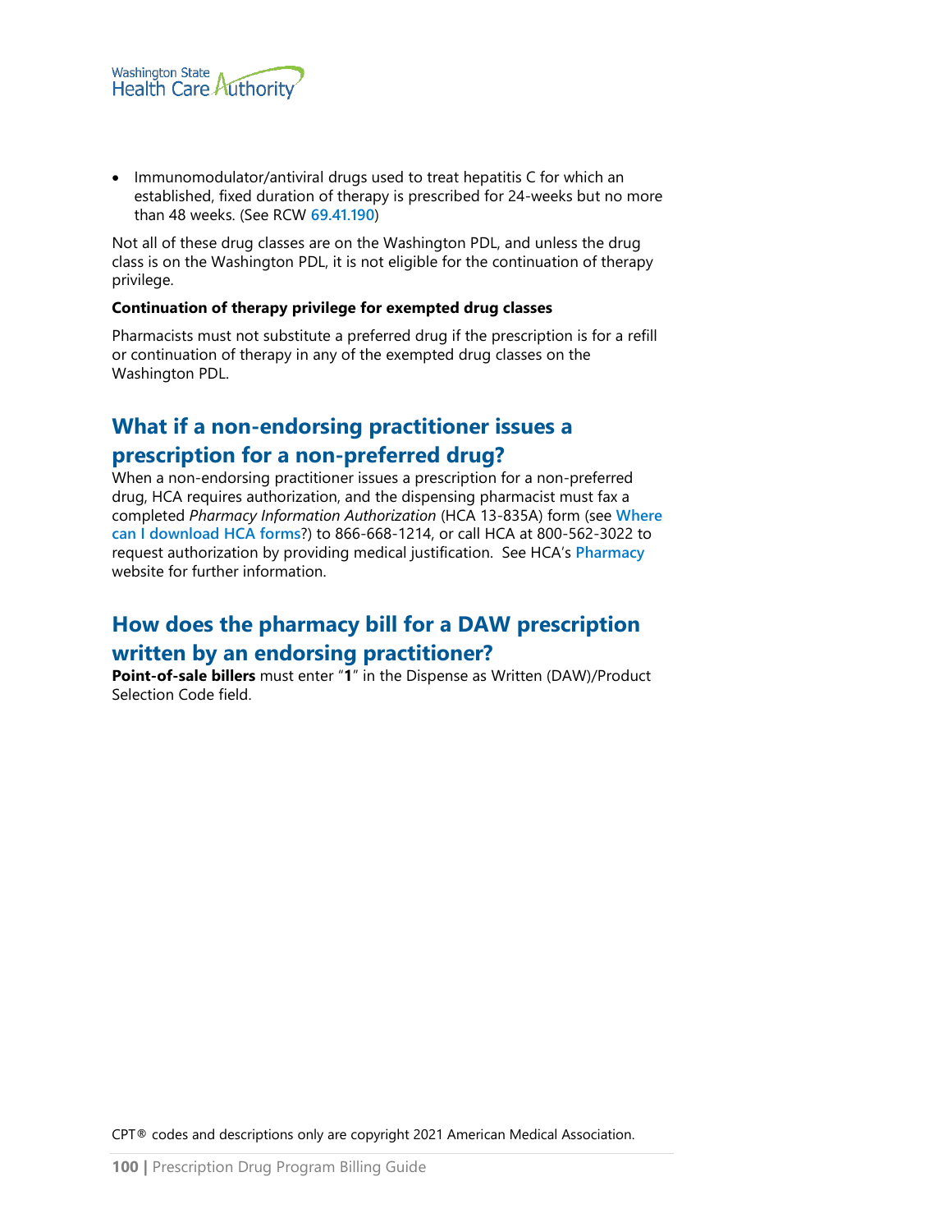- Immunomodulator/antiviral drugs used to treat hepatitis C for which an established, fixed duration of therapy is prescribed for 24-weeks but no more than 48 weeks. (See RCW 69.41.190)

Not all of these drug classes are on the Washington PDL, and unless the drug class is on the Washington PDL, it is not eligible for the continuation of therapy privilege.

**Continuation of therapy privilege for exempted drug classes**

Pharmacists must not substitute a preferred drug if the prescription is for a refill or continuation of therapy in any of the exempted drug classes on the Washington PDL.

## What if a non-endorsing practitioner issues a prescription for a non-preferred drug?

When a non-endorsing practitioner issues a prescription for a non-preferred drug, HCA requires authorization, and the dispensing pharmacist must fax a completed *Pharmacy Information Authorization* (HCA 13-835A) form (see Where can I download HCA forms?) to 866-668-1214, or call HCA at 800-562-3022 to request authorization by providing medical justification. See HCA's Pharmacy website for further information.

## How does the pharmacy bill for a DAW prescription written by an endorsing practitioner?

**Point-of-sale billers** must enter "**1**" in the Dispense as Written (DAW)/Product Selection Code field.

CPT® codes and descriptions only are copyright 2021 American Medical Association.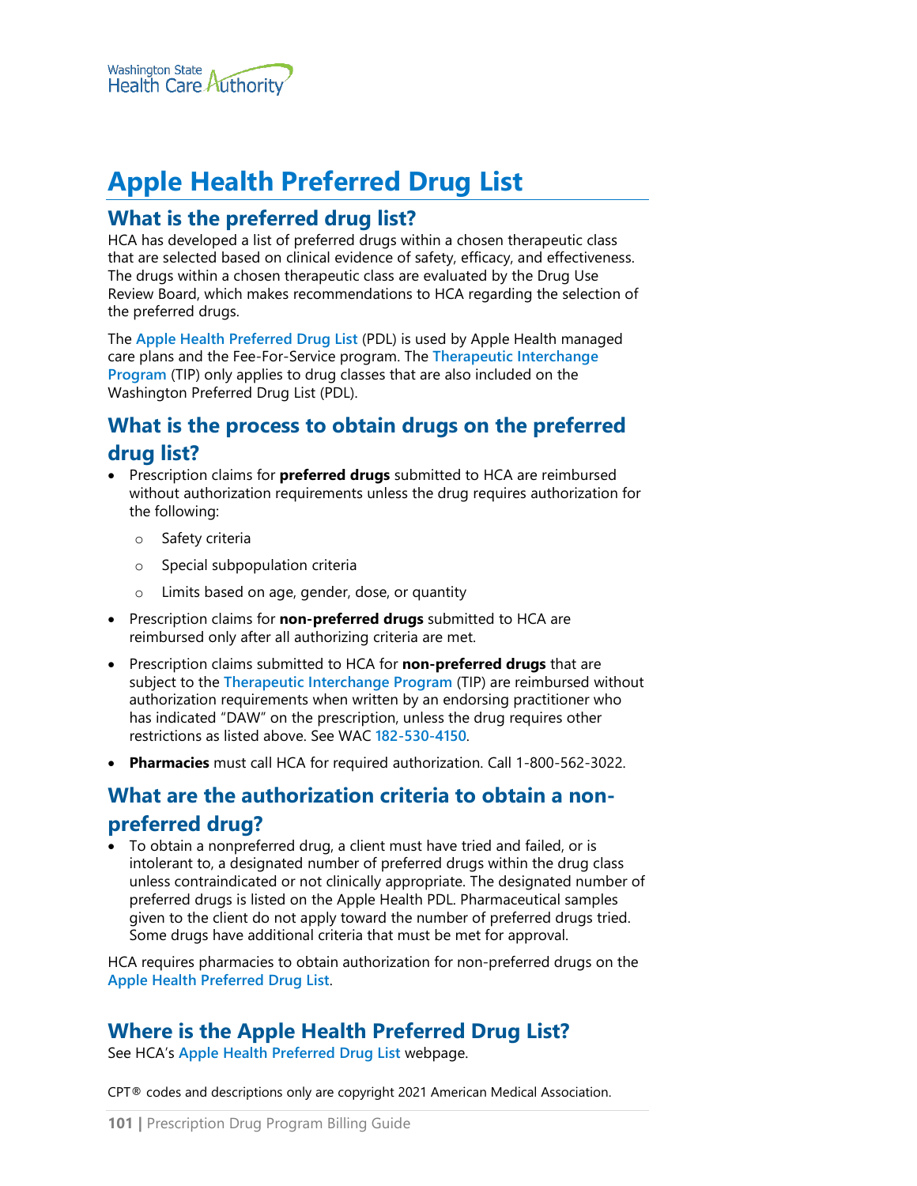# Apple Health Preferred Drug List

## What is the preferred drug list?

HCA has developed a list of preferred drugs within a chosen therapeutic class that are selected based on clinical evidence of safety, efficacy, and effectiveness. The drugs within a chosen therapeutic class are evaluated by the Drug Use Review Board, which makes recommendations to HCA regarding the selection of the preferred drugs.

The **Apple Health Preferred Drug List** (PDL) is used by Apple Health managed care plans and the Fee-For-Service program. The **Therapeutic Interchange Program** (TIP) only applies to drug classes that are also included on the Washington Preferred Drug List (PDL).

## What is the process to obtain drugs on the preferred drug list?

- Prescription claims for **preferred drugs** submitted to HCA are reimbursed without authorization requirements unless the drug requires authorization for the following:
  - Safety criteria
  - Special subpopulation criteria
  - Limits based on age, gender, dose, or quantity
- Prescription claims for **non-preferred drugs** submitted to HCA are reimbursed only after all authorizing criteria are met.
- Prescription claims submitted to HCA for **non-preferred drugs** that are subject to the **Therapeutic Interchange Program** (TIP) are reimbursed without authorization requirements when written by an endorsing practitioner who has indicated "DAW" on the prescription, unless the drug requires other restrictions as listed above. See WAC **182-530-4150**.
- **Pharmacies** must call HCA for required authorization. Call 1-800-562-3022.

## What are the authorization criteria to obtain a non-preferred drug?

- To obtain a nonpreferred drug, a client must have tried and failed, or is intolerant to, a designated number of preferred drugs within the drug class unless contraindicated or not clinically appropriate. The designated number of preferred drugs is listed on the Apple Health PDL. Pharmaceutical samples given to the client do not apply toward the number of preferred drugs tried. Some drugs have additional criteria that must be met for approval.

HCA requires pharmacies to obtain authorization for non-preferred drugs on the **Apple Health Preferred Drug List**.

## Where is the Apple Health Preferred Drug List?

See HCA's **Apple Health Preferred Drug List** webpage.

CPT® codes and descriptions only are copyright 2021 American Medical Association.